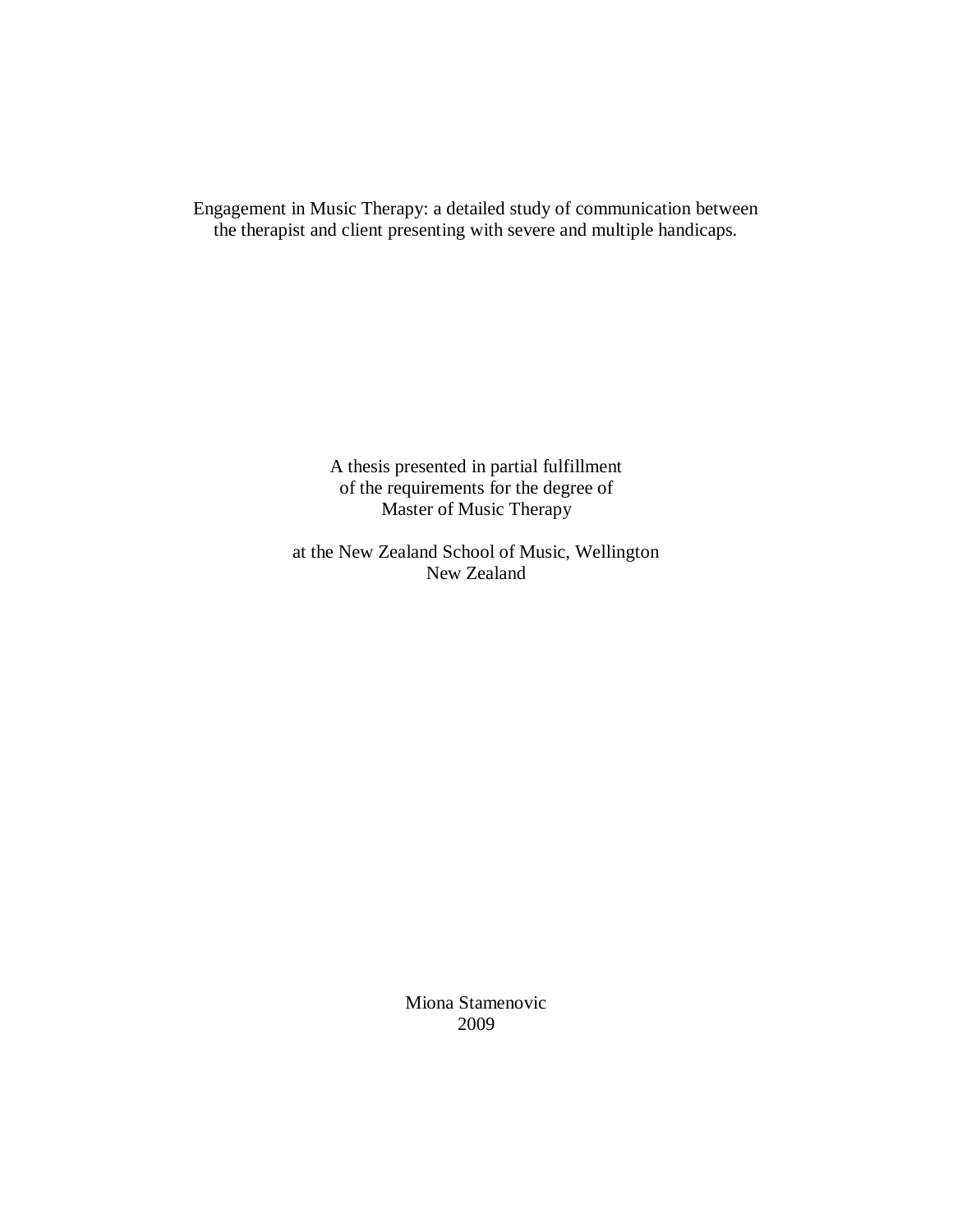# Engagement in Music Therapy: a detailed study of communication between the therapist and client presenting with severe and multiple handicaps.

A thesis presented in partial fulfillment
of the requirements for the degree of
Master of Music Therapy

at the New Zealand School of Music, Wellington
New Zealand

Miona Stamenovic
2009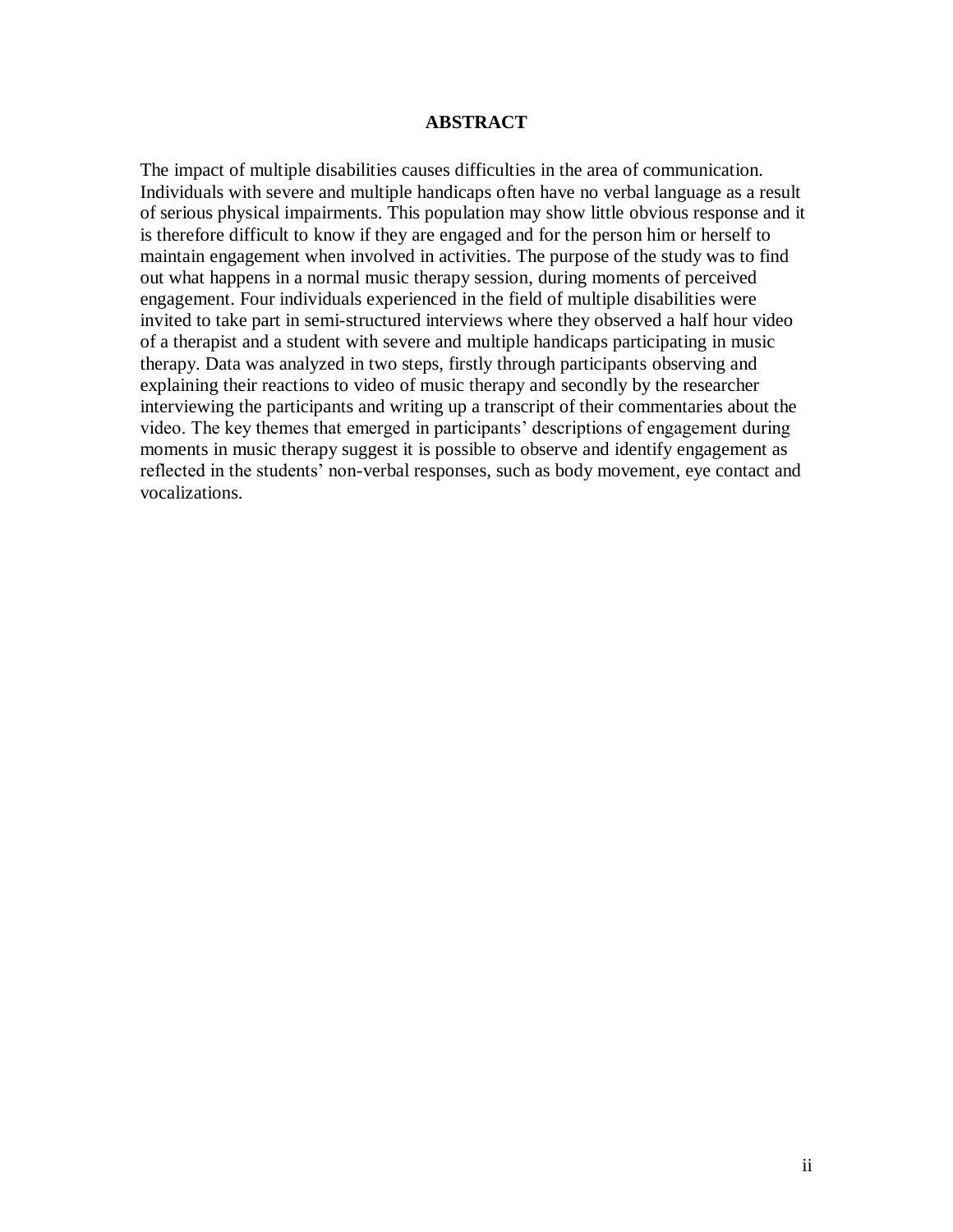# ABSTRACT

The impact of multiple disabilities causes difficulties in the area of communication. Individuals with severe and multiple handicaps often have no verbal language as a result of serious physical impairments. This population may show little obvious response and it is therefore difficult to know if they are engaged and for the person him or herself to maintain engagement when involved in activities. The purpose of the study was to find out what happens in a normal music therapy session, during moments of perceived engagement. Four individuals experienced in the field of multiple disabilities were invited to take part in semi-structured interviews where they observed a half hour video of a therapist and a student with severe and multiple handicaps participating in music therapy. Data was analyzed in two steps, firstly through participants observing and explaining their reactions to video of music therapy and secondly by the researcher interviewing the participants and writing up a transcript of their commentaries about the video. The key themes that emerged in participants' descriptions of engagement during moments in music therapy suggest it is possible to observe and identify engagement as reflected in the students' non-verbal responses, such as body movement, eye contact and vocalizations.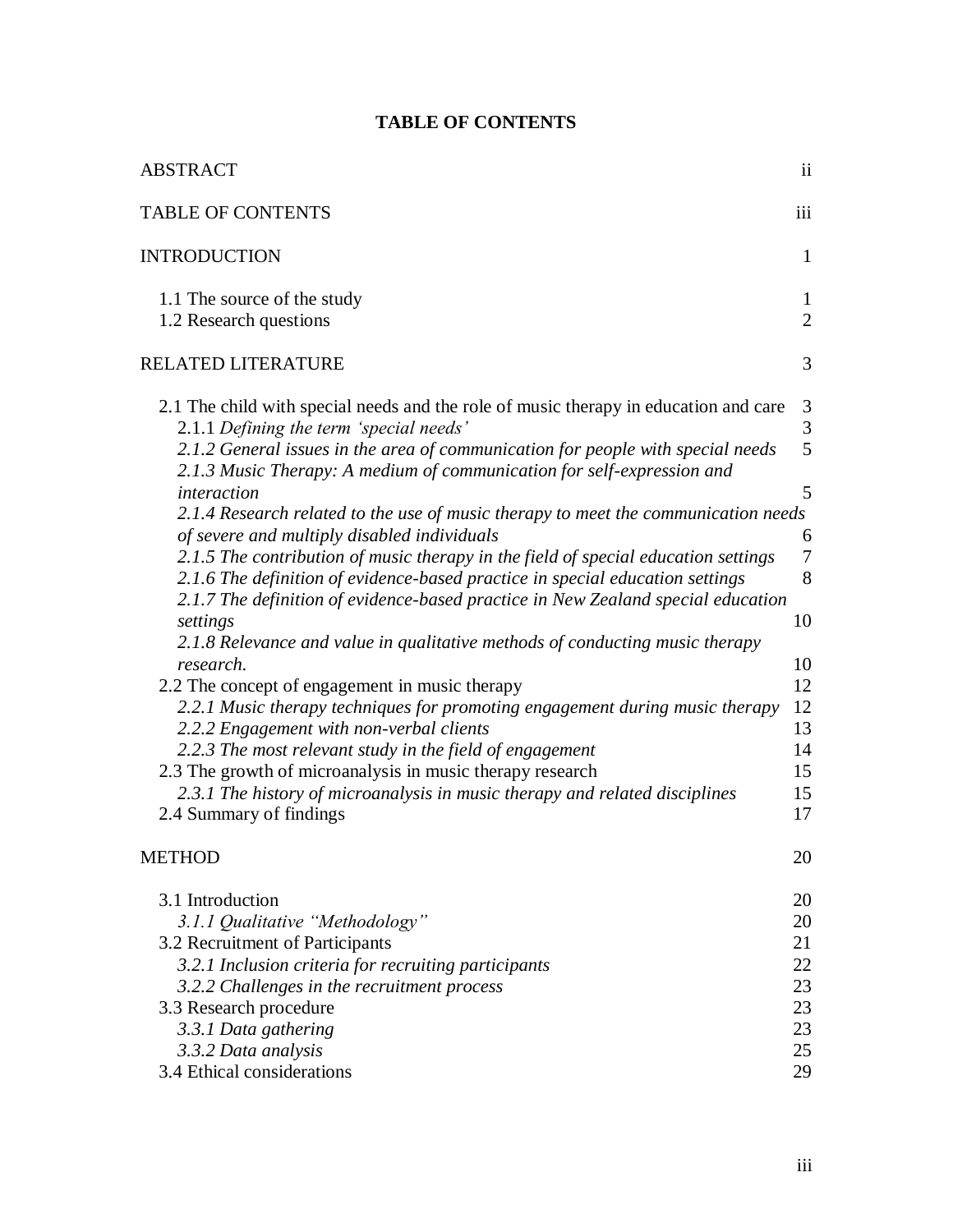# TABLE OF CONTENTS

| | |
|---|---|
| ABSTRACT | ii |
| TABLE OF CONTENTS | iii |
| INTRODUCTION | 1 |
| 1.1 The source of the study | 1 |
| 1.2 Research questions | 2 |
| RELATED LITERATURE | 3 |
| 2.1 The child with special needs and the role of music therapy in education and care | 3 |
| 2.1.1 *Defining the term 'special needs'* | 3 |
| *2.1.2 General issues in the area of communication for people with special needs* | 5 |
| *2.1.3 Music Therapy: A medium of communication for self-expression and interaction* | 5 |
| *2.1.4 Research related to the use of music therapy to meet the communication needs of severe and multiply disabled individuals* | 6 |
| *2.1.5 The contribution of music therapy in the field of special education settings* | 7 |
| *2.1.6 The definition of evidence-based practice in special education settings* | 8 |
| *2.1.7 The definition of evidence-based practice in New Zealand special education settings* | 10 |
| *2.1.8 Relevance and value in qualitative methods of conducting music therapy research.* | 10 |
| 2.2 The concept of engagement in music therapy | 12 |
| *2.2.1 Music therapy techniques for promoting engagement during music therapy* | 12 |
| *2.2.2 Engagement with non-verbal clients* | 13 |
| *2.2.3 The most relevant study in the field of engagement* | 14 |
| 2.3 The growth of microanalysis in music therapy research | 15 |
| *2.3.1 The history of microanalysis in music therapy and related disciplines* | 15 |
| 2.4 Summary of findings | 17 |
| METHOD | 20 |
| 3.1 Introduction | 20 |
| *3.1.1 Qualitative "Methodology"* | 20 |
| 3.2 Recruitment of Participants | 21 |
| *3.2.1 Inclusion criteria for recruiting participants* | 22 |
| *3.2.2 Challenges in the recruitment process* | 23 |
| 3.3 Research procedure | 23 |
| *3.3.1 Data gathering* | 23 |
| *3.3.2 Data analysis* | 25 |
| 3.4 Ethical considerations | 29 |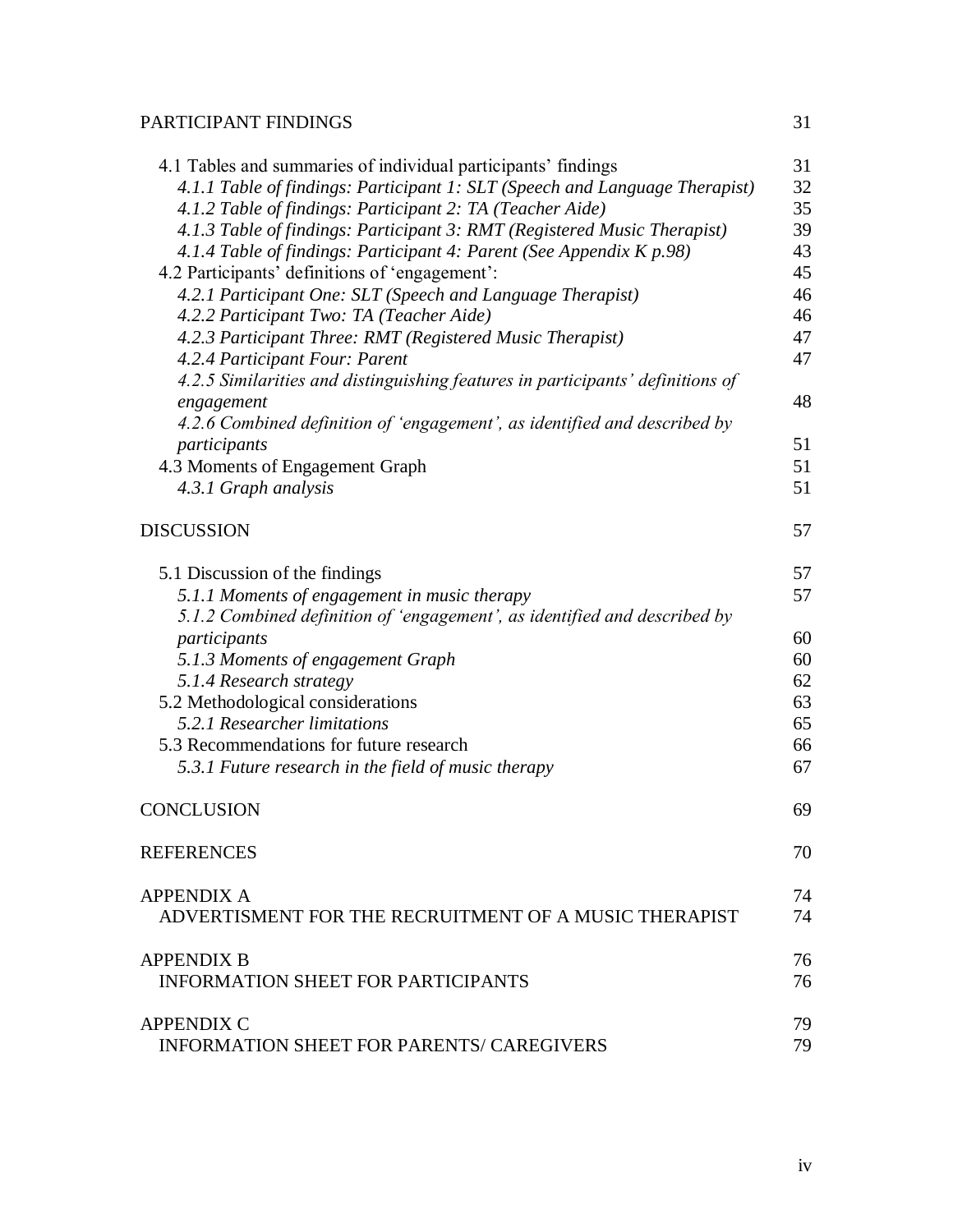PARTICIPANT FINDINGS 31

4.1 Tables and summaries of individual participants' findings 31
*4.1.1 Table of findings: Participant 1: SLT (Speech and Language Therapist)* 32
*4.1.2 Table of findings: Participant 2: TA (Teacher Aide)* 35
*4.1.3 Table of findings: Participant 3: RMT (Registered Music Therapist)* 39
*4.1.4 Table of findings: Participant 4: Parent (See Appendix K p.98)* 43
4.2 Participants' definitions of 'engagement': 45
*4.2.1 Participant One: SLT (Speech and Language Therapist)* 46
*4.2.2 Participant Two: TA (Teacher Aide)* 46
*4.2.3 Participant Three: RMT (Registered Music Therapist)* 47
*4.2.4 Participant Four: Parent* 47
*4.2.5 Similarities and distinguishing features in participants' definitions of engagement* 48
*4.2.6 Combined definition of 'engagement', as identified and described by participants* 51
4.3 Moments of Engagement Graph 51
*4.3.1 Graph analysis* 51

DISCUSSION 57

5.1 Discussion of the findings 57
*5.1.1 Moments of engagement in music therapy* 57
*5.1.2 Combined definition of 'engagement', as identified and described by participants* 60
*5.1.3 Moments of engagement Graph* 60
*5.1.4 Research strategy* 62
5.2 Methodological considerations 63
*5.2.1 Researcher limitations* 65
5.3 Recommendations for future research 66
*5.3.1 Future research in the field of music therapy* 67

CONCLUSION 69

REFERENCES 70

APPENDIX A 74
ADVERTISMENT FOR THE RECRUITMENT OF A MUSIC THERAPIST 74

APPENDIX B 76
INFORMATION SHEET FOR PARTICIPANTS 76

APPENDIX C 79
INFORMATION SHEET FOR PARENTS/ CAREGIVERS 79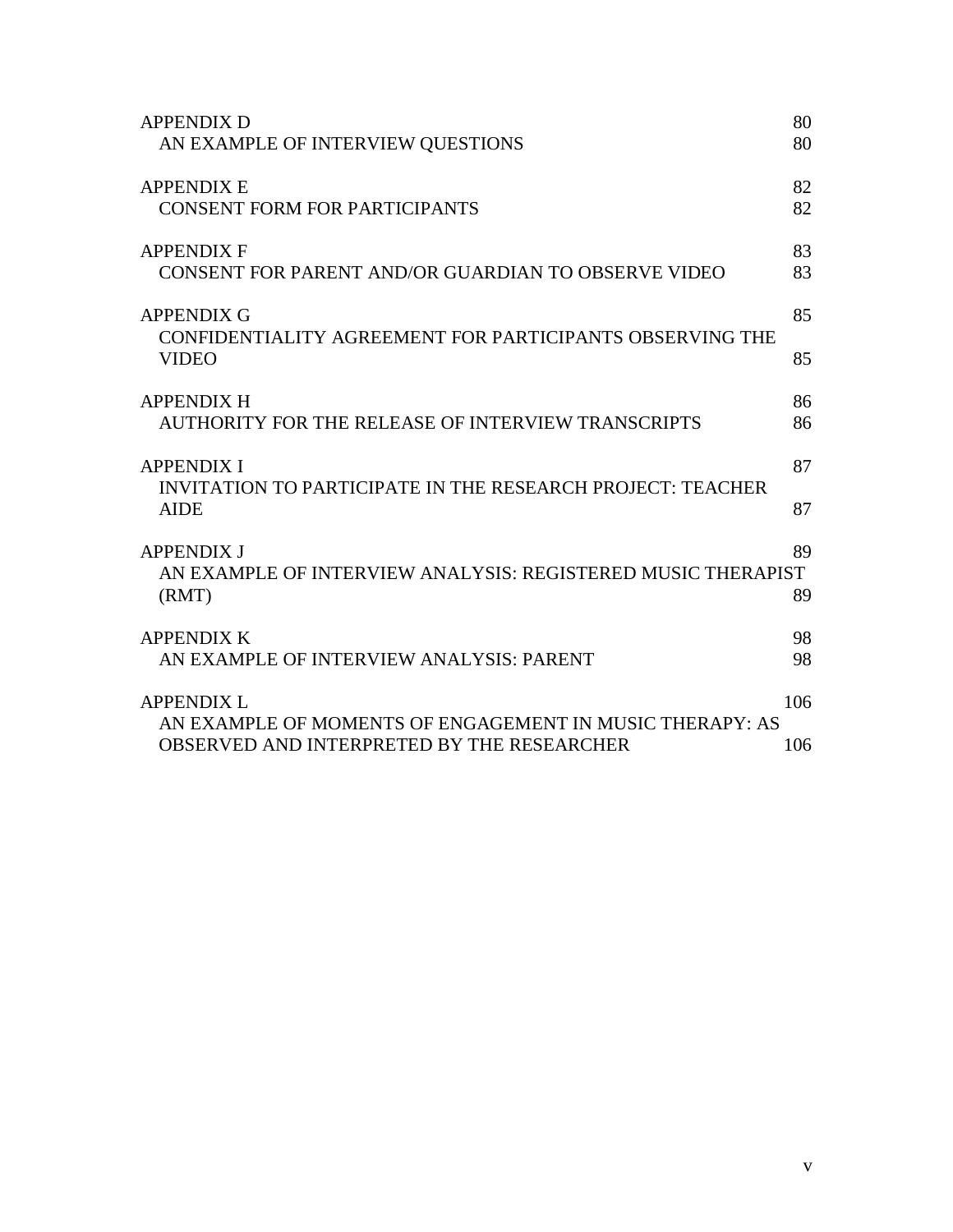| | |
|---|---|
| APPENDIX D | 80 |
| AN EXAMPLE OF INTERVIEW QUESTIONS | 80 |
| APPENDIX E | 82 |
| CONSENT FORM FOR PARTICIPANTS | 82 |
| APPENDIX F | 83 |
| CONSENT FOR PARENT AND/OR GUARDIAN TO OBSERVE VIDEO | 83 |
| APPENDIX G | 85 |
| CONFIDENTIALITY AGREEMENT FOR PARTICIPANTS OBSERVING THE VIDEO | 85 |
| APPENDIX H | 86 |
| AUTHORITY FOR THE RELEASE OF INTERVIEW TRANSCRIPTS | 86 |
| APPENDIX I | 87 |
| INVITATION TO PARTICIPATE IN THE RESEARCH PROJECT: TEACHER AIDE | 87 |
| APPENDIX J | 89 |
| AN EXAMPLE OF INTERVIEW ANALYSIS: REGISTERED MUSIC THERAPIST (RMT) | 89 |
| APPENDIX K | 98 |
| AN EXAMPLE OF INTERVIEW ANALYSIS: PARENT | 98 |
| APPENDIX L | 106 |
| AN EXAMPLE OF MOMENTS OF ENGAGEMENT IN MUSIC THERAPY: AS OBSERVED AND INTERPRETED BY THE RESEARCHER | 106 |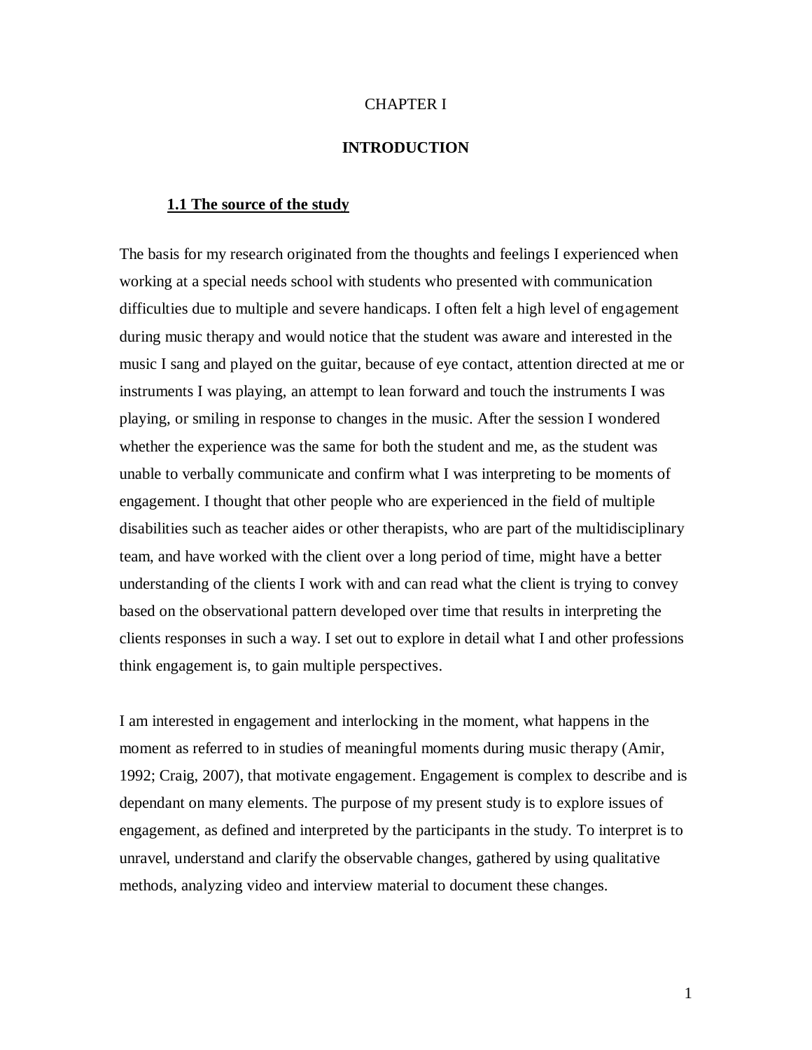# CHAPTER I

# INTRODUCTION

## 1.1 The source of the study

The basis for my research originated from the thoughts and feelings I experienced when working at a special needs school with students who presented with communication difficulties due to multiple and severe handicaps. I often felt a high level of engagement during music therapy and would notice that the student was aware and interested in the music I sang and played on the guitar, because of eye contact, attention directed at me or instruments I was playing, an attempt to lean forward and touch the instruments I was playing, or smiling in response to changes in the music. After the session I wondered whether the experience was the same for both the student and me, as the student was unable to verbally communicate and confirm what I was interpreting to be moments of engagement. I thought that other people who are experienced in the field of multiple disabilities such as teacher aides or other therapists, who are part of the multidisciplinary team, and have worked with the client over a long period of time, might have a better understanding of the clients I work with and can read what the client is trying to convey based on the observational pattern developed over time that results in interpreting the clients responses in such a way. I set out to explore in detail what I and other professions think engagement is, to gain multiple perspectives.

I am interested in engagement and interlocking in the moment, what happens in the moment as referred to in studies of meaningful moments during music therapy (Amir, 1992; Craig, 2007), that motivate engagement. Engagement is complex to describe and is dependant on many elements. The purpose of my present study is to explore issues of engagement, as defined and interpreted by the participants in the study. To interpret is to unravel, understand and clarify the observable changes, gathered by using qualitative methods, analyzing video and interview material to document these changes.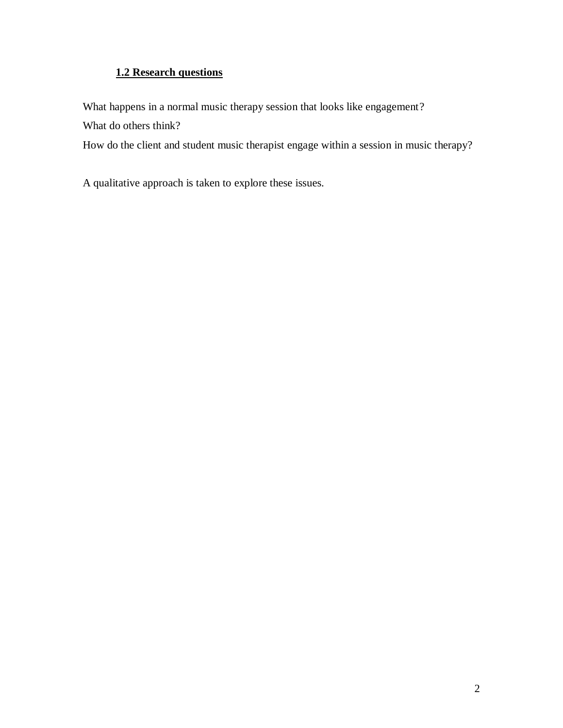## 1.2 Research questions

What happens in a normal music therapy session that looks like engagement?

What do others think?

How do the client and student music therapist engage within a session in music therapy?

A qualitative approach is taken to explore these issues.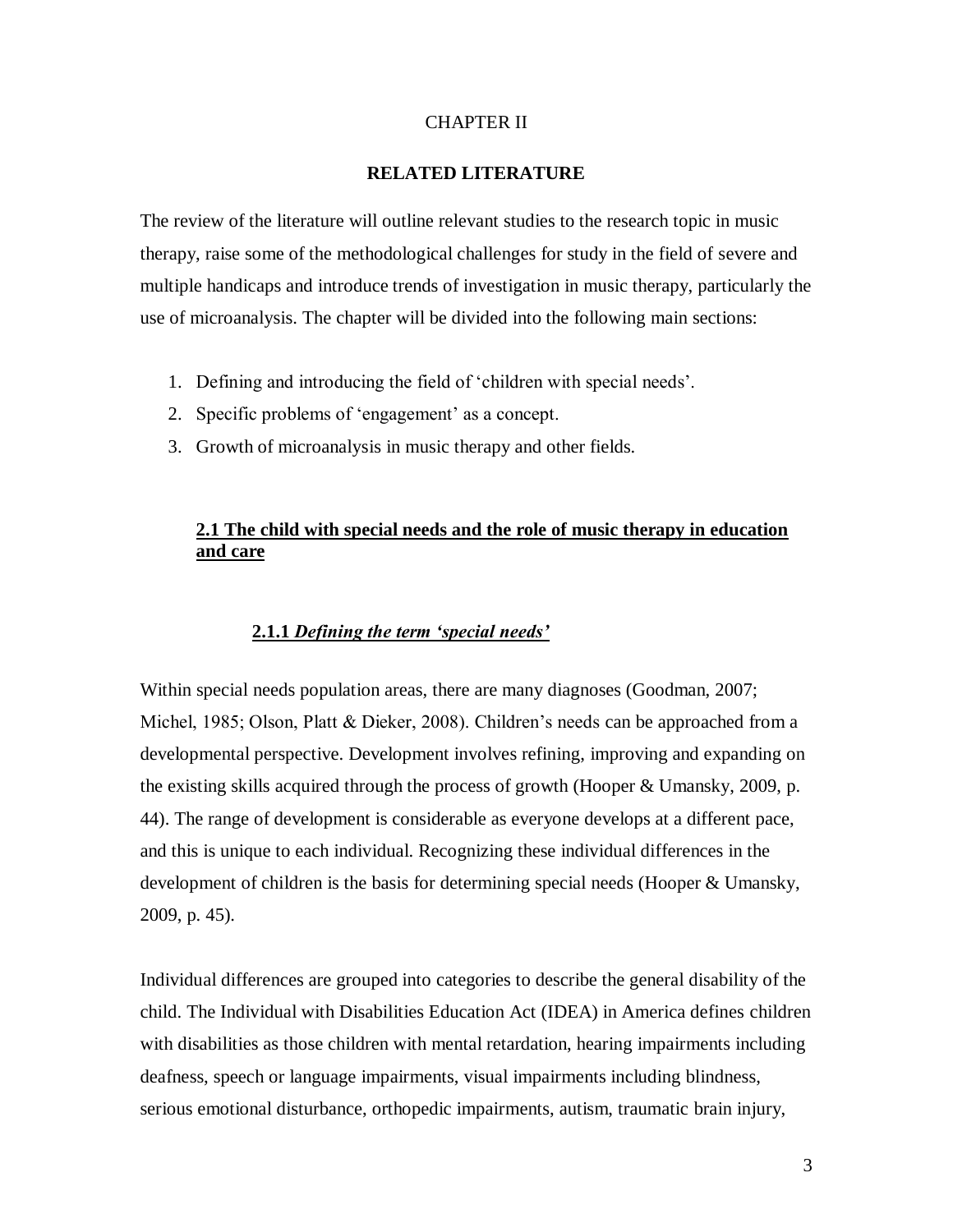# CHAPTER II

## RELATED LITERATURE

The review of the literature will outline relevant studies to the research topic in music therapy, raise some of the methodological challenges for study in the field of severe and multiple handicaps and introduce trends of investigation in music therapy, particularly the use of microanalysis. The chapter will be divided into the following main sections:

1. Defining and introducing the field of 'children with special needs'.
2. Specific problems of 'engagement' as a concept.
3. Growth of microanalysis in music therapy and other fields.

### 2.1 The child with special needs and the role of music therapy in education and care

#### 2.1.1 *Defining the term 'special needs'*

Within special needs population areas, there are many diagnoses (Goodman, 2007; Michel, 1985; Olson, Platt & Dieker, 2008). Children's needs can be approached from a developmental perspective. Development involves refining, improving and expanding on the existing skills acquired through the process of growth (Hooper & Umansky, 2009, p. 44). The range of development is considerable as everyone develops at a different pace, and this is unique to each individual. Recognizing these individual differences in the development of children is the basis for determining special needs (Hooper & Umansky, 2009, p. 45).

Individual differences are grouped into categories to describe the general disability of the child. The Individual with Disabilities Education Act (IDEA) in America defines children with disabilities as those children with mental retardation, hearing impairments including deafness, speech or language impairments, visual impairments including blindness, serious emotional disturbance, orthopedic impairments, autism, traumatic brain injury,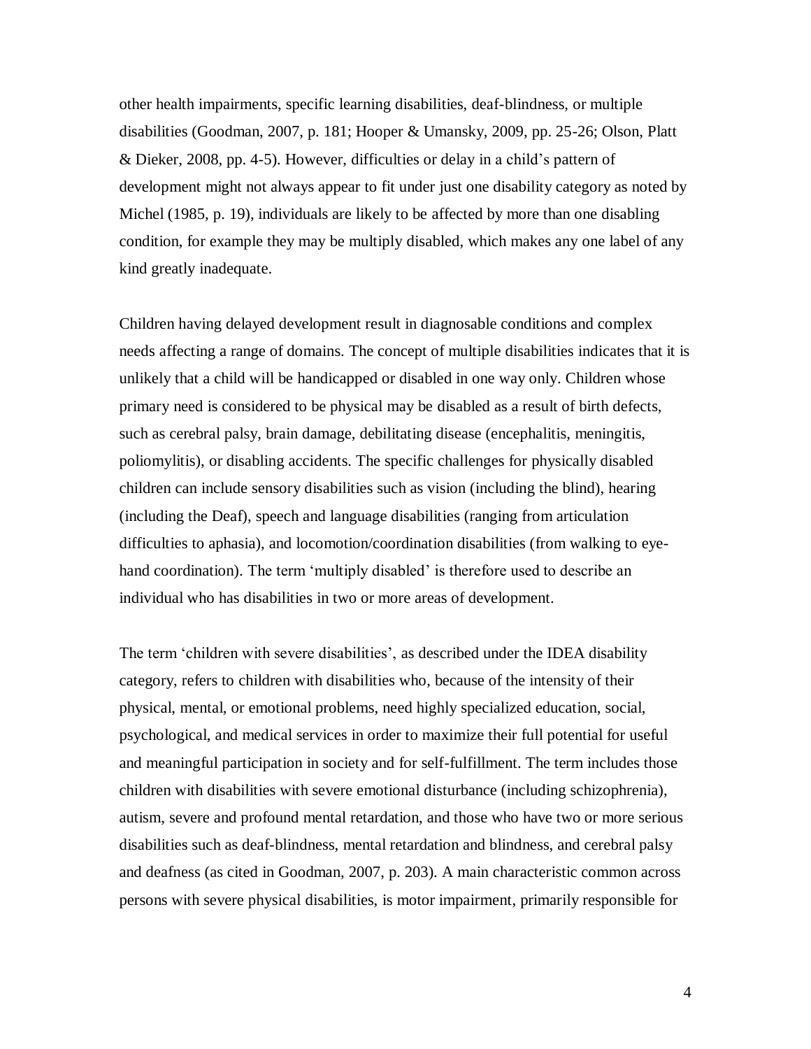other health impairments, specific learning disabilities, deaf-blindness, or multiple disabilities (Goodman, 2007, p. 181; Hooper & Umansky, 2009, pp. 25-26; Olson, Platt & Dieker, 2008, pp. 4-5). However, difficulties or delay in a child's pattern of development might not always appear to fit under just one disability category as noted by Michel (1985, p. 19), individuals are likely to be affected by more than one disabling condition, for example they may be multiply disabled, which makes any one label of any kind greatly inadequate.

Children having delayed development result in diagnosable conditions and complex needs affecting a range of domains. The concept of multiple disabilities indicates that it is unlikely that a child will be handicapped or disabled in one way only. Children whose primary need is considered to be physical may be disabled as a result of birth defects, such as cerebral palsy, brain damage, debilitating disease (encephalitis, meningitis, poliomylitis), or disabling accidents. The specific challenges for physically disabled children can include sensory disabilities such as vision (including the blind), hearing (including the Deaf), speech and language disabilities (ranging from articulation difficulties to aphasia), and locomotion/coordination disabilities (from walking to eye-hand coordination). The term 'multiply disabled' is therefore used to describe an individual who has disabilities in two or more areas of development.

The term 'children with severe disabilities', as described under the IDEA disability category, refers to children with disabilities who, because of the intensity of their physical, mental, or emotional problems, need highly specialized education, social, psychological, and medical services in order to maximize their full potential for useful and meaningful participation in society and for self-fulfillment. The term includes those children with disabilities with severe emotional disturbance (including schizophrenia), autism, severe and profound mental retardation, and those who have two or more serious disabilities such as deaf-blindness, mental retardation and blindness, and cerebral palsy and deafness (as cited in Goodman, 2007, p. 203). A main characteristic common across persons with severe physical disabilities, is motor impairment, primarily responsible for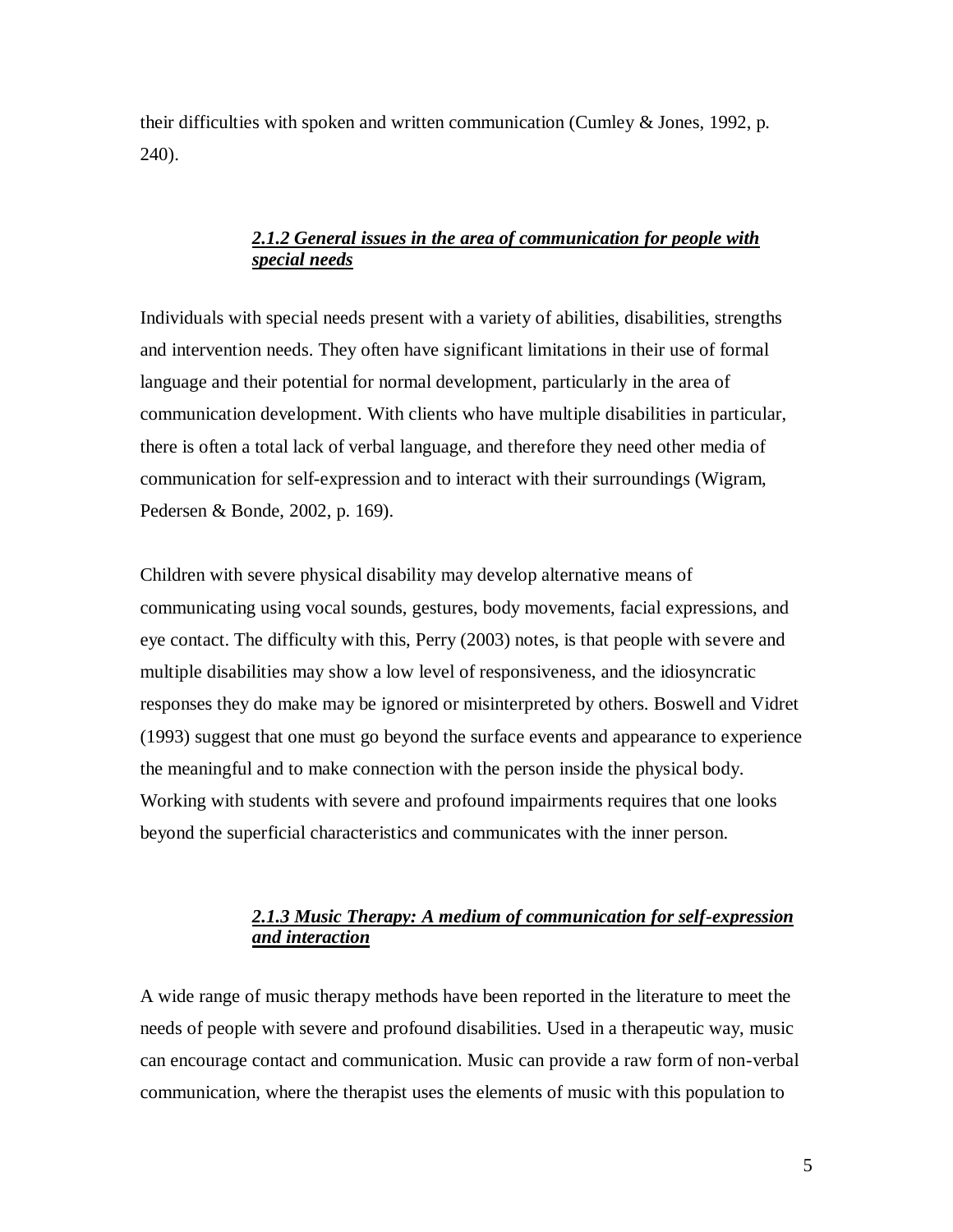their difficulties with spoken and written communication (Cumley & Jones, 1992, p. 240).

#### ***2.1.2 General issues in the area of communication for people with special needs***

Individuals with special needs present with a variety of abilities, disabilities, strengths and intervention needs. They often have significant limitations in their use of formal language and their potential for normal development, particularly in the area of communication development. With clients who have multiple disabilities in particular, there is often a total lack of verbal language, and therefore they need other media of communication for self-expression and to interact with their surroundings (Wigram, Pedersen & Bonde, 2002, p. 169).

Children with severe physical disability may develop alternative means of communicating using vocal sounds, gestures, body movements, facial expressions, and eye contact. The difficulty with this, Perry (2003) notes, is that people with severe and multiple disabilities may show a low level of responsiveness, and the idiosyncratic responses they do make may be ignored or misinterpreted by others. Boswell and Vidret (1993) suggest that one must go beyond the surface events and appearance to experience the meaningful and to make connection with the person inside the physical body. Working with students with severe and profound impairments requires that one looks beyond the superficial characteristics and communicates with the inner person.

#### ***2.1.3 Music Therapy: A medium of communication for self-expression and interaction***

A wide range of music therapy methods have been reported in the literature to meet the needs of people with severe and profound disabilities. Used in a therapeutic way, music can encourage contact and communication. Music can provide a raw form of non-verbal communication, where the therapist uses the elements of music with this population to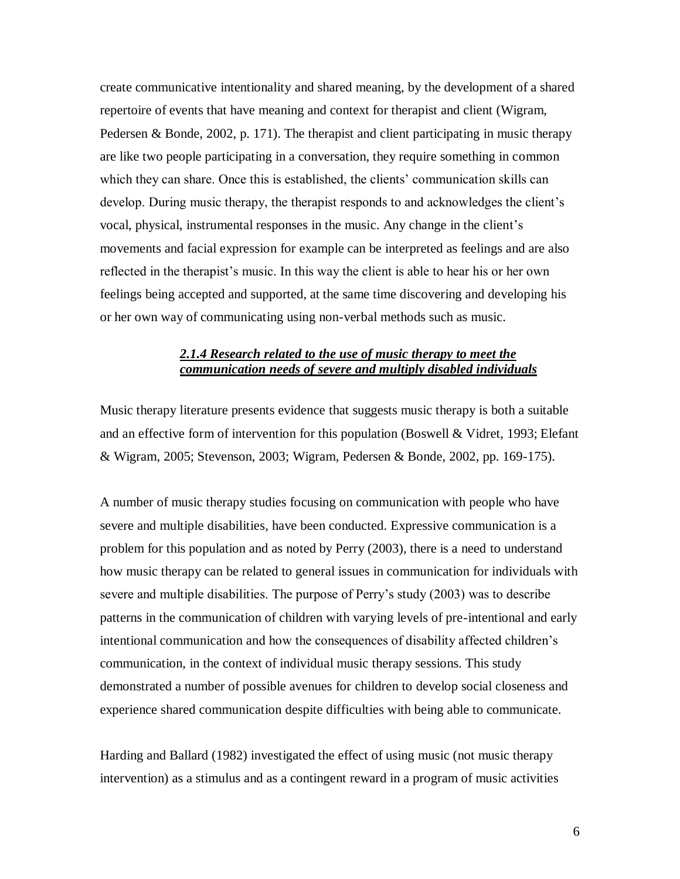create communicative intentionality and shared meaning, by the development of a shared repertoire of events that have meaning and context for therapist and client (Wigram, Pedersen & Bonde, 2002, p. 171). The therapist and client participating in music therapy are like two people participating in a conversation, they require something in common which they can share. Once this is established, the clients' communication skills can develop. During music therapy, the therapist responds to and acknowledges the client's vocal, physical, instrumental responses in the music. Any change in the client's movements and facial expression for example can be interpreted as feelings and are also reflected in the therapist's music. In this way the client is able to hear his or her own feelings being accepted and supported, at the same time discovering and developing his or her own way of communicating using non-verbal methods such as music.

#### ***2.1.4 Research related to the use of music therapy to meet the communication needs of severe and multiply disabled individuals***

Music therapy literature presents evidence that suggests music therapy is both a suitable and an effective form of intervention for this population (Boswell & Vidret, 1993; Elefant & Wigram, 2005; Stevenson, 2003; Wigram, Pedersen & Bonde, 2002, pp. 169-175).

A number of music therapy studies focusing on communication with people who have severe and multiple disabilities, have been conducted. Expressive communication is a problem for this population and as noted by Perry (2003), there is a need to understand how music therapy can be related to general issues in communication for individuals with severe and multiple disabilities. The purpose of Perry's study (2003) was to describe patterns in the communication of children with varying levels of pre-intentional and early intentional communication and how the consequences of disability affected children's communication, in the context of individual music therapy sessions. This study demonstrated a number of possible avenues for children to develop social closeness and experience shared communication despite difficulties with being able to communicate.

Harding and Ballard (1982) investigated the effect of using music (not music therapy intervention) as a stimulus and as a contingent reward in a program of music activities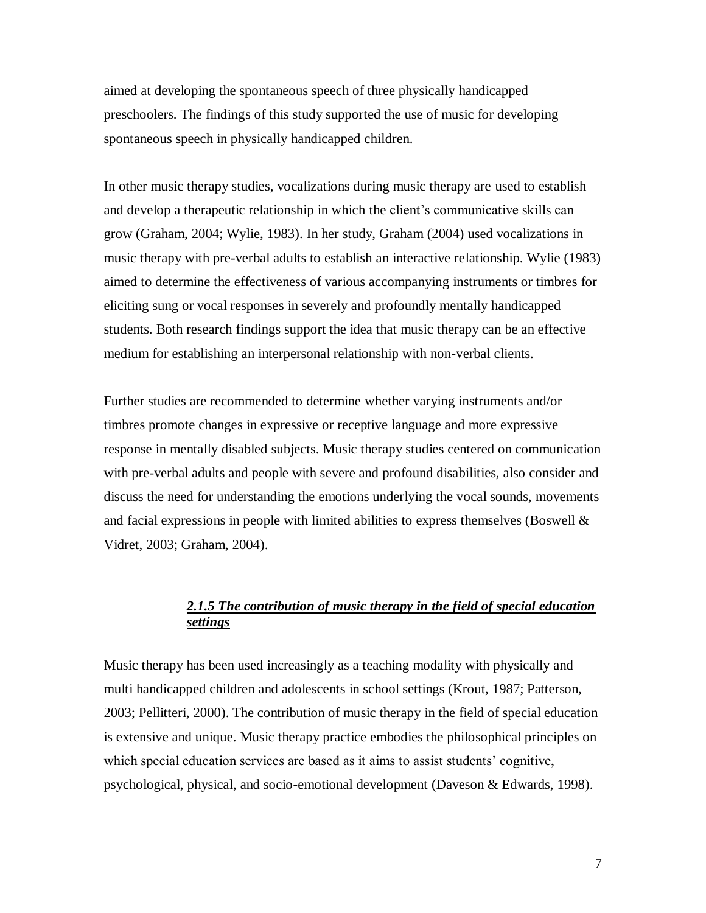aimed at developing the spontaneous speech of three physically handicapped preschoolers. The findings of this study supported the use of music for developing spontaneous speech in physically handicapped children.

In other music therapy studies, vocalizations during music therapy are used to establish and develop a therapeutic relationship in which the client's communicative skills can grow (Graham, 2004; Wylie, 1983). In her study, Graham (2004) used vocalizations in music therapy with pre-verbal adults to establish an interactive relationship. Wylie (1983) aimed to determine the effectiveness of various accompanying instruments or timbres for eliciting sung or vocal responses in severely and profoundly mentally handicapped students. Both research findings support the idea that music therapy can be an effective medium for establishing an interpersonal relationship with non-verbal clients.

Further studies are recommended to determine whether varying instruments and/or timbres promote changes in expressive or receptive language and more expressive response in mentally disabled subjects. Music therapy studies centered on communication with pre-verbal adults and people with severe and profound disabilities, also consider and discuss the need for understanding the emotions underlying the vocal sounds, movements and facial expressions in people with limited abilities to express themselves (Boswell & Vidret, 2003; Graham, 2004).

#### ***2.1.5 The contribution of music therapy in the field of special education settings***

Music therapy has been used increasingly as a teaching modality with physically and multi handicapped children and adolescents in school settings (Krout, 1987; Patterson, 2003; Pellitteri, 2000). The contribution of music therapy in the field of special education is extensive and unique. Music therapy practice embodies the philosophical principles on which special education services are based as it aims to assist students' cognitive, psychological, physical, and socio-emotional development (Daveson & Edwards, 1998).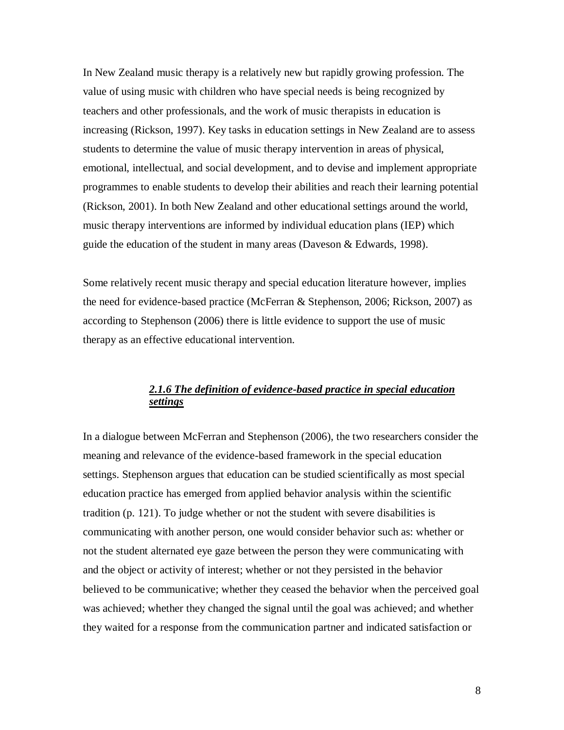In New Zealand music therapy is a relatively new but rapidly growing profession. The value of using music with children who have special needs is being recognized by teachers and other professionals, and the work of music therapists in education is increasing (Rickson, 1997). Key tasks in education settings in New Zealand are to assess students to determine the value of music therapy intervention in areas of physical, emotional, intellectual, and social development, and to devise and implement appropriate programmes to enable students to develop their abilities and reach their learning potential (Rickson, 2001). In both New Zealand and other educational settings around the world, music therapy interventions are informed by individual education plans (IEP) which guide the education of the student in many areas (Daveson & Edwards, 1998).

Some relatively recent music therapy and special education literature however, implies the need for evidence-based practice (McFerran & Stephenson, 2006; Rickson, 2007) as according to Stephenson (2006) there is little evidence to support the use of music therapy as an effective educational intervention.

#### ***2.1.6 The definition of evidence-based practice in special education settings***

In a dialogue between McFerran and Stephenson (2006), the two researchers consider the meaning and relevance of the evidence-based framework in the special education settings. Stephenson argues that education can be studied scientifically as most special education practice has emerged from applied behavior analysis within the scientific tradition (p. 121). To judge whether or not the student with severe disabilities is communicating with another person, one would consider behavior such as: whether or not the student alternated eye gaze between the person they were communicating with and the object or activity of interest; whether or not they persisted in the behavior believed to be communicative; whether they ceased the behavior when the perceived goal was achieved; whether they changed the signal until the goal was achieved; and whether they waited for a response from the communication partner and indicated satisfaction or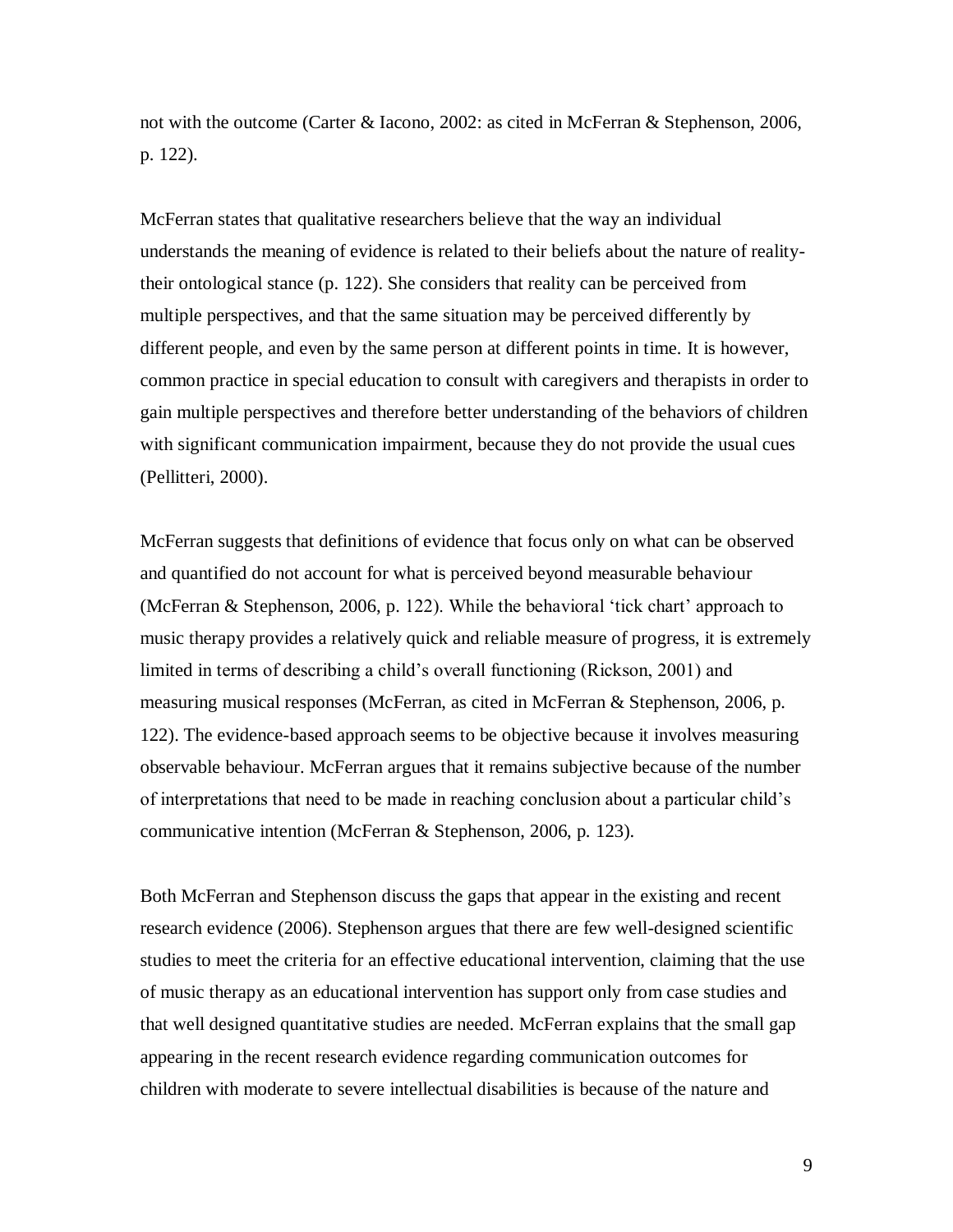not with the outcome (Carter & Iacono, 2002: as cited in McFerran & Stephenson, 2006, p. 122).

McFerran states that qualitative researchers believe that the way an individual understands the meaning of evidence is related to their beliefs about the nature of reality- their ontological stance (p. 122). She considers that reality can be perceived from multiple perspectives, and that the same situation may be perceived differently by different people, and even by the same person at different points in time. It is however, common practice in special education to consult with caregivers and therapists in order to gain multiple perspectives and therefore better understanding of the behaviors of children with significant communication impairment, because they do not provide the usual cues (Pellitteri, 2000).

McFerran suggests that definitions of evidence that focus only on what can be observed and quantified do not account for what is perceived beyond measurable behaviour (McFerran & Stephenson, 2006, p. 122). While the behavioral 'tick chart' approach to music therapy provides a relatively quick and reliable measure of progress, it is extremely limited in terms of describing a child's overall functioning (Rickson, 2001) and measuring musical responses (McFerran, as cited in McFerran & Stephenson, 2006, p. 122). The evidence-based approach seems to be objective because it involves measuring observable behaviour. McFerran argues that it remains subjective because of the number of interpretations that need to be made in reaching conclusion about a particular child's communicative intention (McFerran & Stephenson, 2006, p. 123).

Both McFerran and Stephenson discuss the gaps that appear in the existing and recent research evidence (2006). Stephenson argues that there are few well-designed scientific studies to meet the criteria for an effective educational intervention, claiming that the use of music therapy as an educational intervention has support only from case studies and that well designed quantitative studies are needed. McFerran explains that the small gap appearing in the recent research evidence regarding communication outcomes for children with moderate to severe intellectual disabilities is because of the nature and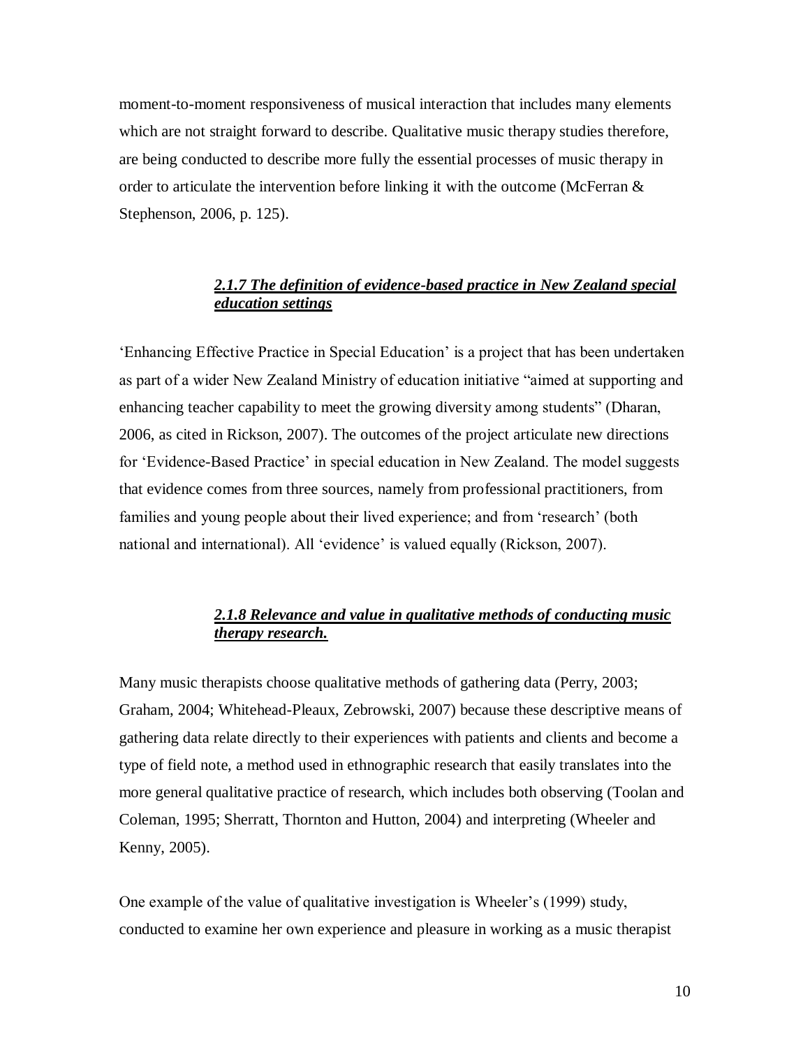moment-to-moment responsiveness of musical interaction that includes many elements which are not straight forward to describe. Qualitative music therapy studies therefore, are being conducted to describe more fully the essential processes of music therapy in order to articulate the intervention before linking it with the outcome (McFerran & Stephenson, 2006, p. 125).

### *2.1.7 The definition of evidence-based practice in New Zealand special education settings*

'Enhancing Effective Practice in Special Education' is a project that has been undertaken as part of a wider New Zealand Ministry of education initiative "aimed at supporting and enhancing teacher capability to meet the growing diversity among students" (Dharan, 2006, as cited in Rickson, 2007). The outcomes of the project articulate new directions for 'Evidence-Based Practice' in special education in New Zealand. The model suggests that evidence comes from three sources, namely from professional practitioners, from families and young people about their lived experience; and from 'research' (both national and international). All 'evidence' is valued equally (Rickson, 2007).

### *2.1.8 Relevance and value in qualitative methods of conducting music therapy research.*

Many music therapists choose qualitative methods of gathering data (Perry, 2003; Graham, 2004; Whitehead-Pleaux, Zebrowski, 2007) because these descriptive means of gathering data relate directly to their experiences with patients and clients and become a type of field note, a method used in ethnographic research that easily translates into the more general qualitative practice of research, which includes both observing (Toolan and Coleman, 1995; Sherratt, Thornton and Hutton, 2004) and interpreting (Wheeler and Kenny, 2005).

One example of the value of qualitative investigation is Wheeler's (1999) study, conducted to examine her own experience and pleasure in working as a music therapist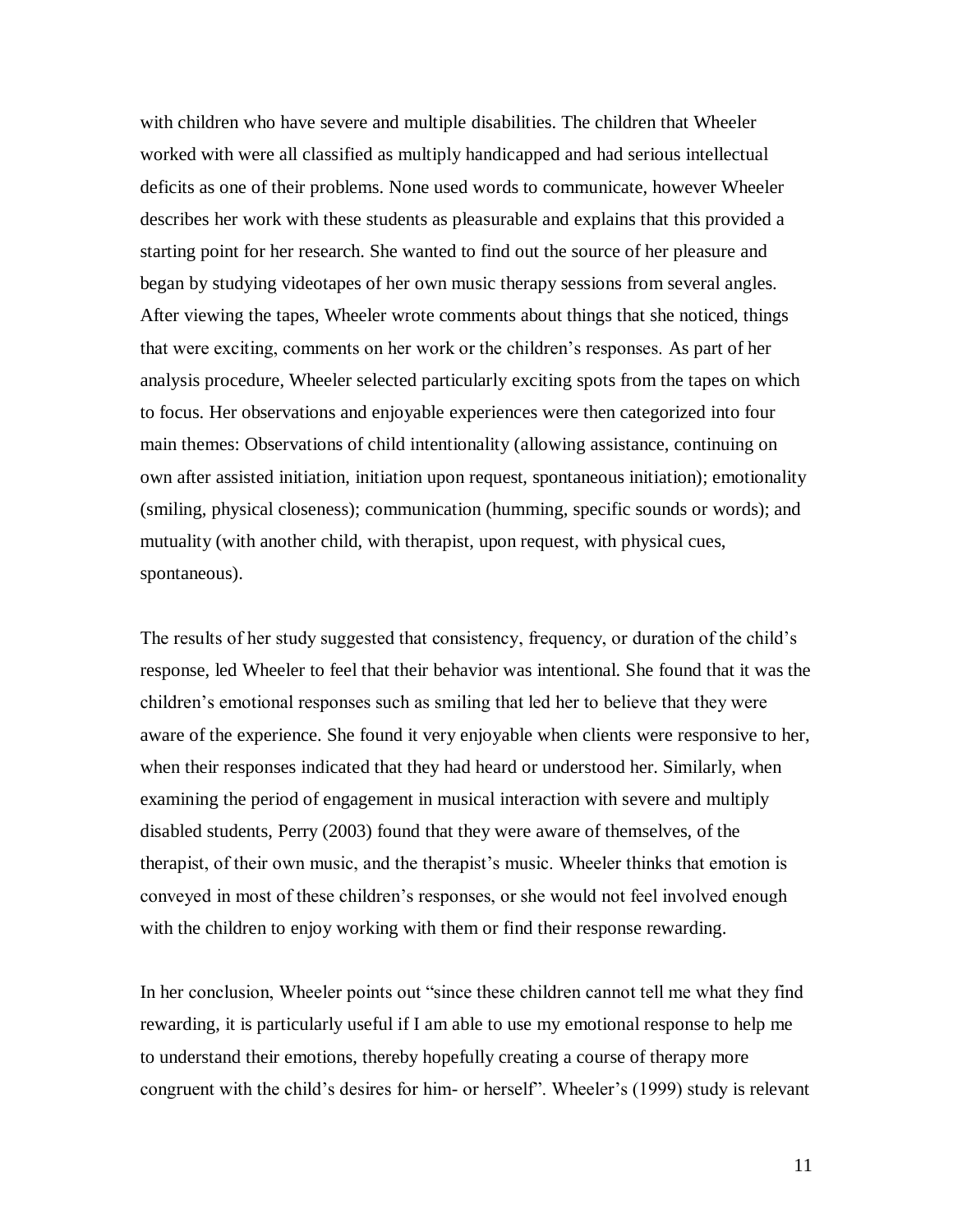with children who have severe and multiple disabilities. The children that Wheeler worked with were all classified as multiply handicapped and had serious intellectual deficits as one of their problems. None used words to communicate, however Wheeler describes her work with these students as pleasurable and explains that this provided a starting point for her research. She wanted to find out the source of her pleasure and began by studying videotapes of her own music therapy sessions from several angles. After viewing the tapes, Wheeler wrote comments about things that she noticed, things that were exciting, comments on her work or the children's responses. As part of her analysis procedure, Wheeler selected particularly exciting spots from the tapes on which to focus. Her observations and enjoyable experiences were then categorized into four main themes: Observations of child intentionality (allowing assistance, continuing on own after assisted initiation, initiation upon request, spontaneous initiation); emotionality (smiling, physical closeness); communication (humming, specific sounds or words); and mutuality (with another child, with therapist, upon request, with physical cues, spontaneous).

The results of her study suggested that consistency, frequency, or duration of the child's response, led Wheeler to feel that their behavior was intentional. She found that it was the children's emotional responses such as smiling that led her to believe that they were aware of the experience. She found it very enjoyable when clients were responsive to her, when their responses indicated that they had heard or understood her. Similarly, when examining the period of engagement in musical interaction with severe and multiply disabled students, Perry (2003) found that they were aware of themselves, of the therapist, of their own music, and the therapist's music. Wheeler thinks that emotion is conveyed in most of these children's responses, or she would not feel involved enough with the children to enjoy working with them or find their response rewarding.

In her conclusion, Wheeler points out "since these children cannot tell me what they find rewarding, it is particularly useful if I am able to use my emotional response to help me to understand their emotions, thereby hopefully creating a course of therapy more congruent with the child's desires for him- or herself". Wheeler's (1999) study is relevant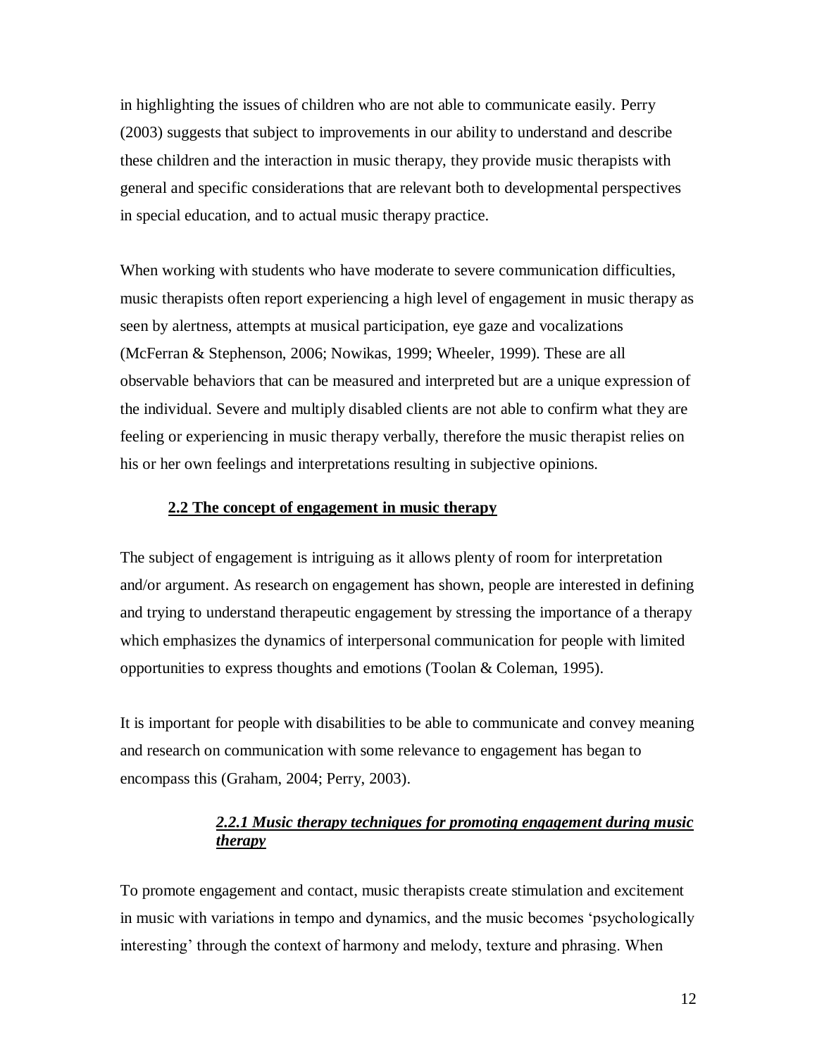in highlighting the issues of children who are not able to communicate easily. Perry (2003) suggests that subject to improvements in our ability to understand and describe these children and the interaction in music therapy, they provide music therapists with general and specific considerations that are relevant both to developmental perspectives in special education, and to actual music therapy practice.

When working with students who have moderate to severe communication difficulties, music therapists often report experiencing a high level of engagement in music therapy as seen by alertness, attempts at musical participation, eye gaze and vocalizations (McFerran & Stephenson, 2006; Nowikas, 1999; Wheeler, 1999). These are all observable behaviors that can be measured and interpreted but are a unique expression of the individual. Severe and multiply disabled clients are not able to confirm what they are feeling or experiencing in music therapy verbally, therefore the music therapist relies on his or her own feelings and interpretations resulting in subjective opinions.

## 2.2 The concept of engagement in music therapy

The subject of engagement is intriguing as it allows plenty of room for interpretation and/or argument. As research on engagement has shown, people are interested in defining and trying to understand therapeutic engagement by stressing the importance of a therapy which emphasizes the dynamics of interpersonal communication for people with limited opportunities to express thoughts and emotions (Toolan & Coleman, 1995).

It is important for people with disabilities to be able to communicate and convey meaning and research on communication with some relevance to engagement has began to encompass this (Graham, 2004; Perry, 2003).

### *2.2.1 Music therapy techniques for promoting engagement during music therapy*

To promote engagement and contact, music therapists create stimulation and excitement in music with variations in tempo and dynamics, and the music becomes 'psychologically interesting' through the context of harmony and melody, texture and phrasing. When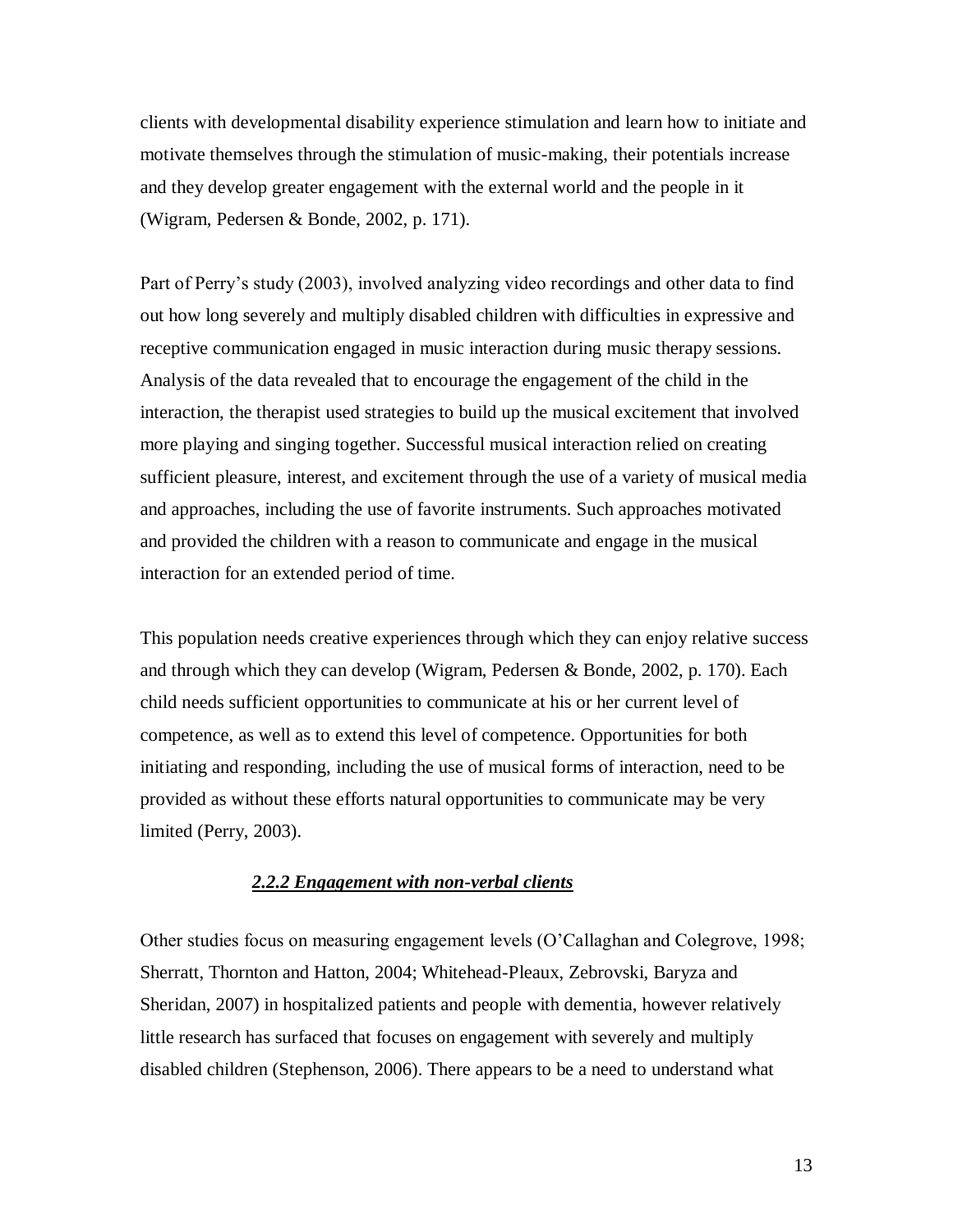clients with developmental disability experience stimulation and learn how to initiate and motivate themselves through the stimulation of music-making, their potentials increase and they develop greater engagement with the external world and the people in it (Wigram, Pedersen & Bonde, 2002, p. 171).

Part of Perry's study (2003), involved analyzing video recordings and other data to find out how long severely and multiply disabled children with difficulties in expressive and receptive communication engaged in music interaction during music therapy sessions. Analysis of the data revealed that to encourage the engagement of the child in the interaction, the therapist used strategies to build up the musical excitement that involved more playing and singing together. Successful musical interaction relied on creating sufficient pleasure, interest, and excitement through the use of a variety of musical media and approaches, including the use of favorite instruments. Such approaches motivated and provided the children with a reason to communicate and engage in the musical interaction for an extended period of time.

This population needs creative experiences through which they can enjoy relative success and through which they can develop (Wigram, Pedersen & Bonde, 2002, p. 170). Each child needs sufficient opportunities to communicate at his or her current level of competence, as well as to extend this level of competence. Opportunities for both initiating and responding, including the use of musical forms of interaction, need to be provided as without these efforts natural opportunities to communicate may be very limited (Perry, 2003).

### *2.2.2 Engagement with non-verbal clients*

Other studies focus on measuring engagement levels (O'Callaghan and Colegrove, 1998; Sherratt, Thornton and Hatton, 2004; Whitehead-Pleaux, Zebrovski, Baryza and Sheridan, 2007) in hospitalized patients and people with dementia, however relatively little research has surfaced that focuses on engagement with severely and multiply disabled children (Stephenson, 2006). There appears to be a need to understand what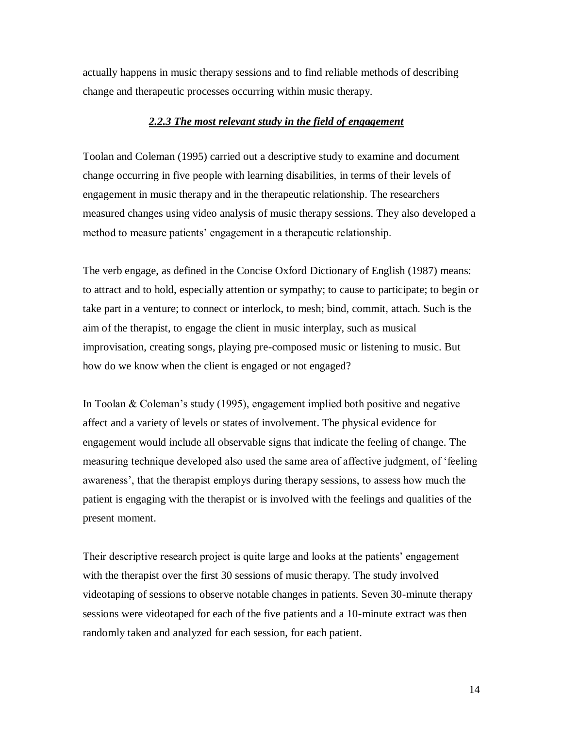actually happens in music therapy sessions and to find reliable methods of describing change and therapeutic processes occurring within music therapy.

### ***2.2.3 The most relevant study in the field of engagement***

Toolan and Coleman (1995) carried out a descriptive study to examine and document change occurring in five people with learning disabilities, in terms of their levels of engagement in music therapy and in the therapeutic relationship. The researchers measured changes using video analysis of music therapy sessions. They also developed a method to measure patients' engagement in a therapeutic relationship.

The verb engage, as defined in the Concise Oxford Dictionary of English (1987) means: to attract and to hold, especially attention or sympathy; to cause to participate; to begin or take part in a venture; to connect or interlock, to mesh; bind, commit, attach. Such is the aim of the therapist, to engage the client in music interplay, such as musical improvisation, creating songs, playing pre-composed music or listening to music. But how do we know when the client is engaged or not engaged?

In Toolan & Coleman's study (1995), engagement implied both positive and negative affect and a variety of levels or states of involvement. The physical evidence for engagement would include all observable signs that indicate the feeling of change. The measuring technique developed also used the same area of affective judgment, of 'feeling awareness', that the therapist employs during therapy sessions, to assess how much the patient is engaging with the therapist or is involved with the feelings and qualities of the present moment.

Their descriptive research project is quite large and looks at the patients' engagement with the therapist over the first 30 sessions of music therapy. The study involved videotaping of sessions to observe notable changes in patients. Seven 30-minute therapy sessions were videotaped for each of the five patients and a 10-minute extract was then randomly taken and analyzed for each session, for each patient.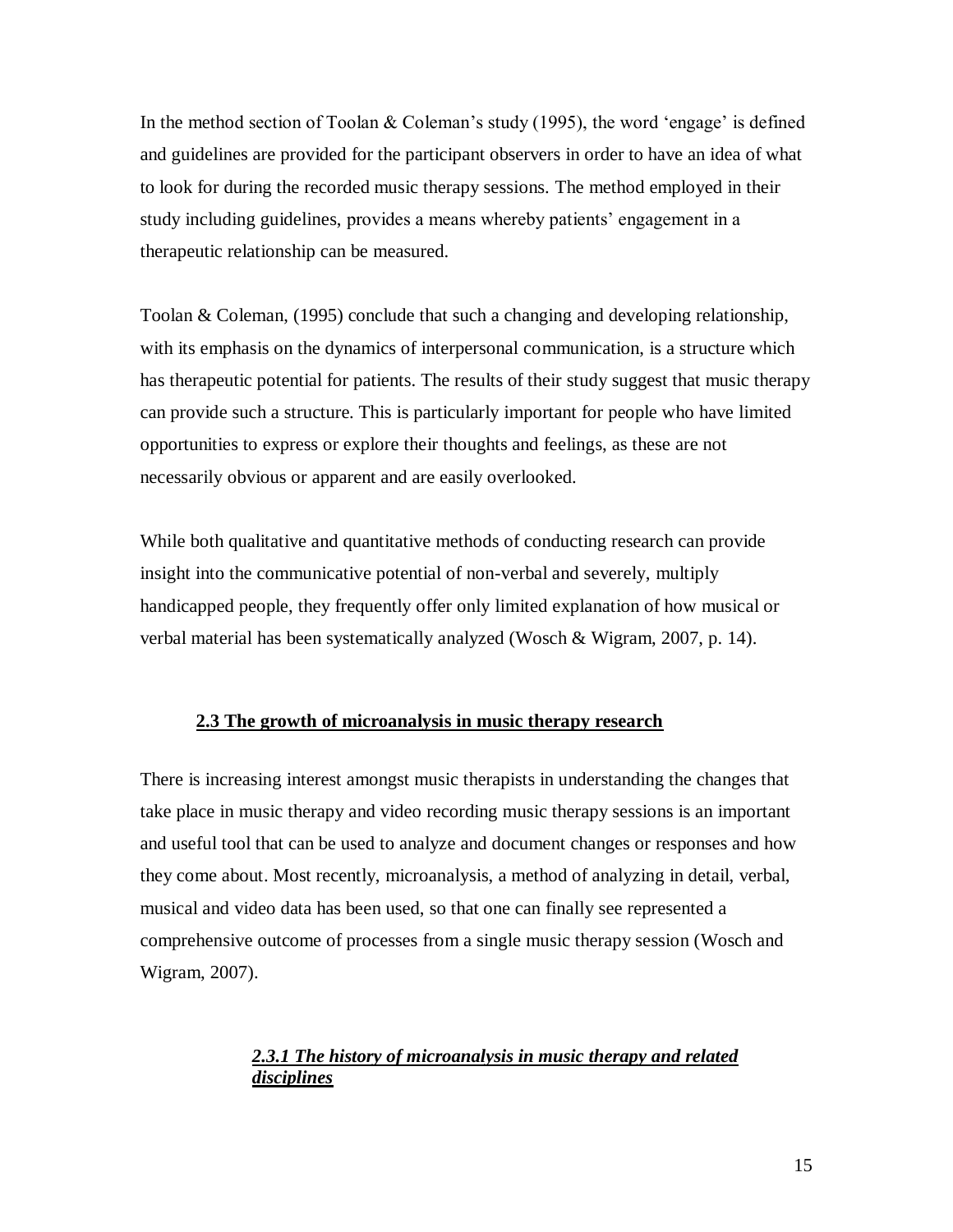In the method section of Toolan & Coleman's study (1995), the word 'engage' is defined and guidelines are provided for the participant observers in order to have an idea of what to look for during the recorded music therapy sessions. The method employed in their study including guidelines, provides a means whereby patients' engagement in a therapeutic relationship can be measured.

Toolan & Coleman, (1995) conclude that such a changing and developing relationship, with its emphasis on the dynamics of interpersonal communication, is a structure which has therapeutic potential for patients. The results of their study suggest that music therapy can provide such a structure. This is particularly important for people who have limited opportunities to express or explore their thoughts and feelings, as these are not necessarily obvious or apparent and are easily overlooked.

While both qualitative and quantitative methods of conducting research can provide insight into the communicative potential of non-verbal and severely, multiply handicapped people, they frequently offer only limited explanation of how musical or verbal material has been systematically analyzed (Wosch & Wigram, 2007, p. 14).

## 2.3 The growth of microanalysis in music therapy research

There is increasing interest amongst music therapists in understanding the changes that take place in music therapy and video recording music therapy sessions is an important and useful tool that can be used to analyze and document changes or responses and how they come about. Most recently, microanalysis, a method of analyzing in detail, verbal, musical and video data has been used, so that one can finally see represented a comprehensive outcome of processes from a single music therapy session (Wosch and Wigram, 2007).

### *2.3.1 The history of microanalysis in music therapy and related disciplines*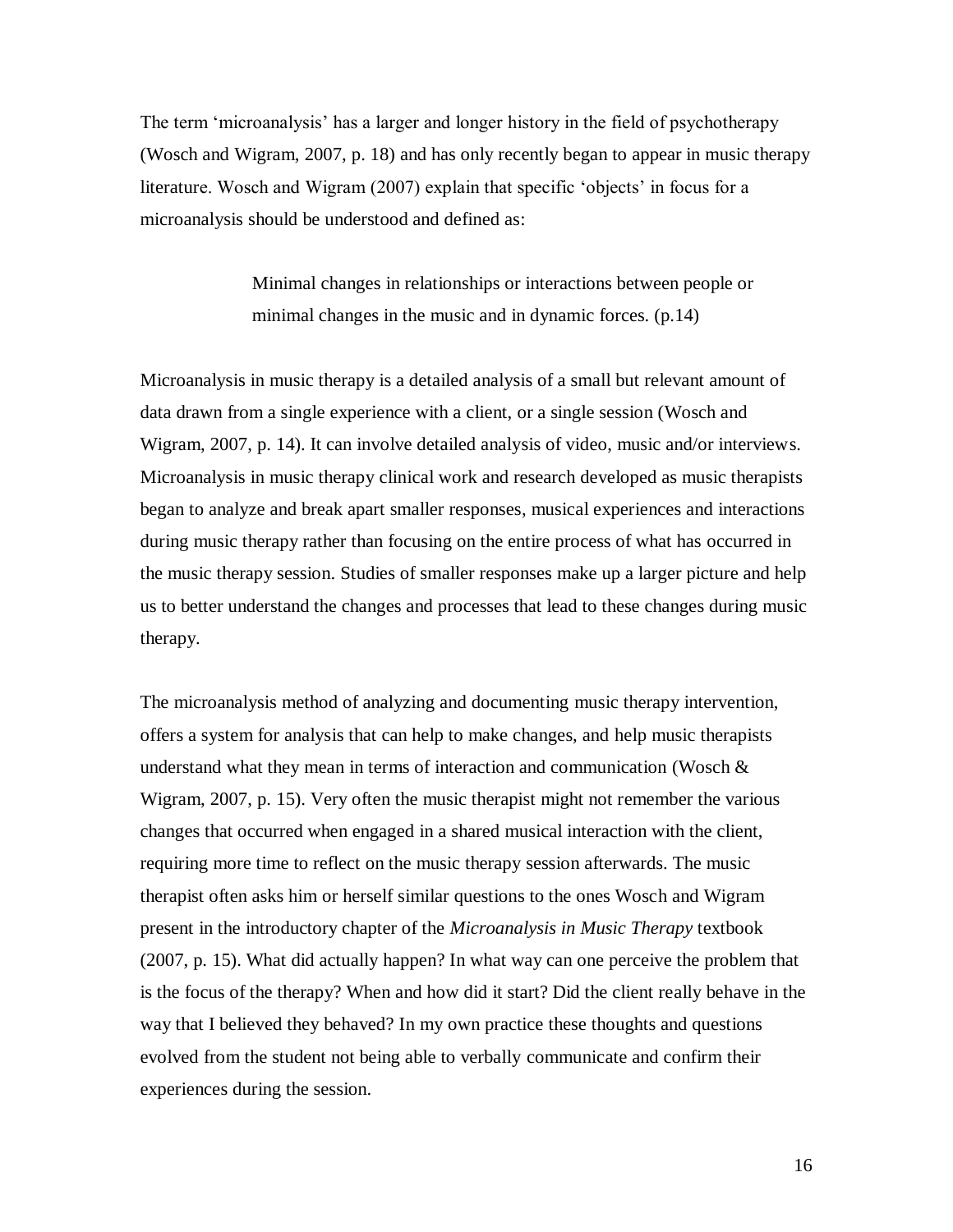The term 'microanalysis' has a larger and longer history in the field of psychotherapy (Wosch and Wigram, 2007, p. 18) and has only recently began to appear in music therapy literature. Wosch and Wigram (2007) explain that specific 'objects' in focus for a microanalysis should be understood and defined as:

> Minimal changes in relationships or interactions between people or minimal changes in the music and in dynamic forces. (p.14)

Microanalysis in music therapy is a detailed analysis of a small but relevant amount of data drawn from a single experience with a client, or a single session (Wosch and Wigram, 2007, p. 14). It can involve detailed analysis of video, music and/or interviews. Microanalysis in music therapy clinical work and research developed as music therapists began to analyze and break apart smaller responses, musical experiences and interactions during music therapy rather than focusing on the entire process of what has occurred in the music therapy session. Studies of smaller responses make up a larger picture and help us to better understand the changes and processes that lead to these changes during music therapy.

The microanalysis method of analyzing and documenting music therapy intervention, offers a system for analysis that can help to make changes, and help music therapists understand what they mean in terms of interaction and communication (Wosch & Wigram, 2007, p. 15). Very often the music therapist might not remember the various changes that occurred when engaged in a shared musical interaction with the client, requiring more time to reflect on the music therapy session afterwards. The music therapist often asks him or herself similar questions to the ones Wosch and Wigram present in the introductory chapter of the *Microanalysis in Music Therapy* textbook (2007, p. 15). What did actually happen? In what way can one perceive the problem that is the focus of the therapy? When and how did it start? Did the client really behave in the way that I believed they behaved? In my own practice these thoughts and questions evolved from the student not being able to verbally communicate and confirm their experiences during the session.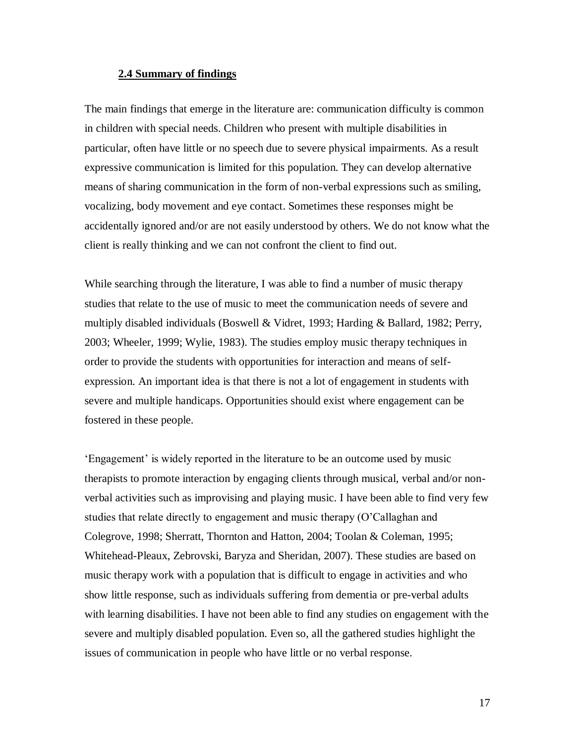## 2.4 Summary of findings

The main findings that emerge in the literature are: communication difficulty is common in children with special needs. Children who present with multiple disabilities in particular, often have little or no speech due to severe physical impairments. As a result expressive communication is limited for this population. They can develop alternative means of sharing communication in the form of non-verbal expressions such as smiling, vocalizing, body movement and eye contact. Sometimes these responses might be accidentally ignored and/or are not easily understood by others. We do not know what the client is really thinking and we can not confront the client to find out.

While searching through the literature, I was able to find a number of music therapy studies that relate to the use of music to meet the communication needs of severe and multiply disabled individuals (Boswell & Vidret, 1993; Harding & Ballard, 1982; Perry, 2003; Wheeler, 1999; Wylie, 1983). The studies employ music therapy techniques in order to provide the students with opportunities for interaction and means of self-expression. An important idea is that there is not a lot of engagement in students with severe and multiple handicaps. Opportunities should exist where engagement can be fostered in these people.

'Engagement' is widely reported in the literature to be an outcome used by music therapists to promote interaction by engaging clients through musical, verbal and/or non-verbal activities such as improvising and playing music. I have been able to find very few studies that relate directly to engagement and music therapy (O'Callaghan and Colegrove, 1998; Sherratt, Thornton and Hatton, 2004; Toolan & Coleman, 1995; Whitehead-Pleaux, Zebrovski, Baryza and Sheridan, 2007). These studies are based on music therapy work with a population that is difficult to engage in activities and who show little response, such as individuals suffering from dementia or pre-verbal adults with learning disabilities. I have not been able to find any studies on engagement with the severe and multiply disabled population. Even so, all the gathered studies highlight the issues of communication in people who have little or no verbal response.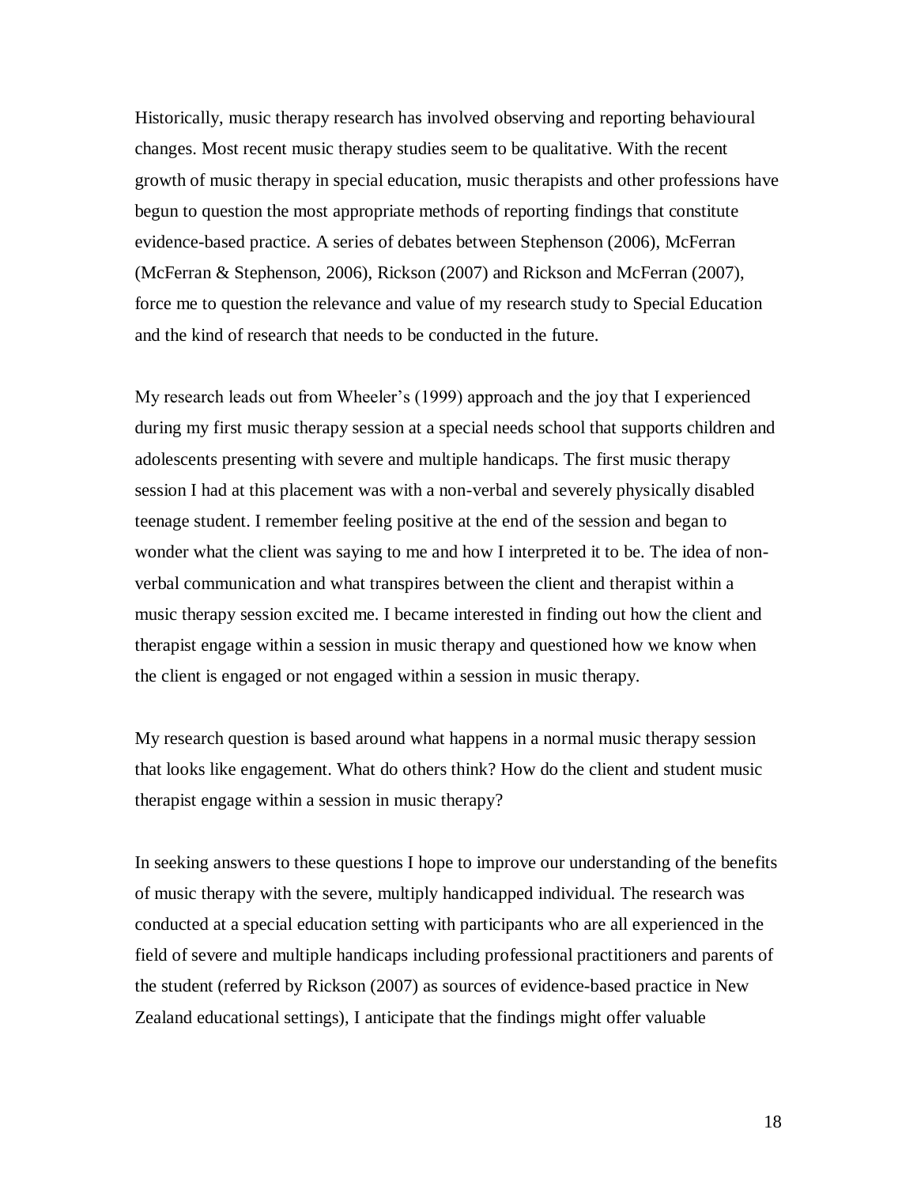Historically, music therapy research has involved observing and reporting behavioural changes. Most recent music therapy studies seem to be qualitative. With the recent growth of music therapy in special education, music therapists and other professions have begun to question the most appropriate methods of reporting findings that constitute evidence-based practice. A series of debates between Stephenson (2006), McFerran (McFerran & Stephenson, 2006), Rickson (2007) and Rickson and McFerran (2007), force me to question the relevance and value of my research study to Special Education and the kind of research that needs to be conducted in the future.

My research leads out from Wheeler's (1999) approach and the joy that I experienced during my first music therapy session at a special needs school that supports children and adolescents presenting with severe and multiple handicaps. The first music therapy session I had at this placement was with a non-verbal and severely physically disabled teenage student. I remember feeling positive at the end of the session and began to wonder what the client was saying to me and how I interpreted it to be. The idea of non-verbal communication and what transpires between the client and therapist within a music therapy session excited me. I became interested in finding out how the client and therapist engage within a session in music therapy and questioned how we know when the client is engaged or not engaged within a session in music therapy.

My research question is based around what happens in a normal music therapy session that looks like engagement. What do others think? How do the client and student music therapist engage within a session in music therapy?

In seeking answers to these questions I hope to improve our understanding of the benefits of music therapy with the severe, multiply handicapped individual. The research was conducted at a special education setting with participants who are all experienced in the field of severe and multiple handicaps including professional practitioners and parents of the student (referred by Rickson (2007) as sources of evidence-based practice in New Zealand educational settings), I anticipate that the findings might offer valuable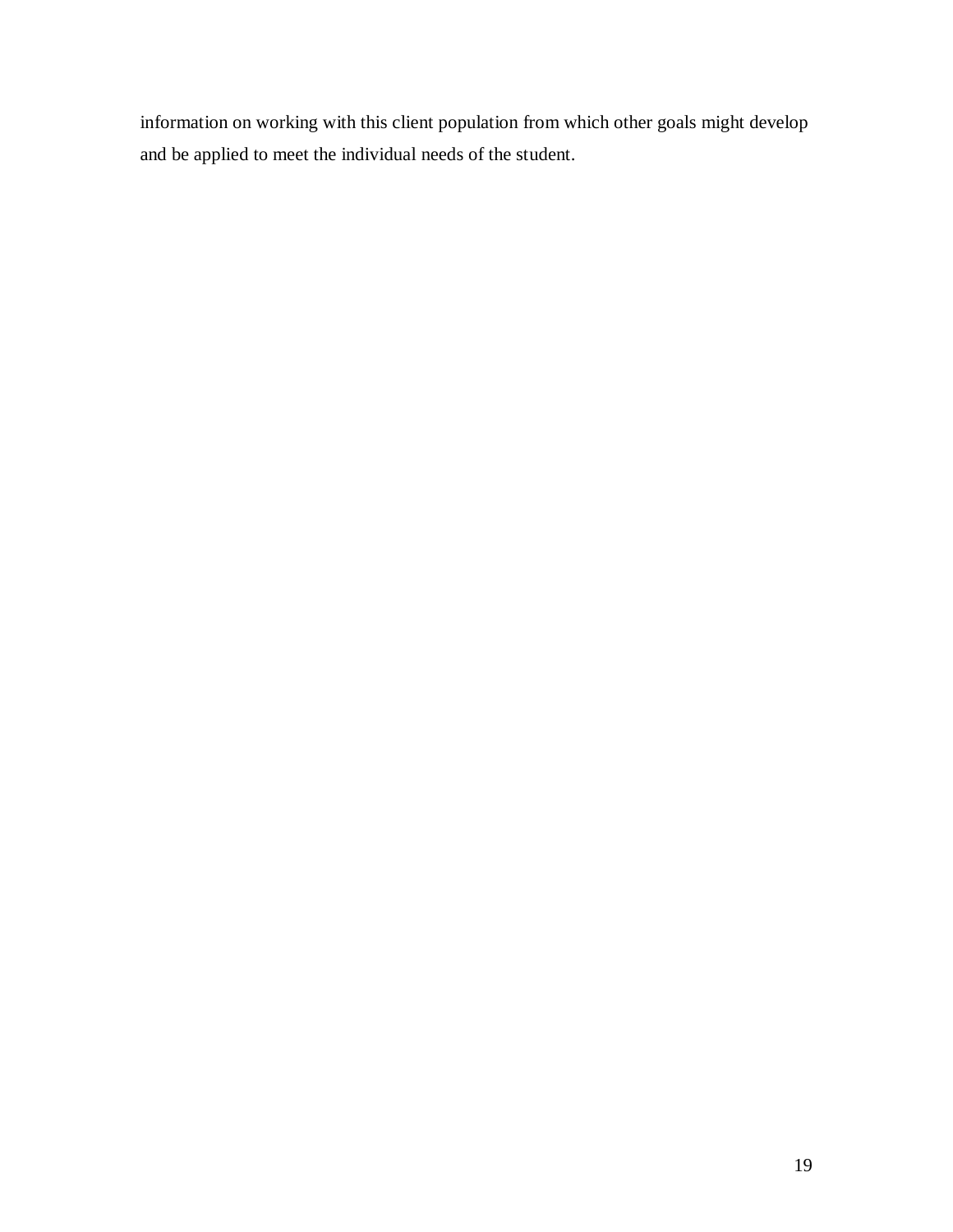information on working with this client population from which other goals might develop and be applied to meet the individual needs of the student.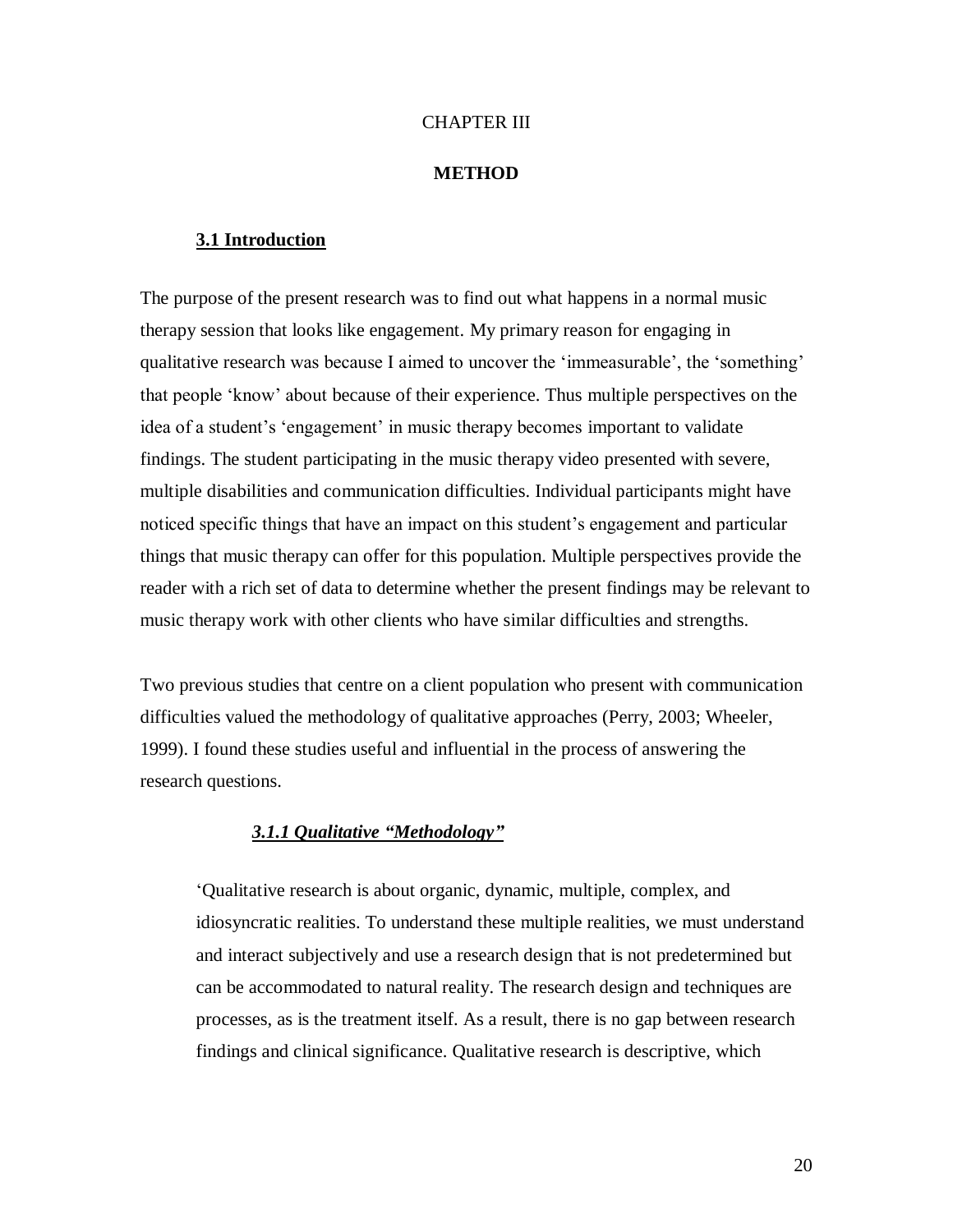CHAPTER III

# METHOD

## 3.1 Introduction

The purpose of the present research was to find out what happens in a normal music therapy session that looks like engagement. My primary reason for engaging in qualitative research was because I aimed to uncover the 'immeasurable', the 'something' that people 'know' about because of their experience. Thus multiple perspectives on the idea of a student's 'engagement' in music therapy becomes important to validate findings. The student participating in the music therapy video presented with severe, multiple disabilities and communication difficulties. Individual participants might have noticed specific things that have an impact on this student's engagement and particular things that music therapy can offer for this population. Multiple perspectives provide the reader with a rich set of data to determine whether the present findings may be relevant to music therapy work with other clients who have similar difficulties and strengths.

Two previous studies that centre on a client population who present with communication difficulties valued the methodology of qualitative approaches (Perry, 2003; Wheeler, 1999). I found these studies useful and influential in the process of answering the research questions.

### *3.1.1 Qualitative "Methodology"*

> 'Qualitative research is about organic, dynamic, multiple, complex, and idiosyncratic realities. To understand these multiple realities, we must understand and interact subjectively and use a research design that is not predetermined but can be accommodated to natural reality. The research design and techniques are processes, as is the treatment itself. As a result, there is no gap between research findings and clinical significance. Qualitative research is descriptive, which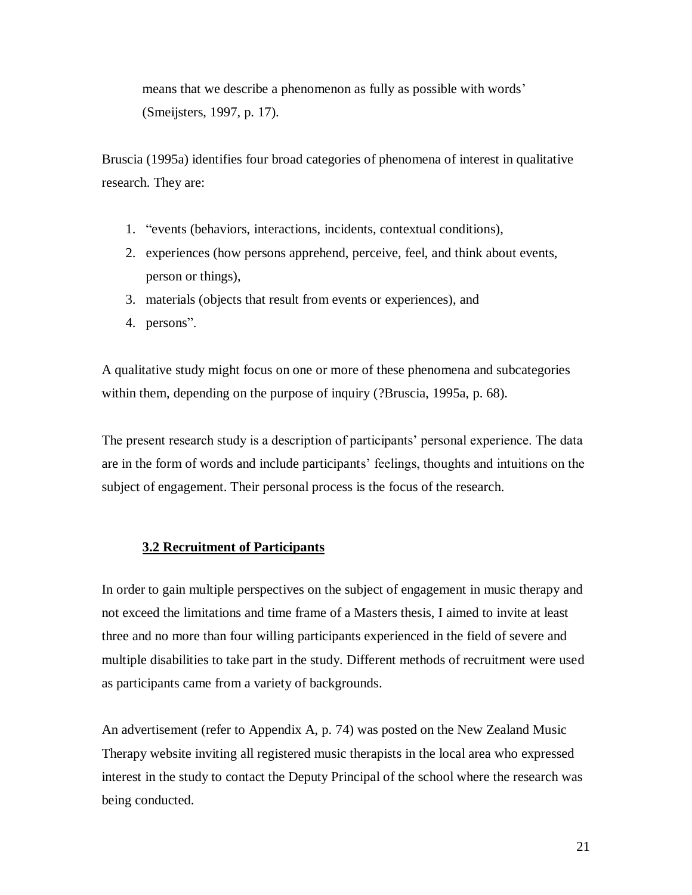means that we describe a phenomenon as fully as possible with words' (Smeijsters, 1997, p. 17).

Bruscia (1995a) identifies four broad categories of phenomena of interest in qualitative research. They are:

1. "events (behaviors, interactions, incidents, contextual conditions),
2. experiences (how persons apprehend, perceive, feel, and think about events, person or things),
3. materials (objects that result from events or experiences), and
4. persons".

A qualitative study might focus on one or more of these phenomena and subcategories within them, depending on the purpose of inquiry (?Bruscia, 1995a, p. 68).

The present research study is a description of participants' personal experience. The data are in the form of words and include participants' feelings, thoughts and intuitions on the subject of engagement. Their personal process is the focus of the research.

### 3.2 Recruitment of Participants

In order to gain multiple perspectives on the subject of engagement in music therapy and not exceed the limitations and time frame of a Masters thesis, I aimed to invite at least three and no more than four willing participants experienced in the field of severe and multiple disabilities to take part in the study. Different methods of recruitment were used as participants came from a variety of backgrounds.

An advertisement (refer to Appendix A, p. 74) was posted on the New Zealand Music Therapy website inviting all registered music therapists in the local area who expressed interest in the study to contact the Deputy Principal of the school where the research was being conducted.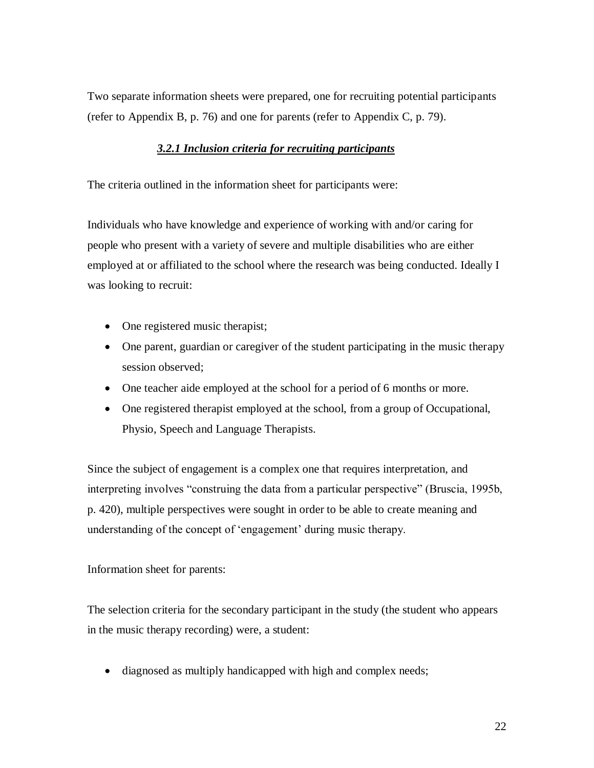Two separate information sheets were prepared, one for recruiting potential participants (refer to Appendix B, p. 76) and one for parents (refer to Appendix C, p. 79).

### ***3.2.1 Inclusion criteria for recruiting participants***

The criteria outlined in the information sheet for participants were:

Individuals who have knowledge and experience of working with and/or caring for people who present with a variety of severe and multiple disabilities who are either employed at or affiliated to the school where the research was being conducted. Ideally I was looking to recruit:

- One registered music therapist;
- One parent, guardian or caregiver of the student participating in the music therapy session observed;
- One teacher aide employed at the school for a period of 6 months or more.
- One registered therapist employed at the school, from a group of Occupational, Physio, Speech and Language Therapists.

Since the subject of engagement is a complex one that requires interpretation, and interpreting involves "construing the data from a particular perspective" (Bruscia, 1995b, p. 420), multiple perspectives were sought in order to be able to create meaning and understanding of the concept of 'engagement' during music therapy.

Information sheet for parents:

The selection criteria for the secondary participant in the study (the student who appears in the music therapy recording) were, a student:

- diagnosed as multiply handicapped with high and complex needs;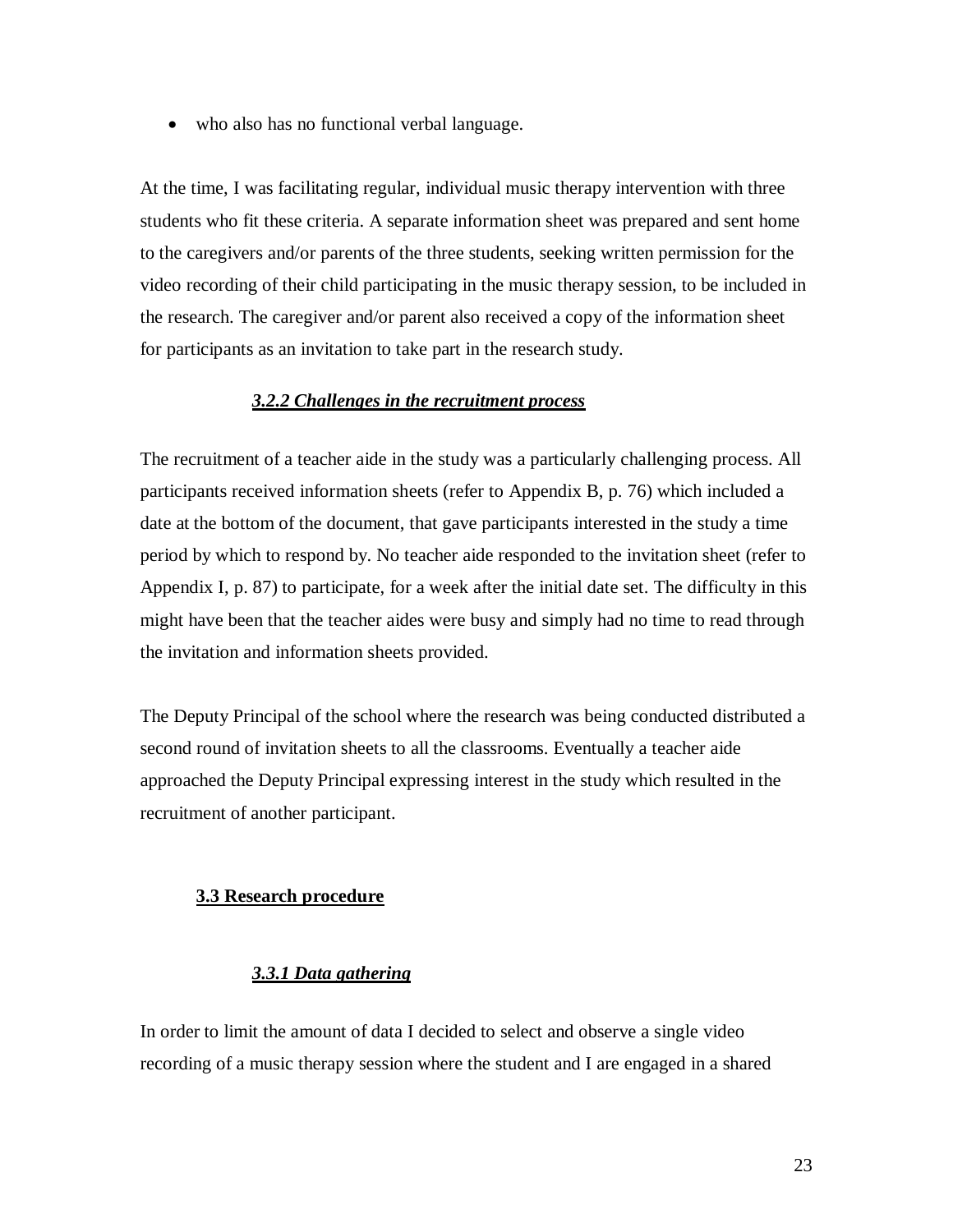- who also has no functional verbal language.

At the time, I was facilitating regular, individual music therapy intervention with three students who fit these criteria. A separate information sheet was prepared and sent home to the caregivers and/or parents of the three students, seeking written permission for the video recording of their child participating in the music therapy session, to be included in the research. The caregiver and/or parent also received a copy of the information sheet for participants as an invitation to take part in the research study.

#### *3.2.2 Challenges in the recruitment process*

The recruitment of a teacher aide in the study was a particularly challenging process. All participants received information sheets (refer to Appendix B, p. 76) which included a date at the bottom of the document, that gave participants interested in the study a time period by which to respond by. No teacher aide responded to the invitation sheet (refer to Appendix I, p. 87) to participate, for a week after the initial date set. The difficulty in this might have been that the teacher aides were busy and simply had no time to read through the invitation and information sheets provided.

The Deputy Principal of the school where the research was being conducted distributed a second round of invitation sheets to all the classrooms. Eventually a teacher aide approached the Deputy Principal expressing interest in the study which resulted in the recruitment of another participant.

### 3.3 Research procedure

#### *3.3.1 Data gathering*

In order to limit the amount of data I decided to select and observe a single video recording of a music therapy session where the student and I are engaged in a shared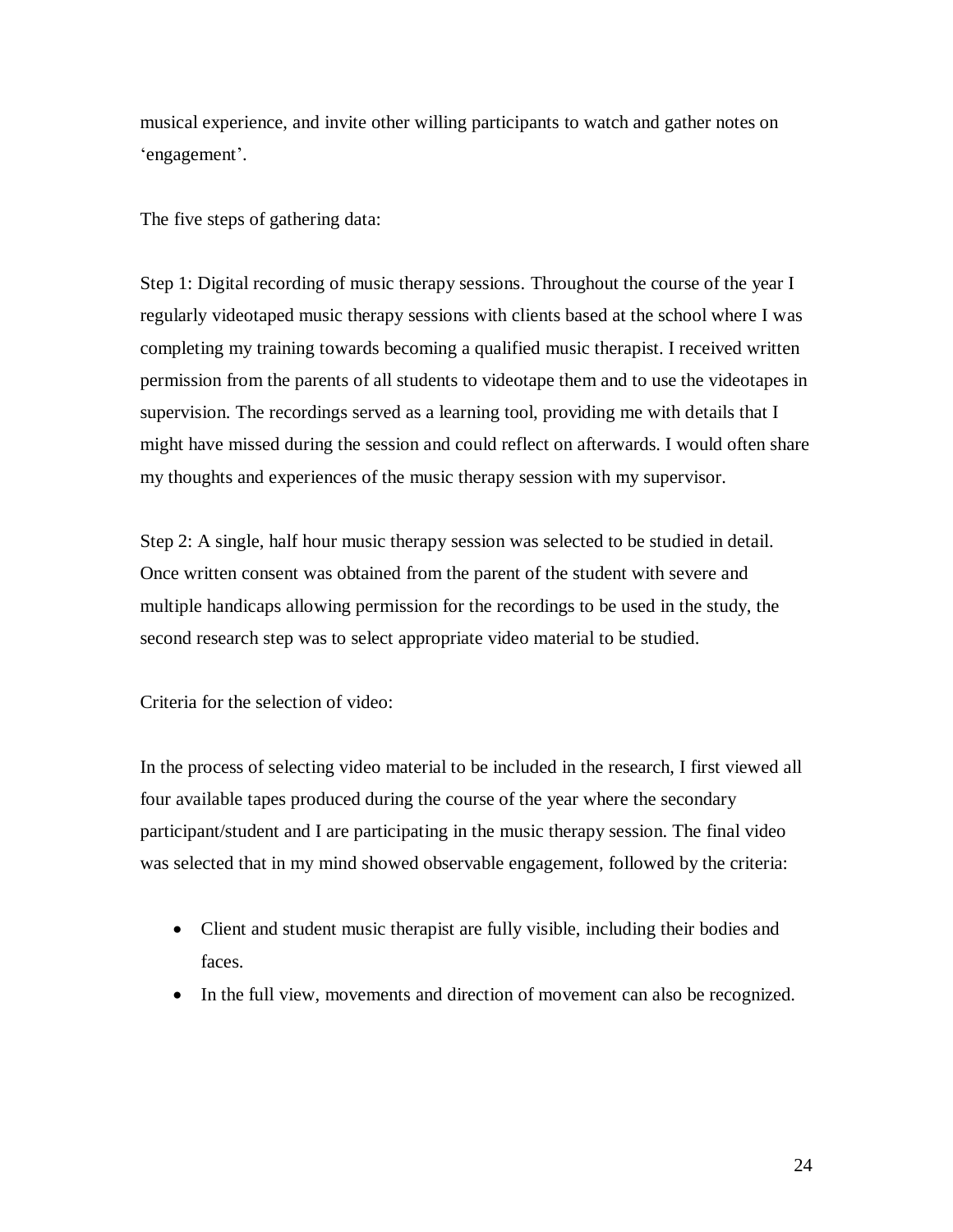musical experience, and invite other willing participants to watch and gather notes on 'engagement'.

The five steps of gathering data:

Step 1: Digital recording of music therapy sessions. Throughout the course of the year I regularly videotaped music therapy sessions with clients based at the school where I was completing my training towards becoming a qualified music therapist. I received written permission from the parents of all students to videotape them and to use the videotapes in supervision. The recordings served as a learning tool, providing me with details that I might have missed during the session and could reflect on afterwards. I would often share my thoughts and experiences of the music therapy session with my supervisor.

Step 2: A single, half hour music therapy session was selected to be studied in detail. Once written consent was obtained from the parent of the student with severe and multiple handicaps allowing permission for the recordings to be used in the study, the second research step was to select appropriate video material to be studied.

Criteria for the selection of video:

In the process of selecting video material to be included in the research, I first viewed all four available tapes produced during the course of the year where the secondary participant/student and I are participating in the music therapy session. The final video was selected that in my mind showed observable engagement, followed by the criteria:

- Client and student music therapist are fully visible, including their bodies and faces.
- In the full view, movements and direction of movement can also be recognized.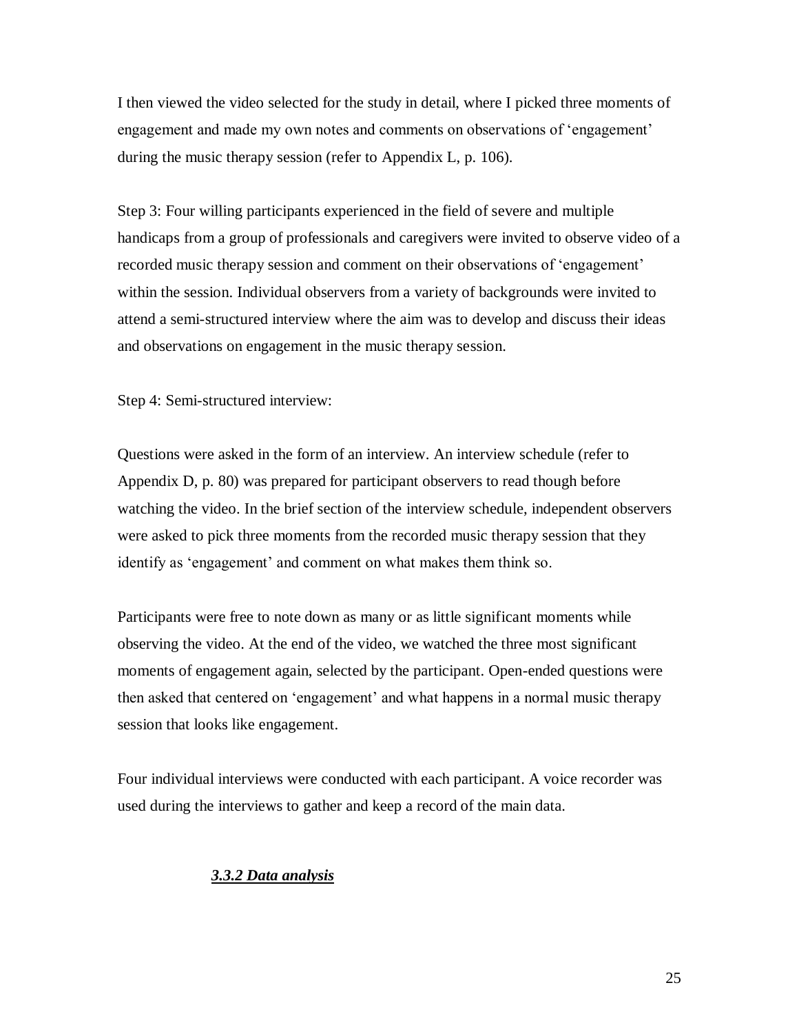I then viewed the video selected for the study in detail, where I picked three moments of engagement and made my own notes and comments on observations of 'engagement' during the music therapy session (refer to Appendix L, p. 106).

Step 3: Four willing participants experienced in the field of severe and multiple handicaps from a group of professionals and caregivers were invited to observe video of a recorded music therapy session and comment on their observations of 'engagement' within the session. Individual observers from a variety of backgrounds were invited to attend a semi-structured interview where the aim was to develop and discuss their ideas and observations on engagement in the music therapy session.

Step 4: Semi-structured interview:

Questions were asked in the form of an interview. An interview schedule (refer to Appendix D, p. 80) was prepared for participant observers to read though before watching the video. In the brief section of the interview schedule, independent observers were asked to pick three moments from the recorded music therapy session that they identify as 'engagement' and comment on what makes them think so.

Participants were free to note down as many or as little significant moments while observing the video. At the end of the video, we watched the three most significant moments of engagement again, selected by the participant. Open-ended questions were then asked that centered on 'engagement' and what happens in a normal music therapy session that looks like engagement.

Four individual interviews were conducted with each participant. A voice recorder was used during the interviews to gather and keep a record of the main data.

### ***3.3.2 Data analysis***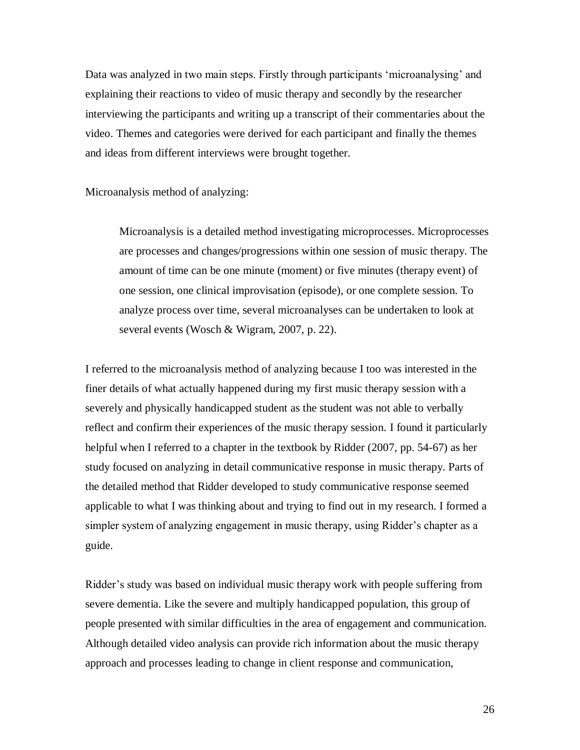Data was analyzed in two main steps. Firstly through participants 'microanalysing' and explaining their reactions to video of music therapy and secondly by the researcher interviewing the participants and writing up a transcript of their commentaries about the video. Themes and categories were derived for each participant and finally the themes and ideas from different interviews were brought together.

Microanalysis method of analyzing:

> Microanalysis is a detailed method investigating microprocesses. Microprocesses are processes and changes/progressions within one session of music therapy. The amount of time can be one minute (moment) or five minutes (therapy event) of one session, one clinical improvisation (episode), or one complete session. To analyze process over time, several microanalyses can be undertaken to look at several events (Wosch & Wigram, 2007, p. 22).

I referred to the microanalysis method of analyzing because I too was interested in the finer details of what actually happened during my first music therapy session with a severely and physically handicapped student as the student was not able to verbally reflect and confirm their experiences of the music therapy session. I found it particularly helpful when I referred to a chapter in the textbook by Ridder (2007, pp. 54-67) as her study focused on analyzing in detail communicative response in music therapy. Parts of the detailed method that Ridder developed to study communicative response seemed applicable to what I was thinking about and trying to find out in my research. I formed a simpler system of analyzing engagement in music therapy, using Ridder's chapter as a guide.

Ridder's study was based on individual music therapy work with people suffering from severe dementia. Like the severe and multiply handicapped population, this group of people presented with similar difficulties in the area of engagement and communication. Although detailed video analysis can provide rich information about the music therapy approach and processes leading to change in client response and communication,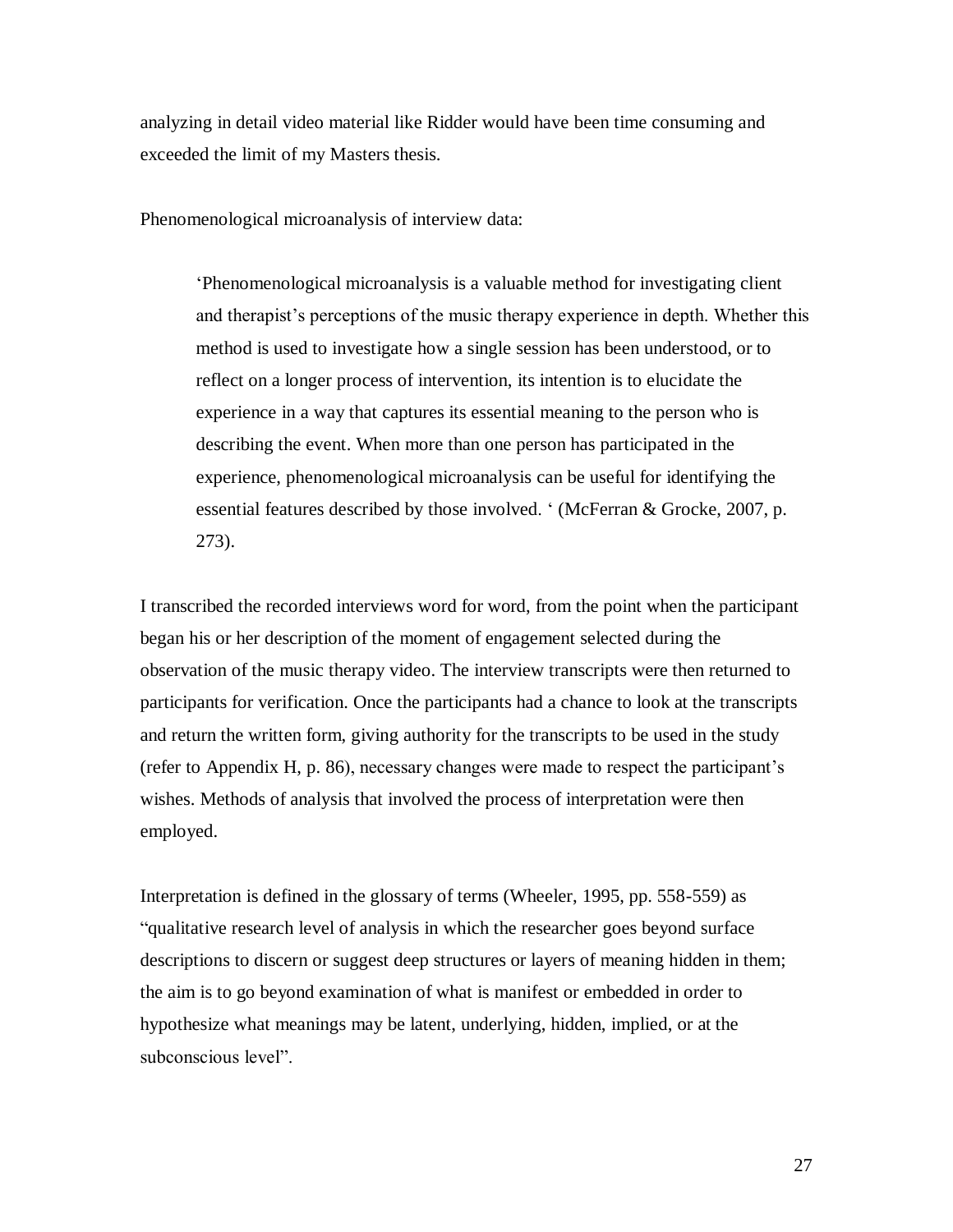analyzing in detail video material like Ridder would have been time consuming and exceeded the limit of my Masters thesis.

Phenomenological microanalysis of interview data:

> 'Phenomenological microanalysis is a valuable method for investigating client and therapist's perceptions of the music therapy experience in depth. Whether this method is used to investigate how a single session has been understood, or to reflect on a longer process of intervention, its intention is to elucidate the experience in a way that captures its essential meaning to the person who is describing the event. When more than one person has participated in the experience, phenomenological microanalysis can be useful for identifying the essential features described by those involved. ' (McFerran & Grocke, 2007, p. 273).

I transcribed the recorded interviews word for word, from the point when the participant began his or her description of the moment of engagement selected during the observation of the music therapy video. The interview transcripts were then returned to participants for verification. Once the participants had a chance to look at the transcripts and return the written form, giving authority for the transcripts to be used in the study (refer to Appendix H, p. 86), necessary changes were made to respect the participant's wishes. Methods of analysis that involved the process of interpretation were then employed.

Interpretation is defined in the glossary of terms (Wheeler, 1995, pp. 558-559) as "qualitative research level of analysis in which the researcher goes beyond surface descriptions to discern or suggest deep structures or layers of meaning hidden in them; the aim is to go beyond examination of what is manifest or embedded in order to hypothesize what meanings may be latent, underlying, hidden, implied, or at the subconscious level".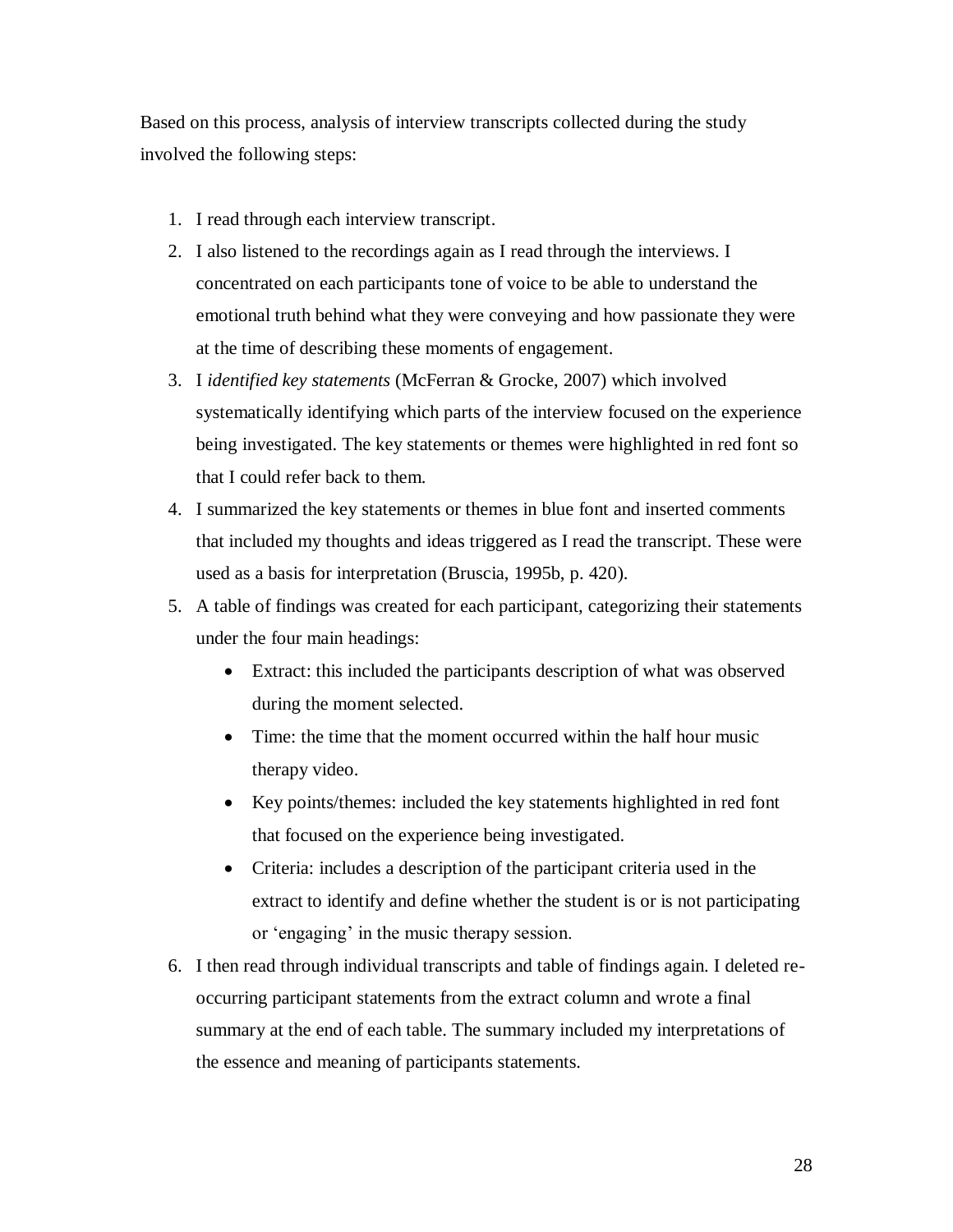Based on this process, analysis of interview transcripts collected during the study involved the following steps:

1. I read through each interview transcript.
2. I also listened to the recordings again as I read through the interviews. I concentrated on each participants tone of voice to be able to understand the emotional truth behind what they were conveying and how passionate they were at the time of describing these moments of engagement.
3. I *identified key statements* (McFerran & Grocke, 2007) which involved systematically identifying which parts of the interview focused on the experience being investigated. The key statements or themes were highlighted in red font so that I could refer back to them.
4. I summarized the key statements or themes in blue font and inserted comments that included my thoughts and ideas triggered as I read the transcript. These were used as a basis for interpretation (Bruscia, 1995b, p. 420).
5. A table of findings was created for each participant, categorizing their statements under the four main headings:
   - Extract: this included the participants description of what was observed during the moment selected.
   - Time: the time that the moment occurred within the half hour music therapy video.
   - Key points/themes: included the key statements highlighted in red font that focused on the experience being investigated.
   - Criteria: includes a description of the participant criteria used in the extract to identify and define whether the student is or is not participating or 'engaging' in the music therapy session.
6. I then read through individual transcripts and table of findings again. I deleted re-occurring participant statements from the extract column and wrote a final summary at the end of each table. The summary included my interpretations of the essence and meaning of participants statements.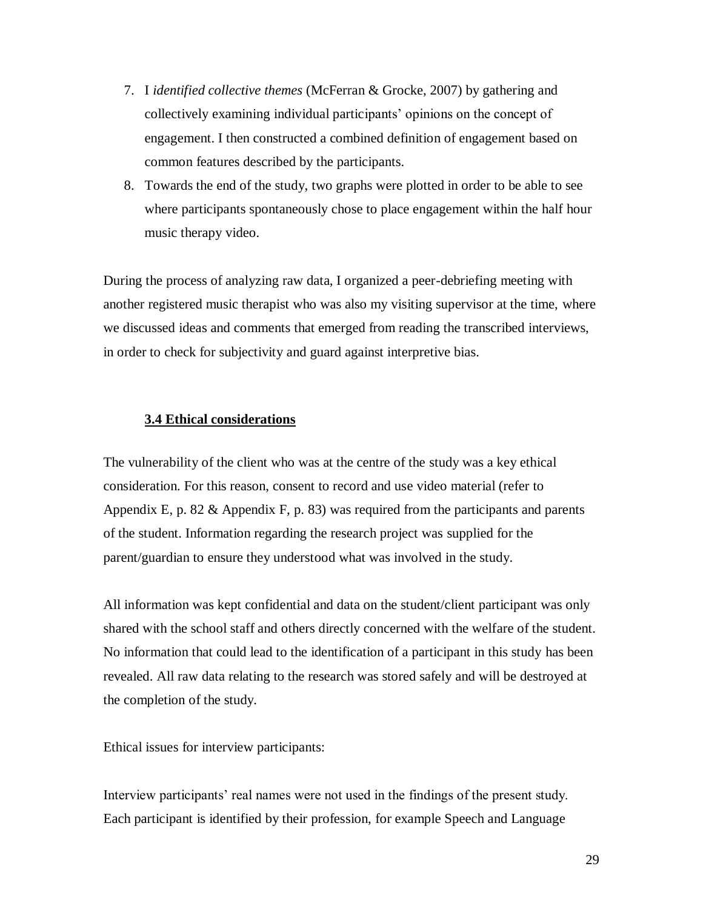7. I *identified collective themes* (McFerran & Grocke, 2007) by gathering and collectively examining individual participants' opinions on the concept of engagement. I then constructed a combined definition of engagement based on common features described by the participants.
8. Towards the end of the study, two graphs were plotted in order to be able to see where participants spontaneously chose to place engagement within the half hour music therapy video.

During the process of analyzing raw data, I organized a peer-debriefing meeting with another registered music therapist who was also my visiting supervisor at the time, where we discussed ideas and comments that emerged from reading the transcribed interviews, in order to check for subjectivity and guard against interpretive bias.

### 3.4 Ethical considerations

The vulnerability of the client who was at the centre of the study was a key ethical consideration. For this reason, consent to record and use video material (refer to Appendix E, p. 82 & Appendix F, p. 83) was required from the participants and parents of the student. Information regarding the research project was supplied for the parent/guardian to ensure they understood what was involved in the study.

All information was kept confidential and data on the student/client participant was only shared with the school staff and others directly concerned with the welfare of the student. No information that could lead to the identification of a participant in this study has been revealed. All raw data relating to the research was stored safely and will be destroyed at the completion of the study.

Ethical issues for interview participants:

Interview participants' real names were not used in the findings of the present study. Each participant is identified by their profession, for example Speech and Language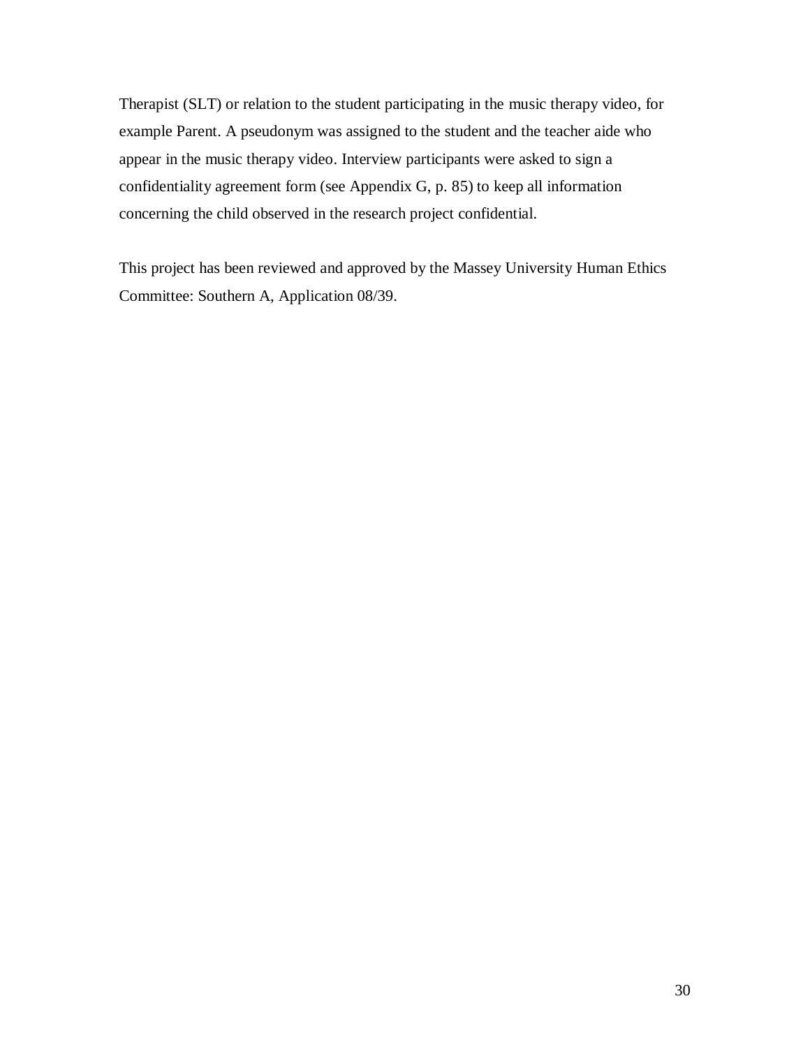Therapist (SLT) or relation to the student participating in the music therapy video, for example Parent. A pseudonym was assigned to the student and the teacher aide who appear in the music therapy video. Interview participants were asked to sign a confidentiality agreement form (see Appendix G, p. 85) to keep all information concerning the child observed in the research project confidential.

This project has been reviewed and approved by the Massey University Human Ethics Committee: Southern A, Application 08/39.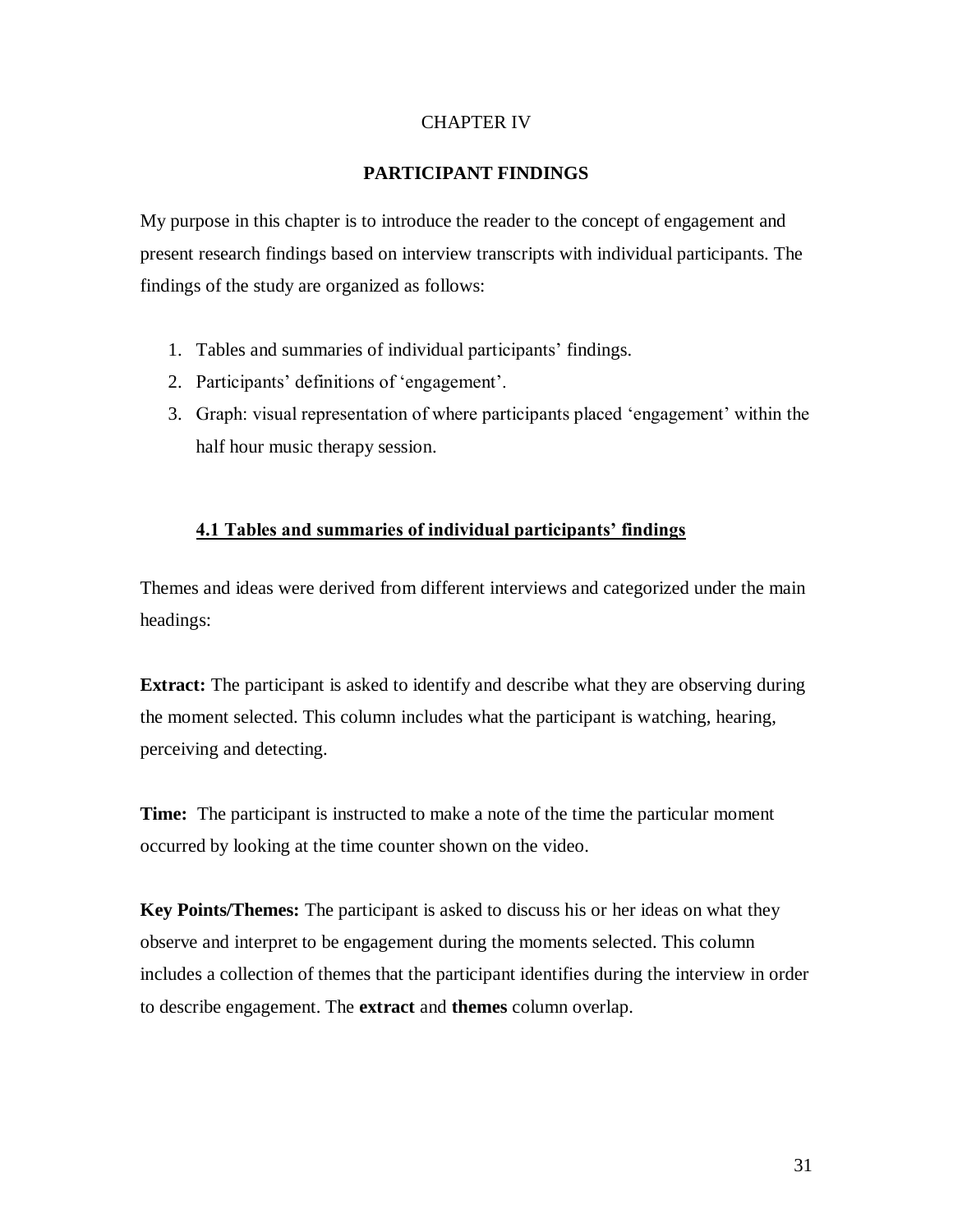# CHAPTER IV

## PARTICIPANT FINDINGS

My purpose in this chapter is to introduce the reader to the concept of engagement and present research findings based on interview transcripts with individual participants. The findings of the study are organized as follows:

1. Tables and summaries of individual participants' findings.
2. Participants' definitions of 'engagement'.
3. Graph: visual representation of where participants placed 'engagement' within the half hour music therapy session.

### 4.1 Tables and summaries of individual participants' findings

Themes and ideas were derived from different interviews and categorized under the main headings:

**Extract:** The participant is asked to identify and describe what they are observing during the moment selected. This column includes what the participant is watching, hearing, perceiving and detecting.

**Time:** The participant is instructed to make a note of the time the particular moment occurred by looking at the time counter shown on the video.

**Key Points/Themes:** The participant is asked to discuss his or her ideas on what they observe and interpret to be engagement during the moments selected. This column includes a collection of themes that the participant identifies during the interview in order to describe engagement. The **extract** and **themes** column overlap.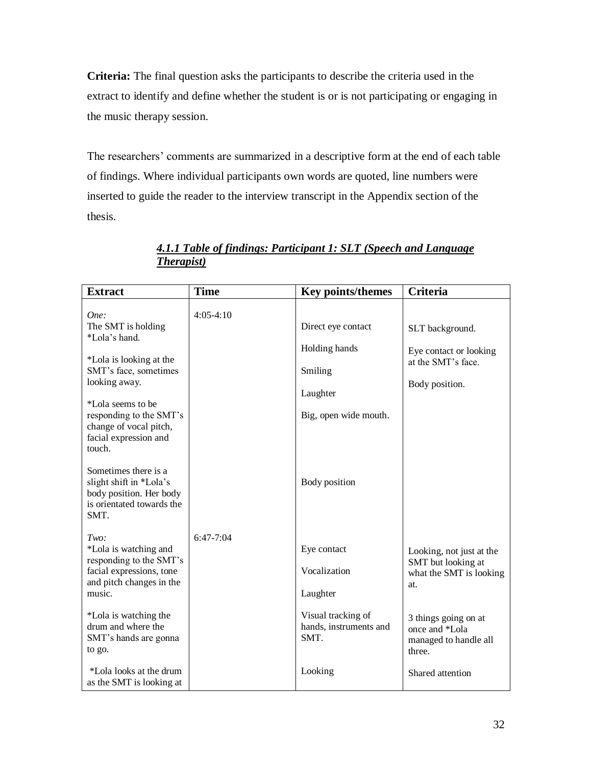**Criteria:** The final question asks the participants to describe the criteria used in the extract to identify and define whether the student is or is not participating or engaging in the music therapy session.

The researchers' comments are summarized in a descriptive form at the end of each table of findings. Where individual participants own words are quoted, line numbers were inserted to guide the reader to the interview transcript in the Appendix section of the thesis.

### *4.1.1 Table of findings: Participant 1: SLT (Speech and Language Therapist)*

| Extract | Time | Key points/themes | Criteria |
|---|---|---|---|
| *One:* The SMT is holding *Lola's hand. | 4:05-4:10 | Direct eye contact | SLT background. |
| *Lola is looking at the SMT's face, sometimes looking away. | | Holding hands<br>Smiling | Eye contact or looking at the SMT's face.<br>Body position. |
| *Lola seems to be responding to the SMT's change of vocal pitch, facial expression and touch. | | Laughter<br>Big, open wide mouth. | |
| Sometimes there is a slight shift in *Lola's body position. Her body is orientated towards the SMT. | | Body position | |
| *Two:* *Lola is watching and responding to the SMT's facial expressions, tone and pitch changes in the music. | 6:47-7:04 | Eye contact<br>Vocalization<br>Laughter | Looking, not just at the SMT but looking at what the SMT is looking at. |
| *Lola is watching the drum and where the SMT's hands are gonna to go. | | Visual tracking of hands, instruments and SMT. | 3 things going on at once and *Lola managed to handle all three. |
| *Lola looks at the drum as the SMT is looking at | | Looking | Shared attention |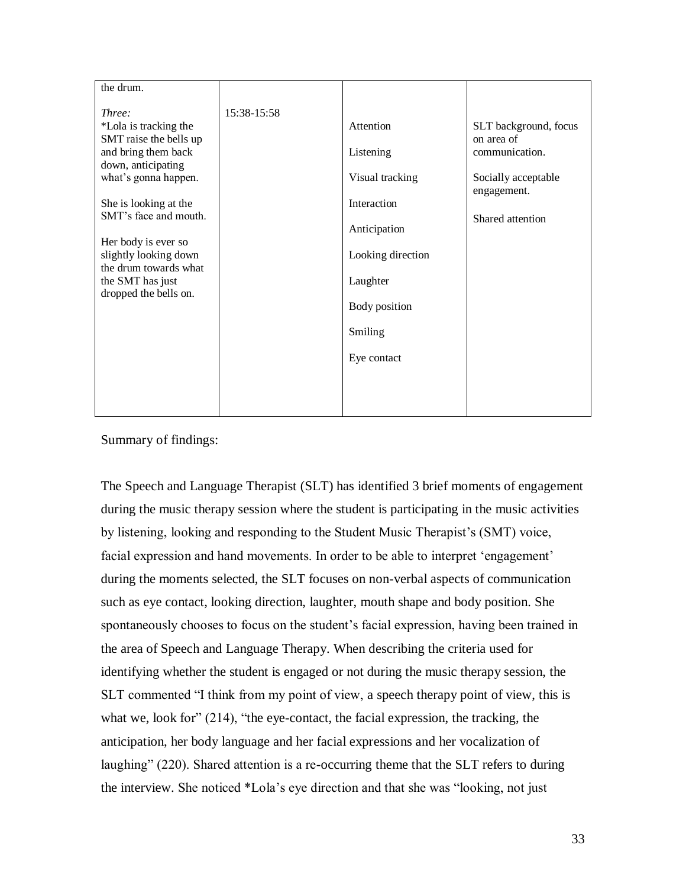| | | | |
|---|---|---|---|
| the drum.<br><br>*Three:*<br>*Lola is tracking the SMT raise the bells up and bring them back down, anticipating what's gonna happen.<br><br>She is looking at the SMT's face and mouth.<br><br>Her body is ever so slightly looking down the drum towards what the SMT has just dropped the bells on. | 15:38-15:58 | Attention<br><br>Listening<br><br>Visual tracking<br><br>Interaction<br><br>Anticipation<br><br>Looking direction<br><br>Laughter<br><br>Body position<br><br>Smiling<br><br>Eye contact | SLT background, focus on area of communication.<br><br>Socially acceptable engagement.<br><br>Shared attention |

Summary of findings:

The Speech and Language Therapist (SLT) has identified 3 brief moments of engagement during the music therapy session where the student is participating in the music activities by listening, looking and responding to the Student Music Therapist's (SMT) voice, facial expression and hand movements. In order to be able to interpret 'engagement' during the moments selected, the SLT focuses on non-verbal aspects of communication such as eye contact, looking direction, laughter, mouth shape and body position. She spontaneously chooses to focus on the student's facial expression, having been trained in the area of Speech and Language Therapy. When describing the criteria used for identifying whether the student is engaged or not during the music therapy session, the SLT commented "I think from my point of view, a speech therapy point of view, this is what we, look for" (214), "the eye-contact, the facial expression, the tracking, the anticipation, her body language and her facial expressions and her vocalization of laughing" (220). Shared attention is a re-occurring theme that the SLT refers to during the interview. She noticed *Lola's eye direction and that she was "looking, not just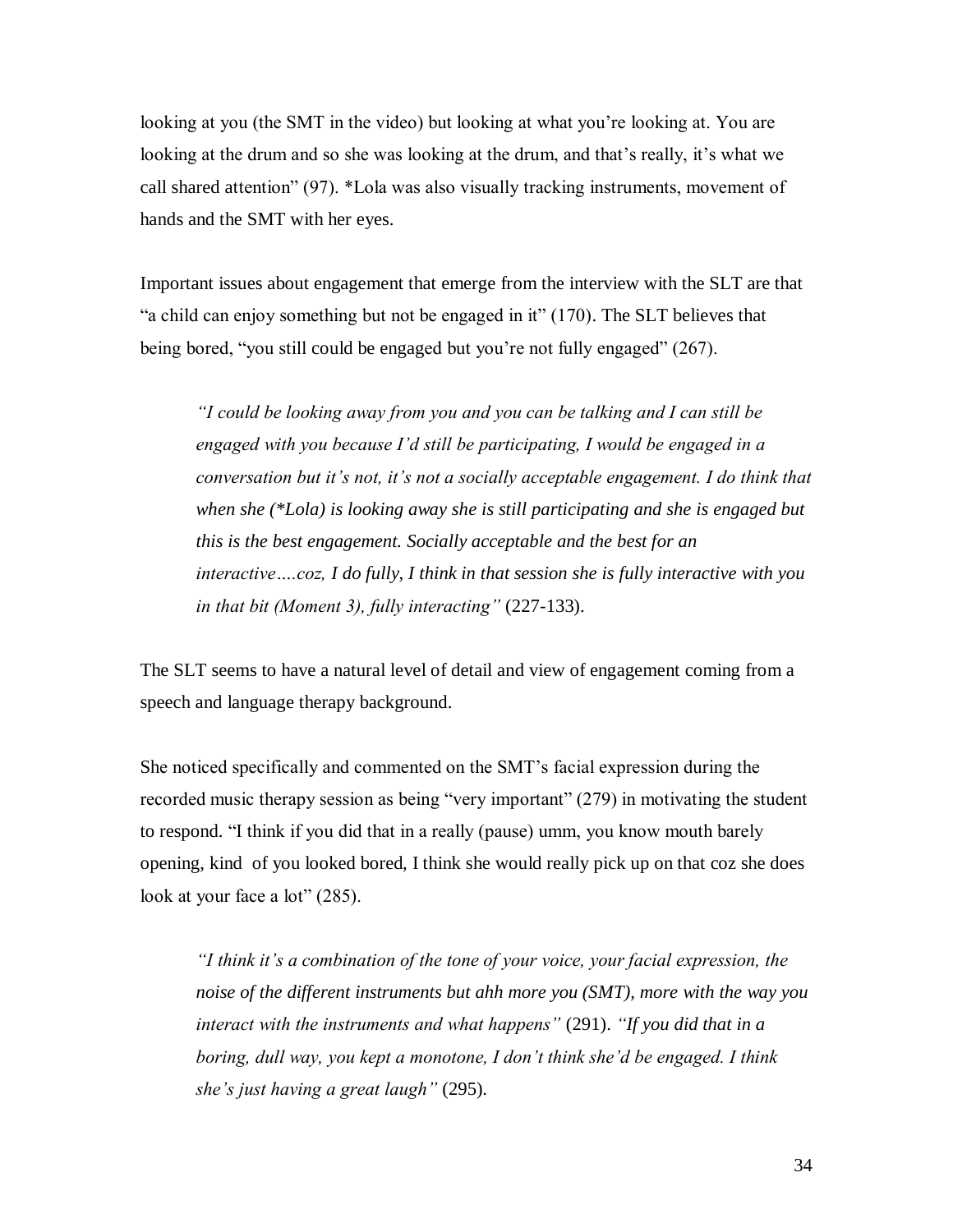looking at you (the SMT in the video) but looking at what you're looking at. You are looking at the drum and so she was looking at the drum, and that's really, it's what we call shared attention" (97). *Lola was also visually tracking instruments, movement of hands and the SMT with her eyes.

Important issues about engagement that emerge from the interview with the SLT are that "a child can enjoy something but not be engaged in it" (170). The SLT believes that being bored, "you still could be engaged but you're not fully engaged" (267).

> *"I could be looking away from you and you can be talking and I can still be engaged with you because I'd still be participating, I would be engaged in a conversation but it's not, it's not a socially acceptable engagement. I do think that when she (*Lola) is looking away she is still participating and she is engaged but this is the best engagement. Socially acceptable and the best for an interactive….coz, I do fully, I think in that session she is fully interactive with you in that bit (Moment 3), fully interacting"* (227-133).

The SLT seems to have a natural level of detail and view of engagement coming from a speech and language therapy background.

She noticed specifically and commented on the SMT's facial expression during the recorded music therapy session as being "very important" (279) in motivating the student to respond. "I think if you did that in a really (pause) umm, you know mouth barely opening, kind of you looked bored, I think she would really pick up on that coz she does look at your face a lot" (285).

> *"I think it's a combination of the tone of your voice, your facial expression, the noise of the different instruments but ahh more you (SMT), more with the way you interact with the instruments and what happens"* (291). *"If you did that in a boring, dull way, you kept a monotone, I don't think she'd be engaged. I think she's just having a great laugh"* (295).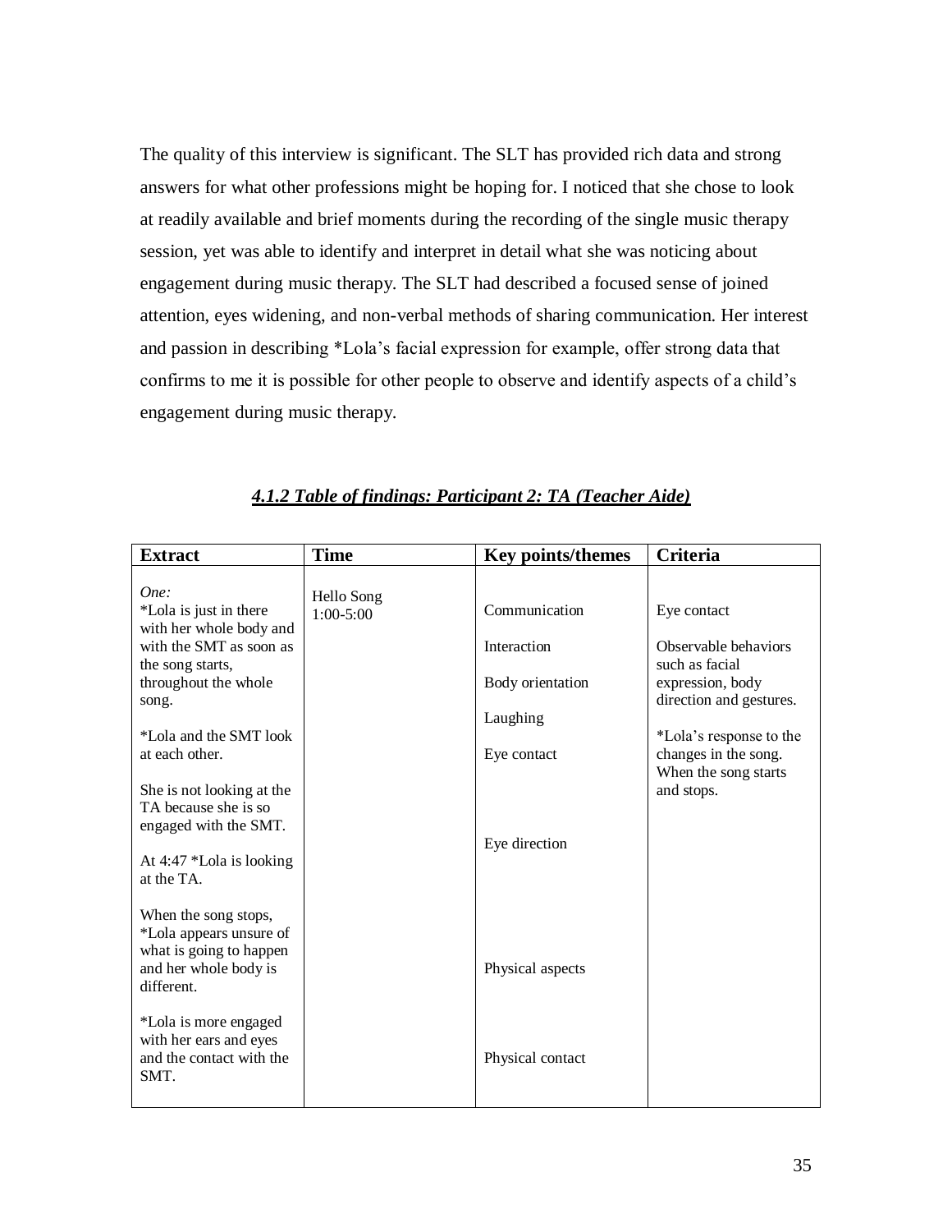The quality of this interview is significant. The SLT has provided rich data and strong answers for what other professions might be hoping for. I noticed that she chose to look at readily available and brief moments during the recording of the single music therapy session, yet was able to identify and interpret in detail what she was noticing about engagement during music therapy. The SLT had described a focused sense of joined attention, eyes widening, and non-verbal methods of sharing communication. Her interest and passion in describing *Lola's facial expression for example, offer strong data that confirms to me it is possible for other people to observe and identify aspects of a child's engagement during music therapy.

### ***4.1.2 Table of findings: Participant 2: TA (Teacher Aide)***

| Extract | Time | Key points/themes | Criteria |
|---|---|---|---|
| *One:*<br>*Lola is just in there with her whole body and with the SMT as soon as the song starts, throughout the whole song.<br><br>*Lola and the SMT look at each other.<br><br>She is not looking at the TA because she is so engaged with the SMT.<br><br>At 4:47 *Lola is looking at the TA.<br><br>When the song stops, *Lola appears unsure of what is going to happen and her whole body is different.<br><br>*Lola is more engaged with her ears and eyes and the contact with the SMT. | Hello Song<br>1:00-5:00 | Communication<br><br>Interaction<br><br>Body orientation<br><br>Laughing<br><br>Eye contact<br><br>Eye direction<br><br>Physical aspects<br><br>Physical contact | Eye contact<br><br>Observable behaviors such as facial expression, body direction and gestures.<br><br>*Lola's response to the changes in the song. When the song starts and stops. |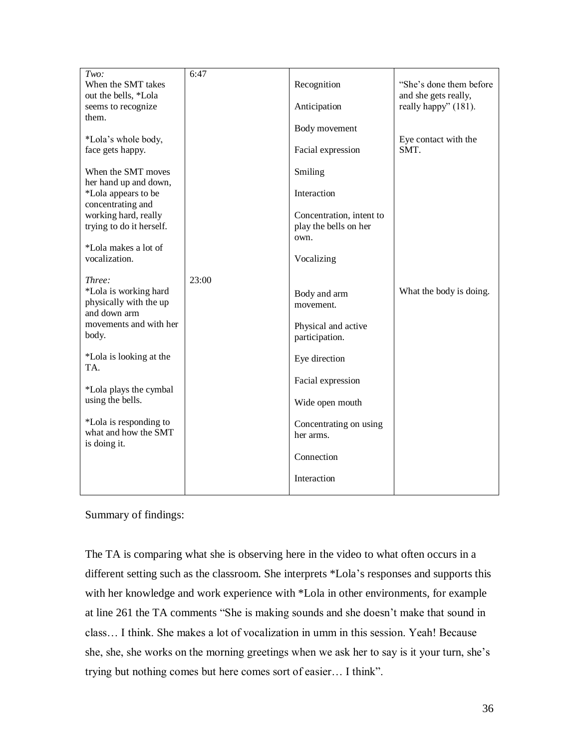| | | | |
|---|---|---|---|
| *Two:*<br>When the SMT takes out the bells, *Lola seems to recognize them.<br><br>*Lola's whole body, face gets happy.<br><br>When the SMT moves her hand up and down, *Lola appears to be concentrating and working hard, really trying to do it herself.<br><br>*Lola makes a lot of vocalization. | 6:47 | Recognition<br><br>Anticipation<br><br>Body movement<br><br>Facial expression<br><br>Smiling<br><br>Interaction<br><br>Concentration, intent to play the bells on her own.<br><br>Vocalizing | "She's done them before and she gets really, really happy" (181).<br><br>Eye contact with the SMT. |
| *Three:*<br>*Lola is working hard physically with the up and down arm movements and with her body.<br><br>*Lola is looking at the TA.<br><br>*Lola plays the cymbal using the bells.<br><br>*Lola is responding to what and how the SMT is doing it. | 23:00 | Body and arm movement.<br><br>Physical and active participation.<br><br>Eye direction<br><br>Facial expression<br><br>Wide open mouth<br><br>Concentrating on using her arms.<br><br>Connection<br><br>Interaction | What the body is doing. |

Summary of findings:

The TA is comparing what she is observing here in the video to what often occurs in a different setting such as the classroom. She interprets *Lola's responses and supports this with her knowledge and work experience with *Lola in other environments, for example at line 261 the TA comments "She is making sounds and she doesn't make that sound in class… I think. She makes a lot of vocalization in umm in this session. Yeah! Because she, she, she works on the morning greetings when we ask her to say is it your turn, she's trying but nothing comes but here comes sort of easier… I think".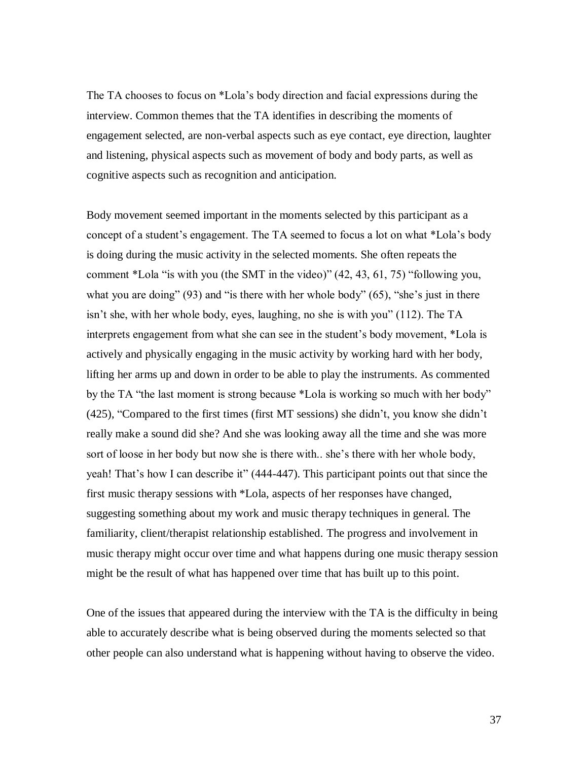The TA chooses to focus on *Lola's body direction and facial expressions during the interview. Common themes that the TA identifies in describing the moments of engagement selected, are non-verbal aspects such as eye contact, eye direction, laughter and listening, physical aspects such as movement of body and body parts, as well as cognitive aspects such as recognition and anticipation.

Body movement seemed important in the moments selected by this participant as a concept of a student's engagement. The TA seemed to focus a lot on what *Lola's body is doing during the music activity in the selected moments. She often repeats the comment *Lola "is with you (the SMT in the video)" (42, 43, 61, 75) "following you, what you are doing" (93) and "is there with her whole body" (65), "she's just in there isn't she, with her whole body, eyes, laughing, no she is with you" (112). The TA interprets engagement from what she can see in the student's body movement, *Lola is actively and physically engaging in the music activity by working hard with her body, lifting her arms up and down in order to be able to play the instruments. As commented by the TA "the last moment is strong because *Lola is working so much with her body" (425), "Compared to the first times (first MT sessions) she didn't, you know she didn't really make a sound did she? And she was looking away all the time and she was more sort of loose in her body but now she is there with.. she's there with her whole body, yeah! That's how I can describe it" (444-447). This participant points out that since the first music therapy sessions with *Lola, aspects of her responses have changed, suggesting something about my work and music therapy techniques in general. The familiarity, client/therapist relationship established. The progress and involvement in music therapy might occur over time and what happens during one music therapy session might be the result of what has happened over time that has built up to this point.

One of the issues that appeared during the interview with the TA is the difficulty in being able to accurately describe what is being observed during the moments selected so that other people can also understand what is happening without having to observe the video.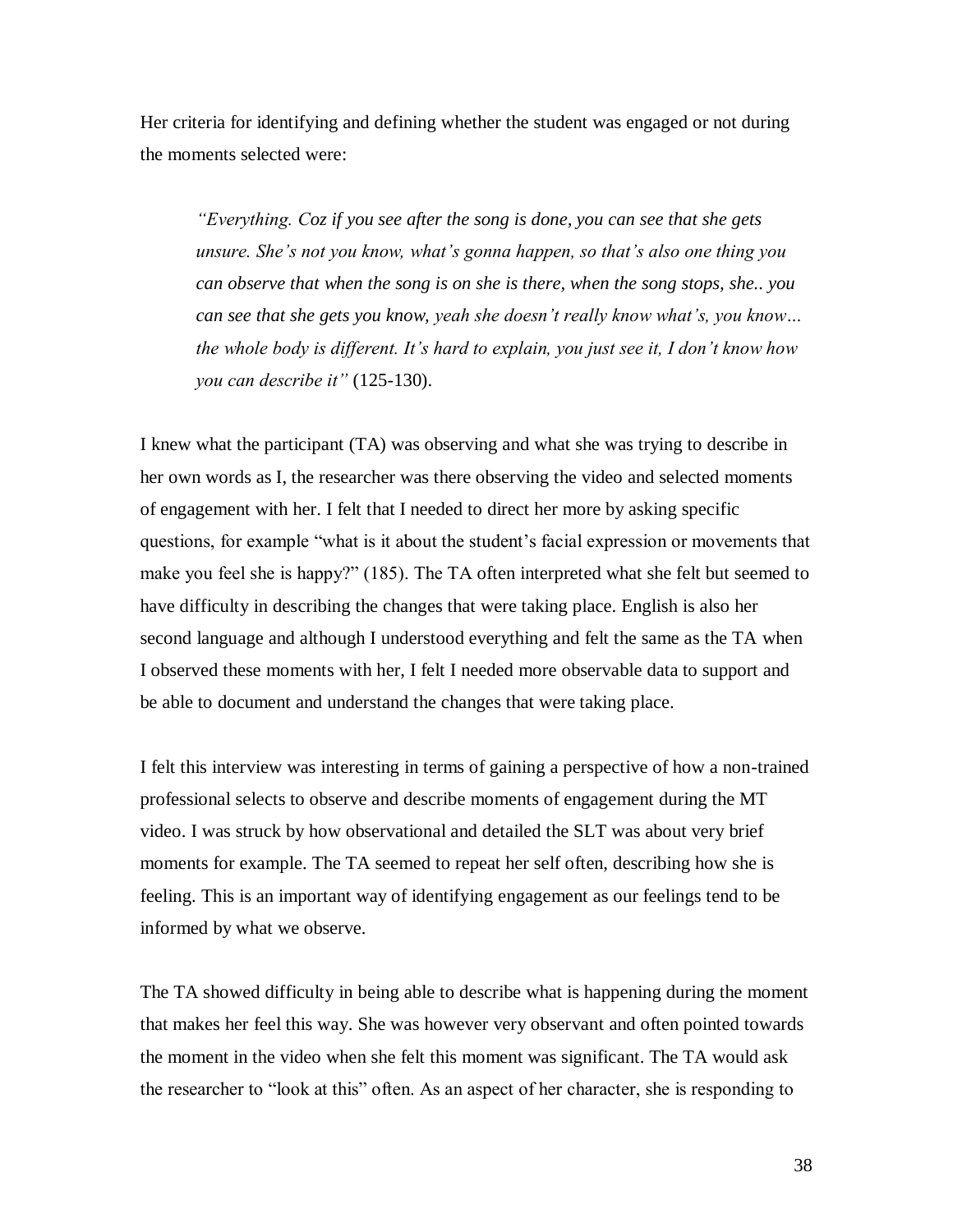Her criteria for identifying and defining whether the student was engaged or not during the moments selected were:

> *"Everything. Coz if you see after the song is done, you can see that she gets unsure. She's not you know, what's gonna happen, so that's also one thing you can observe that when the song is on she is there, when the song stops, she.. you can see that she gets you know, yeah she doesn't really know what's, you know… the whole body is different. It's hard to explain, you just see it, I don't know how you can describe it"* (125-130).

I knew what the participant (TA) was observing and what she was trying to describe in her own words as I, the researcher was there observing the video and selected moments of engagement with her. I felt that I needed to direct her more by asking specific questions, for example "what is it about the student's facial expression or movements that make you feel she is happy?" (185). The TA often interpreted what she felt but seemed to have difficulty in describing the changes that were taking place. English is also her second language and although I understood everything and felt the same as the TA when I observed these moments with her, I felt I needed more observable data to support and be able to document and understand the changes that were taking place.

I felt this interview was interesting in terms of gaining a perspective of how a non-trained professional selects to observe and describe moments of engagement during the MT video. I was struck by how observational and detailed the SLT was about very brief moments for example. The TA seemed to repeat her self often, describing how she is feeling. This is an important way of identifying engagement as our feelings tend to be informed by what we observe.

The TA showed difficulty in being able to describe what is happening during the moment that makes her feel this way. She was however very observant and often pointed towards the moment in the video when she felt this moment was significant. The TA would ask the researcher to "look at this" often. As an aspect of her character, she is responding to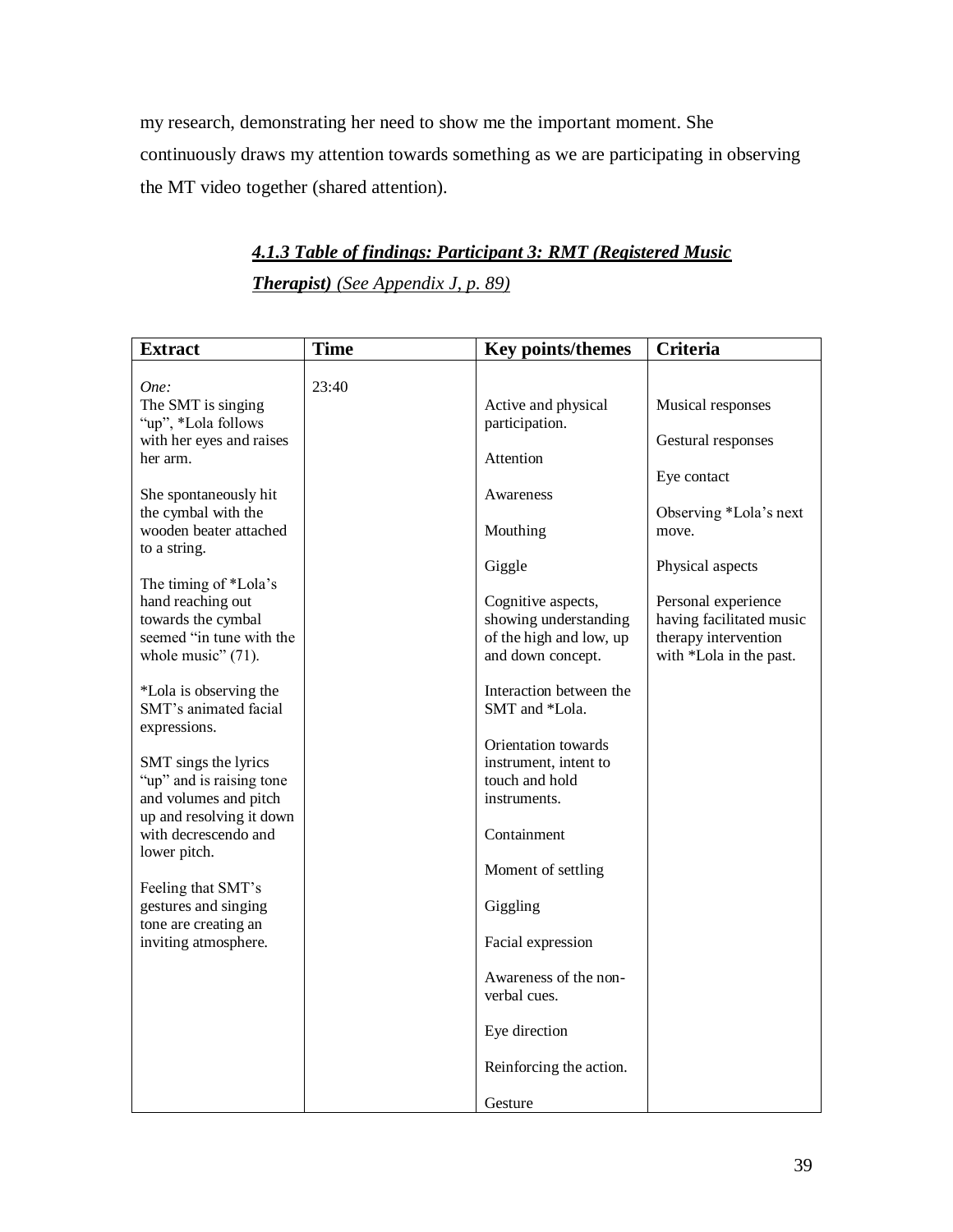my research, demonstrating her need to show me the important moment. She continuously draws my attention towards something as we are participating in observing the MT video together (shared attention).

#### ***4.1.3 Table of findings: Participant 3: RMT (Registered Music Therapist)*** *(See Appendix J, p. 89)*

| Extract | Time | Key points/themes | Criteria |
|---|---|---|---|
| *One:*<br>The SMT is singing "up", *Lola follows with her eyes and raises her arm.<br><br>She spontaneously hit the cymbal with the wooden beater attached to a string.<br><br>The timing of *Lola's hand reaching out towards the cymbal seemed "in tune with the whole music" (71).<br><br>*Lola is observing the SMT's animated facial expressions.<br><br>SMT sings the lyrics "up" and is raising tone and volumes and pitch up and resolving it down with decrescendo and lower pitch.<br><br>Feeling that SMT's gestures and singing tone are creating an inviting atmosphere. | 23:40 | Active and physical participation.<br><br>Attention<br><br>Awareness<br><br>Mouthing<br><br>Giggle<br><br>Cognitive aspects, showing understanding of the high and low, up and down concept.<br><br>Interaction between the SMT and *Lola.<br><br>Orientation towards instrument, intent to touch and hold instruments.<br><br>Containment<br><br>Moment of settling<br><br>Giggling<br><br>Facial expression<br><br>Awareness of the non-verbal cues.<br><br>Eye direction<br><br>Reinforcing the action.<br><br>Gesture | Musical responses<br><br>Gestural responses<br><br>Eye contact<br><br>Observing *Lola's next move.<br><br>Physical aspects<br><br>Personal experience having facilitated music therapy intervention with *Lola in the past. |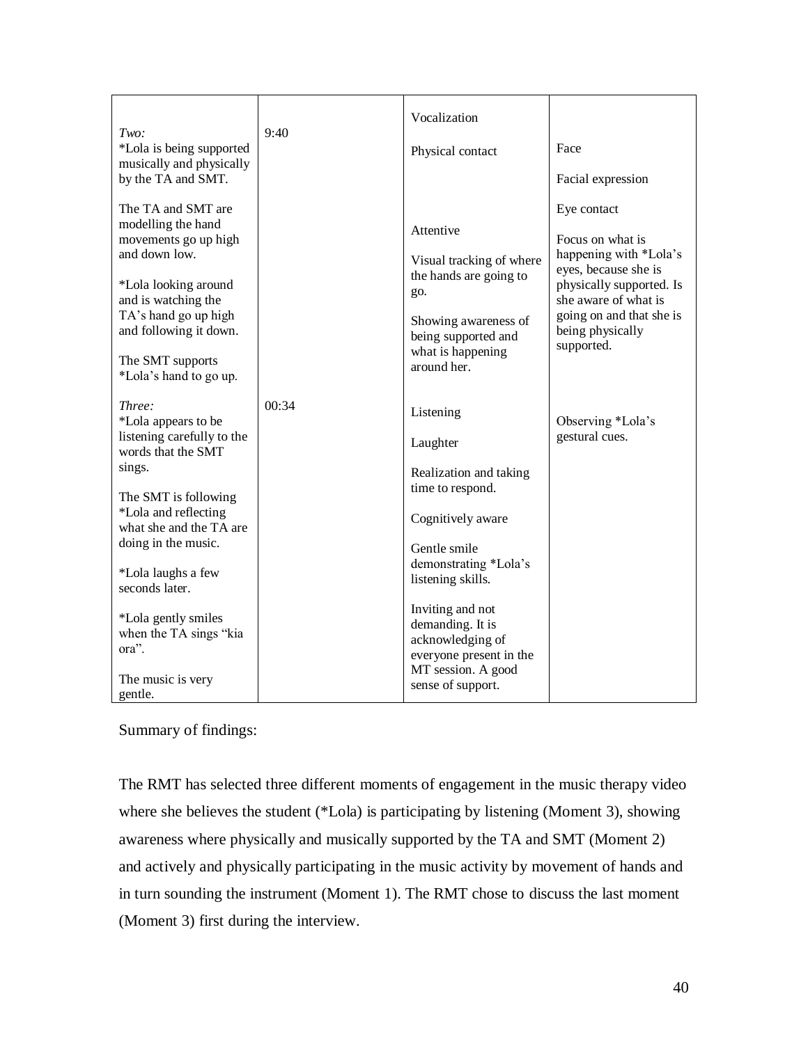| | | | |
|---|---|---|---|
| *Two:*<br>*Lola is being supported musically and physically by the TA and SMT.<br><br>The TA and SMT are modelling the hand movements go up high and down low.<br><br>*Lola looking around and is watching the TA's hand go up high and following it down.<br><br>The SMT supports *Lola's hand to go up. | 9:40 | Vocalization<br><br>Physical contact<br><br>Attentive<br><br>Visual tracking of where the hands are going to go.<br><br>Showing awareness of being supported and what is happening around her. | Face<br><br>Facial expression<br><br>Eye contact<br><br>Focus on what is happening with *Lola's eyes, because she is physically supported. Is she aware of what is going on and that she is being physically supported. |
| *Three:*<br>*Lola appears to be listening carefully to the words that the SMT sings.<br><br>The SMT is following *Lola and reflecting what she and the TA are doing in the music.<br><br>*Lola laughs a few seconds later.<br><br>*Lola gently smiles when the TA sings "kia ora".<br><br>The music is very gentle. | 00:34 | Listening<br><br>Laughter<br><br>Realization and taking time to respond.<br><br>Cognitively aware<br><br>Gentle smile demonstrating *Lola's listening skills.<br><br>Inviting and not demanding. It is acknowledging of everyone present in the MT session. A good sense of support. | Observing *Lola's gestural cues. |

Summary of findings:

The RMT has selected three different moments of engagement in the music therapy video where she believes the student (*Lola) is participating by listening (Moment 3), showing awareness where physically and musically supported by the TA and SMT (Moment 2) and actively and physically participating in the music activity by movement of hands and in turn sounding the instrument (Moment 1). The RMT chose to discuss the last moment (Moment 3) first during the interview.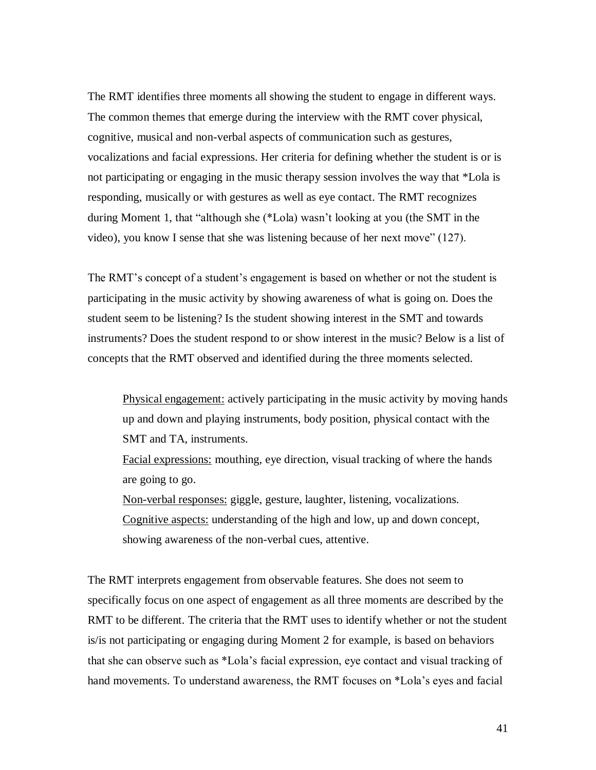The RMT identifies three moments all showing the student to engage in different ways. The common themes that emerge during the interview with the RMT cover physical, cognitive, musical and non-verbal aspects of communication such as gestures, vocalizations and facial expressions. Her criteria for defining whether the student is or is not participating or engaging in the music therapy session involves the way that *Lola is responding, musically or with gestures as well as eye contact. The RMT recognizes during Moment 1, that "although she (*Lola) wasn't looking at you (the SMT in the video), you know I sense that she was listening because of her next move" (127).

The RMT's concept of a student's engagement is based on whether or not the student is participating in the music activity by showing awareness of what is going on. Does the student seem to be listening? Is the student showing interest in the SMT and towards instruments? Does the student respond to or show interest in the music? Below is a list of concepts that the RMT observed and identified during the three moments selected.

> <u>Physical engagement:</u> actively participating in the music activity by moving hands up and down and playing instruments, body position, physical contact with the SMT and TA, instruments.
> <u>Facial expressions:</u> mouthing, eye direction, visual tracking of where the hands are going to go.
> <u>Non-verbal responses:</u> giggle, gesture, laughter, listening, vocalizations.
> <u>Cognitive aspects:</u> understanding of the high and low, up and down concept, showing awareness of the non-verbal cues, attentive.

The RMT interprets engagement from observable features. She does not seem to specifically focus on one aspect of engagement as all three moments are described by the RMT to be different. The criteria that the RMT uses to identify whether or not the student is/is not participating or engaging during Moment 2 for example, is based on behaviors that she can observe such as *Lola's facial expression, eye contact and visual tracking of hand movements. To understand awareness, the RMT focuses on *Lola's eyes and facial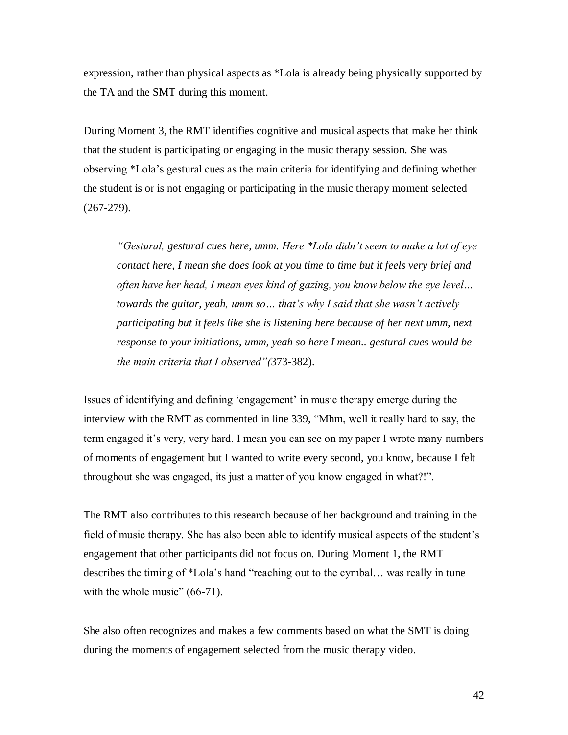expression, rather than physical aspects as *Lola is already being physically supported by the TA and the SMT during this moment.

During Moment 3, the RMT identifies cognitive and musical aspects that make her think that the student is participating or engaging in the music therapy session. She was observing *Lola's gestural cues as the main criteria for identifying and defining whether the student is or is not engaging or participating in the music therapy moment selected (267-279).

> *"Gestural, gestural cues here, umm. Here *Lola didn't seem to make a lot of eye contact here, I mean she does look at you time to time but it feels very brief and often have her head, I mean eyes kind of gazing, you know below the eye level… towards the guitar, yeah, umm so… that's why I said that she wasn't actively participating but it feels like she is listening here because of her next umm, next response to your initiations, umm, yeah so here I mean.. gestural cues would be the main criteria that I observed"(*373-382).

Issues of identifying and defining 'engagement' in music therapy emerge during the interview with the RMT as commented in line 339, "Mhm, well it really hard to say, the term engaged it's very, very hard. I mean you can see on my paper I wrote many numbers of moments of engagement but I wanted to write every second, you know, because I felt throughout she was engaged, its just a matter of you know engaged in what?!".

The RMT also contributes to this research because of her background and training in the field of music therapy. She has also been able to identify musical aspects of the student's engagement that other participants did not focus on. During Moment 1, the RMT describes the timing of *Lola's hand "reaching out to the cymbal… was really in tune with the whole music" (66-71).

She also often recognizes and makes a few comments based on what the SMT is doing during the moments of engagement selected from the music therapy video.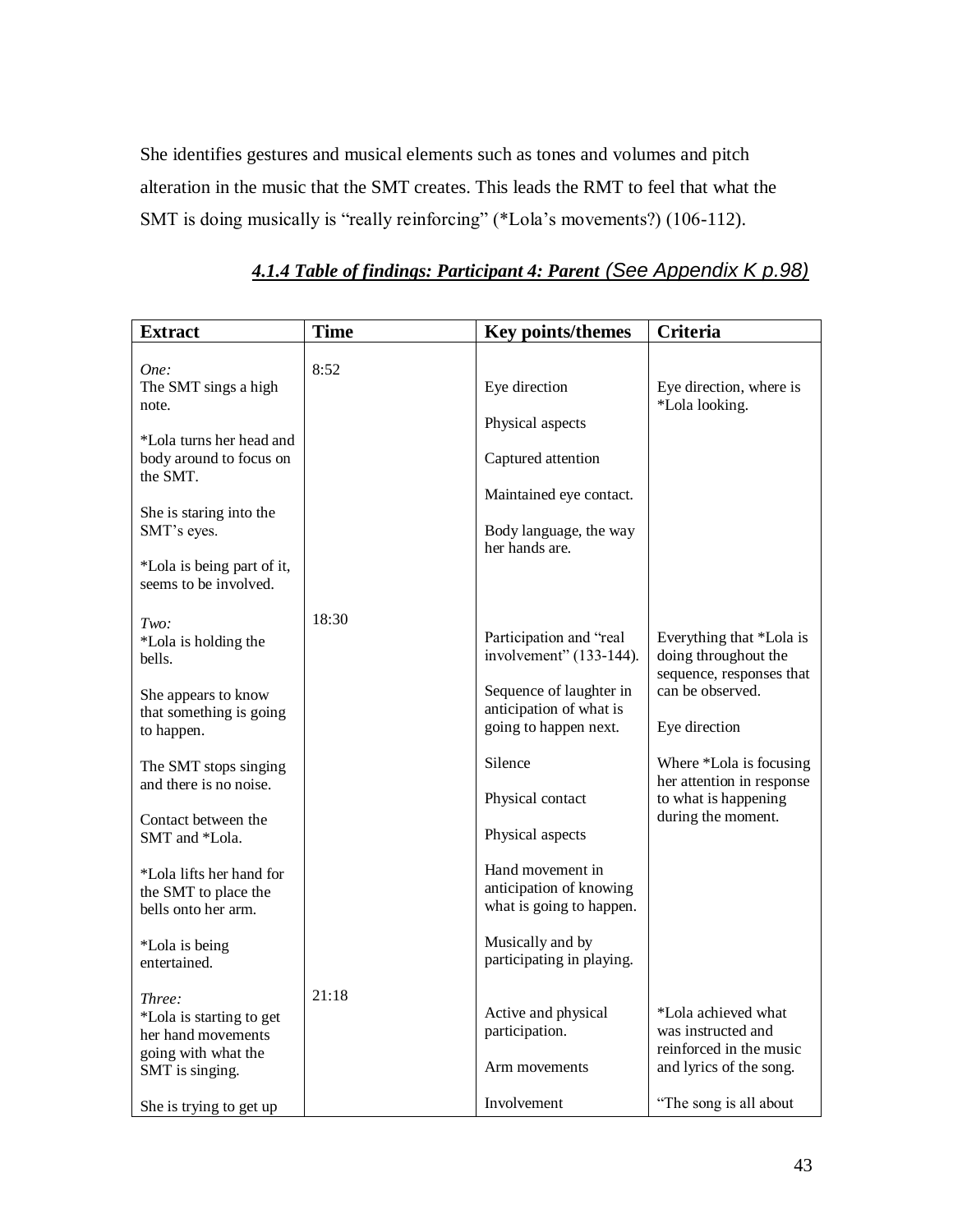She identifies gestures and musical elements such as tones and volumes and pitch alteration in the music that the SMT creates. This leads the RMT to feel that what the SMT is doing musically is "really reinforcing" (*Lola's movements?) (106-112).

### ***4.1.4 Table of findings: Participant 4: Parent*** *(See Appendix K p.98)*

| Extract | Time | Key points/themes | Criteria |
|---|---|---|---|
| *One:*<br>The SMT sings a high note.<br><br>*Lola turns her head and body around to focus on the SMT.<br><br>She is staring into the SMT's eyes.<br><br>*Lola is being part of it, seems to be involved. | 8:52 | Eye direction<br><br>Physical aspects<br><br>Captured attention<br><br>Maintained eye contact.<br><br>Body language, the way her hands are. | Eye direction, where is *Lola looking. |
| *Two:*<br>*Lola is holding the bells.<br><br>She appears to know that something is going to happen.<br><br>The SMT stops singing and there is no noise.<br><br>Contact between the SMT and *Lola.<br><br>*Lola lifts her hand for the SMT to place the bells onto her arm.<br><br>*Lola is being entertained. | 18:30 | Participation and "real involvement" (133-144).<br><br>Sequence of laughter in anticipation of what is going to happen next.<br><br>Silence<br><br>Physical contact<br><br>Physical aspects<br><br>Hand movement in anticipation of knowing what is going to happen.<br><br>Musically and by participating in playing. | Everything that *Lola is doing throughout the sequence, responses that can be observed.<br><br>Eye direction<br><br>Where *Lola is focusing her attention in response to what is happening during the moment. |
| *Three:*<br>*Lola is starting to get her hand movements going with what the SMT is singing.<br><br>She is trying to get up | 21:18 | Active and physical participation.<br><br>Arm movements<br><br>Involvement | *Lola achieved what was instructed and reinforced in the music and lyrics of the song.<br><br>"The song is all about |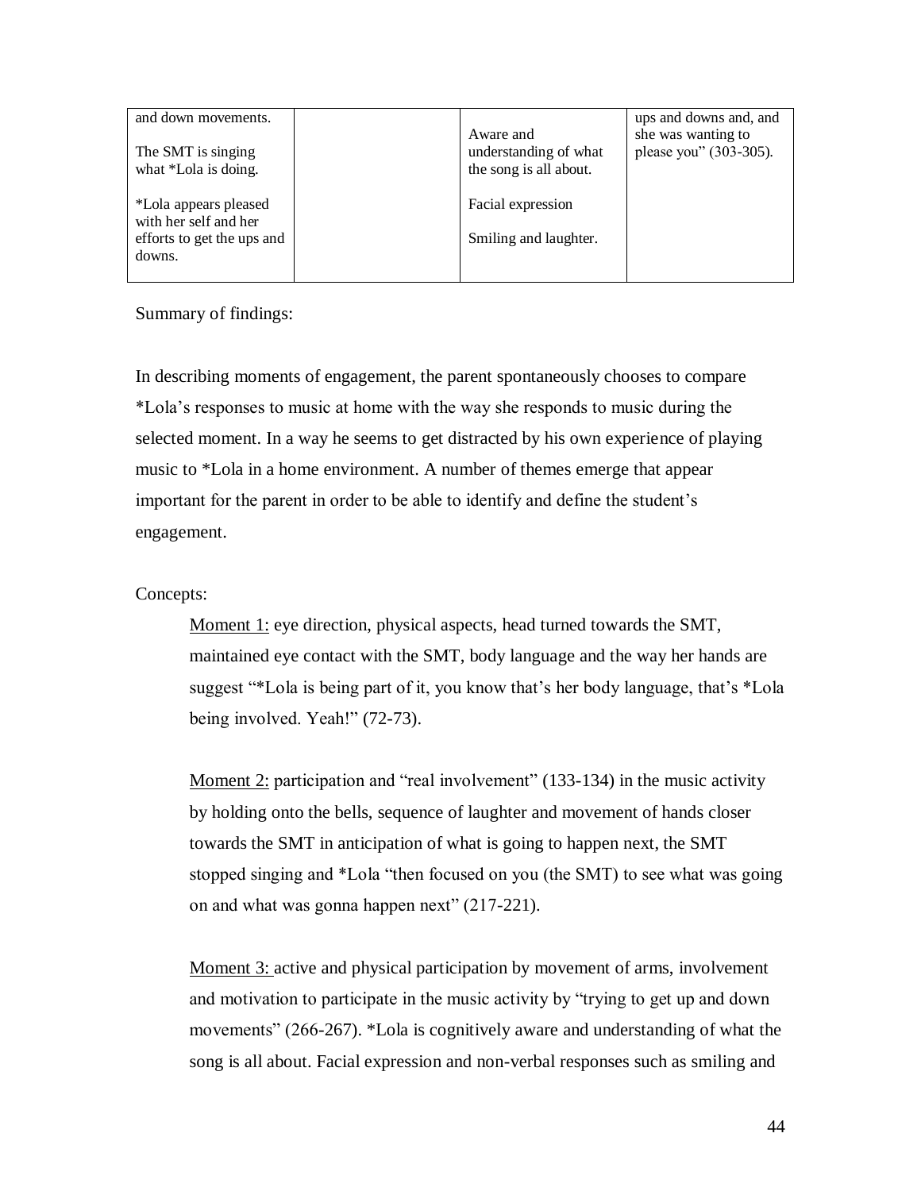| and down movements.<br><br>The SMT is singing what *Lola is doing.<br><br>*Lola appears pleased with her self and her efforts to get the ups and downs. | | Aware and understanding of what the song is all about.<br><br>Facial expression<br><br>Smiling and laughter. | ups and downs and, and she was wanting to please you" (303-305). |
|---|---|---|---|

Summary of findings:

In describing moments of engagement, the parent spontaneously chooses to compare *Lola's responses to music at home with the way she responds to music during the selected moment. In a way he seems to get distracted by his own experience of playing music to *Lola in a home environment. A number of themes emerge that appear important for the parent in order to be able to identify and define the student's engagement.

Concepts:

<u>Moment 1:</u> eye direction, physical aspects, head turned towards the SMT, maintained eye contact with the SMT, body language and the way her hands are suggest "*Lola is being part of it, you know that's her body language, that's *Lola being involved. Yeah!" (72-73).

<u>Moment 2:</u> participation and "real involvement" (133-134) in the music activity by holding onto the bells, sequence of laughter and movement of hands closer towards the SMT in anticipation of what is going to happen next, the SMT stopped singing and *Lola "then focused on you (the SMT) to see what was going on and what was gonna happen next" (217-221).

<u>Moment 3:</u> active and physical participation by movement of arms, involvement and motivation to participate in the music activity by "trying to get up and down movements" (266-267). *Lola is cognitively aware and understanding of what the song is all about. Facial expression and non-verbal responses such as smiling and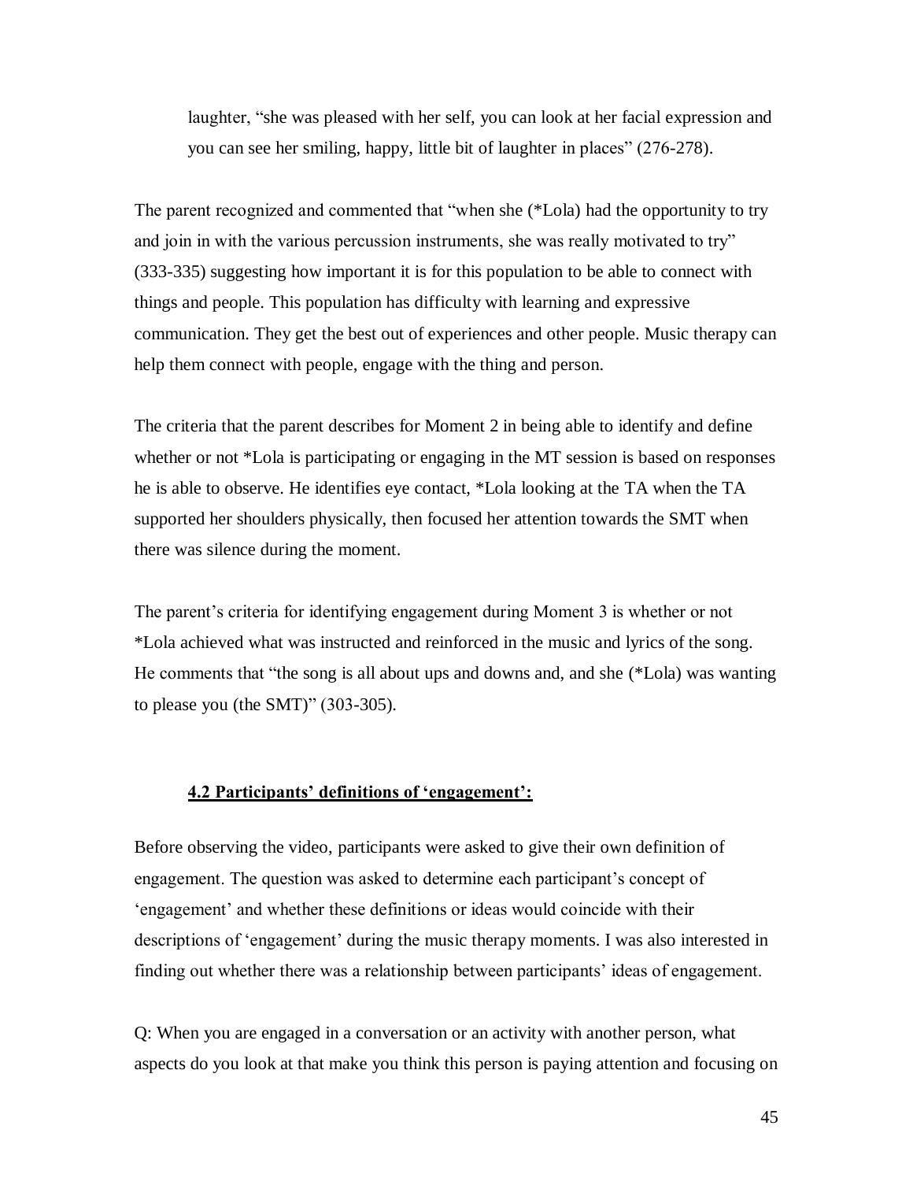laughter, “she was pleased with her self, you can look at her facial expression and you can see her smiling, happy, little bit of laughter in places” (276-278).

The parent recognized and commented that “when she (*Lola) had the opportunity to try and join in with the various percussion instruments, she was really motivated to try” (333-335) suggesting how important it is for this population to be able to connect with things and people. This population has difficulty with learning and expressive communication. They get the best out of experiences and other people. Music therapy can help them connect with people, engage with the thing and person.

The criteria that the parent describes for Moment 2 in being able to identify and define whether or not *Lola is participating or engaging in the MT session is based on responses he is able to observe. He identifies eye contact, *Lola looking at the TA when the TA supported her shoulders physically, then focused her attention towards the SMT when there was silence during the moment.

The parent’s criteria for identifying engagement during Moment 3 is whether or not *Lola achieved what was instructed and reinforced in the music and lyrics of the song. He comments that “the song is all about ups and downs and, and she (*Lola) was wanting to please you (the SMT)” (303-305).

### **4.2 Participants’ definitions of ‘engagement’:**

Before observing the video, participants were asked to give their own definition of engagement. The question was asked to determine each participant’s concept of ‘engagement’ and whether these definitions or ideas would coincide with their descriptions of ‘engagement’ during the music therapy moments. I was also interested in finding out whether there was a relationship between participants’ ideas of engagement.

Q: When you are engaged in a conversation or an activity with another person, what aspects do you look at that make you think this person is paying attention and focusing on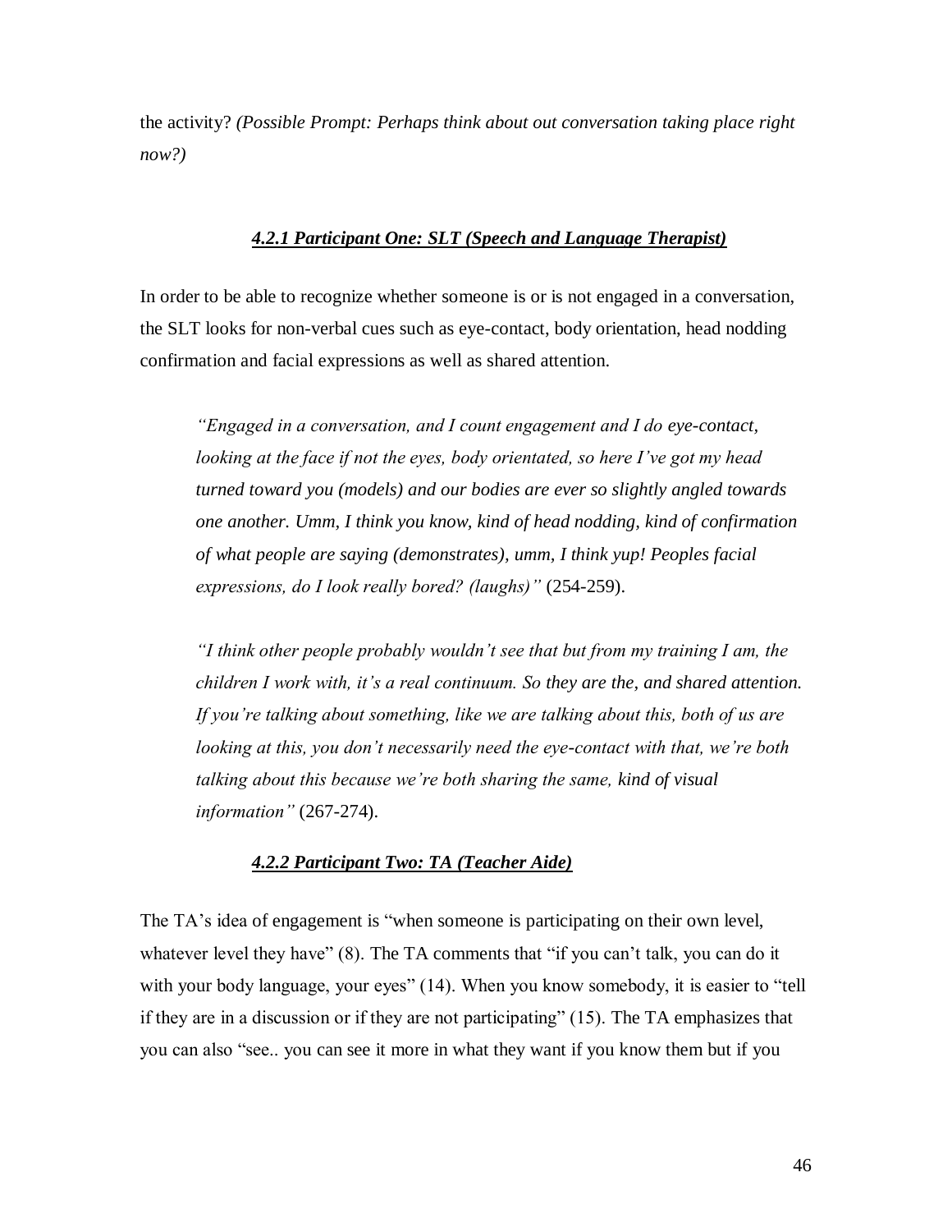the activity? *(Possible Prompt: Perhaps think about out conversation taking place right now?)*

### ***4.2.1 Participant One: SLT (Speech and Language Therapist)***

In order to be able to recognize whether someone is or is not engaged in a conversation, the SLT looks for non-verbal cues such as eye-contact, body orientation, head nodding confirmation and facial expressions as well as shared attention.

> *"Engaged in a conversation, and I count engagement and I do eye-contact, looking at the face if not the eyes, body orientated, so here I've got my head turned toward you (models) and our bodies are ever so slightly angled towards one another. Umm, I think you know, kind of head nodding, kind of confirmation of what people are saying (demonstrates), umm, I think yup! Peoples facial expressions, do I look really bored? (laughs)"* (254-259).

> *"I think other people probably wouldn't see that but from my training I am, the children I work with, it's a real continuum. So they are the, and shared attention. If you're talking about something, like we are talking about this, both of us are looking at this, you don't necessarily need the eye-contact with that, we're both talking about this because we're both sharing the same, kind of visual information"* (267-274).

### ***4.2.2 Participant Two: TA (Teacher Aide)***

The TA's idea of engagement is "when someone is participating on their own level, whatever level they have" (8). The TA comments that "if you can't talk, you can do it with your body language, your eyes" (14). When you know somebody, it is easier to "tell if they are in a discussion or if they are not participating" (15). The TA emphasizes that you can also "see.. you can see it more in what they want if you know them but if you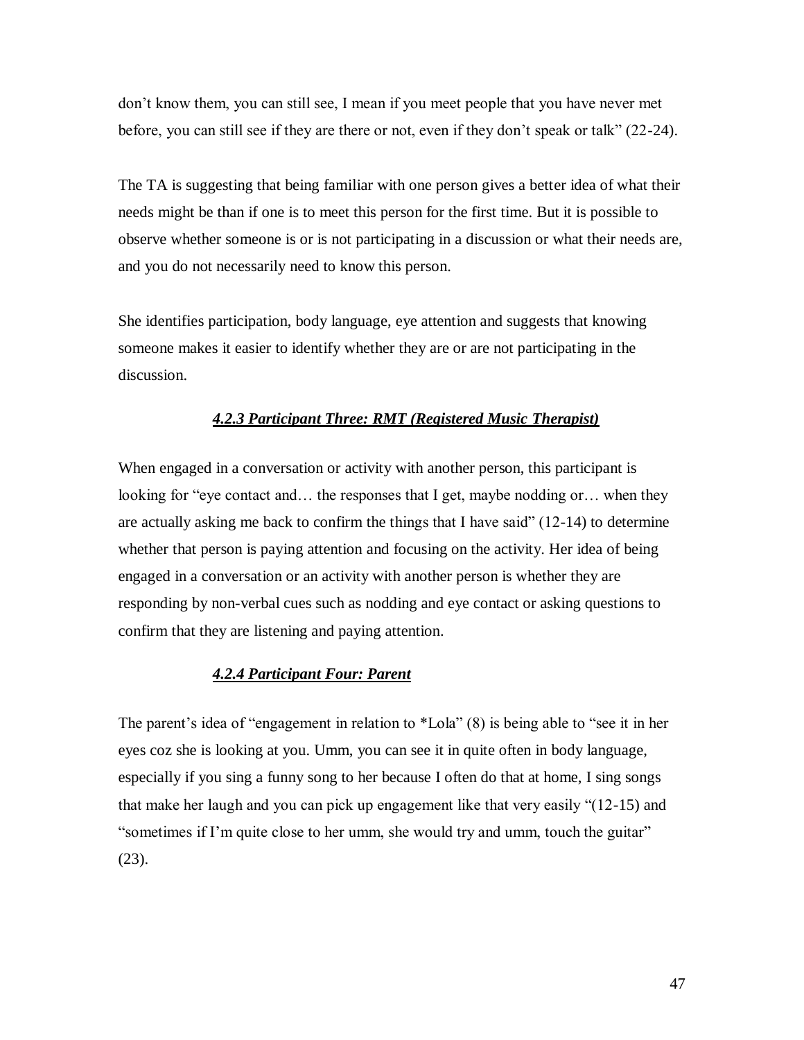don't know them, you can still see, I mean if you meet people that you have never met before, you can still see if they are there or not, even if they don't speak or talk" (22-24).

The TA is suggesting that being familiar with one person gives a better idea of what their needs might be than if one is to meet this person for the first time. But it is possible to observe whether someone is or is not participating in a discussion or what their needs are, and you do not necessarily need to know this person.

She identifies participation, body language, eye attention and suggests that knowing someone makes it easier to identify whether they are or are not participating in the discussion.

### ***4.2.3 Participant Three: RMT (Registered Music Therapist)***

When engaged in a conversation or activity with another person, this participant is looking for "eye contact and… the responses that I get, maybe nodding or… when they are actually asking me back to confirm the things that I have said" (12-14) to determine whether that person is paying attention and focusing on the activity. Her idea of being engaged in a conversation or an activity with another person is whether they are responding by non-verbal cues such as nodding and eye contact or asking questions to confirm that they are listening and paying attention.

### ***4.2.4 Participant Four: Parent***

The parent's idea of "engagement in relation to *Lola" (8) is being able to "see it in her eyes coz she is looking at you. Umm, you can see it in quite often in body language, especially if you sing a funny song to her because I often do that at home, I sing songs that make her laugh and you can pick up engagement like that very easily "(12-15) and "sometimes if I'm quite close to her umm, she would try and umm, touch the guitar" (23).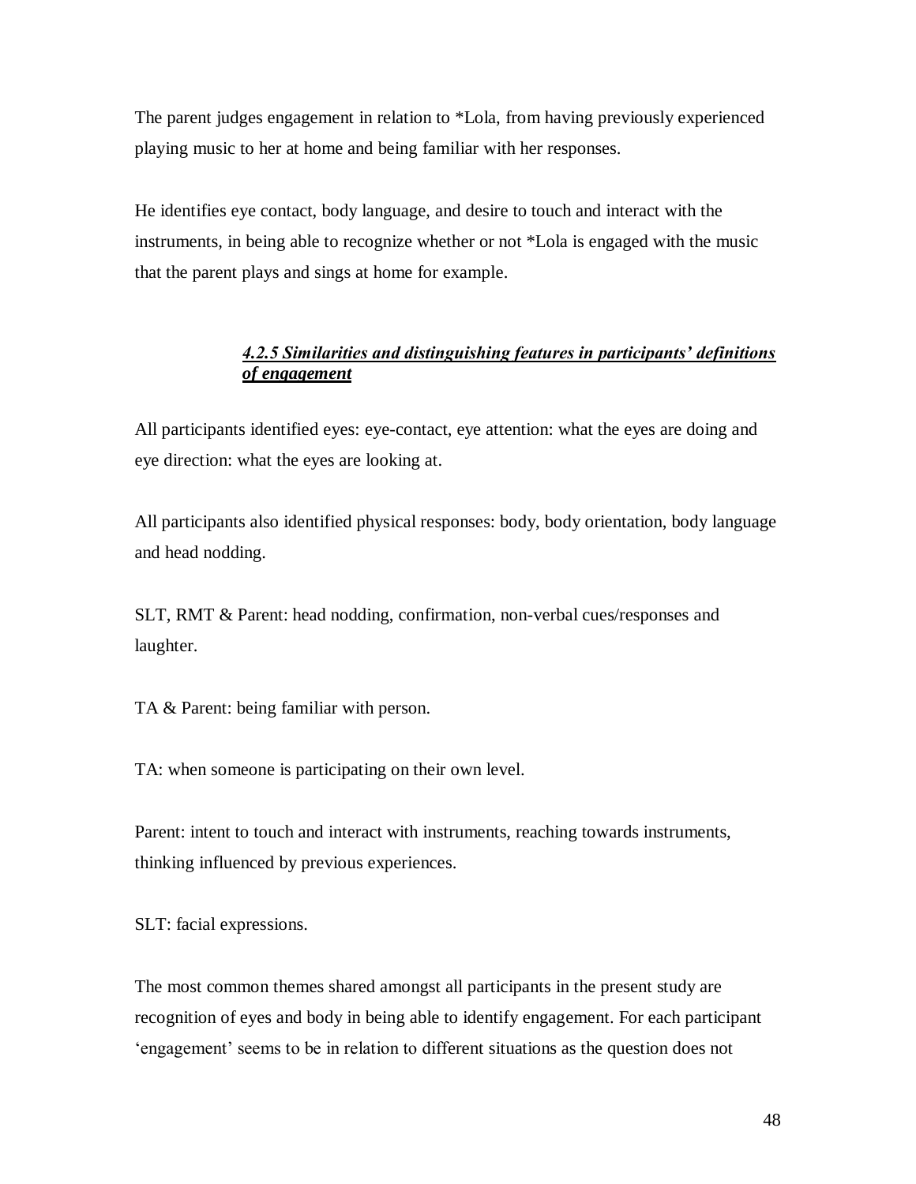The parent judges engagement in relation to *Lola, from having previously experienced playing music to her at home and being familiar with her responses.

He identifies eye contact, body language, and desire to touch and interact with the instruments, in being able to recognize whether or not *Lola is engaged with the music that the parent plays and sings at home for example.

#### ***4.2.5 Similarities and distinguishing features in participants' definitions of engagement***

All participants identified eyes: eye-contact, eye attention: what the eyes are doing and eye direction: what the eyes are looking at.

All participants also identified physical responses: body, body orientation, body language and head nodding.

SLT, RMT & Parent: head nodding, confirmation, non-verbal cues/responses and laughter.

TA & Parent: being familiar with person.

TA: when someone is participating on their own level.

Parent: intent to touch and interact with instruments, reaching towards instruments, thinking influenced by previous experiences.

SLT: facial expressions.

The most common themes shared amongst all participants in the present study are recognition of eyes and body in being able to identify engagement. For each participant 'engagement' seems to be in relation to different situations as the question does not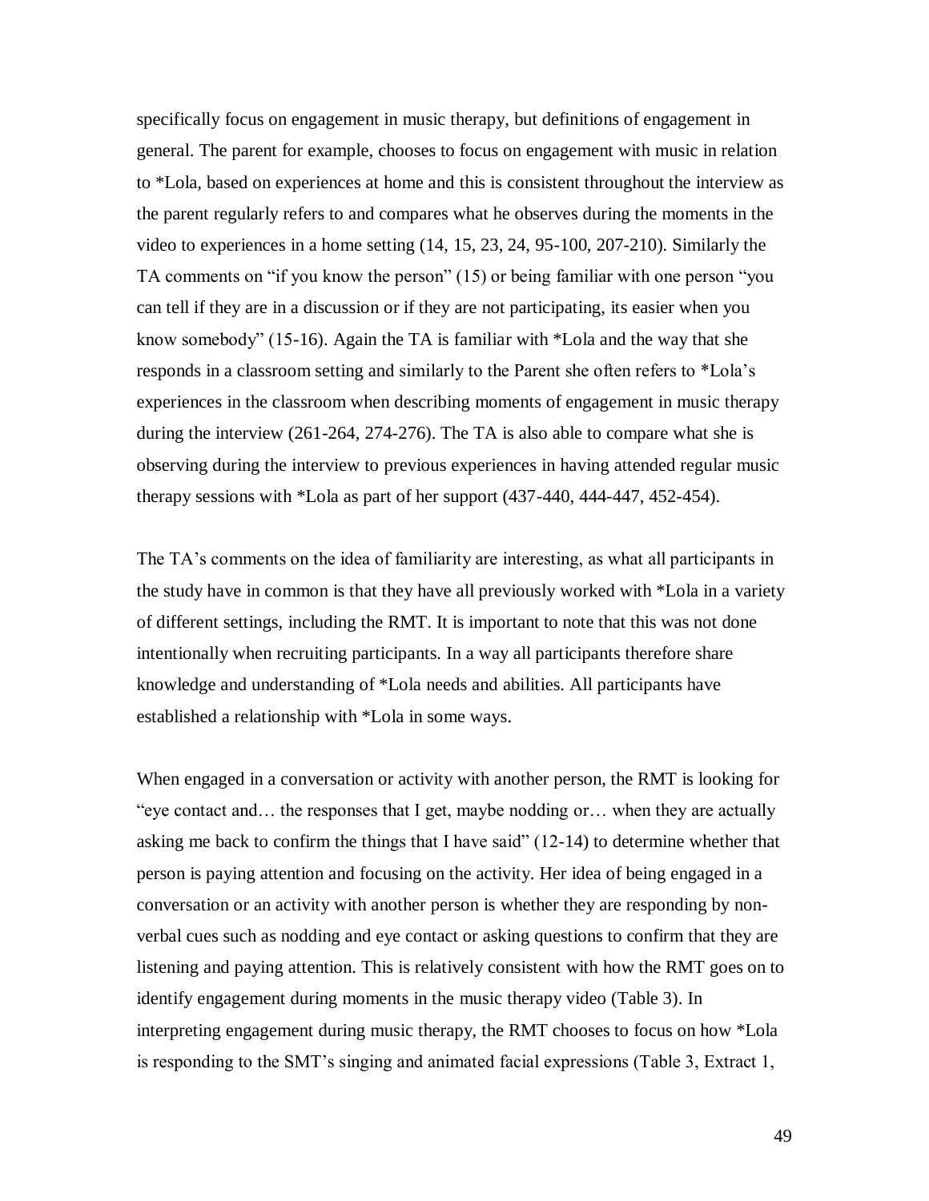specifically focus on engagement in music therapy, but definitions of engagement in general. The parent for example, chooses to focus on engagement with music in relation to *Lola, based on experiences at home and this is consistent throughout the interview as the parent regularly refers to and compares what he observes during the moments in the video to experiences in a home setting (14, 15, 23, 24, 95-100, 207-210). Similarly the TA comments on "if you know the person" (15) or being familiar with one person "you can tell if they are in a discussion or if they are not participating, its easier when you know somebody" (15-16). Again the TA is familiar with *Lola and the way that she responds in a classroom setting and similarly to the Parent she often refers to *Lola's experiences in the classroom when describing moments of engagement in music therapy during the interview (261-264, 274-276). The TA is also able to compare what she is observing during the interview to previous experiences in having attended regular music therapy sessions with *Lola as part of her support (437-440, 444-447, 452-454).

The TA's comments on the idea of familiarity are interesting, as what all participants in the study have in common is that they have all previously worked with *Lola in a variety of different settings, including the RMT. It is important to note that this was not done intentionally when recruiting participants. In a way all participants therefore share knowledge and understanding of *Lola needs and abilities. All participants have established a relationship with *Lola in some ways.

When engaged in a conversation or activity with another person, the RMT is looking for "eye contact and… the responses that I get, maybe nodding or… when they are actually asking me back to confirm the things that I have said" (12-14) to determine whether that person is paying attention and focusing on the activity. Her idea of being engaged in a conversation or an activity with another person is whether they are responding by non-verbal cues such as nodding and eye contact or asking questions to confirm that they are listening and paying attention. This is relatively consistent with how the RMT goes on to identify engagement during moments in the music therapy video (Table 3). In interpreting engagement during music therapy, the RMT chooses to focus on how *Lola is responding to the SMT's singing and animated facial expressions (Table 3, Extract 1,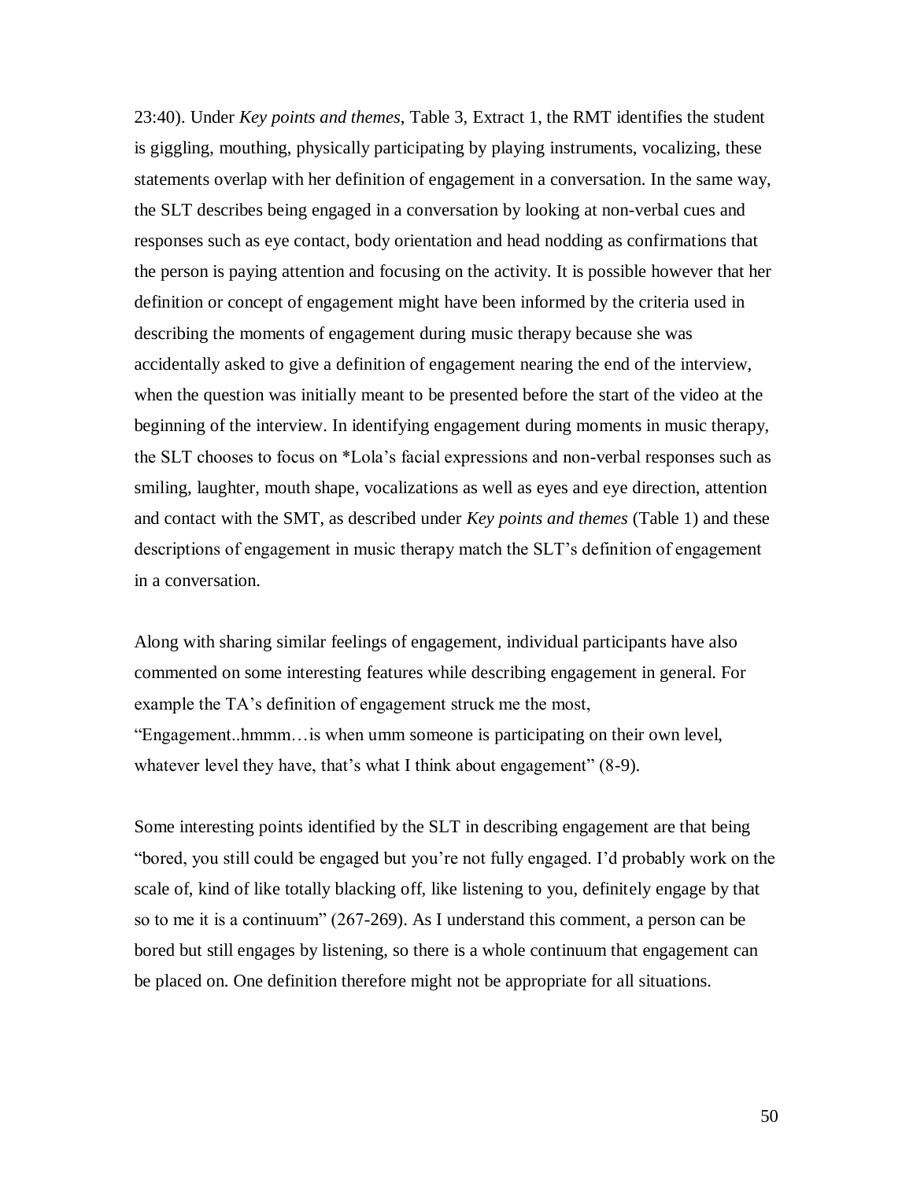23:40). Under *Key points and themes*, Table 3, Extract 1, the RMT identifies the student is giggling, mouthing, physically participating by playing instruments, vocalizing, these statements overlap with her definition of engagement in a conversation. In the same way, the SLT describes being engaged in a conversation by looking at non-verbal cues and responses such as eye contact, body orientation and head nodding as confirmations that the person is paying attention and focusing on the activity. It is possible however that her definition or concept of engagement might have been informed by the criteria used in describing the moments of engagement during music therapy because she was accidentally asked to give a definition of engagement nearing the end of the interview, when the question was initially meant to be presented before the start of the video at the beginning of the interview. In identifying engagement during moments in music therapy, the SLT chooses to focus on *Lola's facial expressions and non-verbal responses such as smiling, laughter, mouth shape, vocalizations as well as eyes and eye direction, attention and contact with the SMT, as described under *Key points and themes* (Table 1) and these descriptions of engagement in music therapy match the SLT's definition of engagement in a conversation.

Along with sharing similar feelings of engagement, individual participants have also commented on some interesting features while describing engagement in general. For example the TA's definition of engagement struck me the most, "Engagement..hmmm…is when umm someone is participating on their own level, whatever level they have, that's what I think about engagement" (8-9).

Some interesting points identified by the SLT in describing engagement are that being "bored, you still could be engaged but you're not fully engaged. I'd probably work on the scale of, kind of like totally blacking off, like listening to you, definitely engage by that so to me it is a continuum" (267-269). As I understand this comment, a person can be bored but still engages by listening, so there is a whole continuum that engagement can be placed on. One definition therefore might not be appropriate for all situations.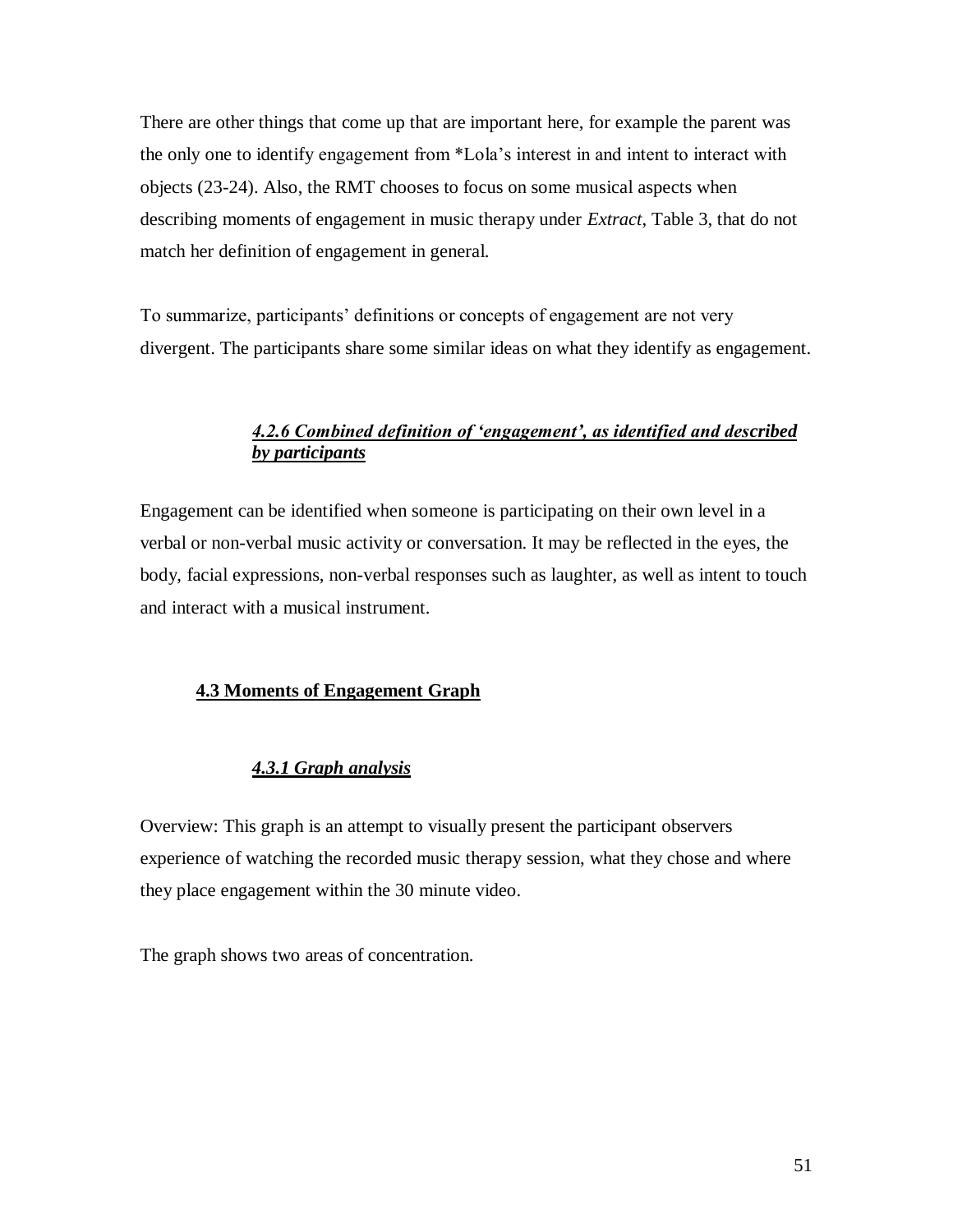There are other things that come up that are important here, for example the parent was the only one to identify engagement from *Lola's interest in and intent to interact with objects (23-24). Also, the RMT chooses to focus on some musical aspects when describing moments of engagement in music therapy under *Extract*, Table 3, that do not match her definition of engagement in general.

To summarize, participants' definitions or concepts of engagement are not very divergent. The participants share some similar ideas on what they identify as engagement.

#### ***4.2.6 Combined definition of 'engagement', as identified and described by participants***

Engagement can be identified when someone is participating on their own level in a verbal or non-verbal music activity or conversation. It may be reflected in the eyes, the body, facial expressions, non-verbal responses such as laughter, as well as intent to touch and interact with a musical instrument.

### **4.3 Moments of Engagement Graph**

#### ***4.3.1 Graph analysis***

Overview: This graph is an attempt to visually present the participant observers experience of watching the recorded music therapy session, what they chose and where they place engagement within the 30 minute video.

The graph shows two areas of concentration.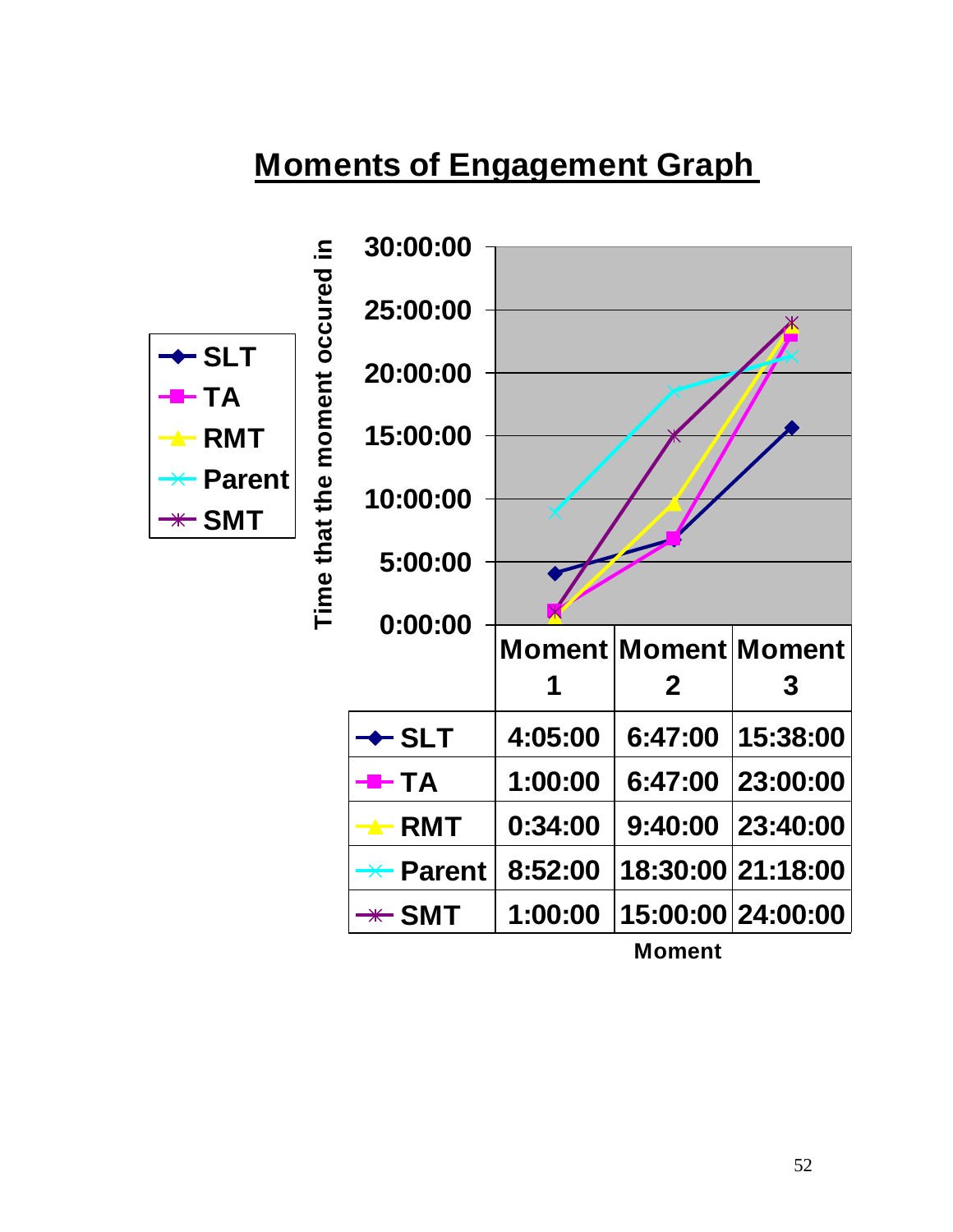## Moments of Engagement Graph

Time that the moment occured in

| | Moment 1 | Moment 2 | Moment 3 |
|---|---|---|---|
| SLT | 4:05:00 | 6:47:00 | 15:38:00 |
| TA | 1:00:00 | 6:47:00 | 23:00:00 |
| RMT | 0:34:00 | 9:40:00 | 23:40:00 |
| Parent | 8:52:00 | 18:30:00 | 21:18:00 |
| SMT | 1:00:00 | 15:00:00 | 24:00:00 |

Moment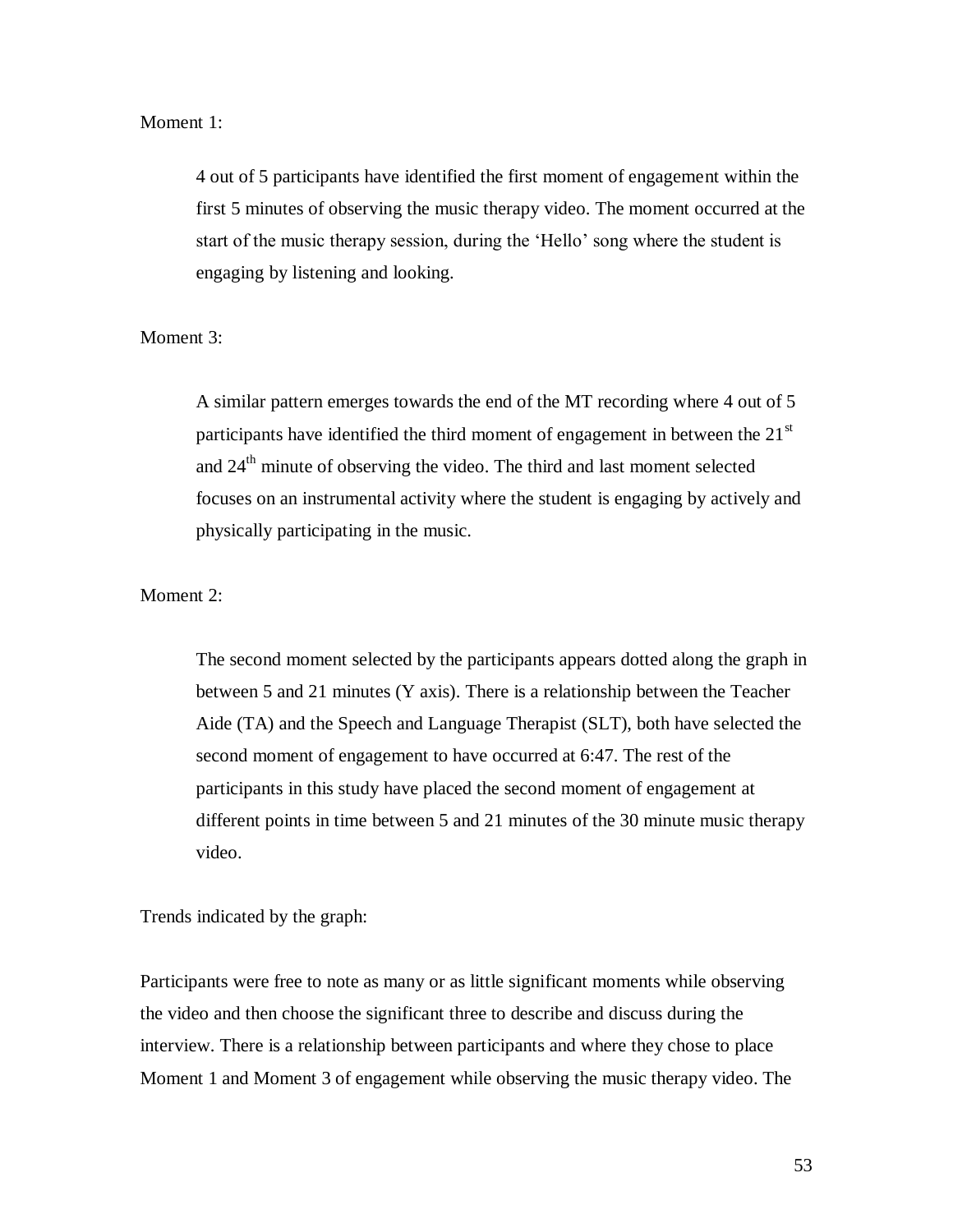Moment 1:

> 4 out of 5 participants have identified the first moment of engagement within the first 5 minutes of observing the music therapy video. The moment occurred at the start of the music therapy session, during the 'Hello' song where the student is engaging by listening and looking.

Moment 3:

> A similar pattern emerges towards the end of the MT recording where 4 out of 5 participants have identified the third moment of engagement in between the 21st and 24th minute of observing the video. The third and last moment selected focuses on an instrumental activity where the student is engaging by actively and physically participating in the music.

Moment 2:

> The second moment selected by the participants appears dotted along the graph in between 5 and 21 minutes (Y axis). There is a relationship between the Teacher Aide (TA) and the Speech and Language Therapist (SLT), both have selected the second moment of engagement to have occurred at 6:47. The rest of the participants in this study have placed the second moment of engagement at different points in time between 5 and 21 minutes of the 30 minute music therapy video.

Trends indicated by the graph:

Participants were free to note as many or as little significant moments while observing the video and then choose the significant three to describe and discuss during the interview. There is a relationship between participants and where they chose to place Moment 1 and Moment 3 of engagement while observing the music therapy video. The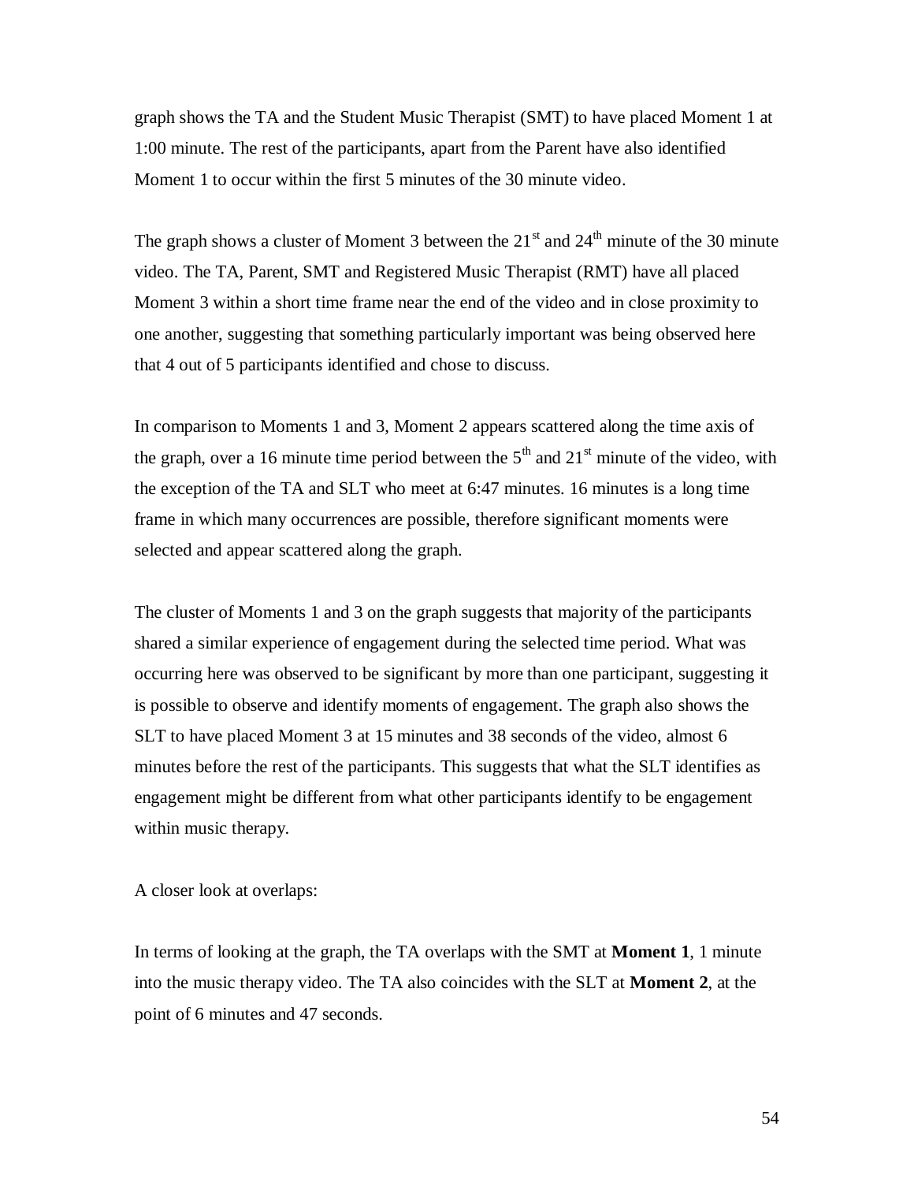graph shows the TA and the Student Music Therapist (SMT) to have placed Moment 1 at 1:00 minute. The rest of the participants, apart from the Parent have also identified Moment 1 to occur within the first 5 minutes of the 30 minute video.

The graph shows a cluster of Moment 3 between the 21st and 24th minute of the 30 minute video. The TA, Parent, SMT and Registered Music Therapist (RMT) have all placed Moment 3 within a short time frame near the end of the video and in close proximity to one another, suggesting that something particularly important was being observed here that 4 out of 5 participants identified and chose to discuss.

In comparison to Moments 1 and 3, Moment 2 appears scattered along the time axis of the graph, over a 16 minute time period between the 5th and 21st minute of the video, with the exception of the TA and SLT who meet at 6:47 minutes. 16 minutes is a long time frame in which many occurrences are possible, therefore significant moments were selected and appear scattered along the graph.

The cluster of Moments 1 and 3 on the graph suggests that majority of the participants shared a similar experience of engagement during the selected time period. What was occurring here was observed to be significant by more than one participant, suggesting it is possible to observe and identify moments of engagement. The graph also shows the SLT to have placed Moment 3 at 15 minutes and 38 seconds of the video, almost 6 minutes before the rest of the participants. This suggests that what the SLT identifies as engagement might be different from what other participants identify to be engagement within music therapy.

A closer look at overlaps:

In terms of looking at the graph, the TA overlaps with the SMT at **Moment 1**, 1 minute into the music therapy video. The TA also coincides with the SLT at **Moment 2**, at the point of 6 minutes and 47 seconds.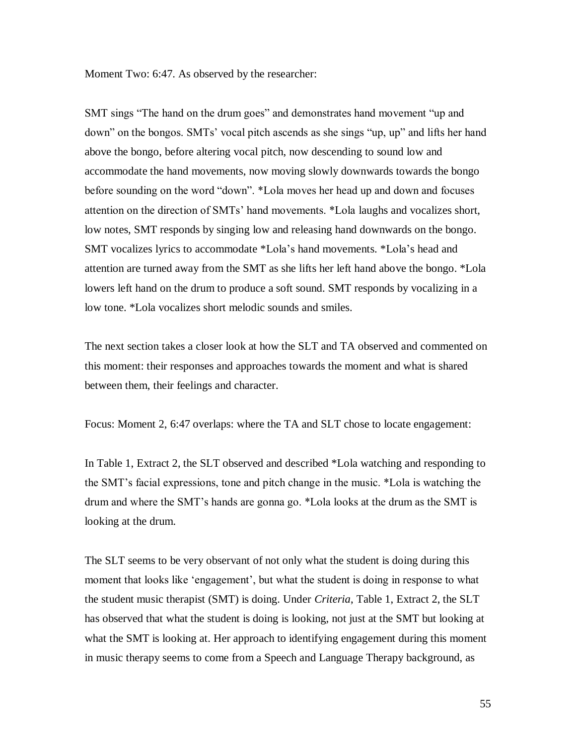Moment Two: 6:47. As observed by the researcher:

SMT sings "The hand on the drum goes" and demonstrates hand movement "up and down" on the bongos. SMTs' vocal pitch ascends as she sings "up, up" and lifts her hand above the bongo, before altering vocal pitch, now descending to sound low and accommodate the hand movements, now moving slowly downwards towards the bongo before sounding on the word "down". *Lola moves her head up and down and focuses attention on the direction of SMTs' hand movements. *Lola laughs and vocalizes short, low notes, SMT responds by singing low and releasing hand downwards on the bongo. SMT vocalizes lyrics to accommodate *Lola's hand movements. *Lola's head and attention are turned away from the SMT as she lifts her left hand above the bongo. *Lola lowers left hand on the drum to produce a soft sound. SMT responds by vocalizing in a low tone. *Lola vocalizes short melodic sounds and smiles.

The next section takes a closer look at how the SLT and TA observed and commented on this moment: their responses and approaches towards the moment and what is shared between them, their feelings and character.

Focus: Moment 2, 6:47 overlaps: where the TA and SLT chose to locate engagement:

In Table 1, Extract 2, the SLT observed and described *Lola watching and responding to the SMT's facial expressions, tone and pitch change in the music. *Lola is watching the drum and where the SMT's hands are gonna go. *Lola looks at the drum as the SMT is looking at the drum.

The SLT seems to be very observant of not only what the student is doing during this moment that looks like 'engagement', but what the student is doing in response to what the student music therapist (SMT) is doing. Under *Criteria*, Table 1, Extract 2, the SLT has observed that what the student is doing is looking, not just at the SMT but looking at what the SMT is looking at. Her approach to identifying engagement during this moment in music therapy seems to come from a Speech and Language Therapy background, as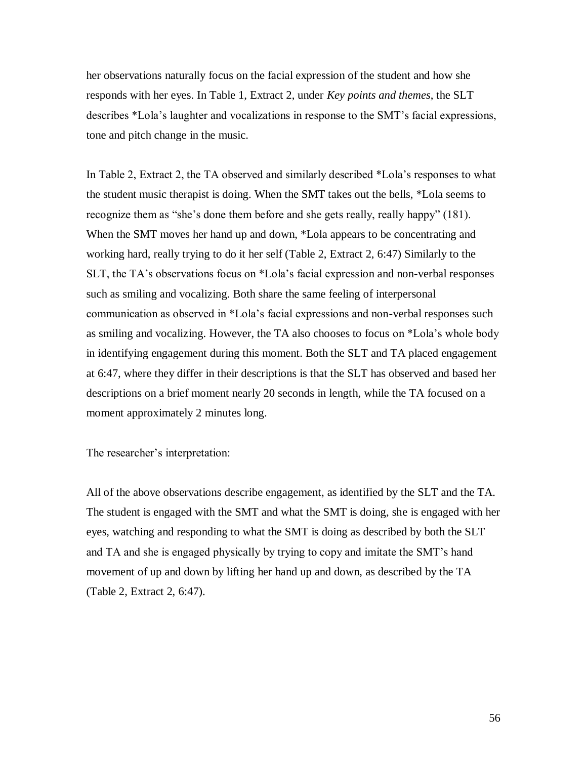her observations naturally focus on the facial expression of the student and how she responds with her eyes. In Table 1, Extract 2, under *Key points and themes*, the SLT describes *Lola's laughter and vocalizations in response to the SMT's facial expressions, tone and pitch change in the music.

In Table 2, Extract 2, the TA observed and similarly described *Lola's responses to what the student music therapist is doing. When the SMT takes out the bells, *Lola seems to recognize them as "she's done them before and she gets really, really happy" (181). When the SMT moves her hand up and down, *Lola appears to be concentrating and working hard, really trying to do it her self (Table 2, Extract 2, 6:47) Similarly to the SLT, the TA's observations focus on *Lola's facial expression and non-verbal responses such as smiling and vocalizing. Both share the same feeling of interpersonal communication as observed in *Lola's facial expressions and non-verbal responses such as smiling and vocalizing. However, the TA also chooses to focus on *Lola's whole body in identifying engagement during this moment. Both the SLT and TA placed engagement at 6:47, where they differ in their descriptions is that the SLT has observed and based her descriptions on a brief moment nearly 20 seconds in length, while the TA focused on a moment approximately 2 minutes long.

The researcher's interpretation:

All of the above observations describe engagement, as identified by the SLT and the TA. The student is engaged with the SMT and what the SMT is doing, she is engaged with her eyes, watching and responding to what the SMT is doing as described by both the SLT and TA and she is engaged physically by trying to copy and imitate the SMT's hand movement of up and down by lifting her hand up and down, as described by the TA (Table 2, Extract 2, 6:47).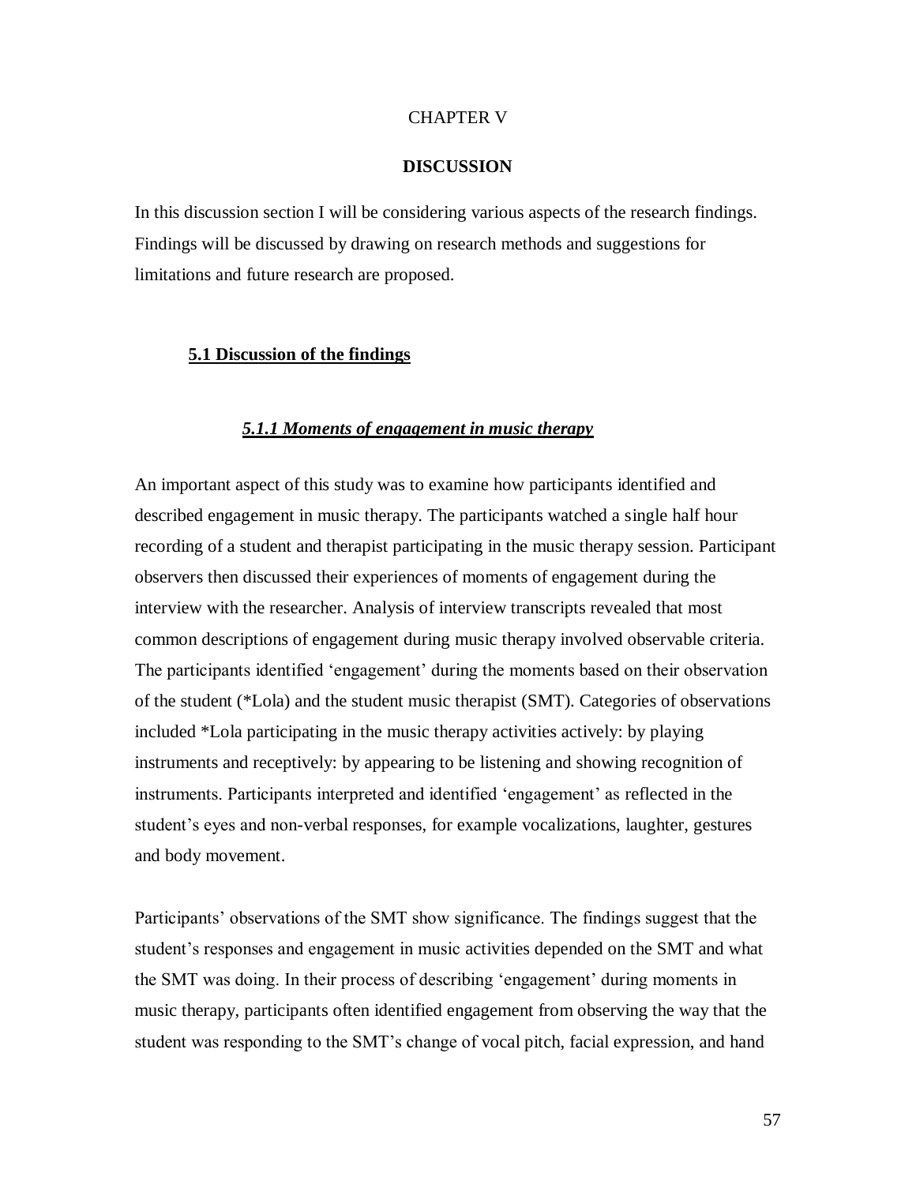# CHAPTER V

## DISCUSSION

In this discussion section I will be considering various aspects of the research findings. Findings will be discussed by drawing on research methods and suggestions for limitations and future research are proposed.

### 5.1 Discussion of the findings

#### *5.1.1 Moments of engagement in music therapy*

An important aspect of this study was to examine how participants identified and described engagement in music therapy. The participants watched a single half hour recording of a student and therapist participating in the music therapy session. Participant observers then discussed their experiences of moments of engagement during the interview with the researcher. Analysis of interview transcripts revealed that most common descriptions of engagement during music therapy involved observable criteria. The participants identified 'engagement' during the moments based on their observation of the student (*Lola) and the student music therapist (SMT). Categories of observations included *Lola participating in the music therapy activities actively: by playing instruments and receptively: by appearing to be listening and showing recognition of instruments. Participants interpreted and identified 'engagement' as reflected in the student's eyes and non-verbal responses, for example vocalizations, laughter, gestures and body movement.

Participants' observations of the SMT show significance. The findings suggest that the student's responses and engagement in music activities depended on the SMT and what the SMT was doing. In their process of describing 'engagement' during moments in music therapy, participants often identified engagement from observing the way that the student was responding to the SMT's change of vocal pitch, facial expression, and hand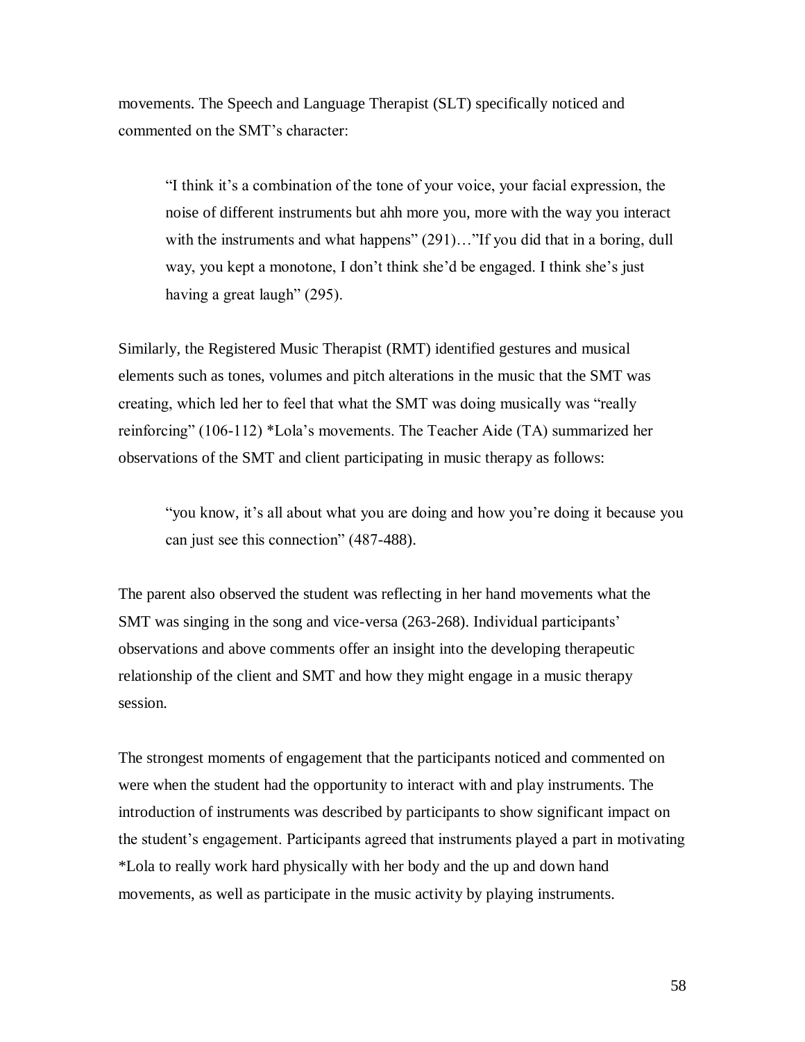movements. The Speech and Language Therapist (SLT) specifically noticed and commented on the SMT's character:

> "I think it's a combination of the tone of your voice, your facial expression, the noise of different instruments but ahh more you, more with the way you interact with the instruments and what happens" (291)…"If you did that in a boring, dull way, you kept a monotone, I don't think she'd be engaged. I think she's just having a great laugh" (295).

Similarly, the Registered Music Therapist (RMT) identified gestures and musical elements such as tones, volumes and pitch alterations in the music that the SMT was creating, which led her to feel that what the SMT was doing musically was "really reinforcing" (106-112) *Lola's movements. The Teacher Aide (TA) summarized her observations of the SMT and client participating in music therapy as follows:

> "you know, it's all about what you are doing and how you're doing it because you can just see this connection" (487-488).

The parent also observed the student was reflecting in her hand movements what the SMT was singing in the song and vice-versa (263-268). Individual participants' observations and above comments offer an insight into the developing therapeutic relationship of the client and SMT and how they might engage in a music therapy session.

The strongest moments of engagement that the participants noticed and commented on were when the student had the opportunity to interact with and play instruments. The introduction of instruments was described by participants to show significant impact on the student's engagement. Participants agreed that instruments played a part in motivating *Lola to really work hard physically with her body and the up and down hand movements, as well as participate in the music activity by playing instruments.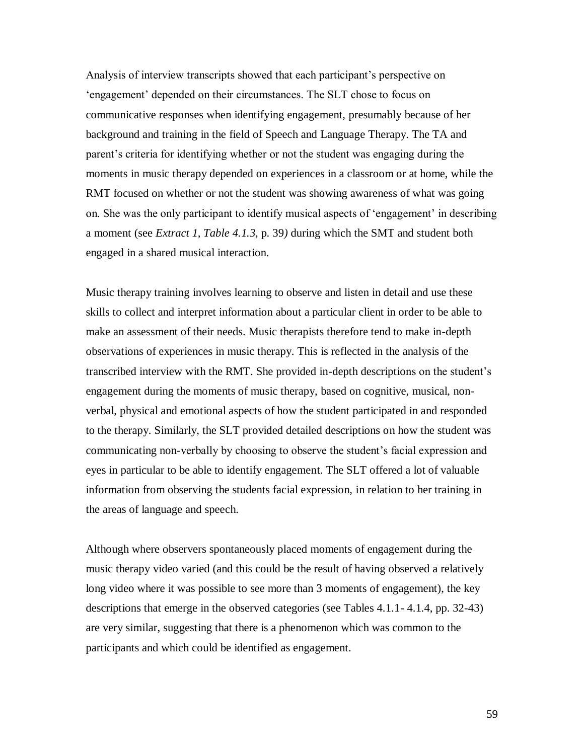Analysis of interview transcripts showed that each participant's perspective on 'engagement' depended on their circumstances. The SLT chose to focus on communicative responses when identifying engagement, presumably because of her background and training in the field of Speech and Language Therapy. The TA and parent's criteria for identifying whether or not the student was engaging during the moments in music therapy depended on experiences in a classroom or at home, while the RMT focused on whether or not the student was showing awareness of what was going on. She was the only participant to identify musical aspects of 'engagement' in describing a moment (see *Extract 1*, *Table 4.1.3*, p. 39*)* during which the SMT and student both engaged in a shared musical interaction.

Music therapy training involves learning to observe and listen in detail and use these skills to collect and interpret information about a particular client in order to be able to make an assessment of their needs. Music therapists therefore tend to make in-depth observations of experiences in music therapy. This is reflected in the analysis of the transcribed interview with the RMT. She provided in-depth descriptions on the student's engagement during the moments of music therapy, based on cognitive, musical, non-verbal, physical and emotional aspects of how the student participated in and responded to the therapy. Similarly, the SLT provided detailed descriptions on how the student was communicating non-verbally by choosing to observe the student's facial expression and eyes in particular to be able to identify engagement. The SLT offered a lot of valuable information from observing the students facial expression, in relation to her training in the areas of language and speech.

Although where observers spontaneously placed moments of engagement during the music therapy video varied (and this could be the result of having observed a relatively long video where it was possible to see more than 3 moments of engagement), the key descriptions that emerge in the observed categories (see Tables 4.1.1- 4.1.4, pp. 32-43) are very similar, suggesting that there is a phenomenon which was common to the participants and which could be identified as engagement.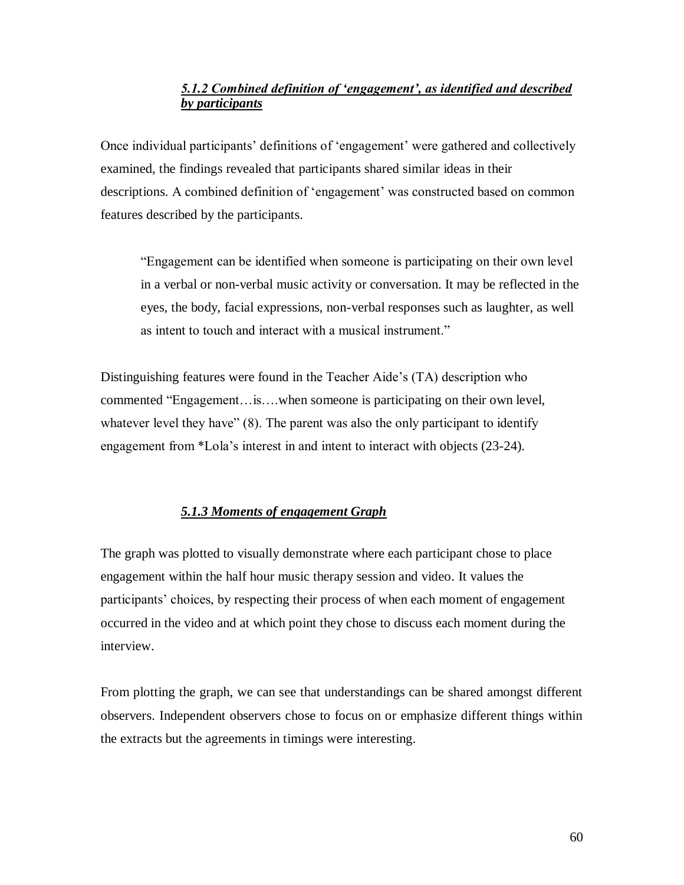#### ***5.1.2 Combined definition of 'engagement', as identified and described by participants***

Once individual participants' definitions of 'engagement' were gathered and collectively examined, the findings revealed that participants shared similar ideas in their descriptions. A combined definition of 'engagement' was constructed based on common features described by the participants.

> "Engagement can be identified when someone is participating on their own level in a verbal or non-verbal music activity or conversation. It may be reflected in the eyes, the body, facial expressions, non-verbal responses such as laughter, as well as intent to touch and interact with a musical instrument."

Distinguishing features were found in the Teacher Aide's (TA) description who commented "Engagement…is….when someone is participating on their own level, whatever level they have" (8). The parent was also the only participant to identify engagement from *Lola's interest in and intent to interact with objects (23-24).

#### ***5.1.3 Moments of engagement Graph***

The graph was plotted to visually demonstrate where each participant chose to place engagement within the half hour music therapy session and video. It values the participants' choices, by respecting their process of when each moment of engagement occurred in the video and at which point they chose to discuss each moment during the interview.

From plotting the graph, we can see that understandings can be shared amongst different observers. Independent observers chose to focus on or emphasize different things within the extracts but the agreements in timings were interesting.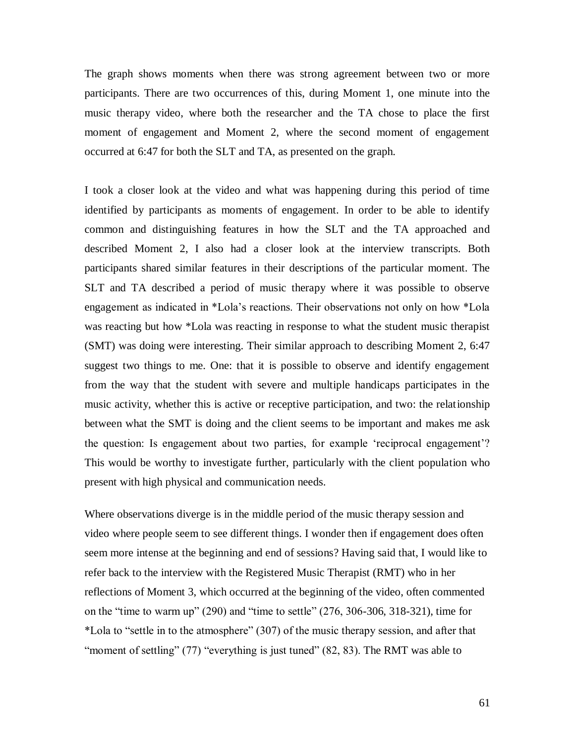The graph shows moments when there was strong agreement between two or more participants. There are two occurrences of this, during Moment 1, one minute into the music therapy video, where both the researcher and the TA chose to place the first moment of engagement and Moment 2, where the second moment of engagement occurred at 6:47 for both the SLT and TA, as presented on the graph.

I took a closer look at the video and what was happening during this period of time identified by participants as moments of engagement. In order to be able to identify common and distinguishing features in how the SLT and the TA approached and described Moment 2, I also had a closer look at the interview transcripts. Both participants shared similar features in their descriptions of the particular moment. The SLT and TA described a period of music therapy where it was possible to observe engagement as indicated in *Lola's reactions. Their observations not only on how *Lola was reacting but how *Lola was reacting in response to what the student music therapist (SMT) was doing were interesting. Their similar approach to describing Moment 2, 6:47 suggest two things to me. One: that it is possible to observe and identify engagement from the way that the student with severe and multiple handicaps participates in the music activity, whether this is active or receptive participation, and two: the relationship between what the SMT is doing and the client seems to be important and makes me ask the question: Is engagement about two parties, for example 'reciprocal engagement'? This would be worthy to investigate further, particularly with the client population who present with high physical and communication needs.

Where observations diverge is in the middle period of the music therapy session and video where people seem to see different things. I wonder then if engagement does often seem more intense at the beginning and end of sessions? Having said that, I would like to refer back to the interview with the Registered Music Therapist (RMT) who in her reflections of Moment 3, which occurred at the beginning of the video, often commented on the "time to warm up" (290) and "time to settle" (276, 306-306, 318-321), time for *Lola to "settle in to the atmosphere" (307) of the music therapy session, and after that "moment of settling" (77) "everything is just tuned" (82, 83). The RMT was able to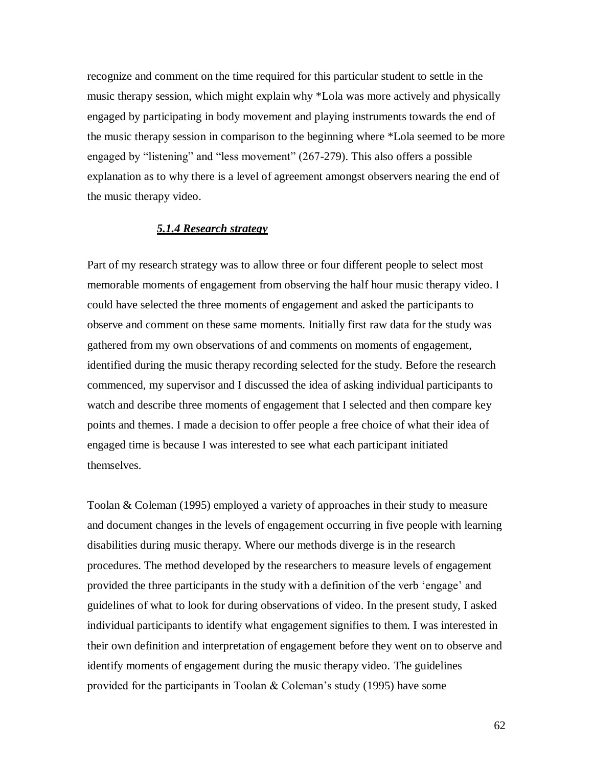recognize and comment on the time required for this particular student to settle in the music therapy session, which might explain why *Lola was more actively and physically engaged by participating in body movement and playing instruments towards the end of the music therapy session in comparison to the beginning where *Lola seemed to be more engaged by "listening" and "less movement" (267-279). This also offers a possible explanation as to why there is a level of agreement amongst observers nearing the end of the music therapy video.

### ***5.1.4 Research strategy***

Part of my research strategy was to allow three or four different people to select most memorable moments of engagement from observing the half hour music therapy video. I could have selected the three moments of engagement and asked the participants to observe and comment on these same moments. Initially first raw data for the study was gathered from my own observations of and comments on moments of engagement, identified during the music therapy recording selected for the study. Before the research commenced, my supervisor and I discussed the idea of asking individual participants to watch and describe three moments of engagement that I selected and then compare key points and themes. I made a decision to offer people a free choice of what their idea of engaged time is because I was interested to see what each participant initiated themselves.

Toolan & Coleman (1995) employed a variety of approaches in their study to measure and document changes in the levels of engagement occurring in five people with learning disabilities during music therapy. Where our methods diverge is in the research procedures. The method developed by the researchers to measure levels of engagement provided the three participants in the study with a definition of the verb 'engage' and guidelines of what to look for during observations of video. In the present study, I asked individual participants to identify what engagement signifies to them. I was interested in their own definition and interpretation of engagement before they went on to observe and identify moments of engagement during the music therapy video. The guidelines provided for the participants in Toolan & Coleman's study (1995) have some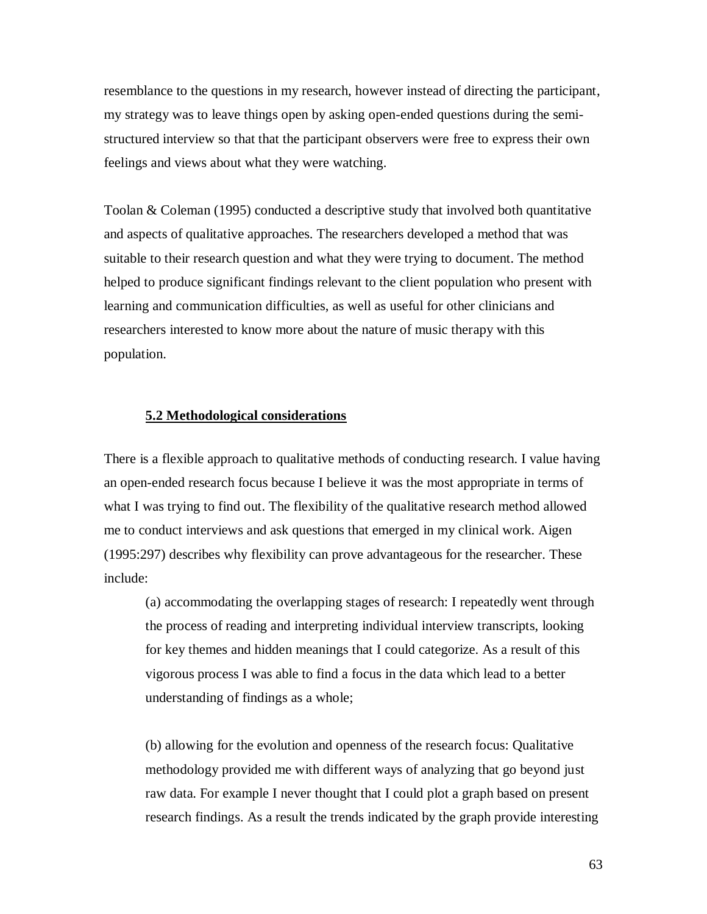resemblance to the questions in my research, however instead of directing the participant, my strategy was to leave things open by asking open-ended questions during the semi-structured interview so that that the participant observers were free to express their own feelings and views about what they were watching.

Toolan & Coleman (1995) conducted a descriptive study that involved both quantitative and aspects of qualitative approaches. The researchers developed a method that was suitable to their research question and what they were trying to document. The method helped to produce significant findings relevant to the client population who present with learning and communication difficulties, as well as useful for other clinicians and researchers interested to know more about the nature of music therapy with this population.

### 5.2 Methodological considerations

There is a flexible approach to qualitative methods of conducting research. I value having an open-ended research focus because I believe it was the most appropriate in terms of what I was trying to find out. The flexibility of the qualitative research method allowed me to conduct interviews and ask questions that emerged in my clinical work. Aigen (1995:297) describes why flexibility can prove advantageous for the researcher. These include:

(a) accommodating the overlapping stages of research: I repeatedly went through the process of reading and interpreting individual interview transcripts, looking for key themes and hidden meanings that I could categorize. As a result of this vigorous process I was able to find a focus in the data which lead to a better understanding of findings as a whole;

(b) allowing for the evolution and openness of the research focus: Qualitative methodology provided me with different ways of analyzing that go beyond just raw data. For example I never thought that I could plot a graph based on present research findings. As a result the trends indicated by the graph provide interesting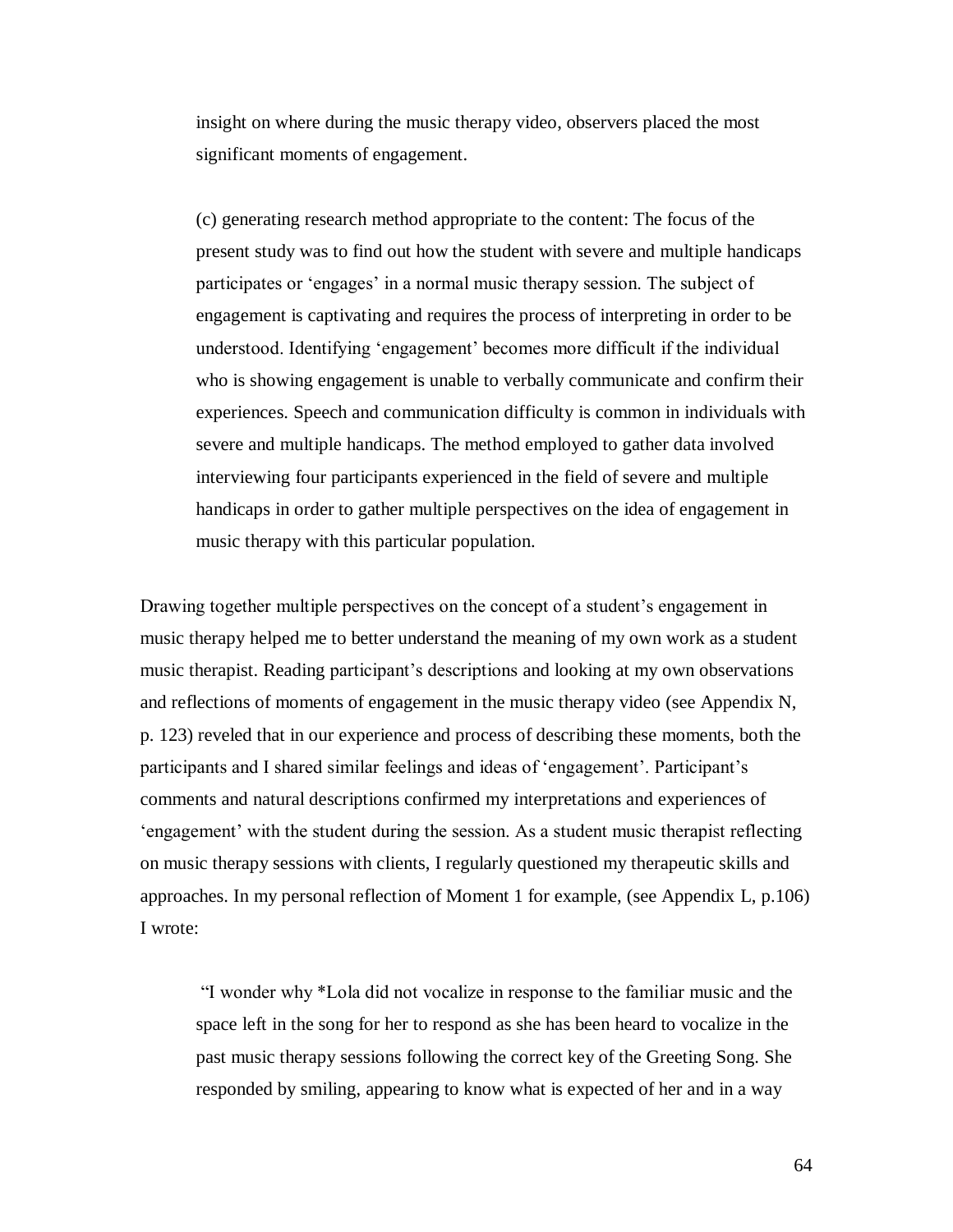insight on where during the music therapy video, observers placed the most significant moments of engagement.

> (c) generating research method appropriate to the content: The focus of the present study was to find out how the student with severe and multiple handicaps participates or 'engages' in a normal music therapy session. The subject of engagement is captivating and requires the process of interpreting in order to be understood. Identifying 'engagement' becomes more difficult if the individual who is showing engagement is unable to verbally communicate and confirm their experiences. Speech and communication difficulty is common in individuals with severe and multiple handicaps. The method employed to gather data involved interviewing four participants experienced in the field of severe and multiple handicaps in order to gather multiple perspectives on the idea of engagement in music therapy with this particular population.

Drawing together multiple perspectives on the concept of a student's engagement in music therapy helped me to better understand the meaning of my own work as a student music therapist. Reading participant's descriptions and looking at my own observations and reflections of moments of engagement in the music therapy video (see Appendix N, p. 123) reveled that in our experience and process of describing these moments, both the participants and I shared similar feelings and ideas of 'engagement'. Participant's comments and natural descriptions confirmed my interpretations and experiences of 'engagement' with the student during the session. As a student music therapist reflecting on music therapy sessions with clients, I regularly questioned my therapeutic skills and approaches. In my personal reflection of Moment 1 for example, (see Appendix L, p.106) I wrote:

> "I wonder why *Lola did not vocalize in response to the familiar music and the space left in the song for her to respond as she has been heard to vocalize in the past music therapy sessions following the correct key of the Greeting Song. She responded by smiling, appearing to know what is expected of her and in a way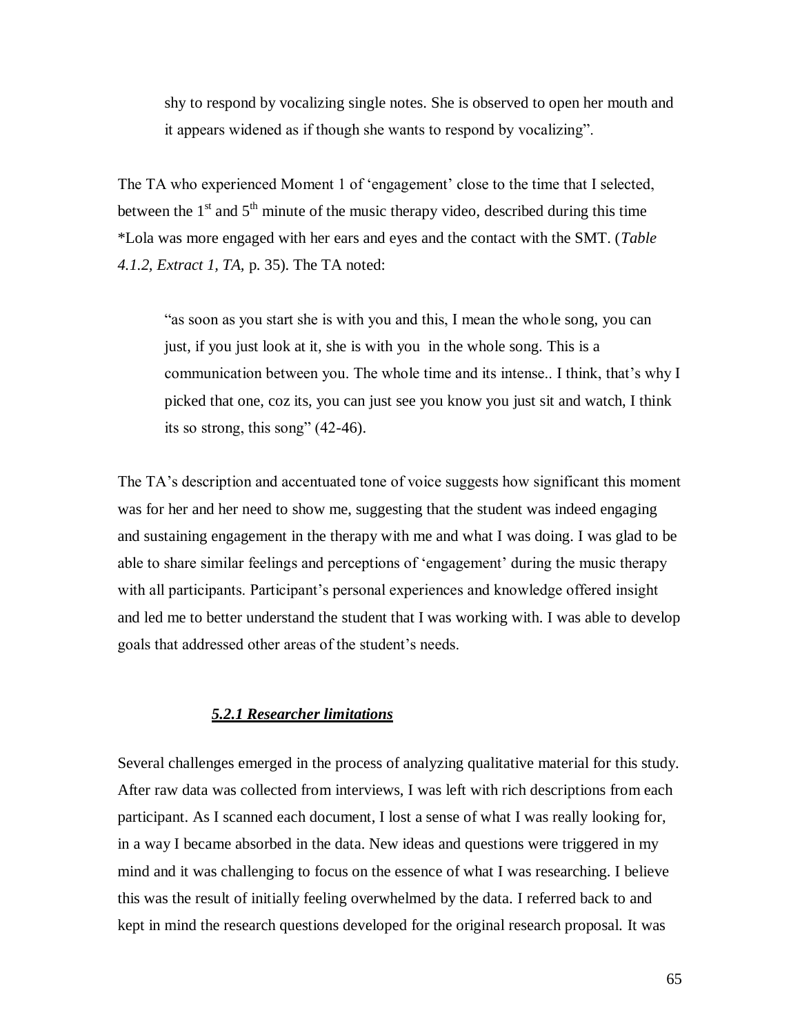shy to respond by vocalizing single notes. She is observed to open her mouth and it appears widened as if though she wants to respond by vocalizing".

The TA who experienced Moment 1 of 'engagement' close to the time that I selected, between the 1st and 5th minute of the music therapy video, described during this time *Lola was more engaged with her ears and eyes and the contact with the SMT. (*Table 4.1.2, Extract 1, TA,* p. 35). The TA noted:

> "as soon as you start she is with you and this, I mean the whole song, you can just, if you just look at it, she is with you in the whole song. This is a communication between you. The whole time and its intense.. I think, that's why I picked that one, coz its, you can just see you know you just sit and watch, I think its so strong, this song" (42-46).

The TA's description and accentuated tone of voice suggests how significant this moment was for her and her need to show me, suggesting that the student was indeed engaging and sustaining engagement in the therapy with me and what I was doing. I was glad to be able to share similar feelings and perceptions of 'engagement' during the music therapy with all participants. Participant's personal experiences and knowledge offered insight and led me to better understand the student that I was working with. I was able to develop goals that addressed other areas of the student's needs.

### ***5.2.1 Researcher limitations***

Several challenges emerged in the process of analyzing qualitative material for this study. After raw data was collected from interviews, I was left with rich descriptions from each participant. As I scanned each document, I lost a sense of what I was really looking for, in a way I became absorbed in the data. New ideas and questions were triggered in my mind and it was challenging to focus on the essence of what I was researching. I believe this was the result of initially feeling overwhelmed by the data. I referred back to and kept in mind the research questions developed for the original research proposal. It was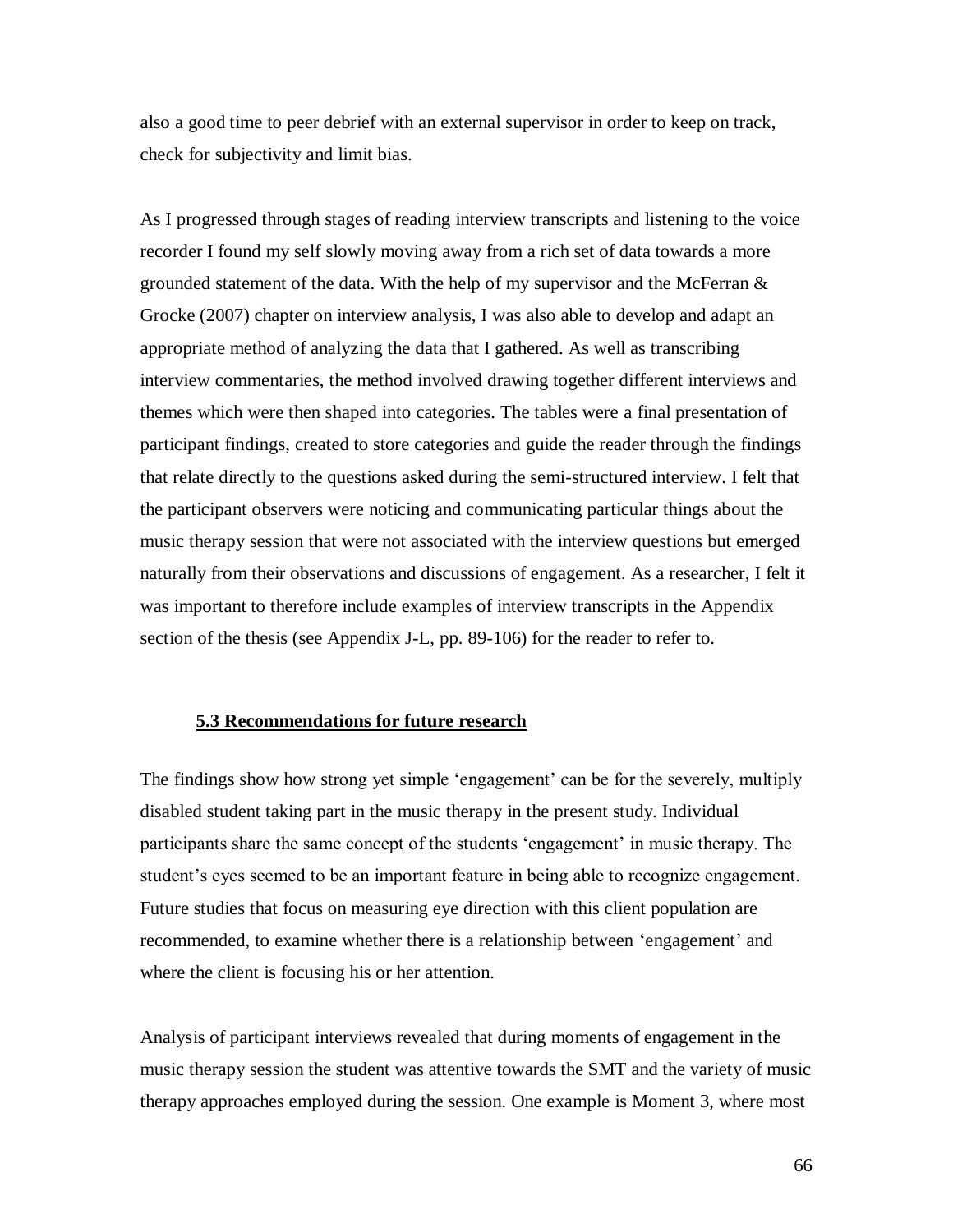also a good time to peer debrief with an external supervisor in order to keep on track, check for subjectivity and limit bias.

As I progressed through stages of reading interview transcripts and listening to the voice recorder I found my self slowly moving away from a rich set of data towards a more grounded statement of the data. With the help of my supervisor and the McFerran & Grocke (2007) chapter on interview analysis, I was also able to develop and adapt an appropriate method of analyzing the data that I gathered. As well as transcribing interview commentaries, the method involved drawing together different interviews and themes which were then shaped into categories. The tables were a final presentation of participant findings, created to store categories and guide the reader through the findings that relate directly to the questions asked during the semi-structured interview. I felt that the participant observers were noticing and communicating particular things about the music therapy session that were not associated with the interview questions but emerged naturally from their observations and discussions of engagement. As a researcher, I felt it was important to therefore include examples of interview transcripts in the Appendix section of the thesis (see Appendix J-L, pp. 89-106) for the reader to refer to.

### 5.3 Recommendations for future research

The findings show how strong yet simple 'engagement' can be for the severely, multiply disabled student taking part in the music therapy in the present study. Individual participants share the same concept of the students 'engagement' in music therapy. The student's eyes seemed to be an important feature in being able to recognize engagement. Future studies that focus on measuring eye direction with this client population are recommended, to examine whether there is a relationship between 'engagement' and where the client is focusing his or her attention.

Analysis of participant interviews revealed that during moments of engagement in the music therapy session the student was attentive towards the SMT and the variety of music therapy approaches employed during the session. One example is Moment 3, where most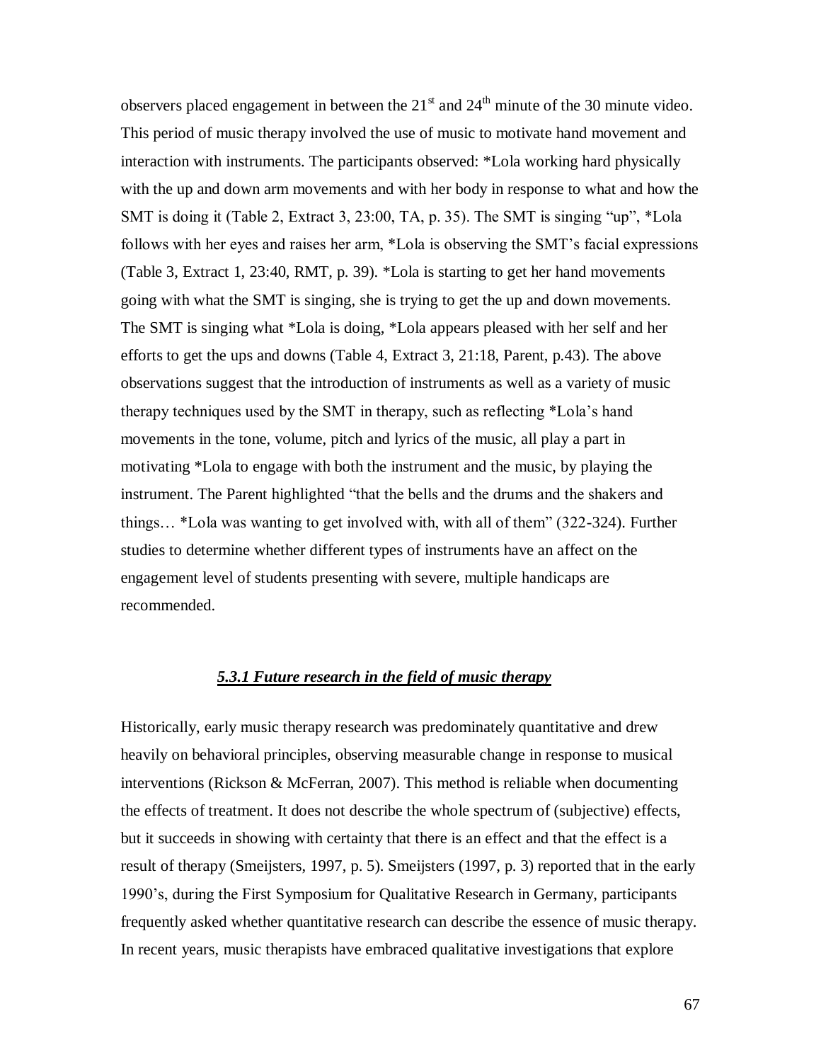observers placed engagement in between the 21st and 24th minute of the 30 minute video. This period of music therapy involved the use of music to motivate hand movement and interaction with instruments. The participants observed: *Lola working hard physically with the up and down arm movements and with her body in response to what and how the SMT is doing it (Table 2, Extract 3, 23:00, TA, p. 35). The SMT is singing "up", *Lola follows with her eyes and raises her arm, *Lola is observing the SMT's facial expressions (Table 3, Extract 1, 23:40, RMT, p. 39). *Lola is starting to get her hand movements going with what the SMT is singing, she is trying to get the up and down movements. The SMT is singing what *Lola is doing, *Lola appears pleased with her self and her efforts to get the ups and downs (Table 4, Extract 3, 21:18, Parent, p.43). The above observations suggest that the introduction of instruments as well as a variety of music therapy techniques used by the SMT in therapy, such as reflecting *Lola's hand movements in the tone, volume, pitch and lyrics of the music, all play a part in motivating *Lola to engage with both the instrument and the music, by playing the instrument. The Parent highlighted "that the bells and the drums and the shakers and things… *Lola was wanting to get involved with, with all of them" (322-324). Further studies to determine whether different types of instruments have an affect on the engagement level of students presenting with severe, multiple handicaps are recommended.

### ***5.3.1 Future research in the field of music therapy***

Historically, early music therapy research was predominately quantitative and drew heavily on behavioral principles, observing measurable change in response to musical interventions (Rickson & McFerran, 2007). This method is reliable when documenting the effects of treatment. It does not describe the whole spectrum of (subjective) effects, but it succeeds in showing with certainty that there is an effect and that the effect is a result of therapy (Smeijsters, 1997, p. 5). Smeijsters (1997, p. 3) reported that in the early 1990's, during the First Symposium for Qualitative Research in Germany, participants frequently asked whether quantitative research can describe the essence of music therapy. In recent years, music therapists have embraced qualitative investigations that explore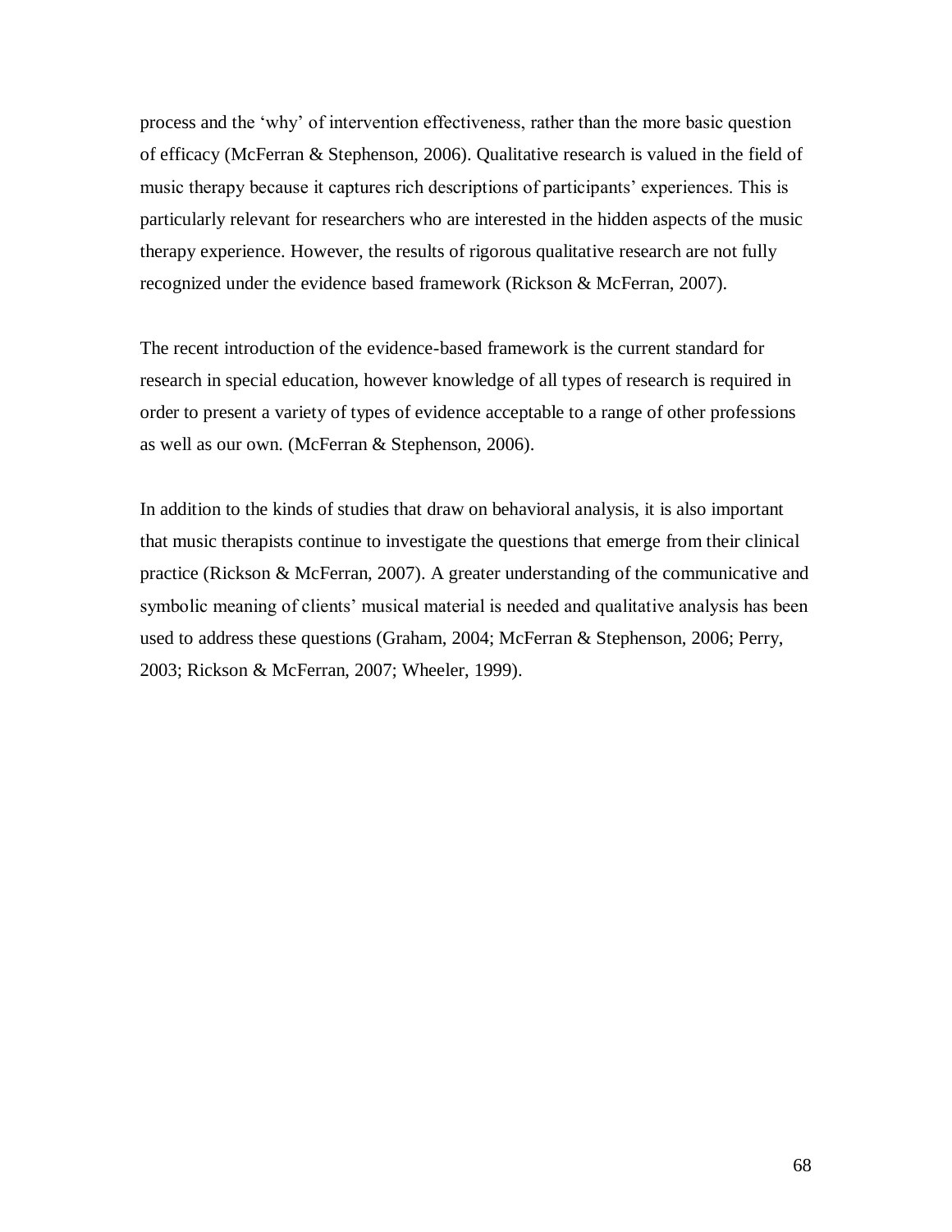process and the ‘why’ of intervention effectiveness, rather than the more basic question of efficacy (McFerran & Stephenson, 2006). Qualitative research is valued in the field of music therapy because it captures rich descriptions of participants’ experiences. This is particularly relevant for researchers who are interested in the hidden aspects of the music therapy experience. However, the results of rigorous qualitative research are not fully recognized under the evidence based framework (Rickson & McFerran, 2007).

The recent introduction of the evidence-based framework is the current standard for research in special education, however knowledge of all types of research is required in order to present a variety of types of evidence acceptable to a range of other professions as well as our own. (McFerran & Stephenson, 2006).

In addition to the kinds of studies that draw on behavioral analysis, it is also important that music therapists continue to investigate the questions that emerge from their clinical practice (Rickson & McFerran, 2007). A greater understanding of the communicative and symbolic meaning of clients’ musical material is needed and qualitative analysis has been used to address these questions (Graham, 2004; McFerran & Stephenson, 2006; Perry, 2003; Rickson & McFerran, 2007; Wheeler, 1999).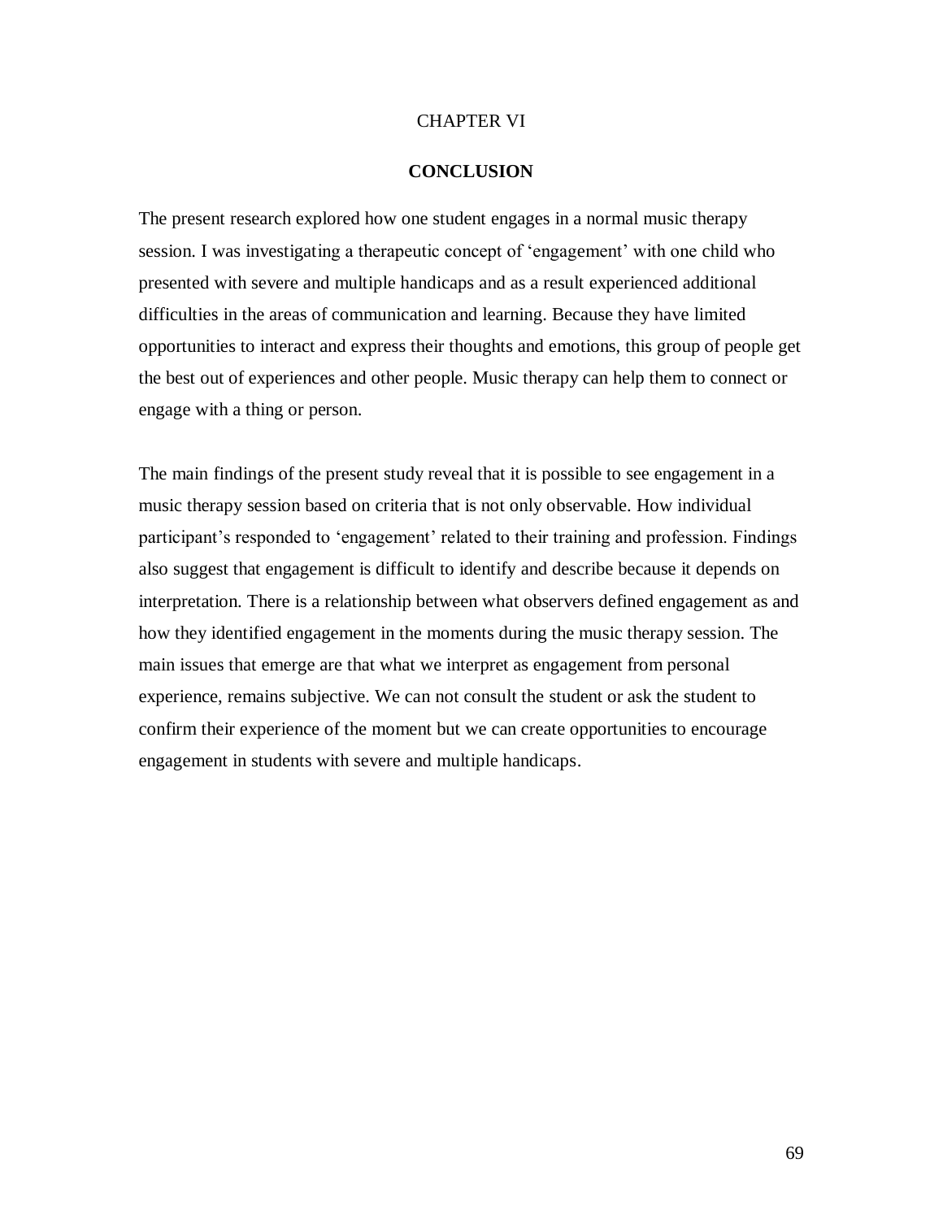CHAPTER VI

# CONCLUSION

The present research explored how one student engages in a normal music therapy session. I was investigating a therapeutic concept of 'engagement' with one child who presented with severe and multiple handicaps and as a result experienced additional difficulties in the areas of communication and learning. Because they have limited opportunities to interact and express their thoughts and emotions, this group of people get the best out of experiences and other people. Music therapy can help them to connect or engage with a thing or person.

The main findings of the present study reveal that it is possible to see engagement in a music therapy session based on criteria that is not only observable. How individual participant's responded to 'engagement' related to their training and profession. Findings also suggest that engagement is difficult to identify and describe because it depends on interpretation. There is a relationship between what observers defined engagement as and how they identified engagement in the moments during the music therapy session. The main issues that emerge are that what we interpret as engagement from personal experience, remains subjective. We can not consult the student or ask the student to confirm their experience of the moment but we can create opportunities to encourage engagement in students with severe and multiple handicaps.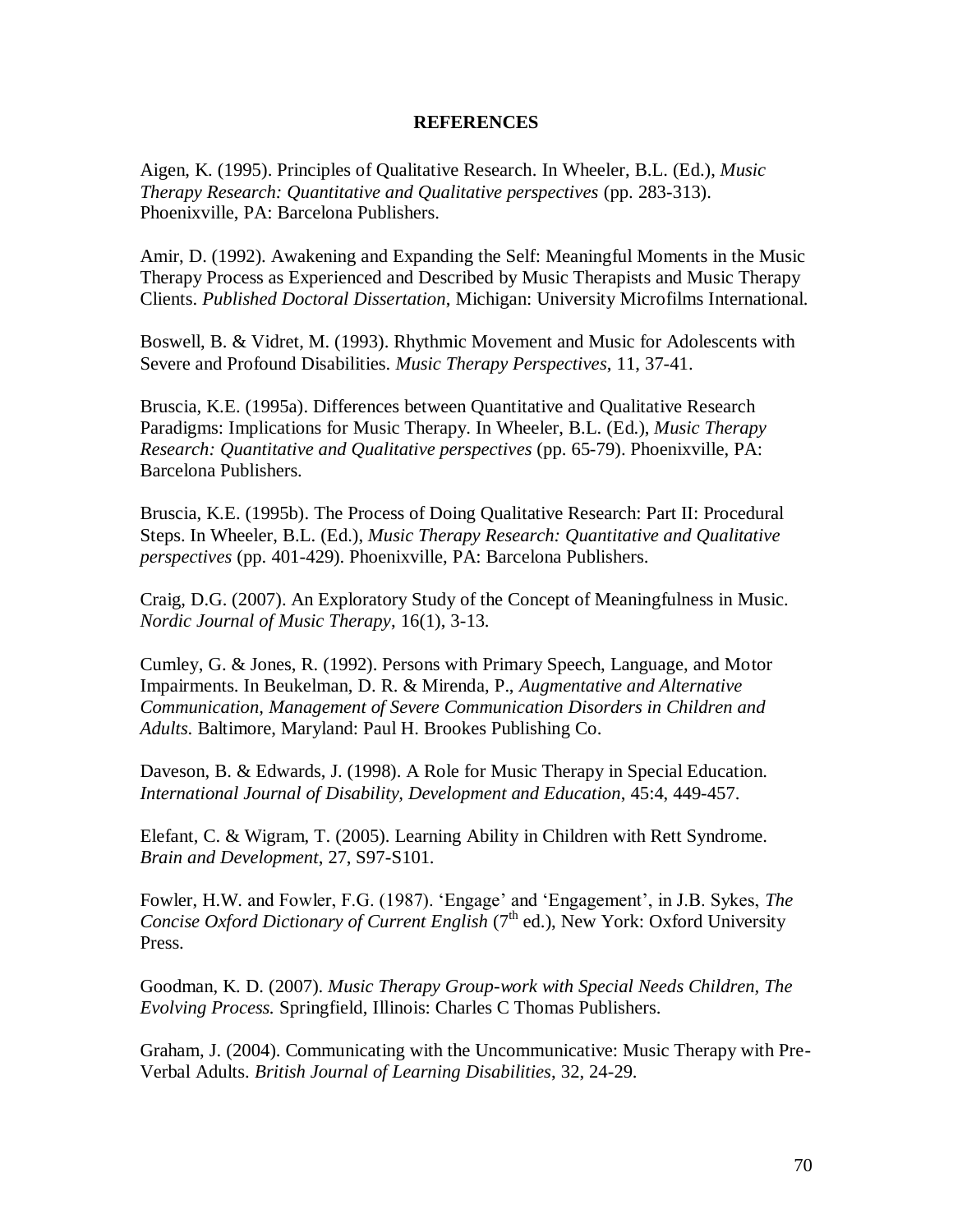# REFERENCES

Aigen, K. (1995). Principles of Qualitative Research. In Wheeler, B.L. (Ed.), *Music Therapy Research: Quantitative and Qualitative perspectives* (pp. 283-313). Phoenixville, PA: Barcelona Publishers.

Amir, D. (1992). Awakening and Expanding the Self: Meaningful Moments in the Music Therapy Process as Experienced and Described by Music Therapists and Music Therapy Clients. *Published Doctoral Dissertation*, Michigan: University Microfilms International.

Boswell, B. & Vidret, M. (1993). Rhythmic Movement and Music for Adolescents with Severe and Profound Disabilities. *Music Therapy Perspectives*, 11, 37-41.

Bruscia, K.E. (1995a). Differences between Quantitative and Qualitative Research Paradigms: Implications for Music Therapy. In Wheeler, B.L. (Ed.), *Music Therapy Research: Quantitative and Qualitative perspectives* (pp. 65-79). Phoenixville, PA: Barcelona Publishers.

Bruscia, K.E. (1995b). The Process of Doing Qualitative Research: Part II: Procedural Steps. In Wheeler, B.L. (Ed.), *Music Therapy Research: Quantitative and Qualitative perspectives* (pp. 401-429). Phoenixville, PA: Barcelona Publishers.

Craig, D.G. (2007). An Exploratory Study of the Concept of Meaningfulness in Music. *Nordic Journal of Music Therapy*, 16(1), 3-13.

Cumley, G. & Jones, R. (1992). Persons with Primary Speech, Language, and Motor Impairments. In Beukelman, D. R. & Mirenda, P., *Augmentative and Alternative Communication, Management of Severe Communication Disorders in Children and Adults.* Baltimore, Maryland: Paul H. Brookes Publishing Co.

Daveson, B. & Edwards, J. (1998). A Role for Music Therapy in Special Education. *International Journal of Disability, Development and Education*, 45:4, 449-457.

Elefant, C. & Wigram, T. (2005). Learning Ability in Children with Rett Syndrome. *Brain and Development*, 27, S97-S101.

Fowler, H.W. and Fowler, F.G. (1987). 'Engage' and 'Engagement', in J.B. Sykes, *The Concise Oxford Dictionary of Current English* (7th ed.), New York: Oxford University Press.

Goodman, K. D. (2007). *Music Therapy Group-work with Special Needs Children, The Evolving Process.* Springfield, Illinois: Charles C Thomas Publishers.

Graham, J. (2004). Communicating with the Uncommunicative: Music Therapy with Pre-Verbal Adults. *British Journal of Learning Disabilities*, 32, 24-29.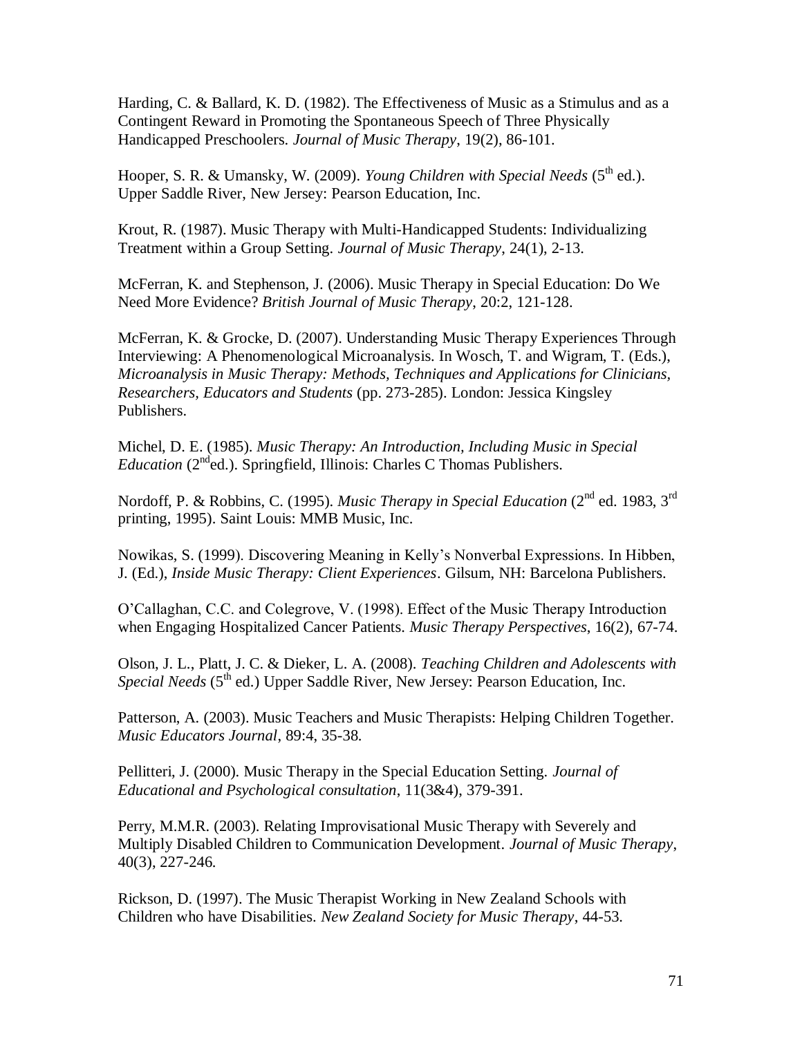Harding, C. & Ballard, K. D. (1982). The Effectiveness of Music as a Stimulus and as a Contingent Reward in Promoting the Spontaneous Speech of Three Physically Handicapped Preschoolers. *Journal of Music Therapy*, 19(2), 86-101.

Hooper, S. R. & Umansky, W. (2009). *Young Children with Special Needs* (5th ed.). Upper Saddle River, New Jersey: Pearson Education, Inc.

Krout, R. (1987). Music Therapy with Multi-Handicapped Students: Individualizing Treatment within a Group Setting. *Journal of Music Therapy*, 24(1), 2-13.

McFerran, K. and Stephenson, J. (2006). Music Therapy in Special Education: Do We Need More Evidence? *British Journal of Music Therapy*, 20:2, 121-128.

McFerran, K. & Grocke, D. (2007). Understanding Music Therapy Experiences Through Interviewing: A Phenomenological Microanalysis. In Wosch, T. and Wigram, T. (Eds.), *Microanalysis in Music Therapy: Methods, Techniques and Applications for Clinicians, Researchers, Educators and Students* (pp. 273-285). London: Jessica Kingsley Publishers.

Michel, D. E. (1985). *Music Therapy: An Introduction, Including Music in Special Education* (2nd ed.). Springfield, Illinois: Charles C Thomas Publishers.

Nordoff, P. & Robbins, C. (1995). *Music Therapy in Special Education* (2nd ed. 1983, 3rd printing, 1995). Saint Louis: MMB Music, Inc.

Nowikas, S. (1999). Discovering Meaning in Kelly's Nonverbal Expressions. In Hibben, J. (Ed.), *Inside Music Therapy: Client Experiences*. Gilsum, NH: Barcelona Publishers.

O'Callaghan, C.C. and Colegrove, V. (1998). Effect of the Music Therapy Introduction when Engaging Hospitalized Cancer Patients. *Music Therapy Perspectives*, 16(2), 67-74.

Olson, J. L., Platt, J. C. & Dieker, L. A. (2008). *Teaching Children and Adolescents with Special Needs* (5th ed.) Upper Saddle River, New Jersey: Pearson Education, Inc.

Patterson, A. (2003). Music Teachers and Music Therapists: Helping Children Together. *Music Educators Journal*, 89:4, 35-38.

Pellitteri, J. (2000). Music Therapy in the Special Education Setting. *Journal of Educational and Psychological consultation*, 11(3&4), 379-391.

Perry, M.M.R. (2003). Relating Improvisational Music Therapy with Severely and Multiply Disabled Children to Communication Development. *Journal of Music Therapy*, 40(3), 227-246.

Rickson, D. (1997). The Music Therapist Working in New Zealand Schools with Children who have Disabilities. *New Zealand Society for Music Therapy*, 44-53.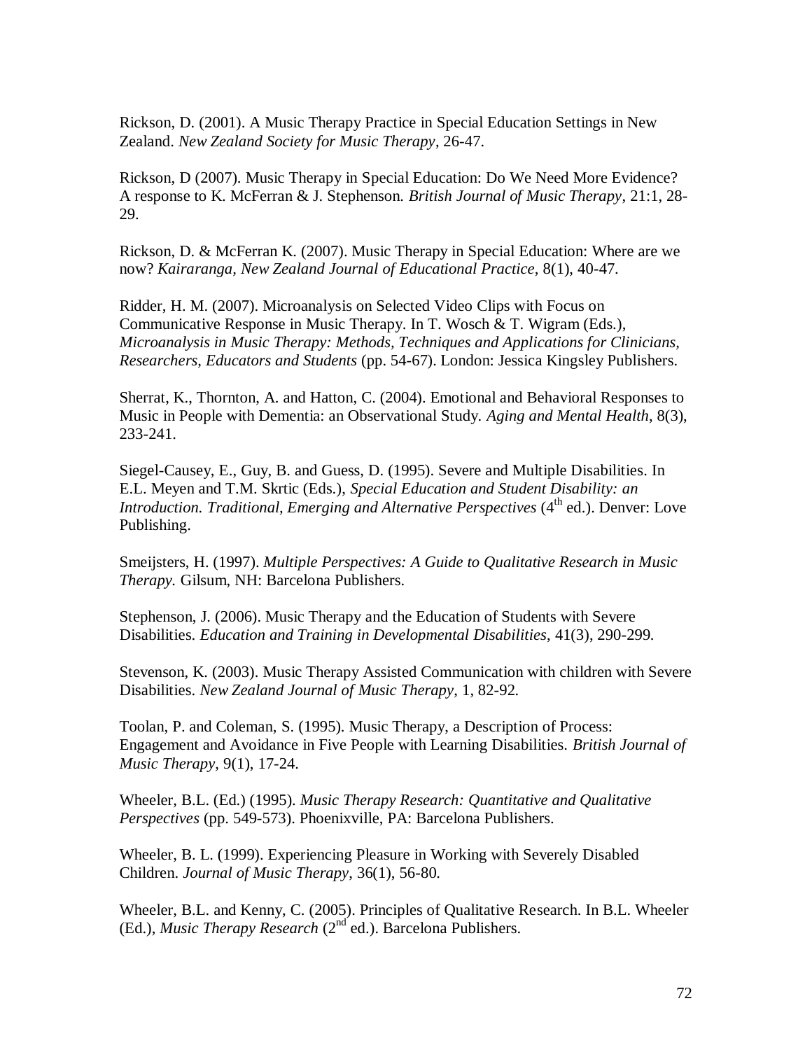Rickson, D. (2001). A Music Therapy Practice in Special Education Settings in New Zealand. *New Zealand Society for Music Therapy*, 26-47.

Rickson, D (2007). Music Therapy in Special Education: Do We Need More Evidence? A response to K. McFerran & J. Stephenson. *British Journal of Music Therapy*, 21:1, 28-29.

Rickson, D. & McFerran K. (2007). Music Therapy in Special Education: Where are we now? *Kairaranga, New Zealand Journal of Educational Practice*, 8(1), 40-47.

Ridder, H. M. (2007). Microanalysis on Selected Video Clips with Focus on Communicative Response in Music Therapy. In T. Wosch & T. Wigram (Eds.), *Microanalysis in Music Therapy: Methods, Techniques and Applications for Clinicians, Researchers, Educators and Students* (pp. 54-67). London: Jessica Kingsley Publishers.

Sherrat, K., Thornton, A. and Hatton, C. (2004). Emotional and Behavioral Responses to Music in People with Dementia: an Observational Study. *Aging and Mental Health*, 8(3), 233-241.

Siegel-Causey, E., Guy, B. and Guess, D. (1995). Severe and Multiple Disabilities. In E.L. Meyen and T.M. Skrtic (Eds.), *Special Education and Student Disability: an Introduction. Traditional, Emerging and Alternative Perspectives* (4th ed.). Denver: Love Publishing.

Smeijsters, H. (1997). *Multiple Perspectives: A Guide to Qualitative Research in Music Therapy.* Gilsum, NH: Barcelona Publishers.

Stephenson, J. (2006). Music Therapy and the Education of Students with Severe Disabilities. *Education and Training in Developmental Disabilities*, 41(3), 290-299.

Stevenson, K. (2003). Music Therapy Assisted Communication with children with Severe Disabilities. *New Zealand Journal of Music Therapy*, 1, 82-92.

Toolan, P. and Coleman, S. (1995). Music Therapy, a Description of Process: Engagement and Avoidance in Five People with Learning Disabilities. *British Journal of Music Therapy*, 9(1), 17-24.

Wheeler, B.L. (Ed.) (1995). *Music Therapy Research: Quantitative and Qualitative Perspectives* (pp. 549-573). Phoenixville, PA: Barcelona Publishers.

Wheeler, B. L. (1999). Experiencing Pleasure in Working with Severely Disabled Children. *Journal of Music Therapy*, 36(1), 56-80.

Wheeler, B.L. and Kenny, C. (2005). Principles of Qualitative Research. In B.L. Wheeler (Ed.), *Music Therapy Research* (2nd ed.). Barcelona Publishers.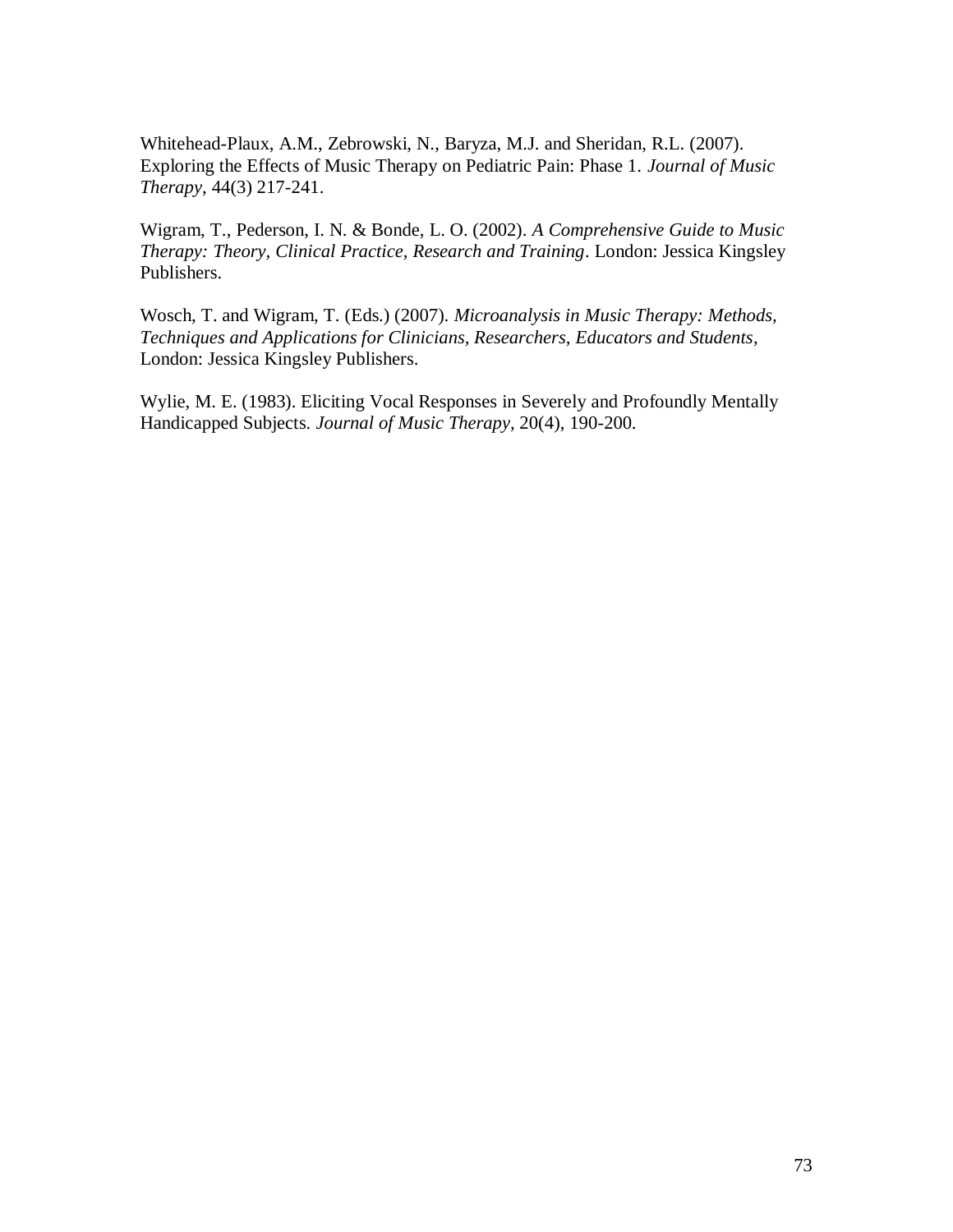Whitehead-Plaux, A.M., Zebrowski, N., Baryza, M.J. and Sheridan, R.L. (2007). Exploring the Effects of Music Therapy on Pediatric Pain: Phase 1. *Journal of Music Therapy*, 44(3) 217-241.

Wigram, T., Pederson, I. N. & Bonde, L. O. (2002). *A Comprehensive Guide to Music Therapy: Theory, Clinical Practice, Research and Training*. London: Jessica Kingsley Publishers.

Wosch, T. and Wigram, T. (Eds.) (2007). *Microanalysis in Music Therapy: Methods, Techniques and Applications for Clinicians, Researchers, Educators and Students*, London: Jessica Kingsley Publishers.

Wylie, M. E. (1983). Eliciting Vocal Responses in Severely and Profoundly Mentally Handicapped Subjects. *Journal of Music Therapy*, 20(4), 190-200.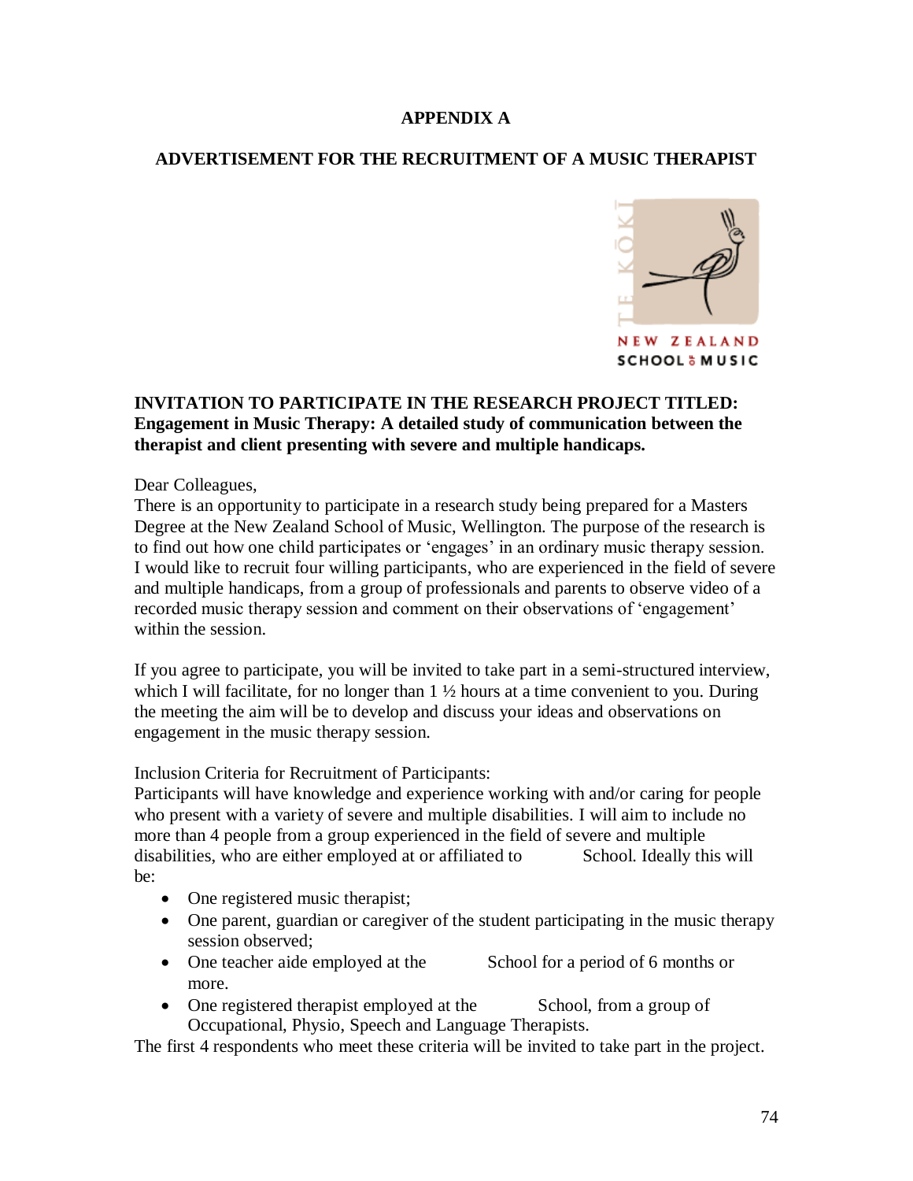**APPENDIX A**

**ADVERTISEMENT FOR THE RECRUITMENT OF A MUSIC THERAPIST**

**INVITATION TO PARTICIPATE IN THE RESEARCH PROJECT TITLED: Engagement in Music Therapy: A detailed study of communication between the therapist and client presenting with severe and multiple handicaps.**

Dear Colleagues,
There is an opportunity to participate in a research study being prepared for a Masters Degree at the New Zealand School of Music, Wellington. The purpose of the research is to find out how one child participates or 'engages' in an ordinary music therapy session. I would like to recruit four willing participants, who are experienced in the field of severe and multiple handicaps, from a group of professionals and parents to observe video of a recorded music therapy session and comment on their observations of 'engagement' within the session.

If you agree to participate, you will be invited to take part in a semi-structured interview, which I will facilitate, for no longer than 1 ½ hours at a time convenient to you. During the meeting the aim will be to develop and discuss your ideas and observations on engagement in the music therapy session.

Inclusion Criteria for Recruitment of Participants:
Participants will have knowledge and experience working with and/or caring for people who present with a variety of severe and multiple disabilities. I will aim to include no more than 4 people from a group experienced in the field of severe and multiple disabilities, who are either employed at or affiliated to School. Ideally this will be:

- One registered music therapist;
- One parent, guardian or caregiver of the student participating in the music therapy session observed;
- One teacher aide employed at the School for a period of 6 months or more.
- One registered therapist employed at the School, from a group of Occupational, Physio, Speech and Language Therapists.

The first 4 respondents who meet these criteria will be invited to take part in the project.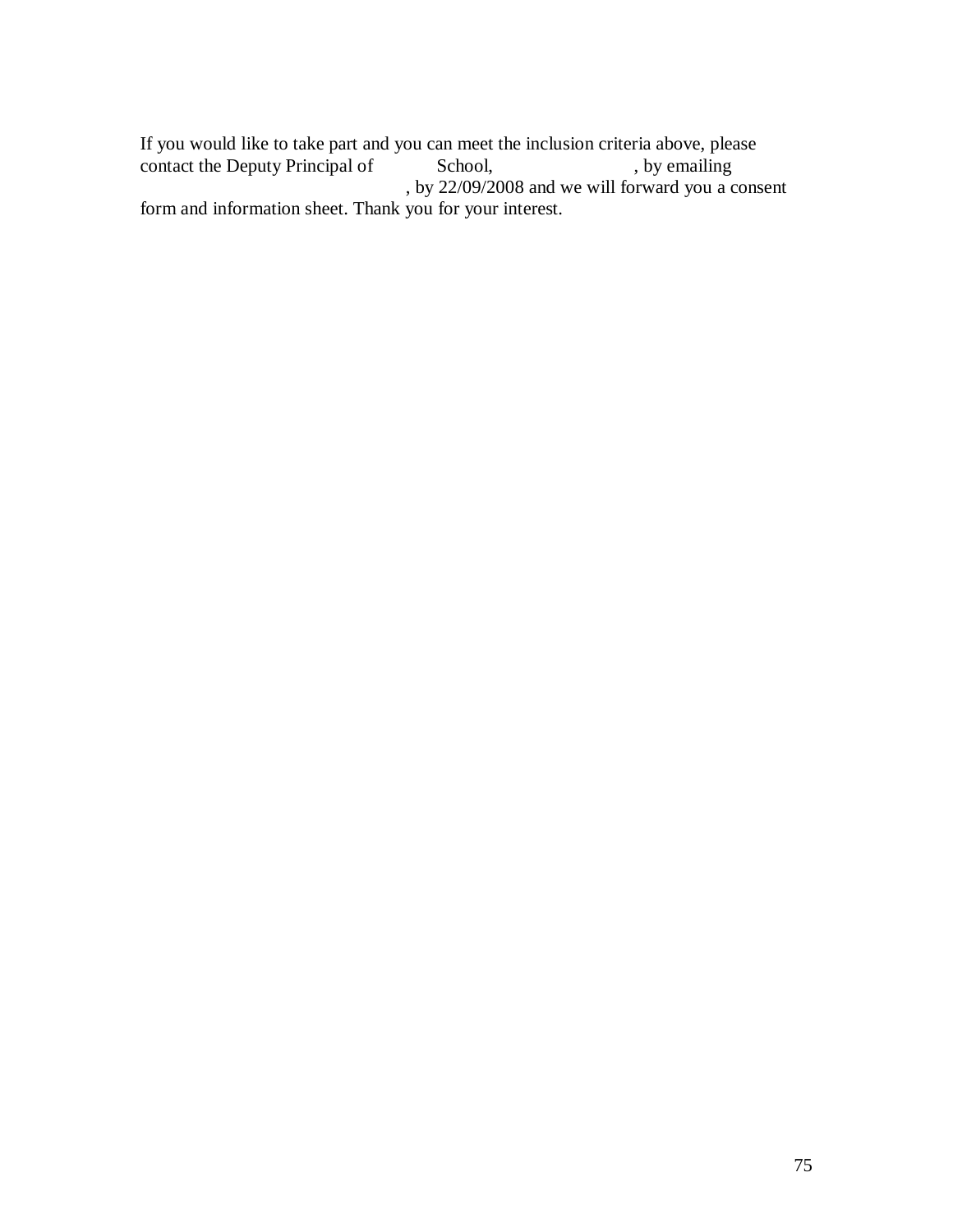If you would like to take part and you can meet the inclusion criteria above, please contact the Deputy Principal of School, , by emailing , by 22/09/2008 and we will forward you a consent form and information sheet. Thank you for your interest.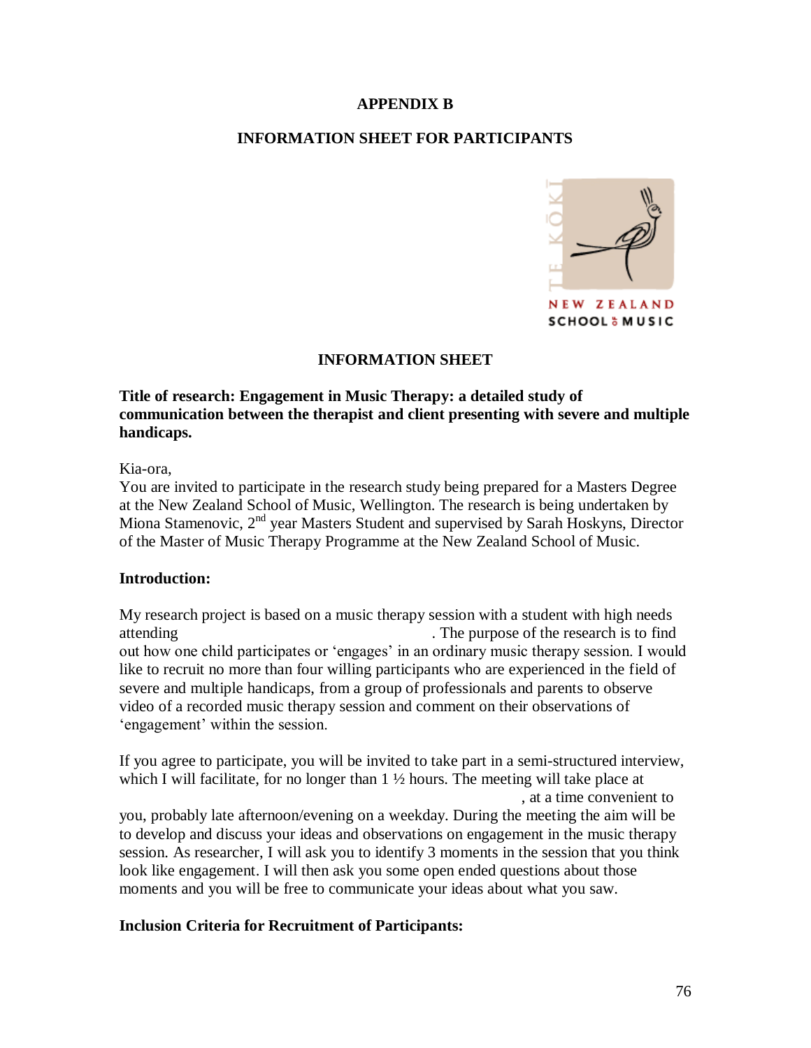**APPENDIX B**

**INFORMATION SHEET FOR PARTICIPANTS**

TE KŌKĪ

NEW ZEALAND SCHOOL OF MUSIC

**INFORMATION SHEET**

**Title of research: Engagement in Music Therapy: a detailed study of communication between the therapist and client presenting with severe and multiple handicaps.**

Kia-ora,

You are invited to participate in the research study being prepared for a Masters Degree at the New Zealand School of Music, Wellington. The research is being undertaken by Miona Stamenovic, 2nd year Masters Student and supervised by Sarah Hoskyns, Director of the Master of Music Therapy Programme at the New Zealand School of Music.

**Introduction:**

My research project is based on a music therapy session with a student with high needs attending . The purpose of the research is to find out how one child participates or 'engages' in an ordinary music therapy session. I would like to recruit no more than four willing participants who are experienced in the field of severe and multiple handicaps, from a group of professionals and parents to observe video of a recorded music therapy session and comment on their observations of 'engagement' within the session.

If you agree to participate, you will be invited to take part in a semi-structured interview, which I will facilitate, for no longer than 1 ½ hours. The meeting will take place at , at a time convenient to you, probably late afternoon/evening on a weekday. During the meeting the aim will be to develop and discuss your ideas and observations on engagement in the music therapy session. As researcher, I will ask you to identify 3 moments in the session that you think look like engagement. I will then ask you some open ended questions about those moments and you will be free to communicate your ideas about what you saw.

**Inclusion Criteria for Recruitment of Participants:**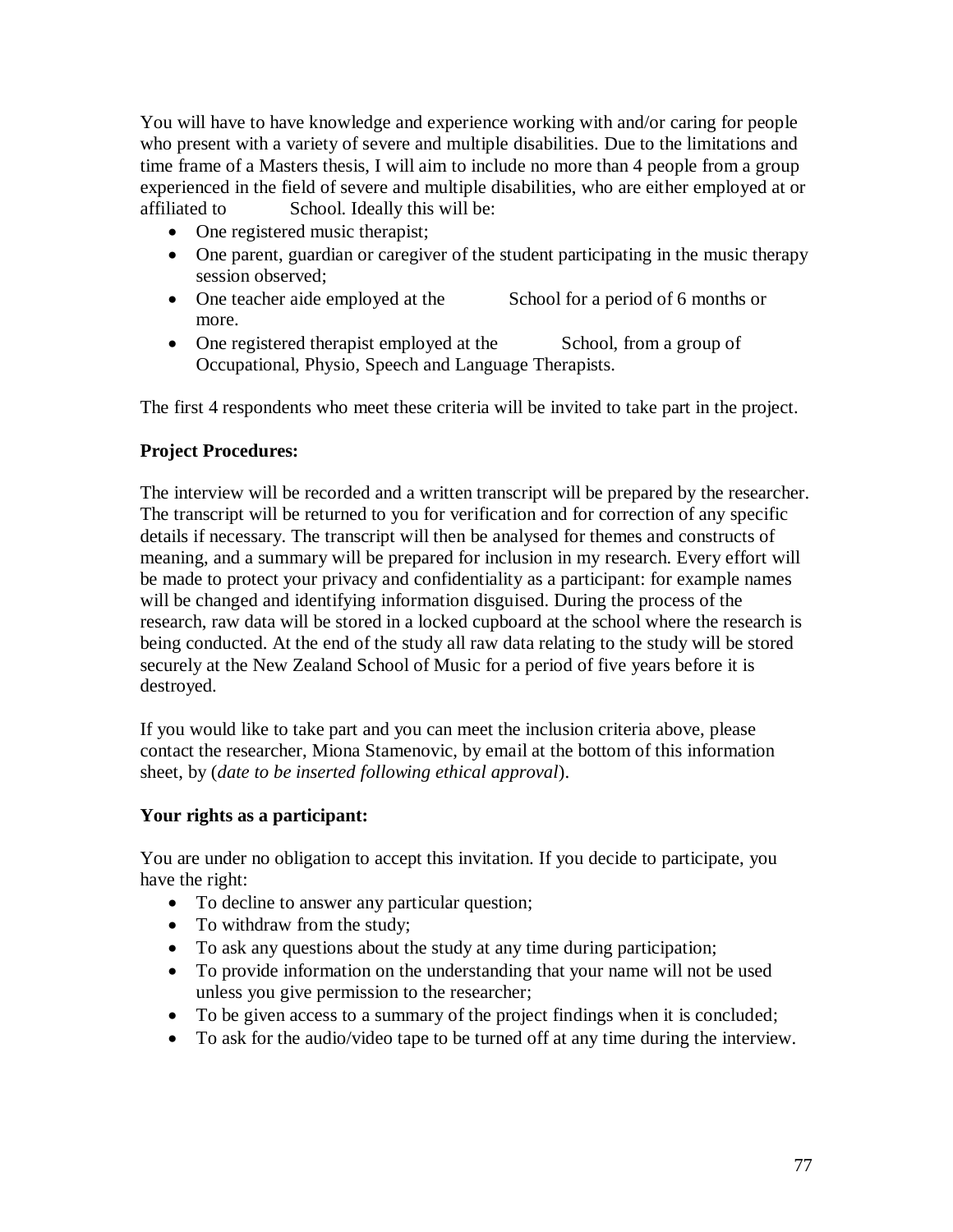You will have to have knowledge and experience working with and/or caring for people who present with a variety of severe and multiple disabilities. Due to the limitations and time frame of a Masters thesis, I will aim to include no more than 4 people from a group experienced in the field of severe and multiple disabilities, who are either employed at or affiliated to School. Ideally this will be:

- One registered music therapist;
- One parent, guardian or caregiver of the student participating in the music therapy session observed;
- One teacher aide employed at the School for a period of 6 months or more.
- One registered therapist employed at the School, from a group of Occupational, Physio, Speech and Language Therapists.

The first 4 respondents who meet these criteria will be invited to take part in the project.

**Project Procedures:**

The interview will be recorded and a written transcript will be prepared by the researcher. The transcript will be returned to you for verification and for correction of any specific details if necessary. The transcript will then be analysed for themes and constructs of meaning, and a summary will be prepared for inclusion in my research. Every effort will be made to protect your privacy and confidentiality as a participant: for example names will be changed and identifying information disguised. During the process of the research, raw data will be stored in a locked cupboard at the school where the research is being conducted. At the end of the study all raw data relating to the study will be stored securely at the New Zealand School of Music for a period of five years before it is destroyed.

If you would like to take part and you can meet the inclusion criteria above, please contact the researcher, Miona Stamenovic, by email at the bottom of this information sheet, by (*date to be inserted following ethical approval*).

**Your rights as a participant:**

You are under no obligation to accept this invitation. If you decide to participate, you have the right:

- To decline to answer any particular question;
- To withdraw from the study;
- To ask any questions about the study at any time during participation;
- To provide information on the understanding that your name will not be used unless you give permission to the researcher;
- To be given access to a summary of the project findings when it is concluded;
- To ask for the audio/video tape to be turned off at any time during the interview.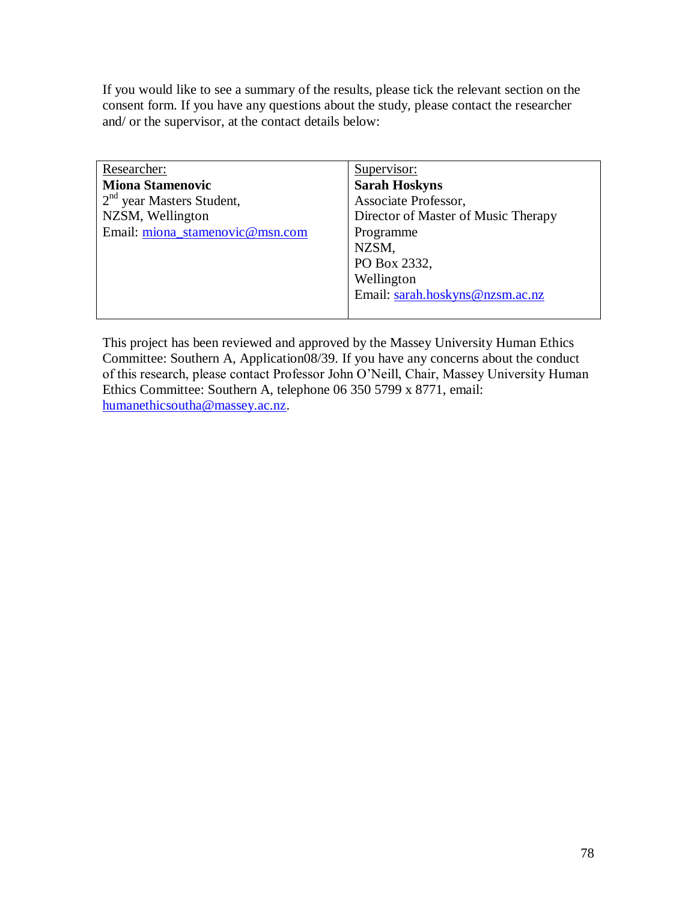If you would like to see a summary of the results, please tick the relevant section on the consent form. If you have any questions about the study, please contact the researcher and/ or the supervisor, at the contact details below:

| Researcher: | Supervisor: |
|---|---|
| **Miona Stamenovic**<br>2nd year Masters Student,<br>NZSM, Wellington<br>Email: miona_stamenovic@msn.com | **Sarah Hoskyns**<br>Associate Professor,<br>Director of Master of Music Therapy Programme<br>NZSM,<br>PO Box 2332,<br>Wellington<br>Email: sarah.hoskyns@nzsm.ac.nz |

This project has been reviewed and approved by the Massey University Human Ethics Committee: Southern A, Application08/39. If you have any concerns about the conduct of this research, please contact Professor John O'Neill, Chair, Massey University Human Ethics Committee: Southern A, telephone 06 350 5799 x 8771, email: humanethicsoutha@massey.ac.nz.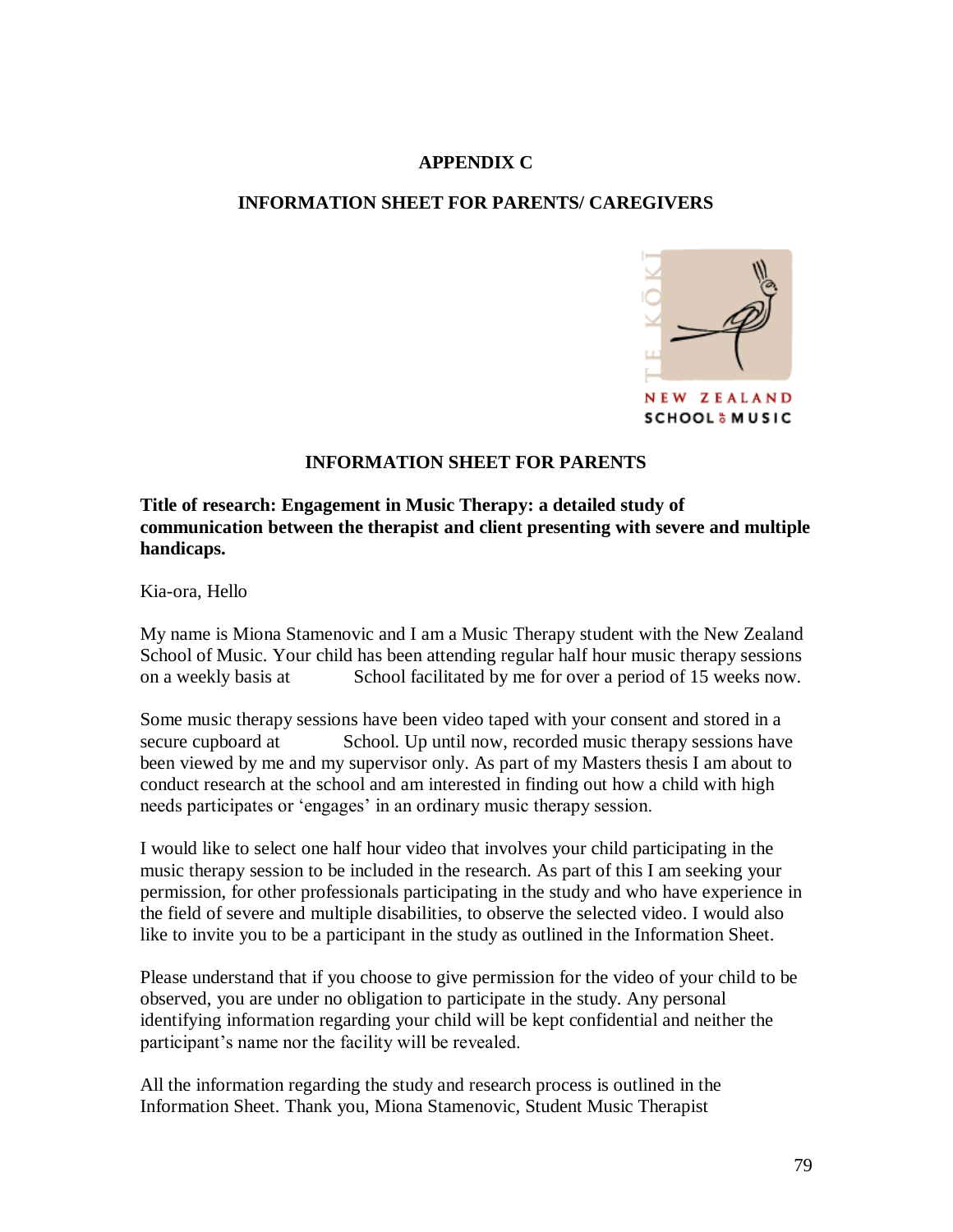# APPENDIX C

## INFORMATION SHEET FOR PARENTS/ CAREGIVERS

TE KŌKĪ
NEW ZEALAND SCHOOL OF MUSIC

## INFORMATION SHEET FOR PARENTS

**Title of research: Engagement in Music Therapy: a detailed study of communication between the therapist and client presenting with severe and multiple handicaps.**

Kia-ora, Hello

My name is Miona Stamenovic and I am a Music Therapy student with the New Zealand School of Music. Your child has been attending regular half hour music therapy sessions on a weekly basis at School facilitated by me for over a period of 15 weeks now.

Some music therapy sessions have been video taped with your consent and stored in a secure cupboard at School. Up until now, recorded music therapy sessions have been viewed by me and my supervisor only. As part of my Masters thesis I am about to conduct research at the school and am interested in finding out how a child with high needs participates or 'engages' in an ordinary music therapy session.

I would like to select one half hour video that involves your child participating in the music therapy session to be included in the research. As part of this I am seeking your permission, for other professionals participating in the study and who have experience in the field of severe and multiple disabilities, to observe the selected video. I would also like to invite you to be a participant in the study as outlined in the Information Sheet.

Please understand that if you choose to give permission for the video of your child to be observed, you are under no obligation to participate in the study. Any personal identifying information regarding your child will be kept confidential and neither the participant's name nor the facility will be revealed.

All the information regarding the study and research process is outlined in the Information Sheet. Thank you, Miona Stamenovic, Student Music Therapist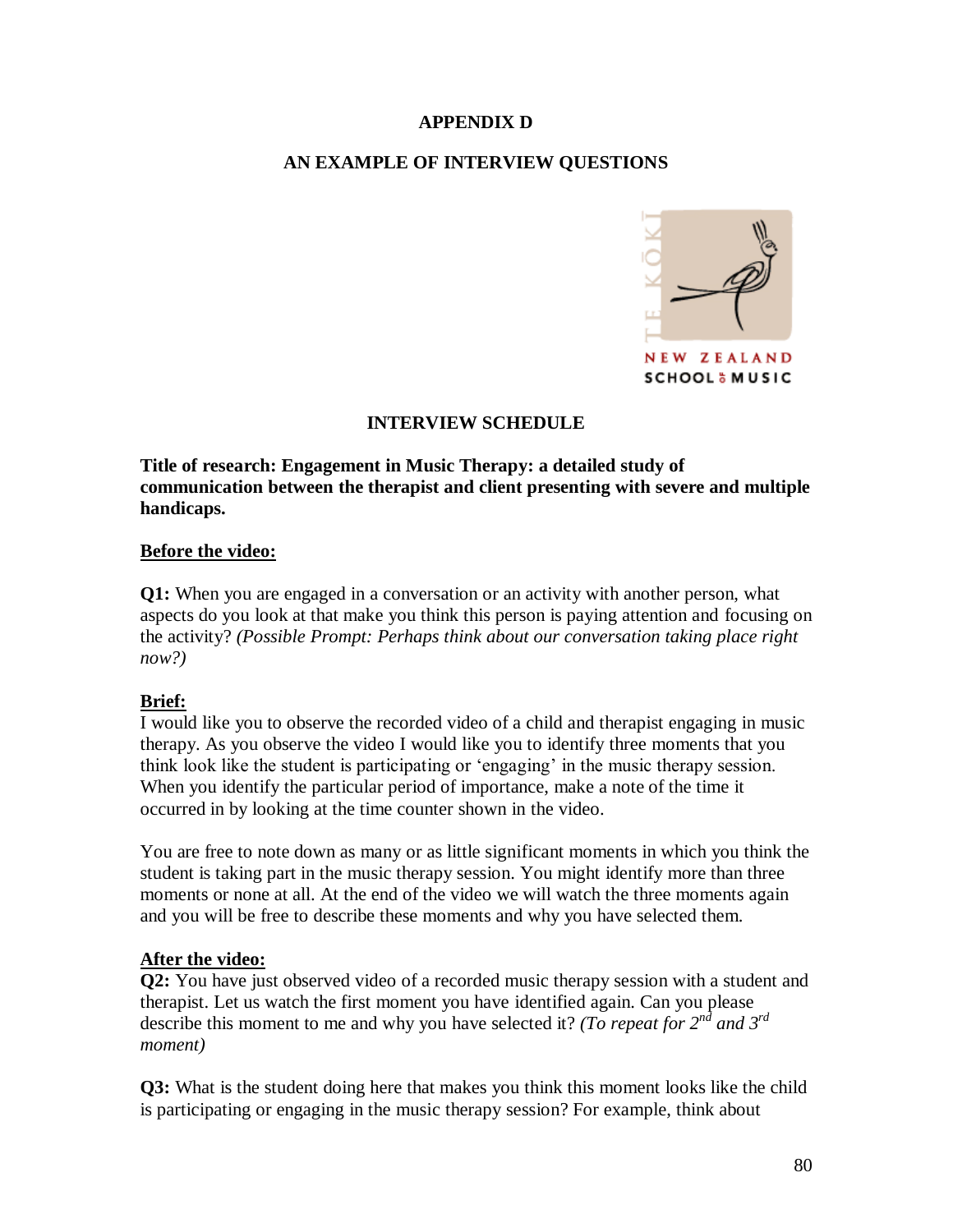# APPENDIX D

## AN EXAMPLE OF INTERVIEW QUESTIONS

### INTERVIEW SCHEDULE

**Title of research: Engagement in Music Therapy: a detailed study of communication between the therapist and client presenting with severe and multiple handicaps.**

**Before the video:**

**Q1:** When you are engaged in a conversation or an activity with another person, what aspects do you look at that make you think this person is paying attention and focusing on the activity? *(Possible Prompt: Perhaps think about our conversation taking place right now?)*

**Brief:**

I would like you to observe the recorded video of a child and therapist engaging in music therapy. As you observe the video I would like you to identify three moments that you think look like the student is participating or 'engaging' in the music therapy session. When you identify the particular period of importance, make a note of the time it occurred in by looking at the time counter shown in the video.

You are free to note down as many or as little significant moments in which you think the student is taking part in the music therapy session. You might identify more than three moments or none at all. At the end of the video we will watch the three moments again and you will be free to describe these moments and why you have selected them.

**After the video:**

**Q2:** You have just observed video of a recorded music therapy session with a student and therapist. Let us watch the first moment you have identified again. Can you please describe this moment to me and why you have selected it? *(To repeat for 2nd and 3rd moment)*

**Q3:** What is the student doing here that makes you think this moment looks like the child is participating or engaging in the music therapy session? For example, think about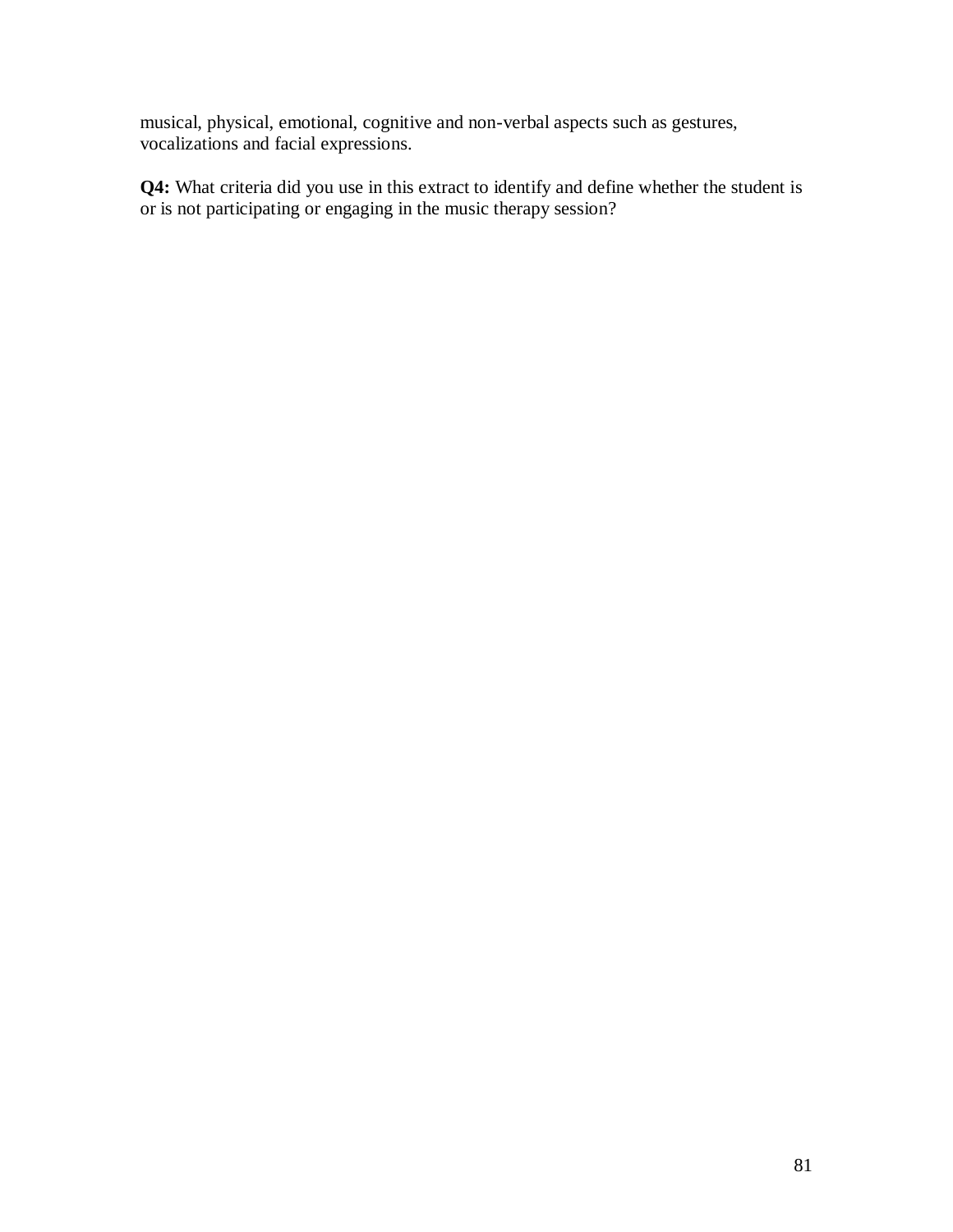musical, physical, emotional, cognitive and non-verbal aspects such as gestures, vocalizations and facial expressions.

**Q4:** What criteria did you use in this extract to identify and define whether the student is or is not participating or engaging in the music therapy session?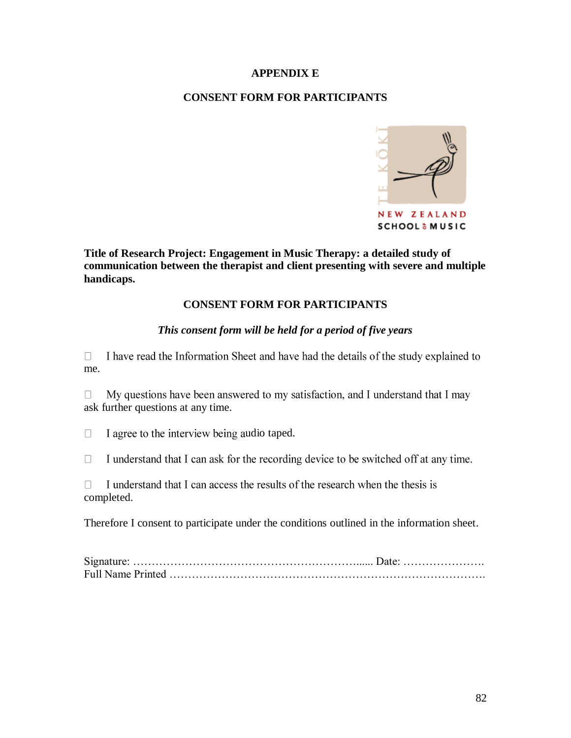# APPENDIX E

## CONSENT FORM FOR PARTICIPANTS

**Title of Research Project: Engagement in Music Therapy: a detailed study of communication between the therapist and client presenting with severe and multiple handicaps.**

## CONSENT FORM FOR PARTICIPANTS

***This consent form will be held for a period of five years***

☐ I have read the Information Sheet and have had the details of the study explained to me.

☐ My questions have been answered to my satisfaction, and I understand that I may ask further questions at any time.

☐ I agree to the interview being audio taped.

☐ I understand that I can ask for the recording device to be switched off at any time.

☐ I understand that I can access the results of the research when the thesis is completed.

Therefore I consent to participate under the conditions outlined in the information sheet.

Signature: ………………………………………………….... Date: ………………….
Full Name Printed …………………………………………………………………….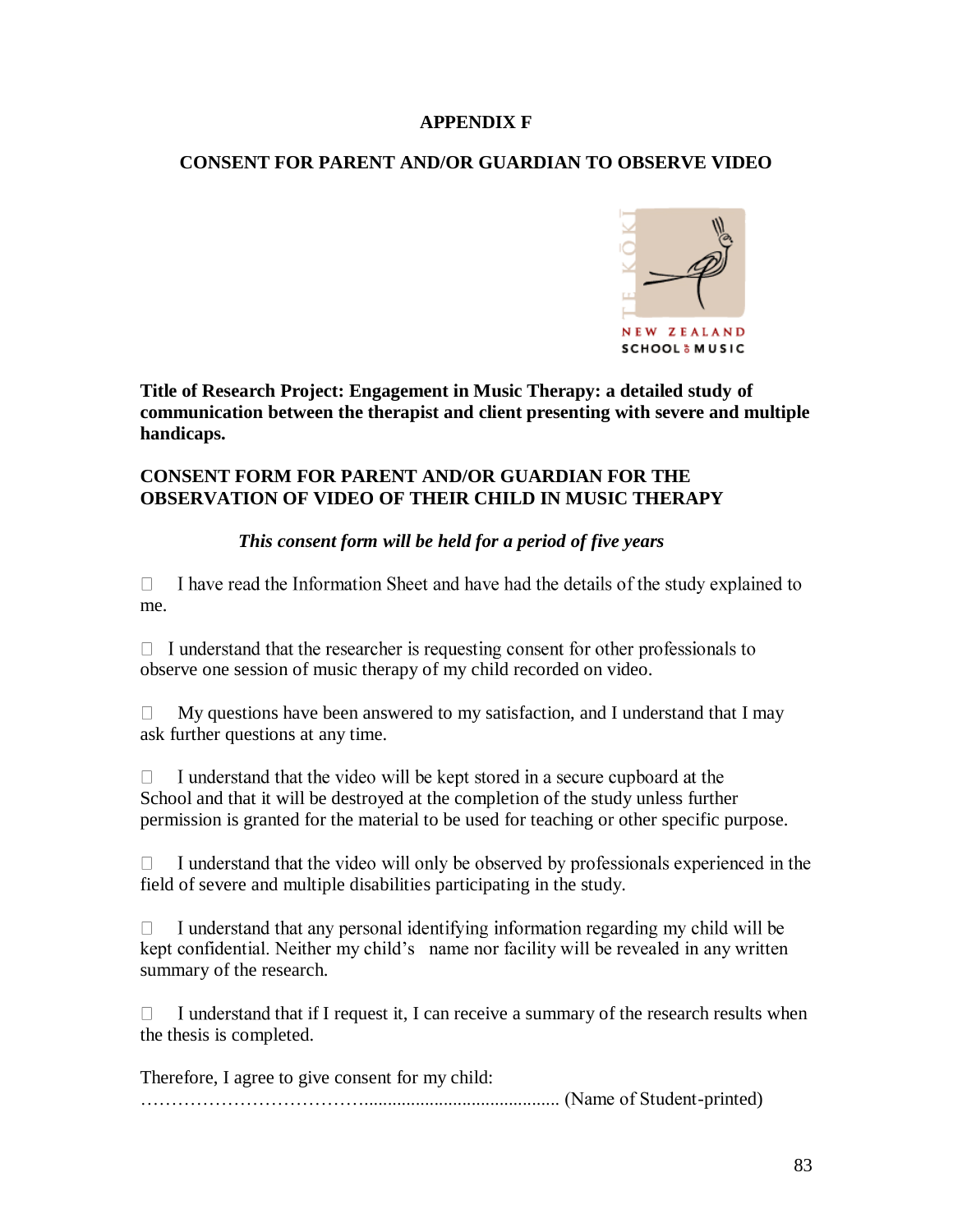**APPENDIX F**

**CONSENT FOR PARENT AND/OR GUARDIAN TO OBSERVE VIDEO**

TE KŌKĪ
NEW ZEALAND SCHOOL OF MUSIC

**Title of Research Project: Engagement in Music Therapy: a detailed study of communication between the therapist and client presenting with severe and multiple handicaps.**

**CONSENT FORM FOR PARENT AND/OR GUARDIAN FOR THE OBSERVATION OF VIDEO OF THEIR CHILD IN MUSIC THERAPY**

***This consent form will be held for a period of five years***

☐ I have read the Information Sheet and have had the details of the study explained to me.

☐ I understand that the researcher is requesting consent for other professionals to observe one session of music therapy of my child recorded on video.

☐ My questions have been answered to my satisfaction, and I understand that I may ask further questions at any time.

☐ I understand that the video will be kept stored in a secure cupboard at the School and that it will be destroyed at the completion of the study unless further permission is granted for the material to be used for teaching or other specific purpose.

☐ I understand that the video will only be observed by professionals experienced in the field of severe and multiple disabilities participating in the study.

☐ I understand that any personal identifying information regarding my child will be kept confidential. Neither my child's name nor facility will be revealed in any written summary of the research.

☐ I understand that if I request it, I can receive a summary of the research results when the thesis is completed.

Therefore, I agree to give consent for my child:
……………………………........................................... (Name of Student-printed)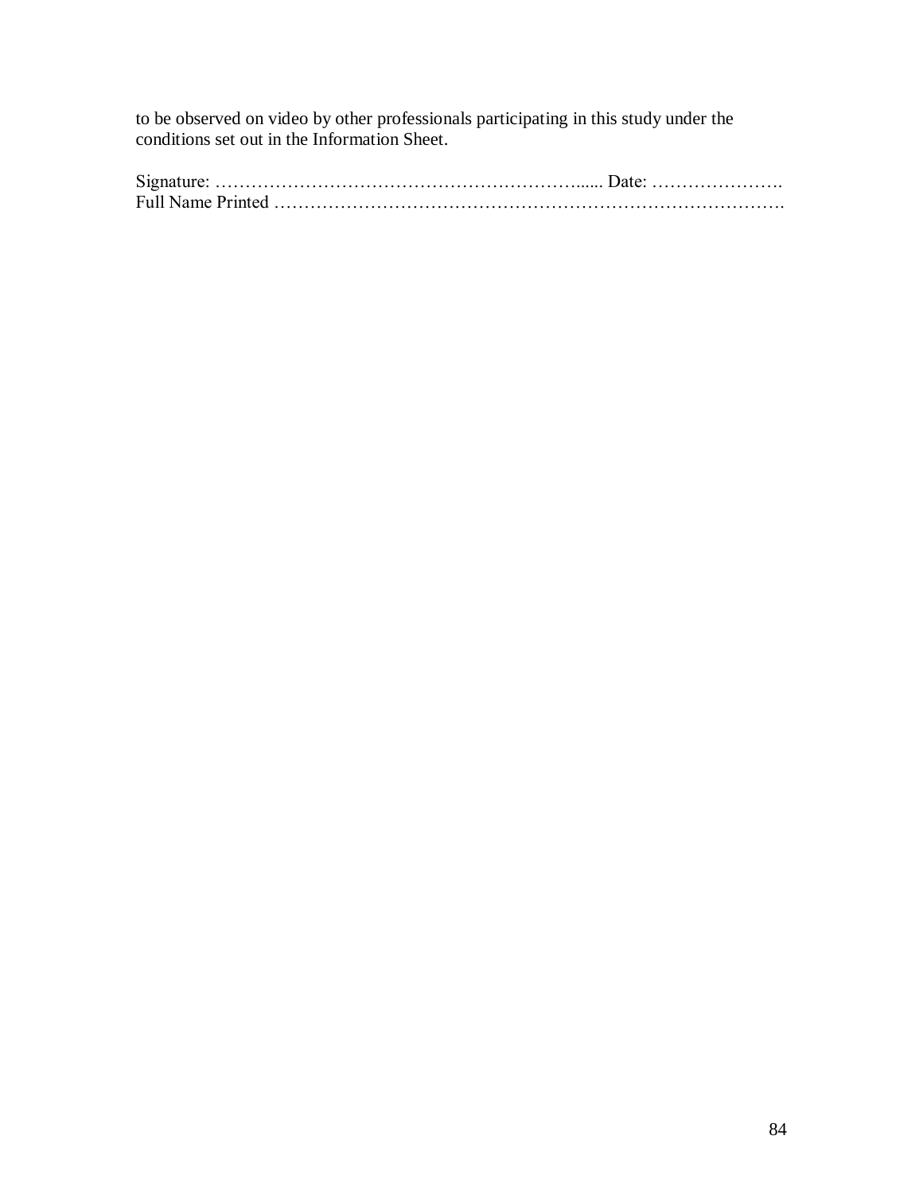to be observed on video by other professionals participating in this study under the conditions set out in the Information Sheet.

Signature: …………………………………………………….... Date: ………………….
Full Name Printed ……………………………………………………………………….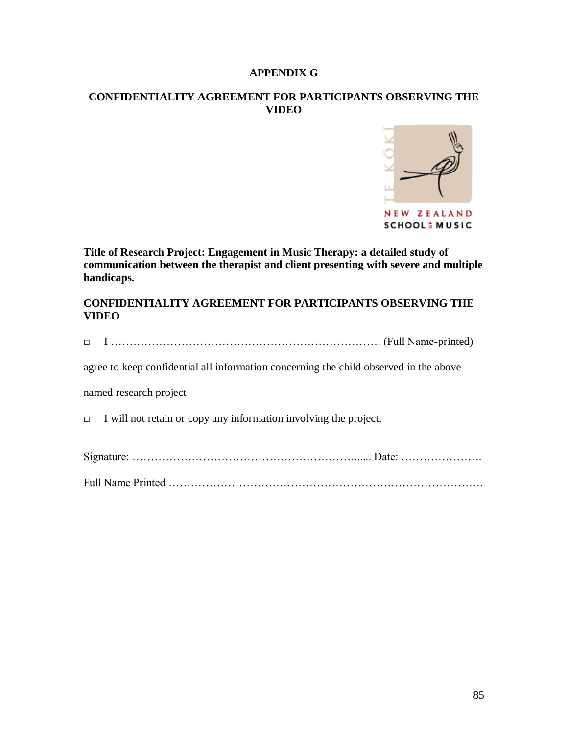# APPENDIX G

## CONFIDENTIALITY AGREEMENT FOR PARTICIPANTS OBSERVING THE VIDEO

TE KŌKĪ

NEW ZEALAND SCHOOL of MUSIC

**Title of Research Project: Engagement in Music Therapy: a detailed study of communication between the therapist and client presenting with severe and multiple handicaps.**

**CONFIDENTIALITY AGREEMENT FOR PARTICIPANTS OBSERVING THE VIDEO**

□ I ………………………………………………………………. (Full Name-printed)

agree to keep confidential all information concerning the child observed in the above named research project

□ I will not retain or copy any information involving the project.

Signature: …………………………………………………...... Date: ………………….

Full Name Printed ……………………………………………………………………….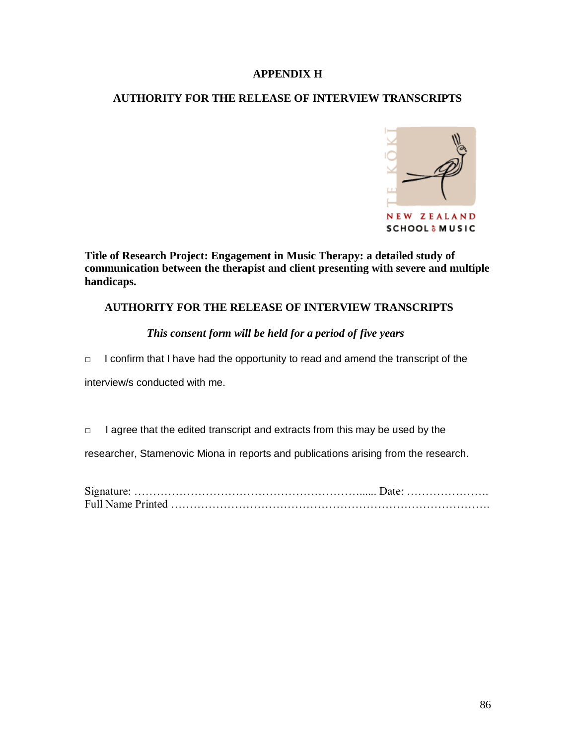# APPENDIX H

## AUTHORITY FOR THE RELEASE OF INTERVIEW TRANSCRIPTS

TE KŌKI
NEW ZEALAND
SCHOOL of MUSIC

**Title of Research Project: Engagement in Music Therapy: a detailed study of communication between the therapist and client presenting with severe and multiple handicaps.**

## AUTHORITY FOR THE RELEASE OF INTERVIEW TRANSCRIPTS

***This consent form will be held for a period of five years***

□ I confirm that I have had the opportunity to read and amend the transcript of the interview/s conducted with me.

□ I agree that the edited transcript and extracts from this may be used by the researcher, Stamenovic Miona in reports and publications arising from the research.

Signature: ……………………………………………………...... Date: ………………….

Full Name Printed ……………………………………………………………………….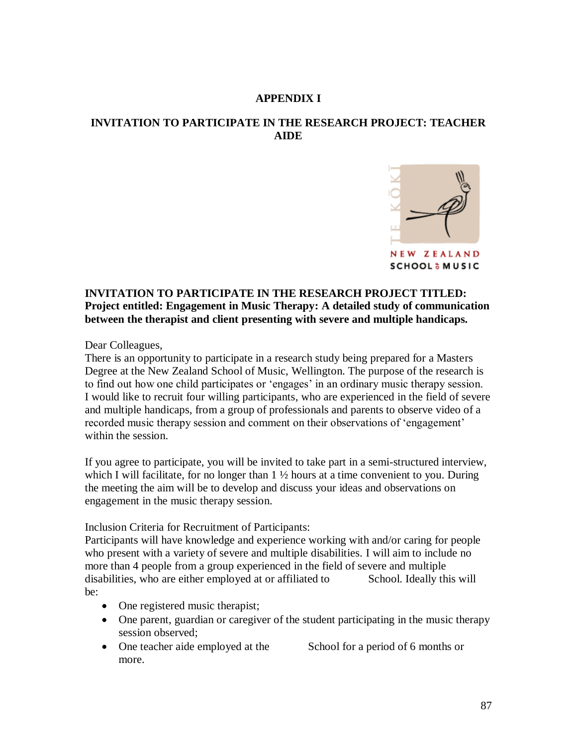# APPENDIX I

## INVITATION TO PARTICIPATE IN THE RESEARCH PROJECT: TEACHER AIDE

TE KŌKĪ
NEW ZEALAND SCHOOL OF MUSIC

**INVITATION TO PARTICIPATE IN THE RESEARCH PROJECT TITLED: Project entitled: Engagement in Music Therapy: A detailed study of communication between the therapist and client presenting with severe and multiple handicaps.**

Dear Colleagues,
There is an opportunity to participate in a research study being prepared for a Masters Degree at the New Zealand School of Music, Wellington. The purpose of the research is to find out how one child participates or 'engages' in an ordinary music therapy session. I would like to recruit four willing participants, who are experienced in the field of severe and multiple handicaps, from a group of professionals and parents to observe video of a recorded music therapy session and comment on their observations of 'engagement' within the session.

If you agree to participate, you will be invited to take part in a semi-structured interview, which I will facilitate, for no longer than 1 ½ hours at a time convenient to you. During the meeting the aim will be to develop and discuss your ideas and observations on engagement in the music therapy session.

Inclusion Criteria for Recruitment of Participants:
Participants will have knowledge and experience working with and/or caring for people who present with a variety of severe and multiple disabilities. I will aim to include no more than 4 people from a group experienced in the field of severe and multiple disabilities, who are either employed at or affiliated to School. Ideally this will be:

- One registered music therapist;
- One parent, guardian or caregiver of the student participating in the music therapy session observed;
- One teacher aide employed at the School for a period of 6 months or more.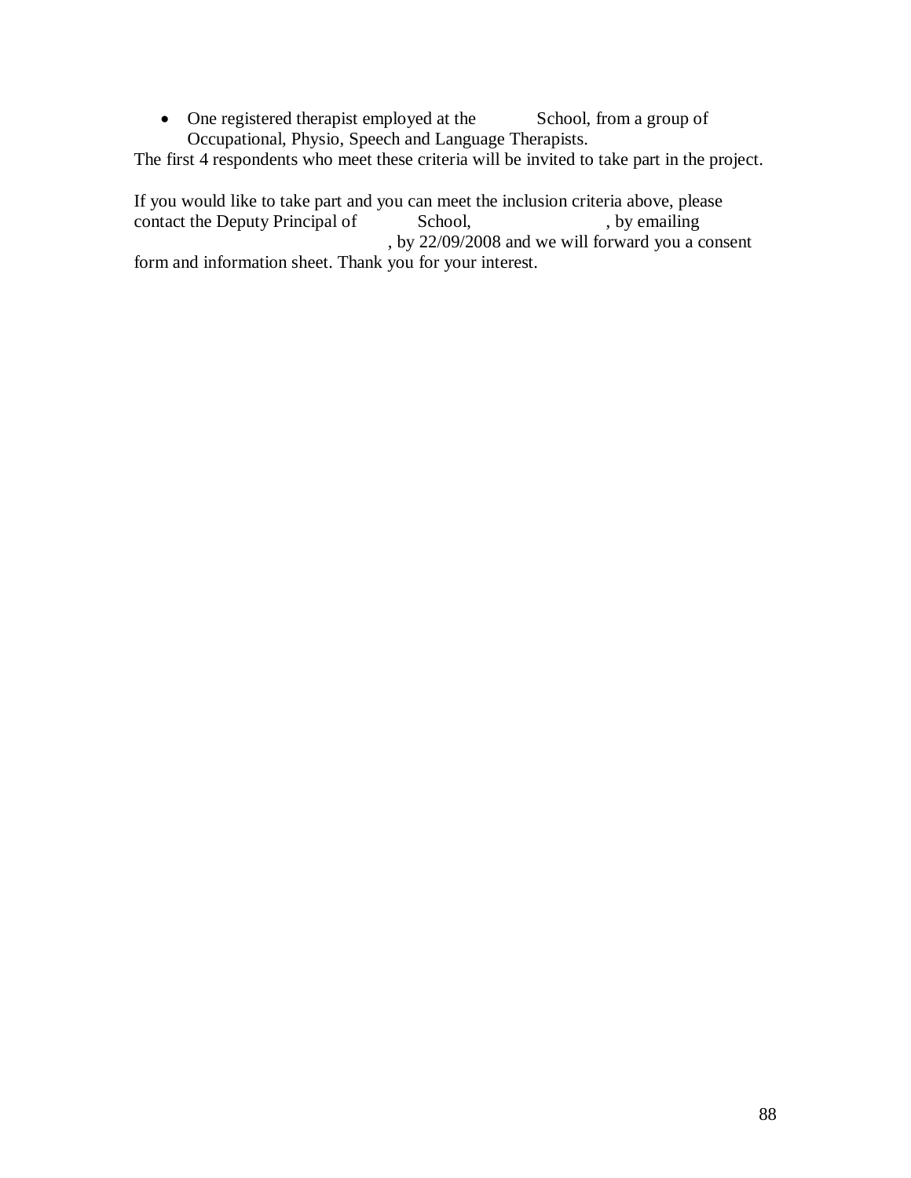- One registered therapist employed at the School, from a group of Occupational, Physio, Speech and Language Therapists.

The first 4 respondents who meet these criteria will be invited to take part in the project.

If you would like to take part and you can meet the inclusion criteria above, please contact the Deputy Principal of School, , by emailing , by 22/09/2008 and we will forward you a consent form and information sheet. Thank you for your interest.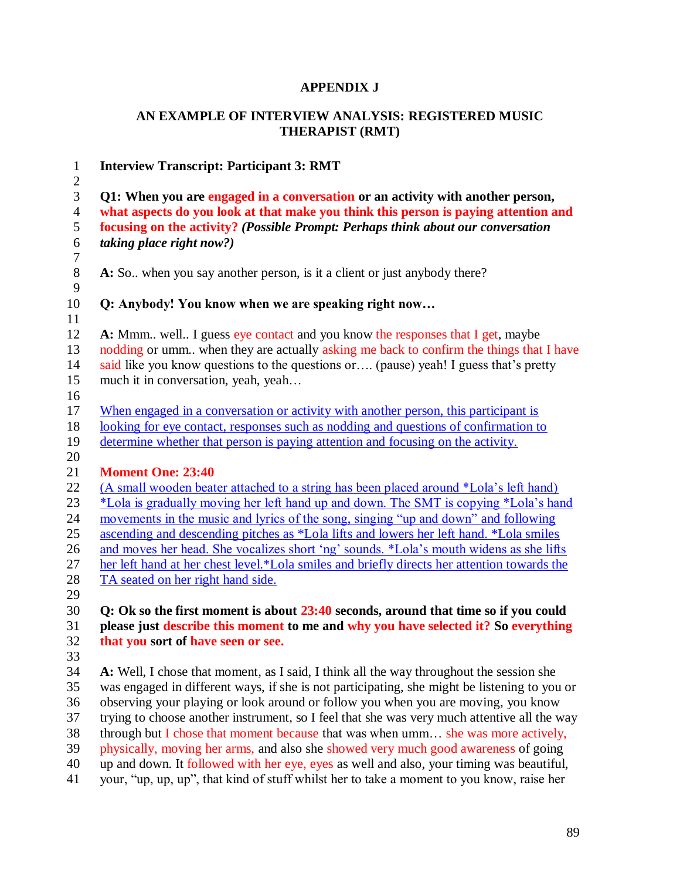## APPENDIX J

## AN EXAMPLE OF INTERVIEW ANALYSIS: REGISTERED MUSIC THERAPIST (RMT)

**Interview Transcript: Participant 3: RMT**

**Q1: When you are engaged in a conversation or an activity with another person, what aspects do you look at that make you think this person is paying attention and focusing on the activity?** ***(Possible Prompt: Perhaps think about our conversation taking place right now?)***

**A:** So.. when you say another person, is it a client or just anybody there?

**Q: Anybody! You know when we are speaking right now…**

**A:** Mmm.. well.. I guess eye contact and you know the responses that I get, maybe nodding or umm.. when they are actually asking me back to confirm the things that I have said like you know questions to the questions or…. (pause) yeah! I guess that's pretty much it in conversation, yeah, yeah…

When engaged in a conversation or activity with another person, this participant is looking for eye contact, responses such as nodding and questions of confirmation to determine whether that person is paying attention and focusing on the activity.

**Moment One: 23:40**

(A small wooden beater attached to a string has been placed around *Lola's left hand) *Lola is gradually moving her left hand up and down. The SMT is copying *Lola's hand movements in the music and lyrics of the song, singing "up and down" and following ascending and descending pitches as *Lola lifts and lowers her left hand. *Lola smiles and moves her head. She vocalizes short 'ng' sounds. *Lola's mouth widens as she lifts her left hand at her chest level.*Lola smiles and briefly directs her attention towards the TA seated on her right hand side.

**Q: Ok so the first moment is about 23:40 seconds, around that time so if you could please just describe this moment to me and why you have selected it? So everything that you sort of have seen or see.**

**A:** Well, I chose that moment, as I said, I think all the way throughout the session she was engaged in different ways, if she is not participating, she might be listening to you or observing your playing or look around or follow you when you are moving, you know trying to choose another instrument, so I feel that she was very much attentive all the way through but I chose that moment because that was when umm… she was more actively, physically, moving her arms, and also she showed very much good awareness of going up and down. It followed with her eye, eyes as well and also, your timing was beautiful, your, "up, up, up", that kind of stuff whilst her to take a moment to you know, raise her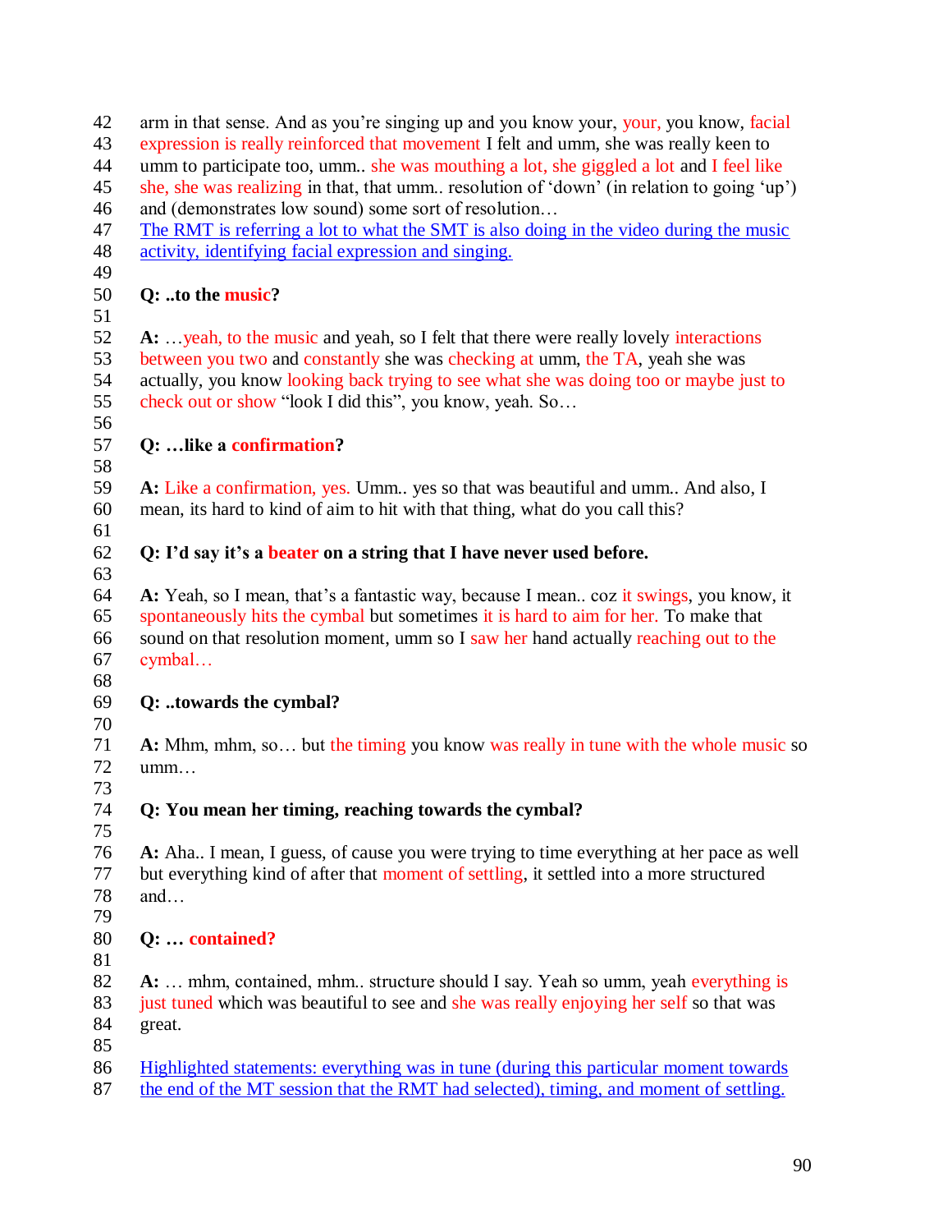arm in that sense. And as you're singing up and you know your, your, you know, facial expression is really reinforced that movement I felt and umm, she was really keen to umm to participate too, umm.. she was mouthing a lot, she giggled a lot and I feel like she, she was realizing in that, that umm.. resolution of 'down' (in relation to going 'up') and (demonstrates low sound) some sort of resolution…

The RMT is referring a lot to what the SMT is also doing in the video during the music activity, identifying facial expression and singing.

**Q: ..to the music?**

**A:** …yeah, to the music and yeah, so I felt that there were really lovely interactions between you two and constantly she was checking at umm, the TA, yeah she was actually, you know looking back trying to see what she was doing too or maybe just to check out or show "look I did this", you know, yeah. So…

**Q: …like a confirmation?**

**A:** Like a confirmation, yes. Umm.. yes so that was beautiful and umm.. And also, I mean, its hard to kind of aim to hit with that thing, what do you call this?

**Q: I'd say it's a beater on a string that I have never used before.**

**A:** Yeah, so I mean, that's a fantastic way, because I mean.. coz it swings, you know, it spontaneously hits the cymbal but sometimes it is hard to aim for her. To make that sound on that resolution moment, umm so I saw her hand actually reaching out to the cymbal…

**Q: ..towards the cymbal?**

**A:** Mhm, mhm, so… but the timing you know was really in tune with the whole music so umm…

**Q: You mean her timing, reaching towards the cymbal?**

**A:** Aha.. I mean, I guess, of cause you were trying to time everything at her pace as well but everything kind of after that moment of settling, it settled into a more structured and…

**Q: … contained?**

**A:** … mhm, contained, mhm.. structure should I say. Yeah so umm, yeah everything is just tuned which was beautiful to see and she was really enjoying her self so that was great.

Highlighted statements: everything was in tune (during this particular moment towards the end of the MT session that the RMT had selected), timing, and moment of settling.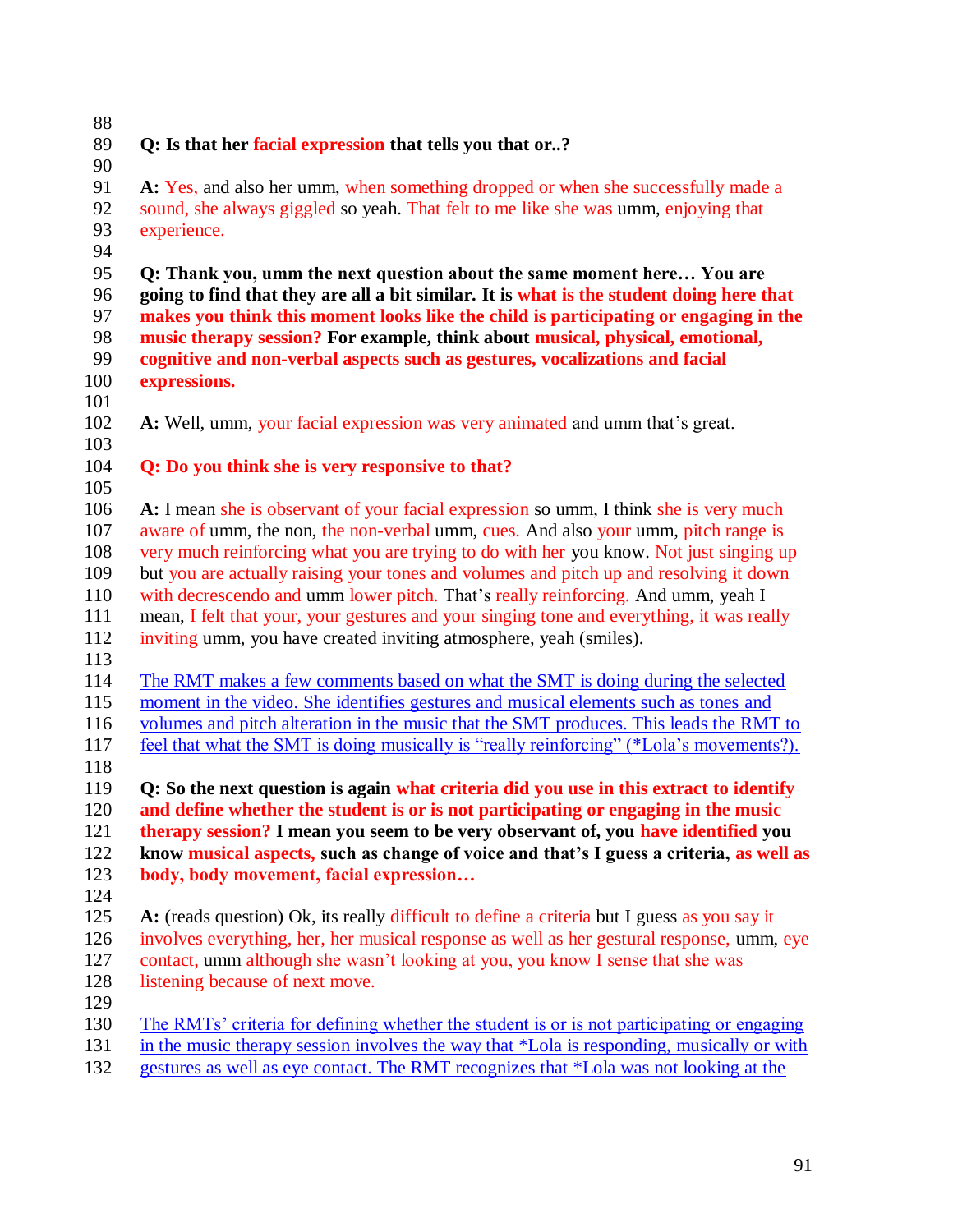**Q: Is that her facial expression that tells you that or..?**

**A:** Yes, and also her umm, when something dropped or when she successfully made a sound, she always giggled so yeah. That felt to me like she was umm, enjoying that experience.

**Q: Thank you, umm the next question about the same moment here… You are going to find that they are all a bit similar. It is what is the student doing here that makes you think this moment looks like the child is participating or engaging in the music therapy session? For example, think about musical, physical, emotional, cognitive and non-verbal aspects such as gestures, vocalizations and facial expressions.**

**A:** Well, umm, your facial expression was very animated and umm that's great.

**Q: Do you think she is very responsive to that?**

**A:** I mean she is observant of your facial expression so umm, I think she is very much aware of umm, the non, the non-verbal umm, cues. And also your umm, pitch range is very much reinforcing what you are trying to do with her you know. Not just singing up but you are actually raising your tones and volumes and pitch up and resolving it down with decrescendo and umm lower pitch. That's really reinforcing. And umm, yeah I mean, I felt that your, your gestures and your singing tone and everything, it was really inviting umm, you have created inviting atmosphere, yeah (smiles).

<u>The RMT makes a few comments based on what the SMT is doing during the selected moment in the video. She identifies gestures and musical elements such as tones and volumes and pitch alteration in the music that the SMT produces. This leads the RMT to feel that what the SMT is doing musically is "really reinforcing" (*Lola's movements?).</u>

**Q: So the next question is again what criteria did you use in this extract to identify and define whether the student is or is not participating or engaging in the music therapy session? I mean you seem to be very observant of, you have identified you know musical aspects, such as change of voice and that's I guess a criteria, as well as body, body movement, facial expression…**

**A:** (reads question) Ok, its really difficult to define a criteria but I guess as you say it involves everything, her, her musical response as well as her gestural response, umm, eye contact, umm although she wasn't looking at you, you know I sense that she was listening because of next move.

<u>The RMTs' criteria for defining whether the student is or is not participating or engaging in the music therapy session involves the way that *Lola is responding, musically or with gestures as well as eye contact. The RMT recognizes that *Lola was not looking at the</u>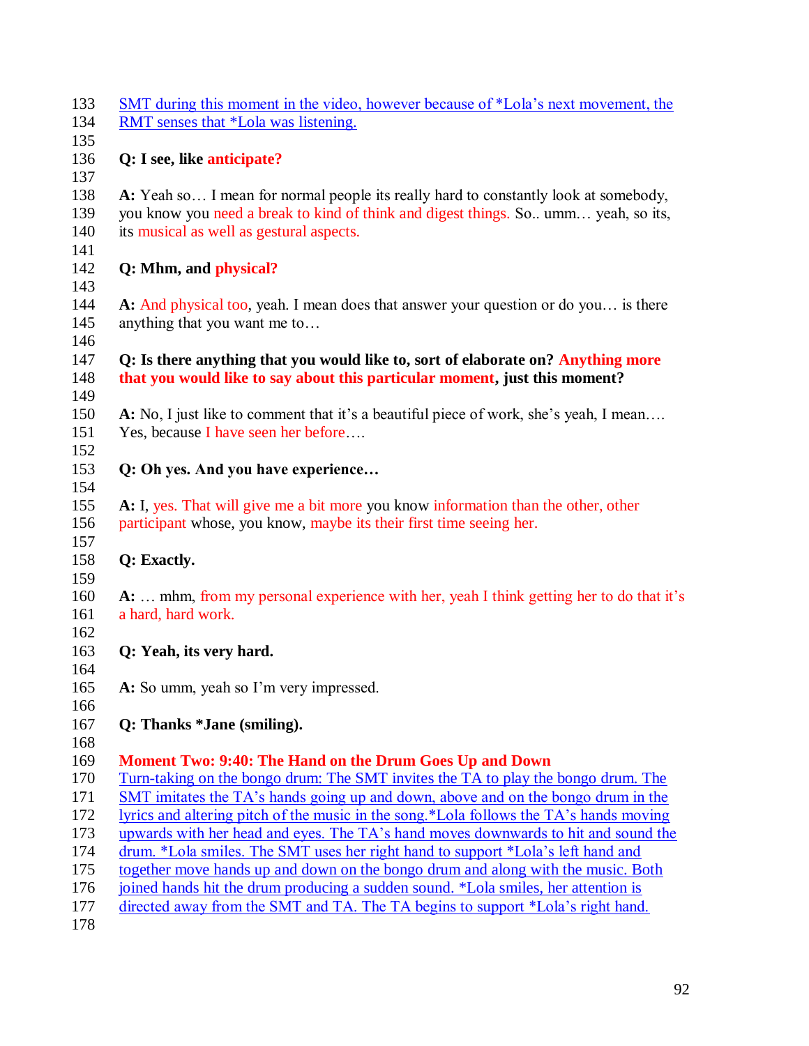133 SMT during this moment in the video, however because of *Lola's next movement, the
134 RMT senses that *Lola was listening.
135
136 **Q: I see, like anticipate?**
137
138 **A:** Yeah so… I mean for normal people its really hard to constantly look at somebody,
139 you know you need a break to kind of think and digest things. So.. umm… yeah, so its,
140 its musical as well as gestural aspects.
141
142 **Q: Mhm, and physical?**
143
144 **A:** And physical too, yeah. I mean does that answer your question or do you… is there
145 anything that you want me to…
146
147 **Q: Is there anything that you would like to, sort of elaborate on? Anything more**
148 **that you would like to say about this particular moment, just this moment?**
149
150 **A:** No, I just like to comment that it's a beautiful piece of work, she's yeah, I mean….
151 Yes, because I have seen her before….
152
153 **Q: Oh yes. And you have experience…**
154
155 **A:** I, yes. That will give me a bit more you know information than the other, other
156 participant whose, you know, maybe its their first time seeing her.
157
158 **Q: Exactly.**
159
160 **A:** … mhm, from my personal experience with her, yeah I think getting her to do that it's
161 a hard, hard work.
162
163 **Q: Yeah, its very hard.**
164
165 **A:** So umm, yeah so I'm very impressed.
166
167 **Q: Thanks *Jane (smiling).**
168
169 **Moment Two: 9:40: The Hand on the Drum Goes Up and Down**
170 Turn-taking on the bongo drum: The SMT invites the TA to play the bongo drum. The
171 SMT imitates the TA's hands going up and down, above and on the bongo drum in the
172 lyrics and altering pitch of the music in the song.*Lola follows the TA's hands moving
173 upwards with her head and eyes. The TA's hand moves downwards to hit and sound the
174 drum. *Lola smiles. The SMT uses her right hand to support *Lola's left hand and
175 together move hands up and down on the bongo drum and along with the music. Both
176 joined hands hit the drum producing a sudden sound. *Lola smiles, her attention is
177 directed away from the SMT and TA. The TA begins to support *Lola's right hand.
178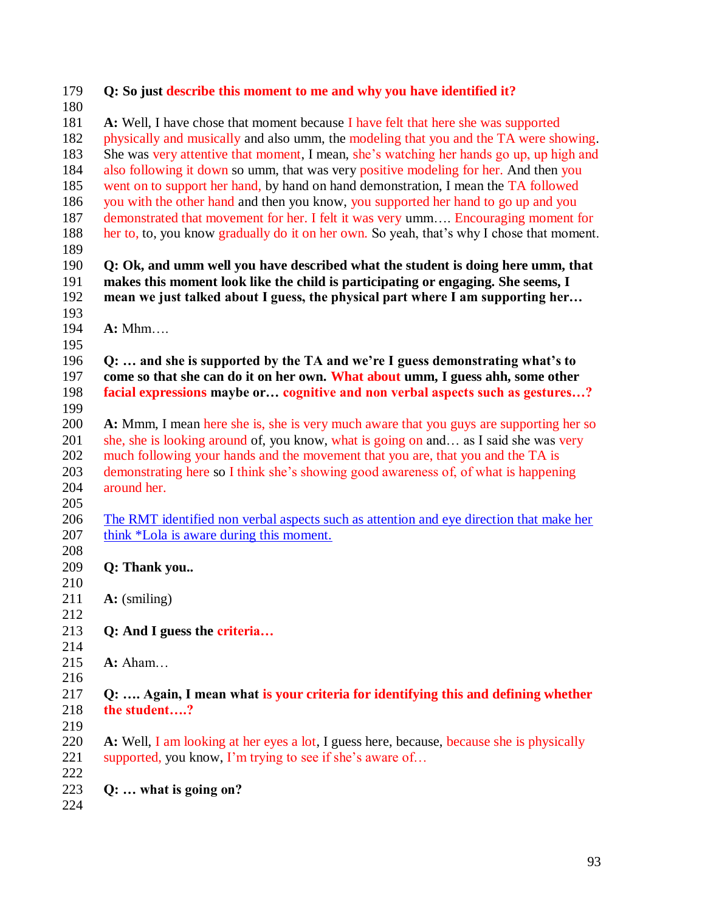179 **Q: So just describe this moment to me and why you have identified it?**

180

181 **A:** Well, I have chose that moment because I have felt that here she was supported
182 physically and musically and also umm, the modeling that you and the TA were showing.
183 She was very attentive that moment, I mean, she's watching her hands go up, up high and
184 also following it down so umm, that was very positive modeling for her. And then you
185 went on to support her hand, by hand on hand demonstration, I mean the TA followed
186 you with the other hand and then you know, you supported her hand to go up and you
187 demonstrated that movement for her. I felt it was very umm…. Encouraging moment for
188 her to, to, you know gradually do it on her own. So yeah, that's why I chose that moment.

189

190 **Q: Ok, and umm well you have described what the student is doing here umm, that**
191 **makes this moment look like the child is participating or engaging. She seems, I**
192 **mean we just talked about I guess, the physical part where I am supporting her…**

193

194 **A:** Mhm….

195

196 **Q: … and she is supported by the TA and we're I guess demonstrating what's to**
197 **come so that she can do it on her own. What about umm, I guess ahh, some other**
198 **facial expressions maybe or… cognitive and non verbal aspects such as gestures…?**

199

200 **A:** Mmm, I mean here she is, she is very much aware that you guys are supporting her so
201 she, she is looking around of, you know, what is going on and… as I said she was very
202 much following your hands and the movement that you are, that you and the TA is
203 demonstrating here so I think she's showing good awareness of, of what is happening
204 around her.

205

206 The RMT identified non verbal aspects such as attention and eye direction that make her
207 think *Lola is aware during this moment.

208

209 **Q: Thank you..**

210

211 **A:** (smiling)

212

213 **Q: And I guess the criteria…**

214

215 **A:** Aham…

216

217 **Q: …. Again, I mean what is your criteria for identifying this and defining whether**
218 **the student….?**

219

220 **A:** Well, I am looking at her eyes a lot, I guess here, because, because she is physically
221 supported, you know, I'm trying to see if she's aware of…

222

223 **Q: … what is going on?**

224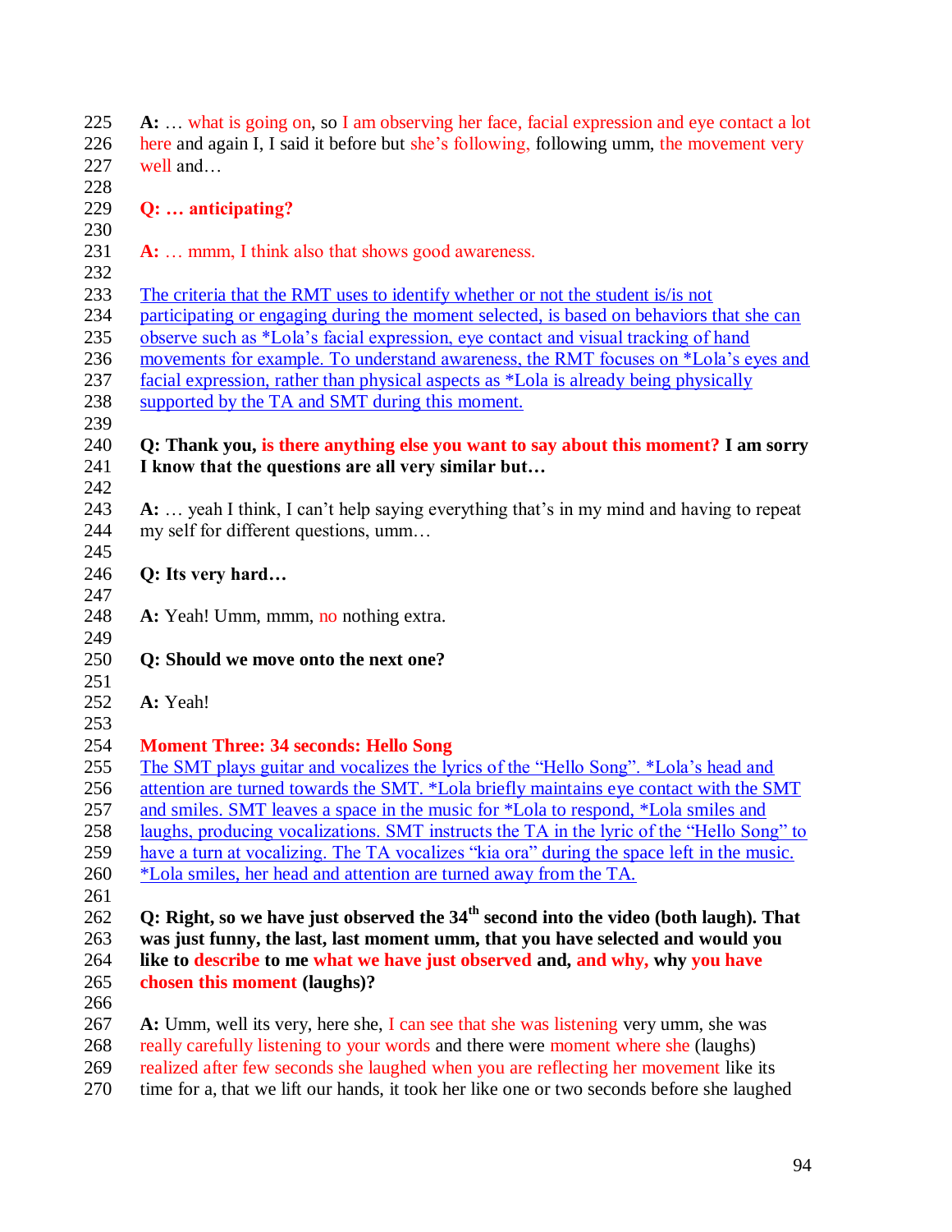**A:** … what is going on, so I am observing her face, facial expression and eye contact a lot here and again I, I said it before but she's following, following umm, the movement very well and…

**Q: … anticipating?**

**A:** … mmm, I think also that shows good awareness.

The criteria that the RMT uses to identify whether or not the student is/is not participating or engaging during the moment selected, is based on behaviors that she can observe such as *Lola's facial expression, eye contact and visual tracking of hand movements for example. To understand awareness, the RMT focuses on *Lola's eyes and facial expression, rather than physical aspects as *Lola is already being physically supported by the TA and SMT during this moment.

**Q: Thank you, is there anything else you want to say about this moment? I am sorry I know that the questions are all very similar but…**

**A:** … yeah I think, I can't help saying everything that's in my mind and having to repeat my self for different questions, umm…

**Q: Its very hard…**

**A:** Yeah! Umm, mmm, no nothing extra.

**Q: Should we move onto the next one?**

**A:** Yeah!

**Moment Three: 34 seconds: Hello Song**

The SMT plays guitar and vocalizes the lyrics of the "Hello Song". *Lola's head and attention are turned towards the SMT. *Lola briefly maintains eye contact with the SMT and smiles. SMT leaves a space in the music for *Lola to respond, *Lola smiles and laughs, producing vocalizations. SMT instructs the TA in the lyric of the "Hello Song" to have a turn at vocalizing. The TA vocalizes "kia ora" during the space left in the music. *Lola smiles, her head and attention are turned away from the TA.

**Q: Right, so we have just observed the 34th second into the video (both laugh). That was just funny, the last, last moment umm, that you have selected and would you like to describe to me what we have just observed and, and why, why you have chosen this moment (laughs)?**

**A:** Umm, well its very, here she, I can see that she was listening very umm, she was really carefully listening to your words and there were moment where she (laughs) realized after few seconds she laughed when you are reflecting her movement like its time for a, that we lift our hands, it took her like one or two seconds before she laughed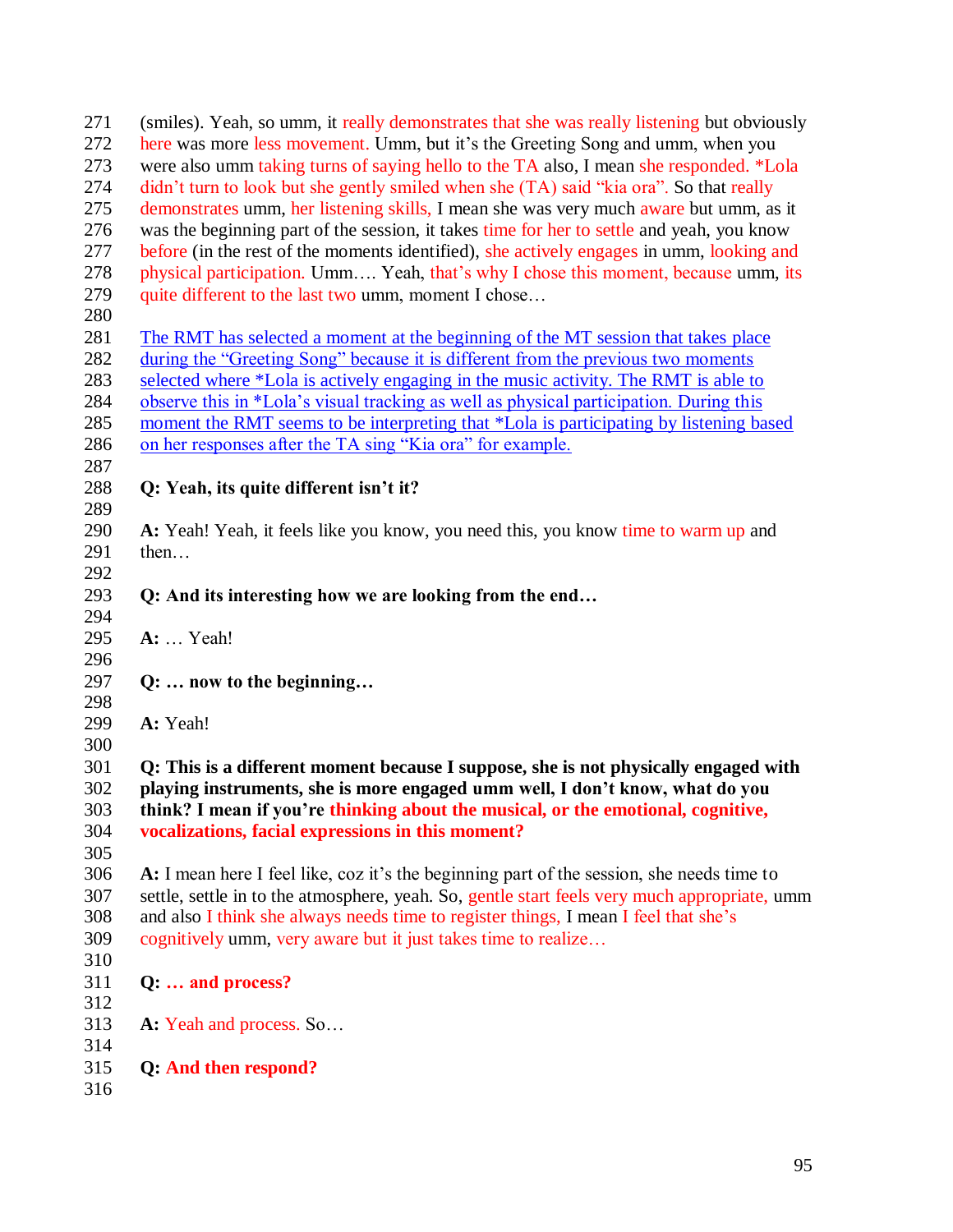271 (smiles). Yeah, so umm, it really demonstrates that she was really listening but obviously
272 here was more less movement. Umm, but it's the Greeting Song and umm, when you
273 were also umm taking turns of saying hello to the TA also, I mean she responded. *Lola
274 didn't turn to look but she gently smiled when she (TA) said "kia ora". So that really
275 demonstrates umm, her listening skills, I mean she was very much aware but umm, as it
276 was the beginning part of the session, it takes time for her to settle and yeah, you know
277 before (in the rest of the moments identified), she actively engages in umm, looking and
278 physical participation. Umm…. Yeah, that's why I chose this moment, because umm, its
279 quite different to the last two umm, moment I chose…
280
281 The RMT has selected a moment at the beginning of the MT session that takes place
282 during the "Greeting Song" because it is different from the previous two moments
283 selected where *Lola is actively engaging in the music activity. The RMT is able to
284 observe this in *Lola's visual tracking as well as physical participation. During this
285 moment the RMT seems to be interpreting that *Lola is participating by listening based
286 on her responses after the TA sing "Kia ora" for example.
287
288 **Q: Yeah, its quite different isn't it?**
289
290 **A:** Yeah! Yeah, it feels like you know, you need this, you know time to warm up and
291 then…
292
293 **Q: And its interesting how we are looking from the end…**
294
295 **A:** … Yeah!
296
297 **Q: … now to the beginning…**
298
299 **A:** Yeah!
300
301 **Q: This is a different moment because I suppose, she is not physically engaged with**
302 **playing instruments, she is more engaged umm well, I don't know, what do you**
303 **think? I mean if you're thinking about the musical, or the emotional, cognitive,**
304 **vocalizations, facial expressions in this moment?**
305
306 **A:** I mean here I feel like, coz it's the beginning part of the session, she needs time to
307 settle, settle in to the atmosphere, yeah. So, gentle start feels very much appropriate, umm
308 and also I think she always needs time to register things, I mean I feel that she's
309 cognitively umm, very aware but it just takes time to realize…
310
311 **Q: … and process?**
312
313 **A:** Yeah and process. So…
314
315 **Q: And then respond?**
316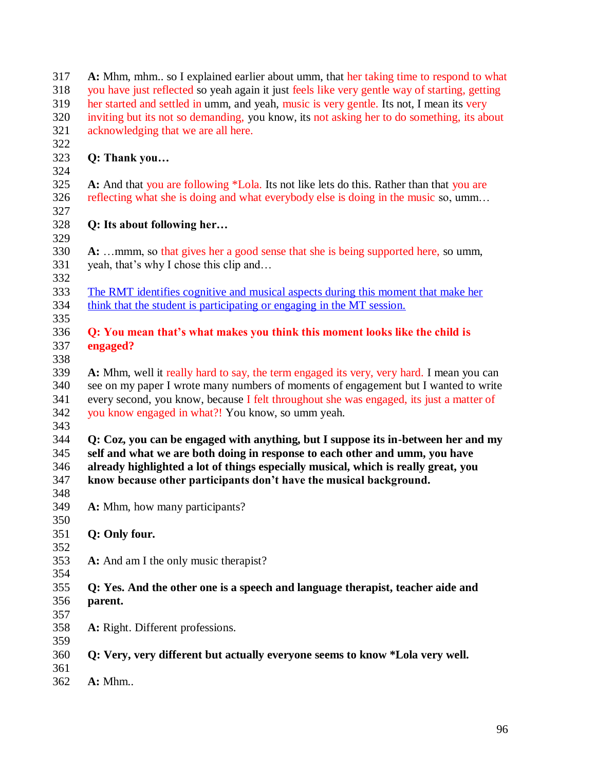317 **A:** Mhm, mhm.. so I explained earlier about umm, that her taking time to respond to what
318 you have just reflected so yeah again it just feels like very gentle way of starting, getting
319 her started and settled in umm, and yeah, music is very gentle. Its not, I mean its very
320 inviting but its not so demanding, you know, its not asking her to do something, its about
321 acknowledging that we are all here.
322
323 **Q: Thank you…**
324
325 **A:** And that you are following *Lola. Its not like lets do this. Rather than that you are
326 reflecting what she is doing and what everybody else is doing in the music so, umm…
327
328 **Q: Its about following her…**
329
330 **A:** …mmm, so that gives her a good sense that she is being supported here, so umm,
331 yeah, that's why I chose this clip and…
332
333 <u>The RMT identifies cognitive and musical aspects during this moment that make her</u>
334 <u>think that the student is participating or engaging in the MT session.</u>
335
336 **Q: You mean that's what makes you think this moment looks like the child is**
337 **engaged?**
338
339 **A:** Mhm, well it really hard to say, the term engaged its very, very hard. I mean you can
340 see on my paper I wrote many numbers of moments of engagement but I wanted to write
341 every second, you know, because I felt throughout she was engaged, its just a matter of
342 you know engaged in what?! You know, so umm yeah.
343
344 **Q: Coz, you can be engaged with anything, but I suppose its in-between her and my**
345 **self and what we are both doing in response to each other and umm, you have**
346 **already highlighted a lot of things especially musical, which is really great, you**
347 **know because other participants don't have the musical background.**
348
349 **A:** Mhm, how many participants?
350
351 **Q: Only four.**
352
353 **A:** And am I the only music therapist?
354
355 **Q: Yes. And the other one is a speech and language therapist, teacher aide and**
356 **parent.**
357
358 **A:** Right. Different professions.
359
360 **Q: Very, very different but actually everyone seems to know *Lola very well.**
361
362 **A:** Mhm..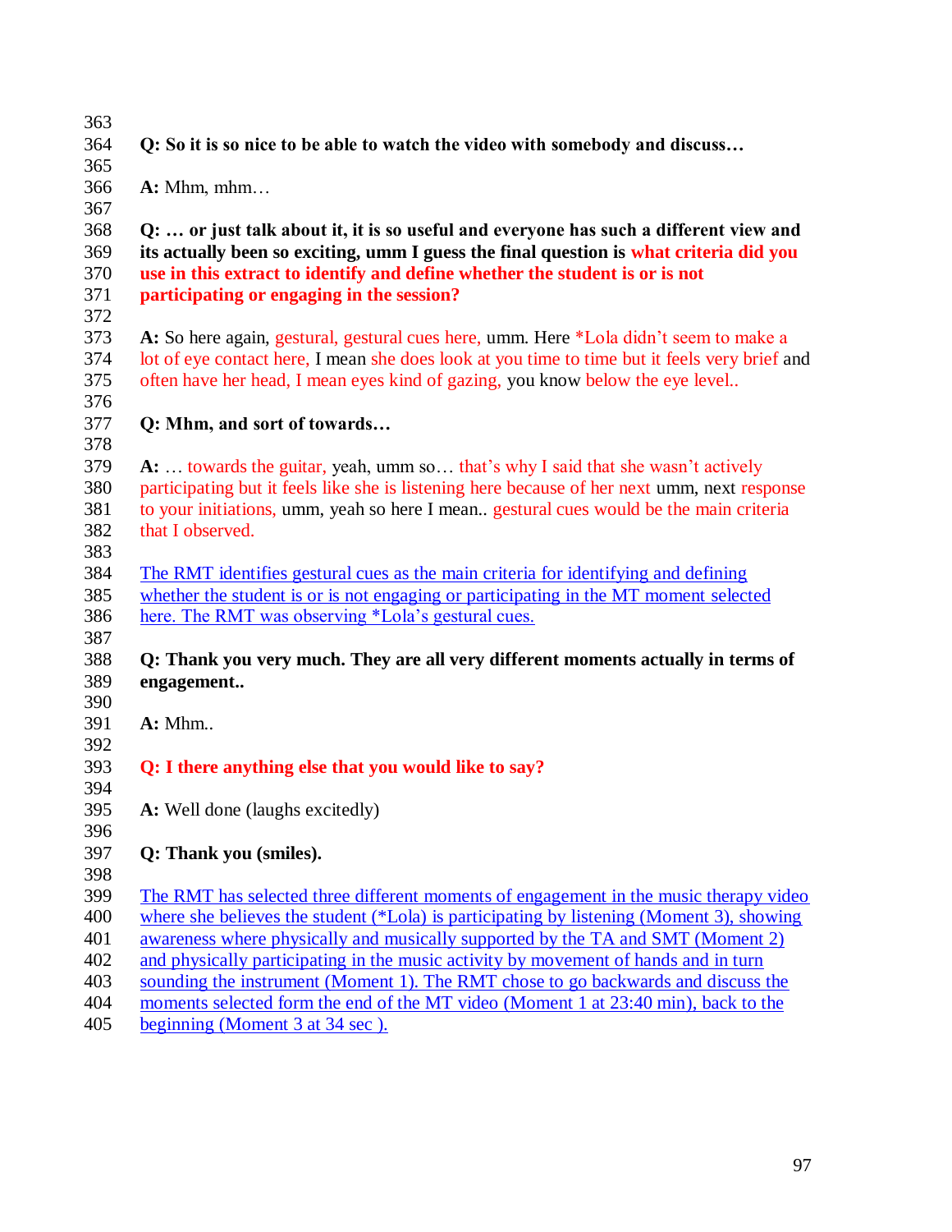**Q: So it is so nice to be able to watch the video with somebody and discuss…**

**A:** Mhm, mhm…

**Q: … or just talk about it, it is so useful and everyone has such a different view and its actually been so exciting, umm I guess the final question is what criteria did you use in this extract to identify and define whether the student is or is not participating or engaging in the session?**

**A:** So here again, gestural, gestural cues here, umm. Here *Lola didn't seem to make a lot of eye contact here, I mean she does look at you time to time but it feels very brief and often have her head, I mean eyes kind of gazing, you know below the eye level..

**Q: Mhm, and sort of towards…**

**A:** … towards the guitar, yeah, umm so… that's why I said that she wasn't actively participating but it feels like she is listening here because of her next umm, next response to your initiations, umm, yeah so here I mean.. gestural cues would be the main criteria that I observed.

The RMT identifies gestural cues as the main criteria for identifying and defining whether the student is or is not engaging or participating in the MT moment selected here. The RMT was observing *Lola's gestural cues.

**Q: Thank you very much. They are all very different moments actually in terms of engagement..**

**A:** Mhm..

**Q: I there anything else that you would like to say?**

**A:** Well done (laughs excitedly)

**Q: Thank you (smiles).**

The RMT has selected three different moments of engagement in the music therapy video where she believes the student (*Lola) is participating by listening (Moment 3), showing awareness where physically and musically supported by the TA and SMT (Moment 2) and physically participating in the music activity by movement of hands and in turn sounding the instrument (Moment 1). The RMT chose to go backwards and discuss the moments selected form the end of the MT video (Moment 1 at 23:40 min), back to the beginning (Moment 3 at 34 sec ).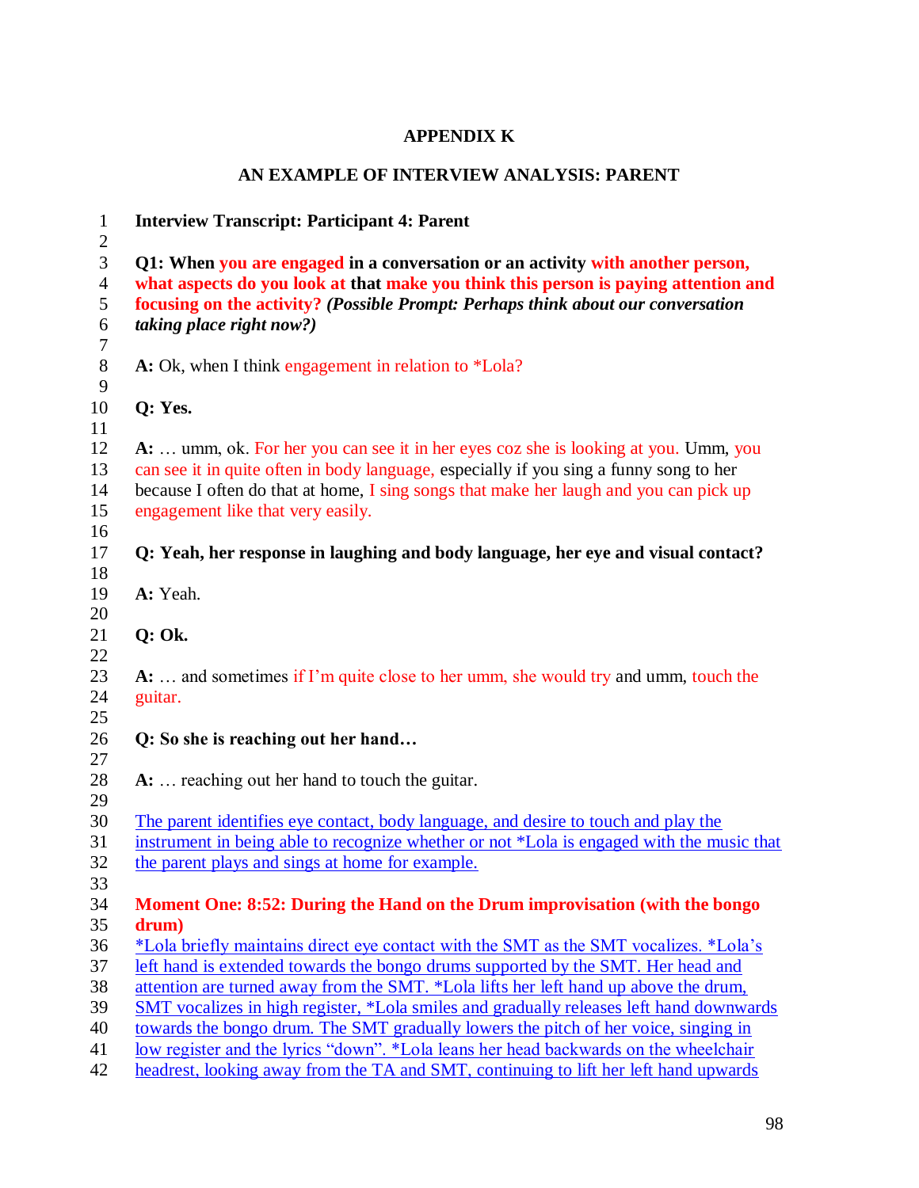# APPENDIX K

## AN EXAMPLE OF INTERVIEW ANALYSIS: PARENT

**Interview Transcript: Participant 4: Parent**

**Q1: When you are engaged in a conversation or an activity with another person, what aspects do you look at that make you think this person is paying attention and focusing on the activity?** ***(Possible Prompt: Perhaps think about our conversation taking place right now?)***

**A:** Ok, when I think engagement in relation to *Lola?

**Q: Yes.**

**A:** … umm, ok. For her you can see it in her eyes coz she is looking at you. Umm, you can see it in quite often in body language, especially if you sing a funny song to her because I often do that at home, I sing songs that make her laugh and you can pick up engagement like that very easily.

**Q: Yeah, her response in laughing and body language, her eye and visual contact?**

**A:** Yeah.

**Q: Ok.**

**A:** … and sometimes if I'm quite close to her umm, she would try and umm, touch the guitar.

**Q: So she is reaching out her hand…**

**A:** … reaching out her hand to touch the guitar.

The parent identifies eye contact, body language, and desire to touch and play the instrument in being able to recognize whether or not *Lola is engaged with the music that the parent plays and sings at home for example.

**Moment One: 8:52: During the Hand on the Drum improvisation (with the bongo drum)**

*Lola briefly maintains direct eye contact with the SMT as the SMT vocalizes. *Lola's left hand is extended towards the bongo drums supported by the SMT. Her head and attention are turned away from the SMT. *Lola lifts her left hand up above the drum, SMT vocalizes in high register, *Lola smiles and gradually releases left hand downwards towards the bongo drum. The SMT gradually lowers the pitch of her voice, singing in low register and the lyrics "down". *Lola leans her head backwards on the wheelchair headrest, looking away from the TA and SMT, continuing to lift her left hand upwards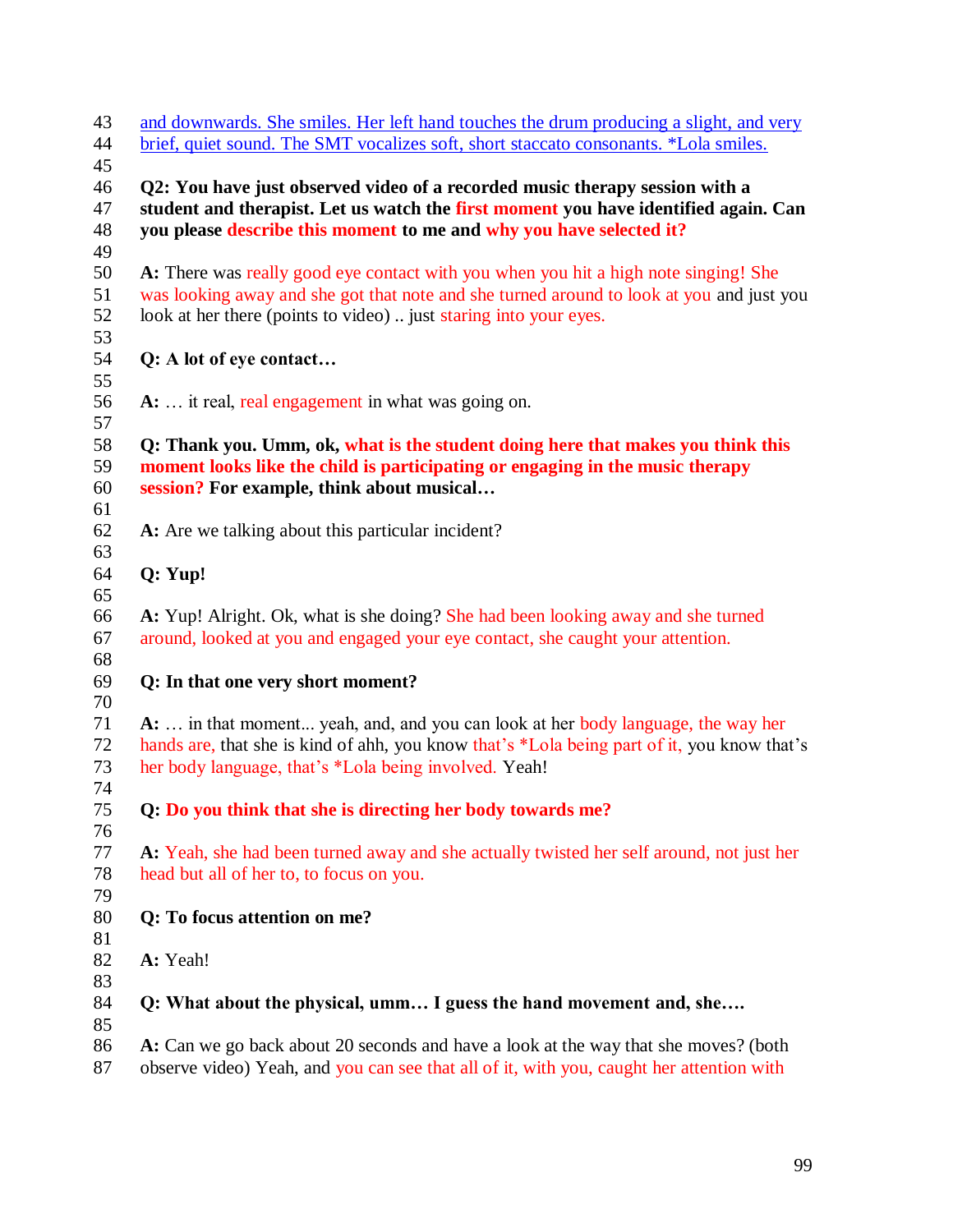and downwards. She smiles. Her left hand touches the drum producing a slight, and very brief, quiet sound. The SMT vocalizes soft, short staccato consonants. *Lola smiles.

**Q2: You have just observed video of a recorded music therapy session with a student and therapist. Let us watch the first moment you have identified again. Can you please describe this moment to me and why you have selected it?**

**A:** There was really good eye contact with you when you hit a high note singing! She was looking away and she got that note and she turned around to look at you and just you look at her there (points to video) .. just staring into your eyes.

**Q: A lot of eye contact…**

**A:** … it real, real engagement in what was going on.

**Q: Thank you. Umm, ok, what is the student doing here that makes you think this moment looks like the child is participating or engaging in the music therapy session? For example, think about musical…**

**A:** Are we talking about this particular incident?

**Q: Yup!**

**A:** Yup! Alright. Ok, what is she doing? She had been looking away and she turned around, looked at you and engaged your eye contact, she caught your attention.

**Q: In that one very short moment?**

**A:** … in that moment... yeah, and, and you can look at her body language, the way her hands are, that she is kind of ahh, you know that's *Lola being part of it, you know that's her body language, that's *Lola being involved. Yeah!

**Q: Do you think that she is directing her body towards me?**

**A:** Yeah, she had been turned away and she actually twisted her self around, not just her head but all of her to, to focus on you.

**Q: To focus attention on me?**

**A:** Yeah!

**Q: What about the physical, umm… I guess the hand movement and, she….**

**A:** Can we go back about 20 seconds and have a look at the way that she moves? (both observe video) Yeah, and you can see that all of it, with you, caught her attention with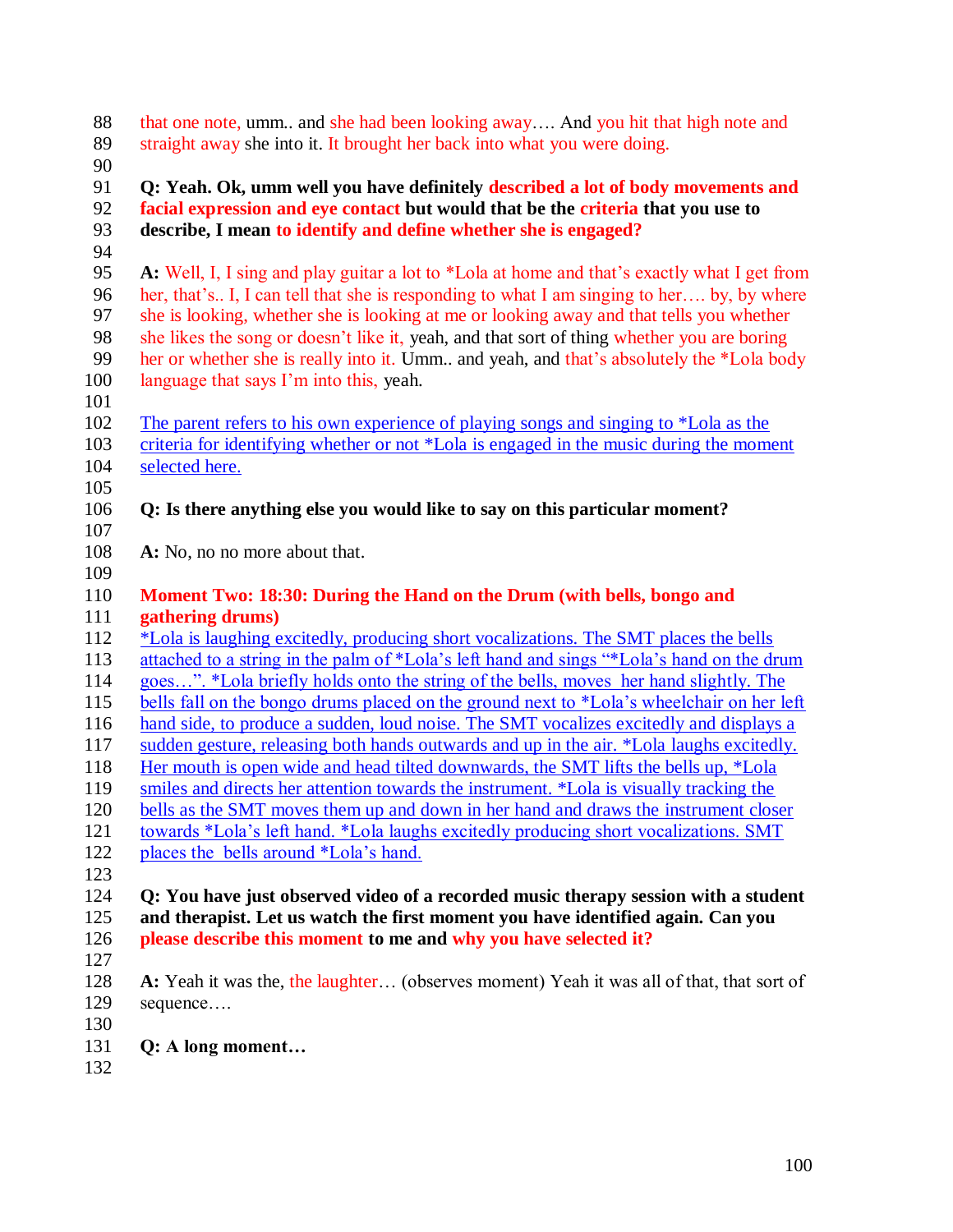88 that one note, umm.. and she had been looking away…. And you hit that high note and
89 straight away she into it. It brought her back into what you were doing.
90
91 **Q: Yeah. Ok, umm well you have definitely described a lot of body movements and**
92 **facial expression and eye contact but would that be the criteria that you use to**
93 **describe, I mean to identify and define whether she is engaged?**
94
95 **A:** Well, I, I sing and play guitar a lot to *Lola at home and that's exactly what I get from
96 her, that's.. I, I can tell that she is responding to what I am singing to her…. by, by where
97 she is looking, whether she is looking at me or looking away and that tells you whether
98 she likes the song or doesn't like it, yeah, and that sort of thing whether you are boring
99 her or whether she is really into it. Umm.. and yeah, and that's absolutely the *Lola body
100 language that says I'm into this, yeah.
101
102 The parent refers to his own experience of playing songs and singing to *Lola as the
103 criteria for identifying whether or not *Lola is engaged in the music during the moment
104 selected here.
105
106 **Q: Is there anything else you would like to say on this particular moment?**
107
108 **A:** No, no no more about that.
109
110 **Moment Two: 18:30: During the Hand on the Drum (with bells, bongo and**
111 **gathering drums)**
112 *Lola is laughing excitedly, producing short vocalizations. The SMT places the bells
113 attached to a string in the palm of *Lola's left hand and sings "*Lola's hand on the drum
114 goes…". *Lola briefly holds onto the string of the bells, moves her hand slightly. The
115 bells fall on the bongo drums placed on the ground next to *Lola's wheelchair on her left
116 hand side, to produce a sudden, loud noise. The SMT vocalizes excitedly and displays a
117 sudden gesture, releasing both hands outwards and up in the air. *Lola laughs excitedly.
118 Her mouth is open wide and head tilted downwards, the SMT lifts the bells up, *Lola
119 smiles and directs her attention towards the instrument. *Lola is visually tracking the
120 bells as the SMT moves them up and down in her hand and draws the instrument closer
121 towards *Lola's left hand. *Lola laughs excitedly producing short vocalizations. SMT
122 places the bells around *Lola's hand.
123
124 **Q: You have just observed video of a recorded music therapy session with a student**
125 **and therapist. Let us watch the first moment you have identified again. Can you**
126 **please describe this moment to me and why you have selected it?**
127
128 **A:** Yeah it was the, the laughter… (observes moment) Yeah it was all of that, that sort of
129 sequence….
130
131 **Q: A long moment…**
132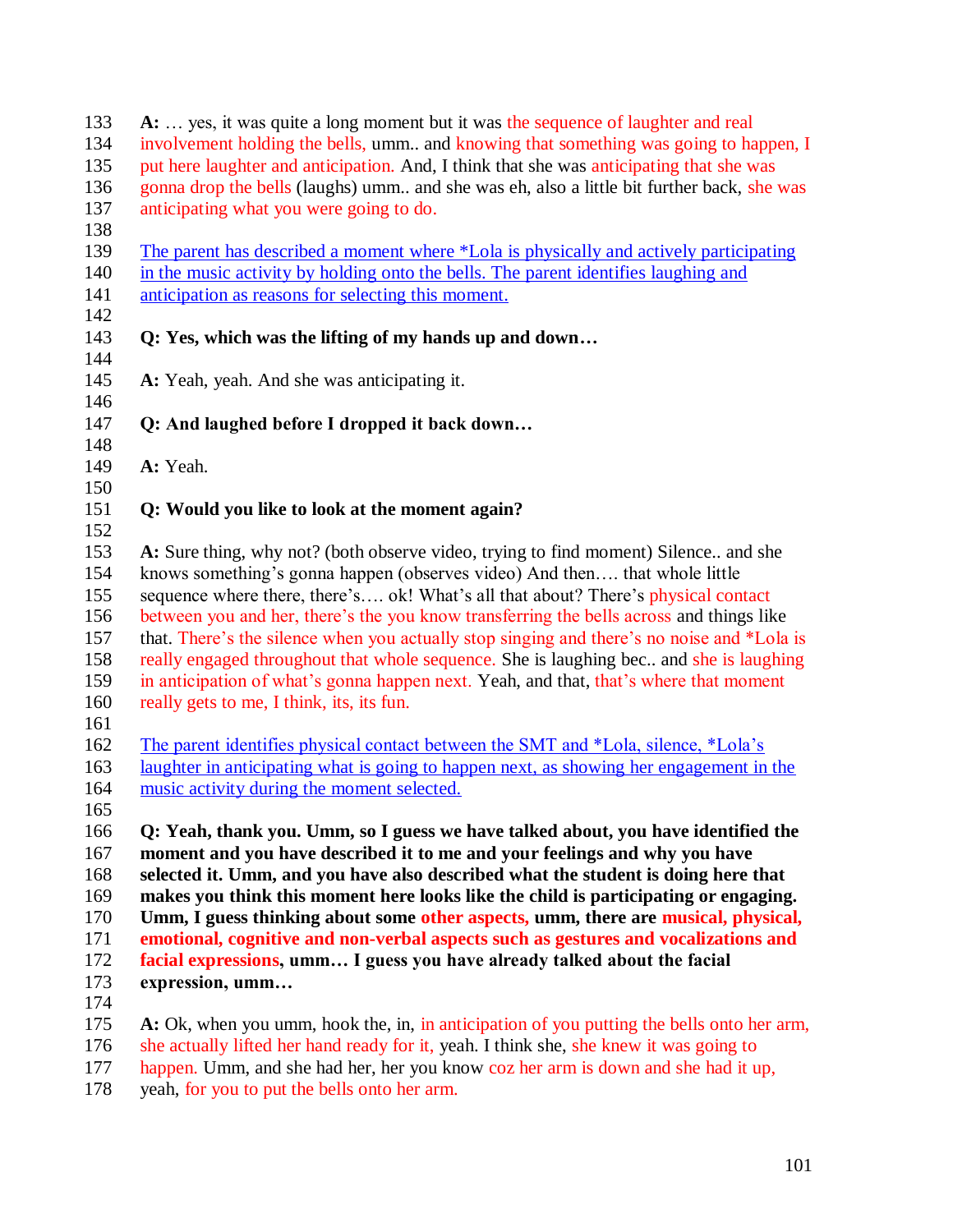133 **A:** … yes, it was quite a long moment but it was the sequence of laughter and real
134 involvement holding the bells, umm.. and knowing that something was going to happen, I
135 put here laughter and anticipation. And, I think that she was anticipating that she was
136 gonna drop the bells (laughs) umm.. and she was eh, also a little bit further back, she was
137 anticipating what you were going to do.

139 The parent has described a moment where *Lola is physically and actively participating
140 in the music activity by holding onto the bells. The parent identifies laughing and
141 anticipation as reasons for selecting this moment.

143 **Q: Yes, which was the lifting of my hands up and down…**

145 **A:** Yeah, yeah. And she was anticipating it.

147 **Q: And laughed before I dropped it back down…**

149 **A:** Yeah.

151 **Q: Would you like to look at the moment again?**

153 **A:** Sure thing, why not? (both observe video, trying to find moment) Silence.. and she
154 knows something's gonna happen (observes video) And then…. that whole little
155 sequence where there, there's…. ok! What's all that about? There's physical contact
156 between you and her, there's the you know transferring the bells across and things like
157 that. There's the silence when you actually stop singing and there's no noise and *Lola is
158 really engaged throughout that whole sequence. She is laughing bec.. and she is laughing
159 in anticipation of what's gonna happen next. Yeah, and that, that's where that moment
160 really gets to me, I think, its, its fun.

162 The parent identifies physical contact between the SMT and *Lola, silence, *Lola's
163 laughter in anticipating what is going to happen next, as showing her engagement in the
164 music activity during the moment selected.

166 **Q: Yeah, thank you. Umm, so I guess we have talked about, you have identified the**
167 **moment and you have described it to me and your feelings and why you have**
168 **selected it. Umm, and you have also described what the student is doing here that**
169 **makes you think this moment here looks like the child is participating or engaging.**
170 **Umm, I guess thinking about some other aspects, umm, there are musical, physical,**
171 **emotional, cognitive and non-verbal aspects such as gestures and vocalizations and**
172 **facial expressions, umm… I guess you have already talked about the facial**
173 **expression, umm…**

175 **A:** Ok, when you umm, hook the, in, in anticipation of you putting the bells onto her arm,
176 she actually lifted her hand ready for it, yeah. I think she, she knew it was going to
177 happen. Umm, and she had her, her you know coz her arm is down and she had it up,
178 yeah, for you to put the bells onto her arm.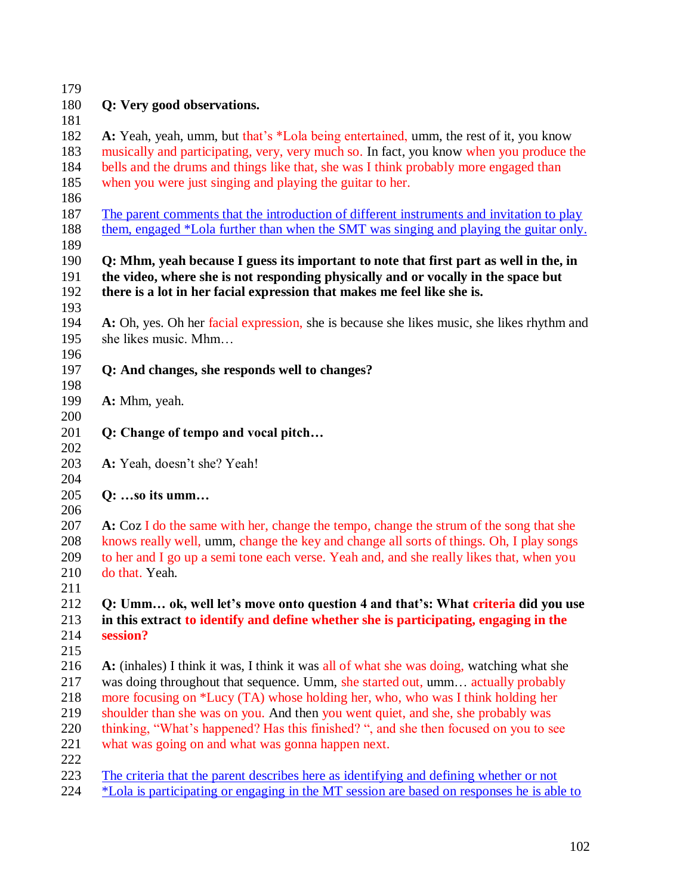**Q: Very good observations.**

**A:** Yeah, yeah, umm, but that's *Lola being entertained, umm, the rest of it, you know musically and participating, very, very much so. In fact, you know when you produce the bells and the drums and things like that, she was I think probably more engaged than when you were just singing and playing the guitar to her.

The parent comments that the introduction of different instruments and invitation to play them, engaged *Lola further than when the SMT was singing and playing the guitar only.

**Q: Mhm, yeah because I guess its important to note that first part as well in the, in the video, where she is not responding physically and or vocally in the space but there is a lot in her facial expression that makes me feel like she is.**

**A:** Oh, yes. Oh her facial expression, she is because she likes music, she likes rhythm and she likes music. Mhm…

**Q: And changes, she responds well to changes?**

**A:** Mhm, yeah.

**Q: Change of tempo and vocal pitch…**

**A:** Yeah, doesn't she? Yeah!

**Q: …so its umm…**

**A:** Coz I do the same with her, change the tempo, change the strum of the song that she knows really well, umm, change the key and change all sorts of things. Oh, I play songs to her and I go up a semi tone each verse. Yeah and, and she really likes that, when you do that. Yeah.

**Q: Umm… ok, well let's move onto question 4 and that's: What criteria did you use in this extract to identify and define whether she is participating, engaging in the session?**

**A:** (inhales) I think it was, I think it was all of what she was doing, watching what she was doing throughout that sequence. Umm, she started out, umm… actually probably more focusing on *Lucy (TA) whose holding her, who, who was I think holding her shoulder than she was on you. And then you went quiet, and she, she probably was thinking, "What's happened? Has this finished? ", and she then focused on you to see what was going on and what was gonna happen next.

The criteria that the parent describes here as identifying and defining whether or not *Lola is participating or engaging in the MT session are based on responses he is able to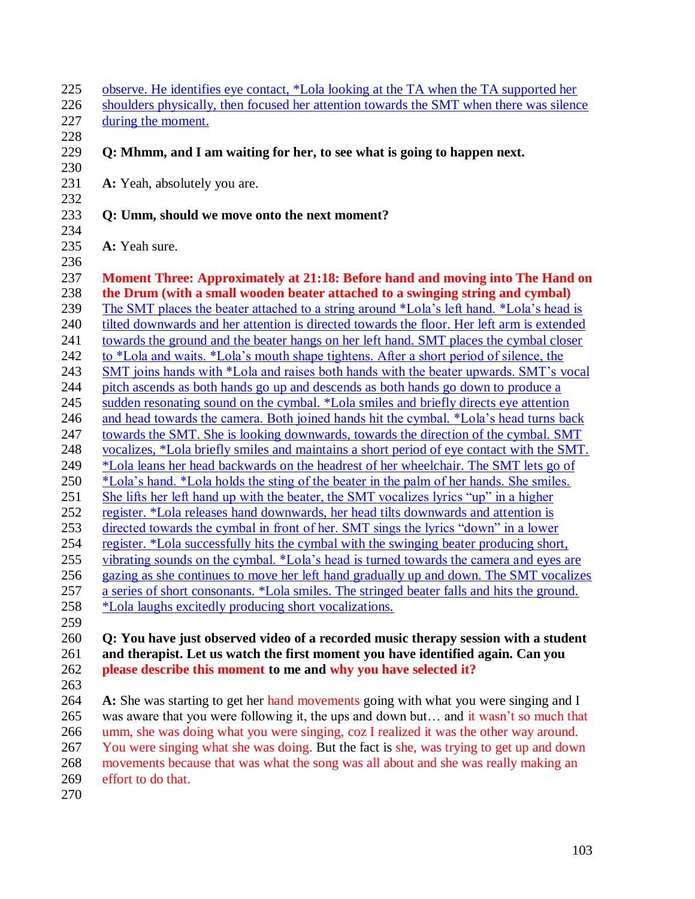observe. He identifies eye contact, *Lola looking at the TA when the TA supported her shoulders physically, then focused her attention towards the SMT when there was silence during the moment.

**Q: Mhmm, and I am waiting for her, to see what is going to happen next.**

**A:** Yeah, absolutely you are.

**Q: Umm, should we move onto the next moment?**

**A:** Yeah sure.

**Moment Three: Approximately at 21:18: Before hand and moving into The Hand on the Drum (with a small wooden beater attached to a swinging string and cymbal)**

The SMT places the beater attached to a string around *Lola's left hand. *Lola's head is tilted downwards and her attention is directed towards the floor. Her left arm is extended towards the ground and the beater hangs on her left hand. SMT places the cymbal closer to *Lola and waits. *Lola's mouth shape tightens. After a short period of silence, the SMT joins hands with *Lola and raises both hands with the beater upwards. SMT's vocal pitch ascends as both hands go up and descends as both hands go down to produce a sudden resonating sound on the cymbal. *Lola smiles and briefly directs eye attention and head towards the camera. Both joined hands hit the cymbal. *Lola's head turns back towards the SMT. She is looking downwards, towards the direction of the cymbal. SMT vocalizes, *Lola briefly smiles and maintains a short period of eye contact with the SMT. *Lola leans her head backwards on the headrest of her wheelchair. The SMT lets go of *Lola's hand. *Lola holds the sting of the beater in the palm of her hands. She smiles. She lifts her left hand up with the beater, the SMT vocalizes lyrics "up" in a higher register. *Lola releases hand downwards, her head tilts downwards and attention is directed towards the cymbal in front of her. SMT sings the lyrics "down" in a lower register. *Lola successfully hits the cymbal with the swinging beater producing short, vibrating sounds on the cymbal. *Lola's head is turned towards the camera and eyes are gazing as she continues to move her left hand gradually up and down. The SMT vocalizes a series of short consonants. *Lola smiles. The stringed beater falls and hits the ground. *Lola laughs excitedly producing short vocalizations.

**Q: You have just observed video of a recorded music therapy session with a student and therapist. Let us watch the first moment you have identified again. Can you please describe this moment to me and why you have selected it?**

**A:** She was starting to get her hand movements going with what you were singing and I was aware that you were following it, the ups and down but… and it wasn't so much that umm, she was doing what you were singing, coz I realized it was the other way around. You were singing what she was doing. But the fact is she, was trying to get up and down movements because that was what the song was all about and she was really making an effort to do that.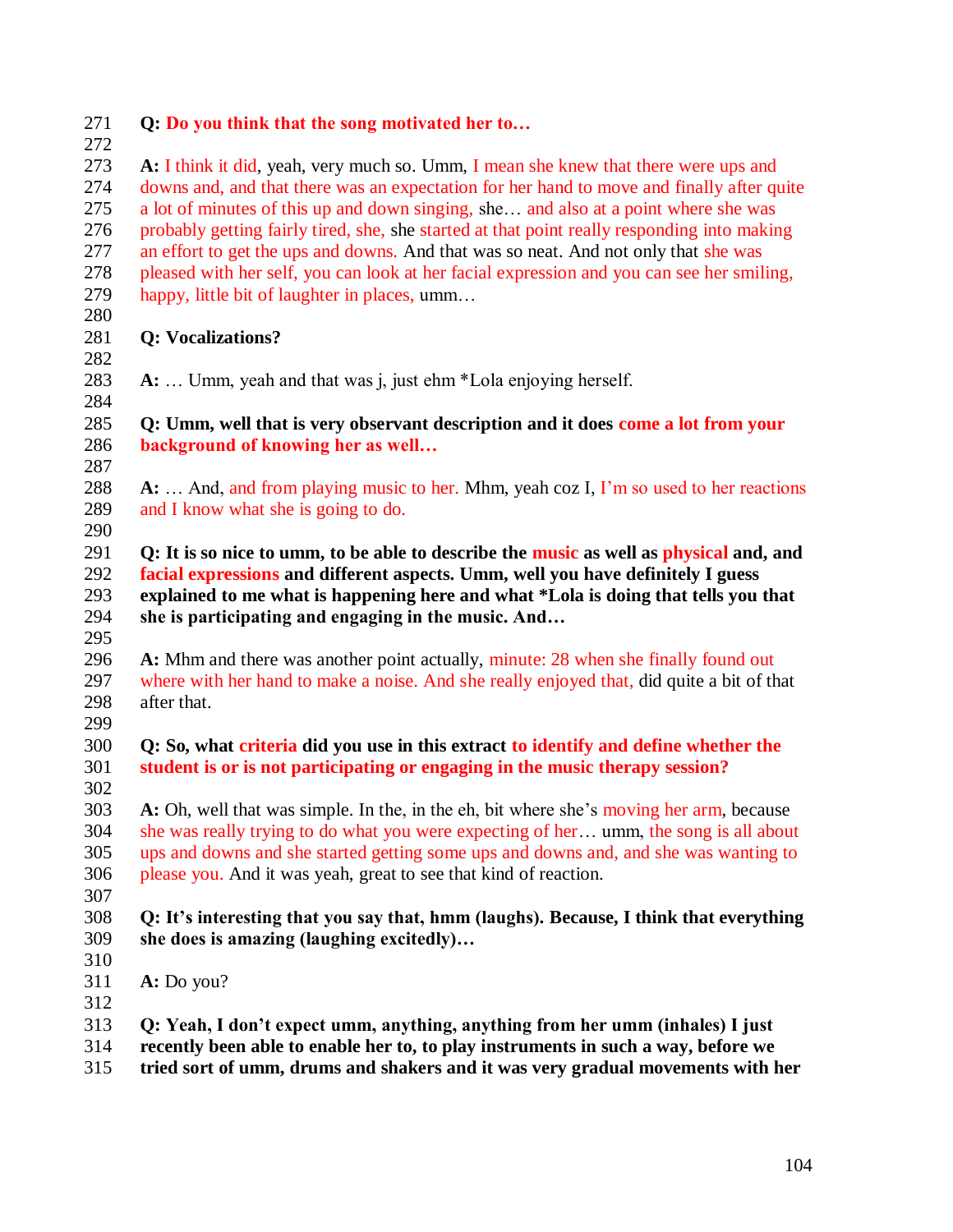271 **Q: Do you think that the song motivated her to…**

272

273 **A:** I think it did, yeah, very much so. Umm, I mean she knew that there were ups and
274 downs and, and that there was an expectation for her hand to move and finally after quite
275 a lot of minutes of this up and down singing, she… and also at a point where she was
276 probably getting fairly tired, she, she started at that point really responding into making
277 an effort to get the ups and downs. And that was so neat. And not only that she was
278 pleased with her self, you can look at her facial expression and you can see her smiling,
279 happy, little bit of laughter in places, umm…

280

281 **Q: Vocalizations?**

282

283 **A:** … Umm, yeah and that was j, just ehm *Lola enjoying herself.

284

285 **Q: Umm, well that is very observant description and it does come a lot from your**
286 **background of knowing her as well…**

287

288 **A:** … And, and from playing music to her. Mhm, yeah coz I, I'm so used to her reactions
289 and I know what she is going to do.

290

291 **Q: It is so nice to umm, to be able to describe the music as well as physical and, and**
292 **facial expressions and different aspects. Umm, well you have definitely I guess**
293 **explained to me what is happening here and what *Lola is doing that tells you that**
294 **she is participating and engaging in the music. And…**

295

296 **A:** Mhm and there was another point actually, minute: 28 when she finally found out
297 where with her hand to make a noise. And she really enjoyed that, did quite a bit of that
298 after that.

299

300 **Q: So, what criteria did you use in this extract to identify and define whether the**
301 **student is or is not participating or engaging in the music therapy session?**

302

303 **A:** Oh, well that was simple. In the, in the eh, bit where she's moving her arm, because
304 she was really trying to do what you were expecting of her… umm, the song is all about
305 ups and downs and she started getting some ups and downs and, and she was wanting to
306 please you. And it was yeah, great to see that kind of reaction.

307

308 **Q: It's interesting that you say that, hmm (laughs). Because, I think that everything**
309 **she does is amazing (laughing excitedly)…**

310

311 **A:** Do you?

312

313 **Q: Yeah, I don't expect umm, anything, anything from her umm (inhales) I just**
314 **recently been able to enable her to, to play instruments in such a way, before we**
315 **tried sort of umm, drums and shakers and it was very gradual movements with her**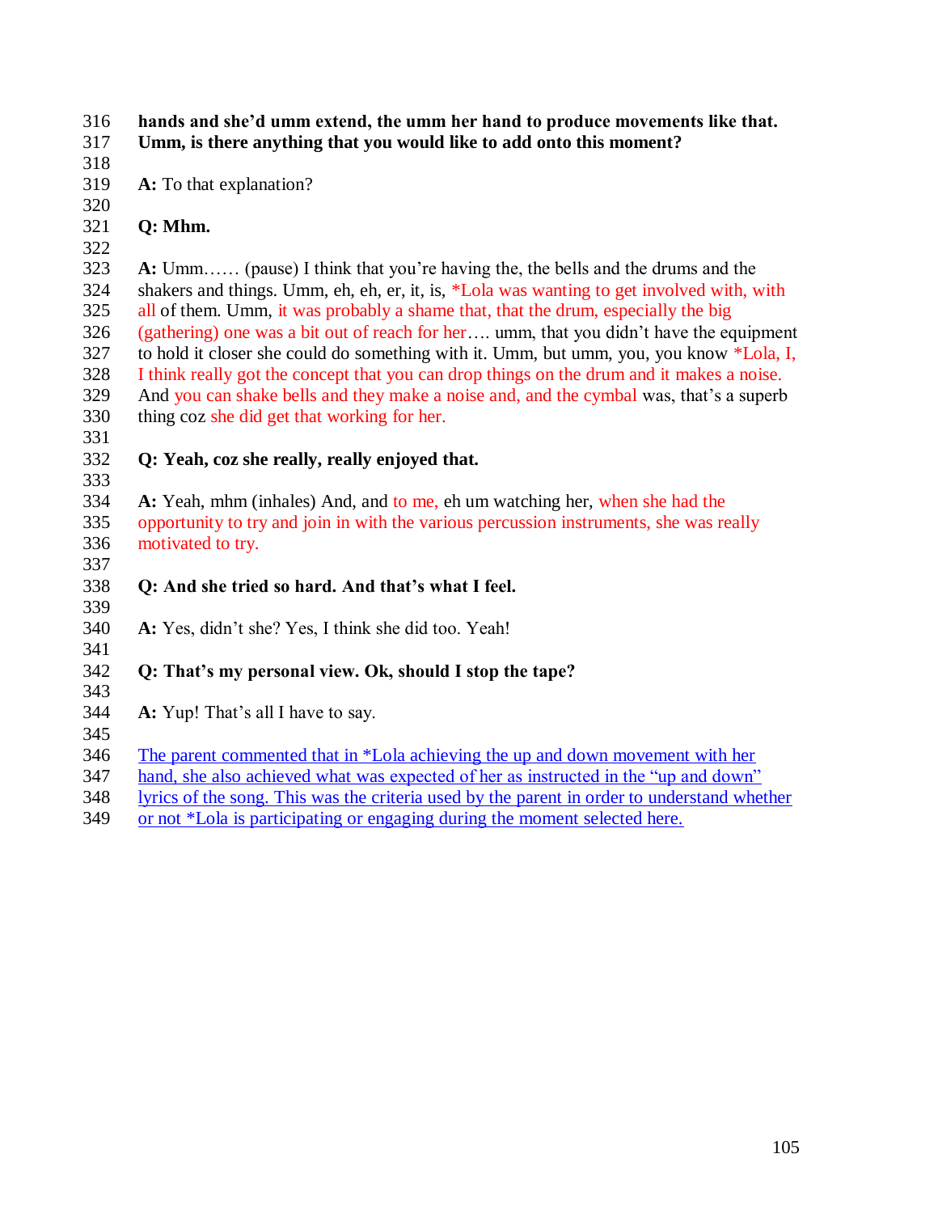316 **hands and she'd umm extend, the umm her hand to produce movements like that.**
317 **Umm, is there anything that you would like to add onto this moment?**
318
319 **A:** To that explanation?
320
321 **Q: Mhm.**
322
323 **A:** Umm…… (pause) I think that you're having the, the bells and the drums and the
324 shakers and things. Umm, eh, eh, er, it, is, *Lola was wanting to get involved with, with
325 all of them. Umm, it was probably a shame that, that the drum, especially the big
326 (gathering) one was a bit out of reach for her…. umm, that you didn't have the equipment
327 to hold it closer she could do something with it. Umm, but umm, you, you know *Lola, I,
328 I think really got the concept that you can drop things on the drum and it makes a noise.
329 And you can shake bells and they make a noise and, and the cymbal was, that's a superb
330 thing coz she did get that working for her.
331
332 **Q: Yeah, coz she really, really enjoyed that.**
333
334 **A:** Yeah, mhm (inhales) And, and to me, eh um watching her, when she had the
335 opportunity to try and join in with the various percussion instruments, she was really
336 motivated to try.
337
338 **Q: And she tried so hard. And that's what I feel.**
339
340 **A:** Yes, didn't she? Yes, I think she did too. Yeah!
341
342 **Q: That's my personal view. Ok, should I stop the tape?**
343
344 **A:** Yup! That's all I have to say.
345
346 The parent commented that in *Lola achieving the up and down movement with her
347 hand, she also achieved what was expected of her as instructed in the "up and down"
348 lyrics of the song. This was the criteria used by the parent in order to understand whether
349 or not *Lola is participating or engaging during the moment selected here.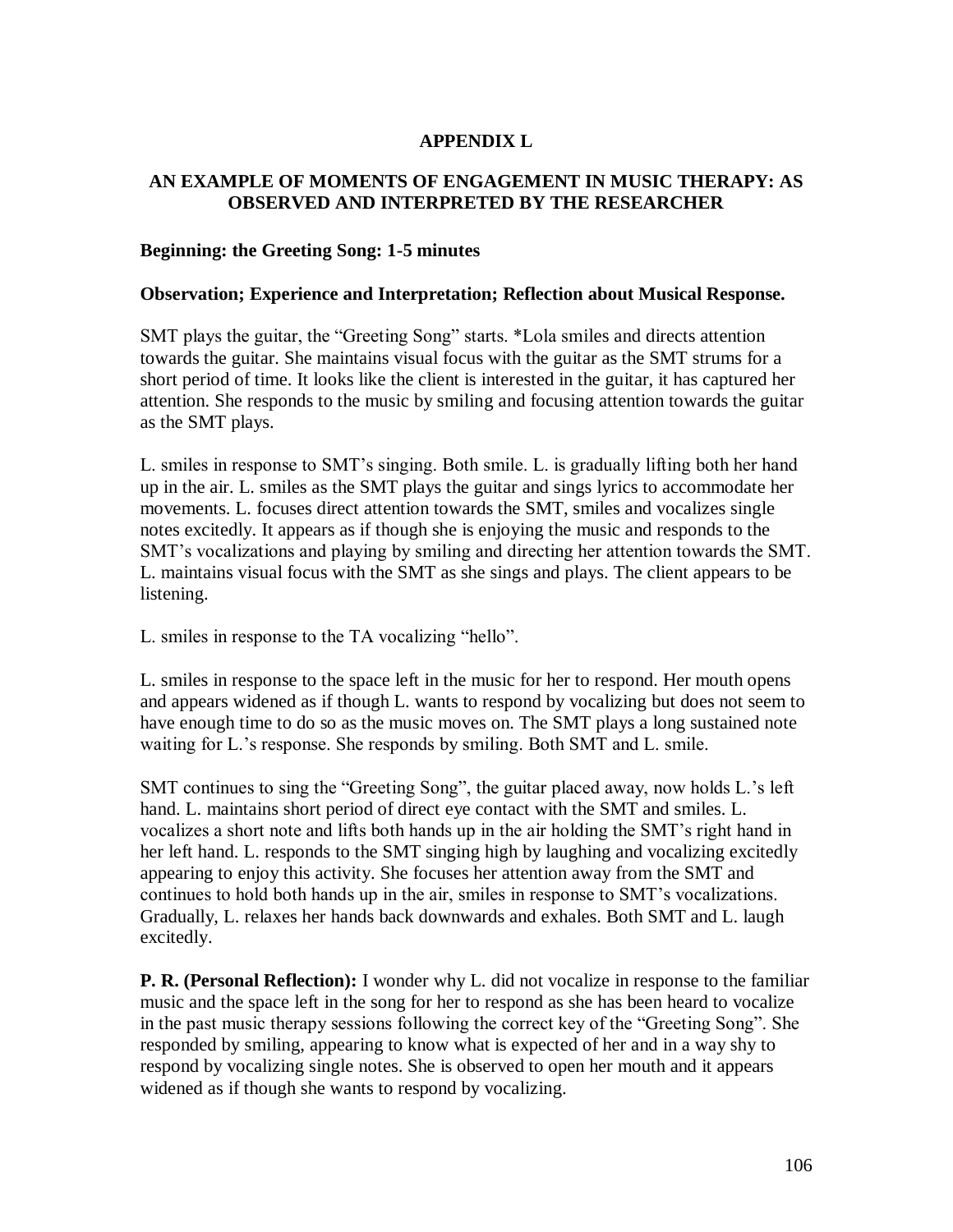# APPENDIX L

## AN EXAMPLE OF MOMENTS OF ENGAGEMENT IN MUSIC THERAPY: AS OBSERVED AND INTERPRETED BY THE RESEARCHER

**Beginning: the Greeting Song: 1-5 minutes**

**Observation; Experience and Interpretation; Reflection about Musical Response.**

SMT plays the guitar, the “Greeting Song” starts. *Lola smiles and directs attention towards the guitar. She maintains visual focus with the guitar as the SMT strums for a short period of time. It looks like the client is interested in the guitar, it has captured her attention. She responds to the music by smiling and focusing attention towards the guitar as the SMT plays.

L. smiles in response to SMT’s singing. Both smile. L. is gradually lifting both her hand up in the air. L. smiles as the SMT plays the guitar and sings lyrics to accommodate her movements. L. focuses direct attention towards the SMT, smiles and vocalizes single notes excitedly. It appears as if though she is enjoying the music and responds to the SMT’s vocalizations and playing by smiling and directing her attention towards the SMT. L. maintains visual focus with the SMT as she sings and plays. The client appears to be listening.

L. smiles in response to the TA vocalizing “hello”.

L. smiles in response to the space left in the music for her to respond. Her mouth opens and appears widened as if though L. wants to respond by vocalizing but does not seem to have enough time to do so as the music moves on. The SMT plays a long sustained note waiting for L.’s response. She responds by smiling. Both SMT and L. smile.

SMT continues to sing the “Greeting Song”, the guitar placed away, now holds L.’s left hand. L. maintains short period of direct eye contact with the SMT and smiles. L. vocalizes a short note and lifts both hands up in the air holding the SMT’s right hand in her left hand. L. responds to the SMT singing high by laughing and vocalizing excitedly appearing to enjoy this activity. She focuses her attention away from the SMT and continues to hold both hands up in the air, smiles in response to SMT’s vocalizations. Gradually, L. relaxes her hands back downwards and exhales. Both SMT and L. laugh excitedly.

**P. R. (Personal Reflection):** I wonder why L. did not vocalize in response to the familiar music and the space left in the song for her to respond as she has been heard to vocalize in the past music therapy sessions following the correct key of the “Greeting Song”. She responded by smiling, appearing to know what is expected of her and in a way shy to respond by vocalizing single notes. She is observed to open her mouth and it appears widened as if though she wants to respond by vocalizing.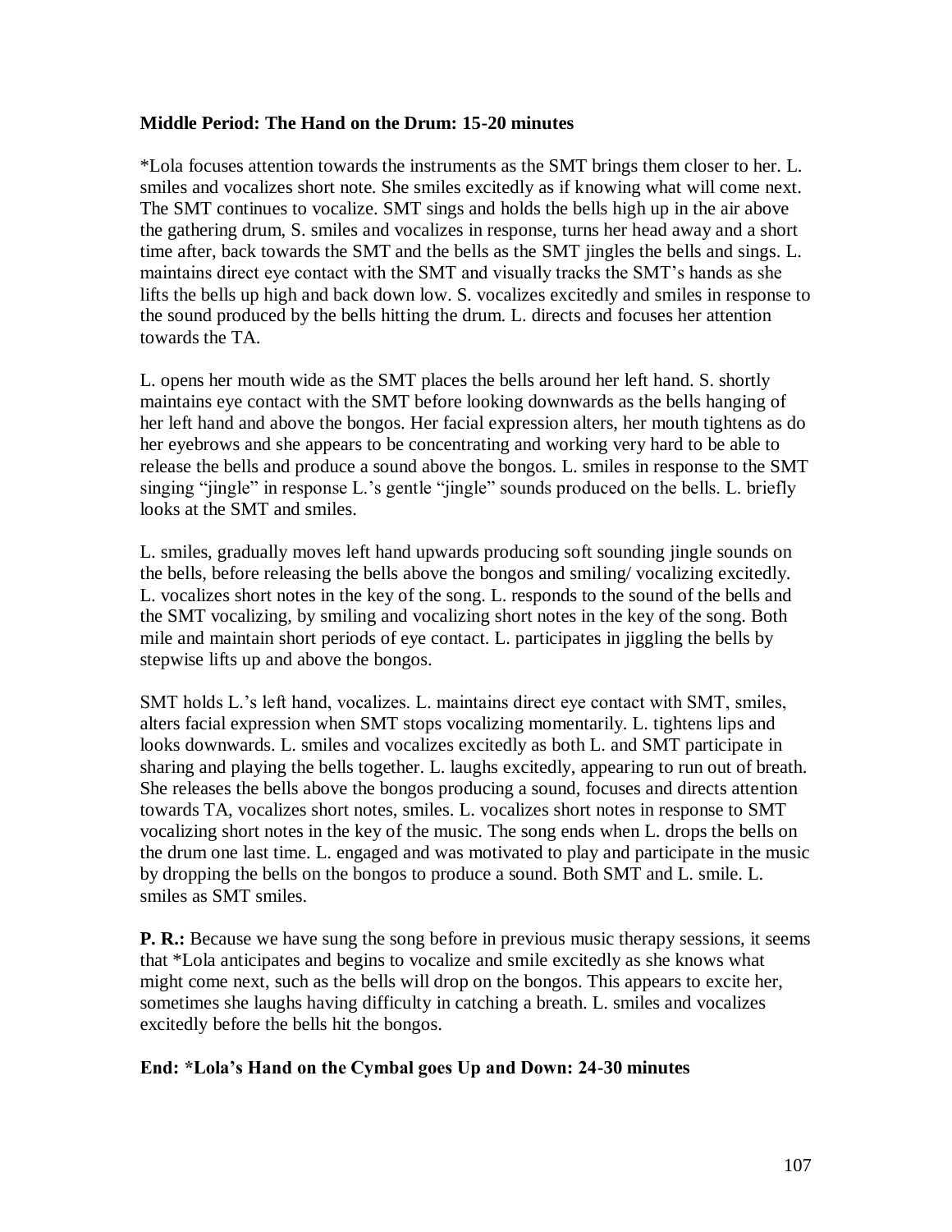**Middle Period: The Hand on the Drum: 15-20 minutes**

*Lola focuses attention towards the instruments as the SMT brings them closer to her. L. smiles and vocalizes short note. She smiles excitedly as if knowing what will come next. The SMT continues to vocalize. SMT sings and holds the bells high up in the air above the gathering drum, S. smiles and vocalizes in response, turns her head away and a short time after, back towards the SMT and the bells as the SMT jingles the bells and sings. L. maintains direct eye contact with the SMT and visually tracks the SMT's hands as she lifts the bells up high and back down low. S. vocalizes excitedly and smiles in response to the sound produced by the bells hitting the drum. L. directs and focuses her attention towards the TA.

L. opens her mouth wide as the SMT places the bells around her left hand. S. shortly maintains eye contact with the SMT before looking downwards as the bells hanging of her left hand and above the bongos. Her facial expression alters, her mouth tightens as do her eyebrows and she appears to be concentrating and working very hard to be able to release the bells and produce a sound above the bongos. L. smiles in response to the SMT singing "jingle" in response L.'s gentle "jingle" sounds produced on the bells. L. briefly looks at the SMT and smiles.

L. smiles, gradually moves left hand upwards producing soft sounding jingle sounds on the bells, before releasing the bells above the bongos and smiling/ vocalizing excitedly. L. vocalizes short notes in the key of the song. L. responds to the sound of the bells and the SMT vocalizing, by smiling and vocalizing short notes in the key of the song. Both mile and maintain short periods of eye contact. L. participates in jiggling the bells by stepwise lifts up and above the bongos.

SMT holds L.'s left hand, vocalizes. L. maintains direct eye contact with SMT, smiles, alters facial expression when SMT stops vocalizing momentarily. L. tightens lips and looks downwards. L. smiles and vocalizes excitedly as both L. and SMT participate in sharing and playing the bells together. L. laughs excitedly, appearing to run out of breath. She releases the bells above the bongos producing a sound, focuses and directs attention towards TA, vocalizes short notes, smiles. L. vocalizes short notes in response to SMT vocalizing short notes in the key of the music. The song ends when L. drops the bells on the drum one last time. L. engaged and was motivated to play and participate in the music by dropping the bells on the bongos to produce a sound. Both SMT and L. smile. L. smiles as SMT smiles.

**P. R.:** Because we have sung the song before in previous music therapy sessions, it seems that *Lola anticipates and begins to vocalize and smile excitedly as she knows what might come next, such as the bells will drop on the bongos. This appears to excite her, sometimes she laughs having difficulty in catching a breath. L. smiles and vocalizes excitedly before the bells hit the bongos.

**End: *Lola's Hand on the Cymbal goes Up and Down: 24-30 minutes**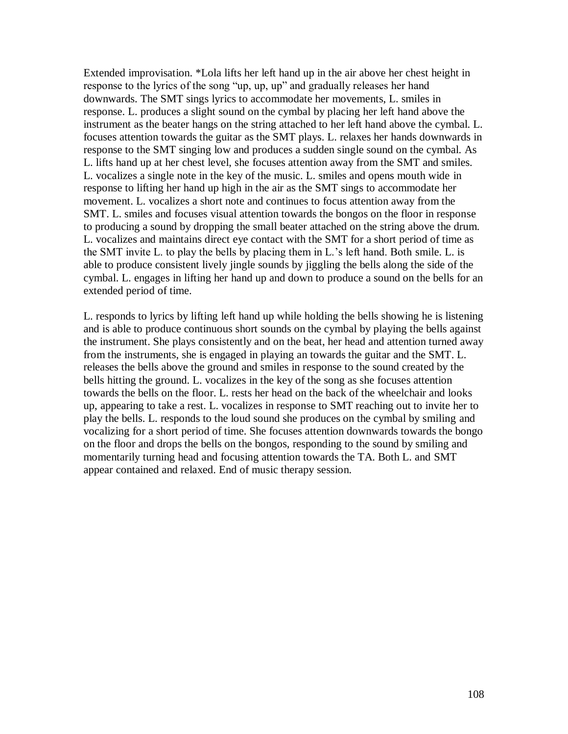Extended improvisation. *Lola lifts her left hand up in the air above her chest height in response to the lyrics of the song "up, up, up" and gradually releases her hand downwards. The SMT sings lyrics to accommodate her movements, L. smiles in response. L. produces a slight sound on the cymbal by placing her left hand above the instrument as the beater hangs on the string attached to her left hand above the cymbal. L. focuses attention towards the guitar as the SMT plays. L. relaxes her hands downwards in response to the SMT singing low and produces a sudden single sound on the cymbal. As L. lifts hand up at her chest level, she focuses attention away from the SMT and smiles. L. vocalizes a single note in the key of the music. L. smiles and opens mouth wide in response to lifting her hand up high in the air as the SMT sings to accommodate her movement. L. vocalizes a short note and continues to focus attention away from the SMT. L. smiles and focuses visual attention towards the bongos on the floor in response to producing a sound by dropping the small beater attached on the string above the drum. L. vocalizes and maintains direct eye contact with the SMT for a short period of time as the SMT invite L. to play the bells by placing them in L.'s left hand. Both smile. L. is able to produce consistent lively jingle sounds by jiggling the bells along the side of the cymbal. L. engages in lifting her hand up and down to produce a sound on the bells for an extended period of time.

L. responds to lyrics by lifting left hand up while holding the bells showing he is listening and is able to produce continuous short sounds on the cymbal by playing the bells against the instrument. She plays consistently and on the beat, her head and attention turned away from the instruments, she is engaged in playing an towards the guitar and the SMT. L. releases the bells above the ground and smiles in response to the sound created by the bells hitting the ground. L. vocalizes in the key of the song as she focuses attention towards the bells on the floor. L. rests her head on the back of the wheelchair and looks up, appearing to take a rest. L. vocalizes in response to SMT reaching out to invite her to play the bells. L. responds to the loud sound she produces on the cymbal by smiling and vocalizing for a short period of time. She focuses attention downwards towards the bongo on the floor and drops the bells on the bongos, responding to the sound by smiling and momentarily turning head and focusing attention towards the TA. Both L. and SMT appear contained and relaxed. End of music therapy session.